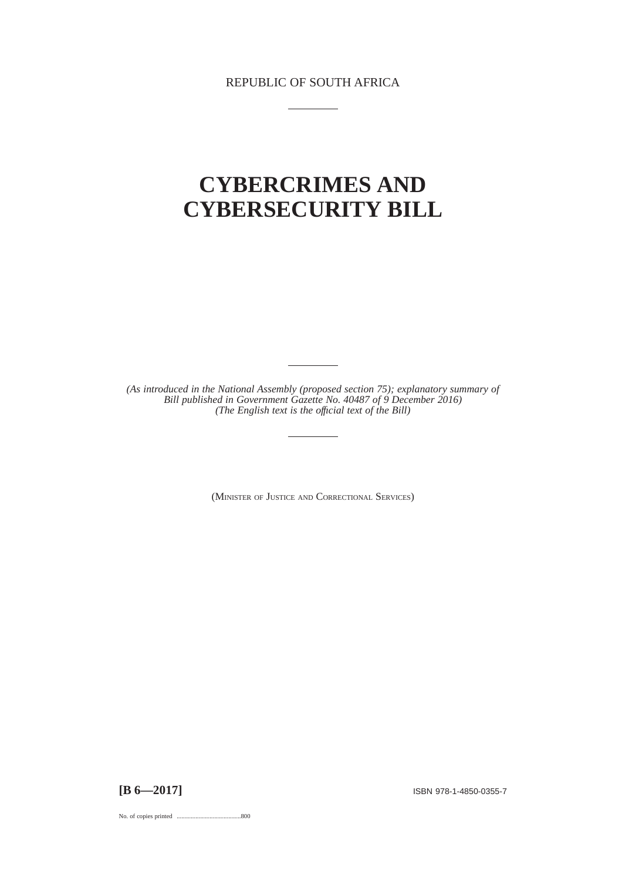REPUBLIC OF SOUTH AFRICA

# CYBERCRIMES AND CYBERSECURITY BILL

*(As introduced in the National Assembly (proposed section 75); explanatory summary of Bill published in Government Gazette No. 40487 of 9 December 2016)*
*(The English text is the official text of the Bill)*

(MINISTER OF JUSTICE AND CORRECTIONAL SERVICES)

**[B 6—2017]**

ISBN 978-1-4850-0355-7

No. of copies printed .........................................800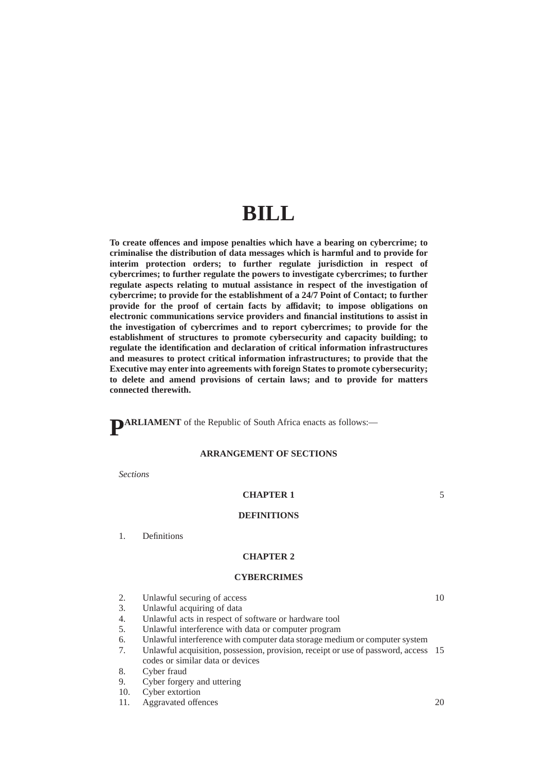# BILL

**To create offences and impose penalties which have a bearing on cybercrime; to criminalise the distribution of data messages which is harmful and to provide for interim protection orders; to further regulate jurisdiction in respect of cybercrimes; to further regulate the powers to investigate cybercrimes; to further regulate aspects relating to mutual assistance in respect of the investigation of cybercrime; to provide for the establishment of a 24/7 Point of Contact; to further provide for the proof of certain facts by affidavit; to impose obligations on electronic communications service providers and financial institutions to assist in the investigation of cybercrimes and to report cybercrimes; to provide for the establishment of structures to promote cybersecurity and capacity building; to regulate the identification and declaration of critical information infrastructures and measures to protect critical information infrastructures; to provide that the Executive may enter into agreements with foreign States to promote cybersecurity; to delete and amend provisions of certain laws; and to provide for matters connected therewith.**

**PARLIAMENT** of the Republic of South Africa enacts as follows:—

**ARRANGEMENT OF SECTIONS**

*Sections*

**CHAPTER 1**

**DEFINITIONS**

1. Definitions

**CHAPTER 2**

**CYBERCRIMES**

2. Unlawful securing of access
3. Unlawful acquiring of data
4. Unlawful acts in respect of software or hardware tool
5. Unlawful interference with data or computer program
6. Unlawful interference with computer data storage medium or computer system
7. Unlawful acquisition, possession, provision, receipt or use of password, access codes or similar data or devices
8. Cyber fraud
9. Cyber forgery and uttering
10. Cyber extortion
11. Aggravated offences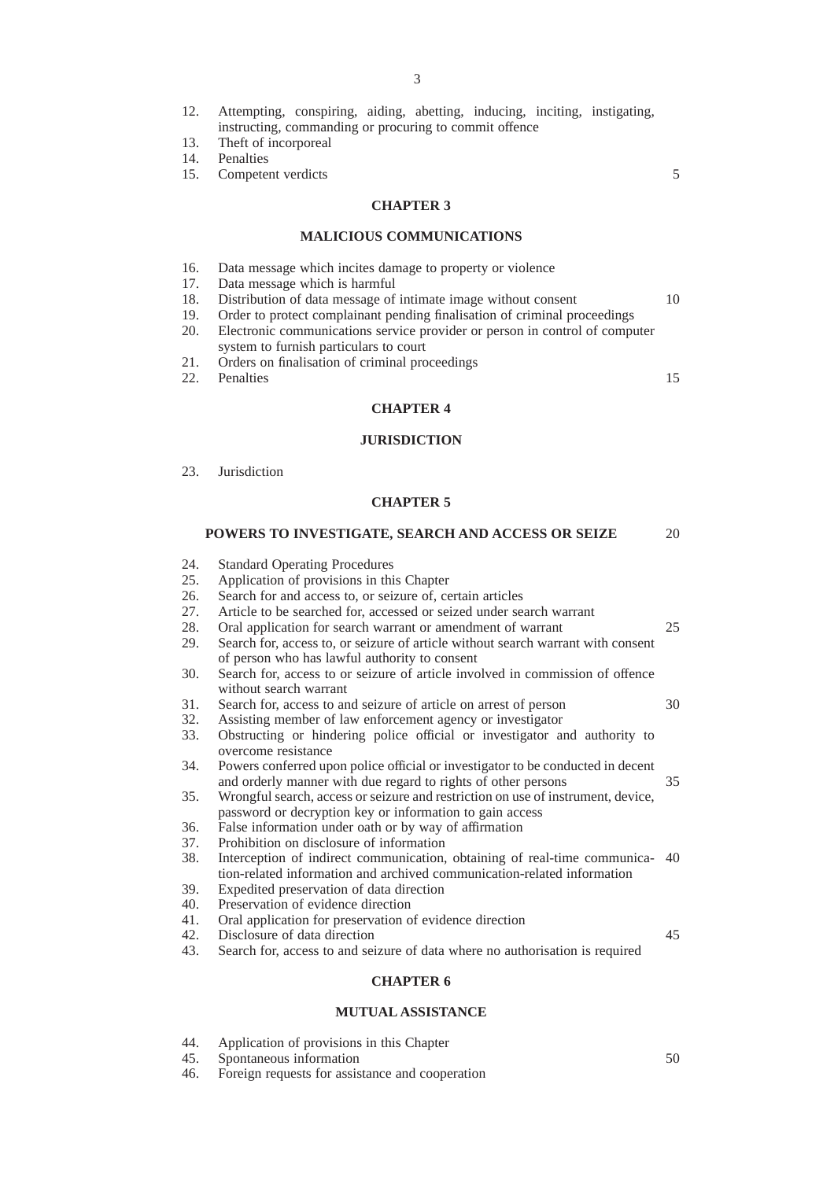12. Attempting, conspiring, aiding, abetting, inducing, inciting, instigating, instructing, commanding or procuring to commit offence
13. Theft of incorporeal
14. Penalties
15. Competent verdicts

**CHAPTER 3**

**MALICIOUS COMMUNICATIONS**

16. Data message which incites damage to property or violence
17. Data message which is harmful
18. Distribution of data message of intimate image without consent
19. Order to protect complainant pending finalisation of criminal proceedings
20. Electronic communications service provider or person in control of computer system to furnish particulars to court
21. Orders on finalisation of criminal proceedings
22. Penalties

**CHAPTER 4**

**JURISDICTION**

23. Jurisdiction

**CHAPTER 5**

**POWERS TO INVESTIGATE, SEARCH AND ACCESS OR SEIZE**

24. Standard Operating Procedures
25. Application of provisions in this Chapter
26. Search for and access to, or seizure of, certain articles
27. Article to be searched for, accessed or seized under search warrant
28. Oral application for search warrant or amendment of warrant
29. Search for, access to, or seizure of article without search warrant with consent of person who has lawful authority to consent
30. Search for, access to or seizure of article involved in commission of offence without search warrant
31. Search for, access to and seizure of article on arrest of person
32. Assisting member of law enforcement agency or investigator
33. Obstructing or hindering police official or investigator and authority to overcome resistance
34. Powers conferred upon police official or investigator to be conducted in decent and orderly manner with due regard to rights of other persons
35. Wrongful search, access or seizure and restriction on use of instrument, device, password or decryption key or information to gain access
36. False information under oath or by way of affirmation
37. Prohibition on disclosure of information
38. Interception of indirect communication, obtaining of real-time communication-related information and archived communication-related information
39. Expedited preservation of data direction
40. Preservation of evidence direction
41. Oral application for preservation of evidence direction
42. Disclosure of data direction
43. Search for, access to and seizure of data where no authorisation is required

**CHAPTER 6**

**MUTUAL ASSISTANCE**

44. Application of provisions in this Chapter
45. Spontaneous information
46. Foreign requests for assistance and cooperation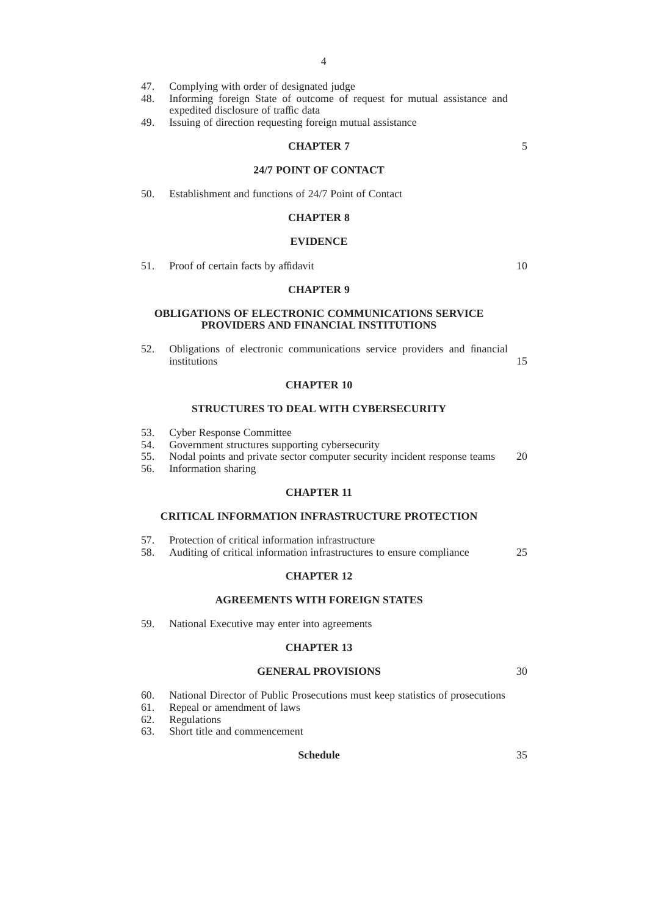47. Complying with order of designated judge
48. Informing foreign State of outcome of request for mutual assistance and expedited disclosure of traffic data
49. Issuing of direction requesting foreign mutual assistance

**CHAPTER 7**

**24/7 POINT OF CONTACT**

50. Establishment and functions of 24/7 Point of Contact

**CHAPTER 8**

**EVIDENCE**

51. Proof of certain facts by affidavit

**CHAPTER 9**

**OBLIGATIONS OF ELECTRONIC COMMUNICATIONS SERVICE PROVIDERS AND FINANCIAL INSTITUTIONS**

52. Obligations of electronic communications service providers and financial institutions

**CHAPTER 10**

**STRUCTURES TO DEAL WITH CYBERSECURITY**

53. Cyber Response Committee
54. Government structures supporting cybersecurity
55. Nodal points and private sector computer security incident response teams
56. Information sharing

**CHAPTER 11**

**CRITICAL INFORMATION INFRASTRUCTURE PROTECTION**

57. Protection of critical information infrastructure
58. Auditing of critical information infrastructures to ensure compliance

**CHAPTER 12**

**AGREEMENTS WITH FOREIGN STATES**

59. National Executive may enter into agreements

**CHAPTER 13**

**GENERAL PROVISIONS**

60. National Director of Public Prosecutions must keep statistics of prosecutions
61. Repeal or amendment of laws
62. Regulations
63. Short title and commencement

**Schedule**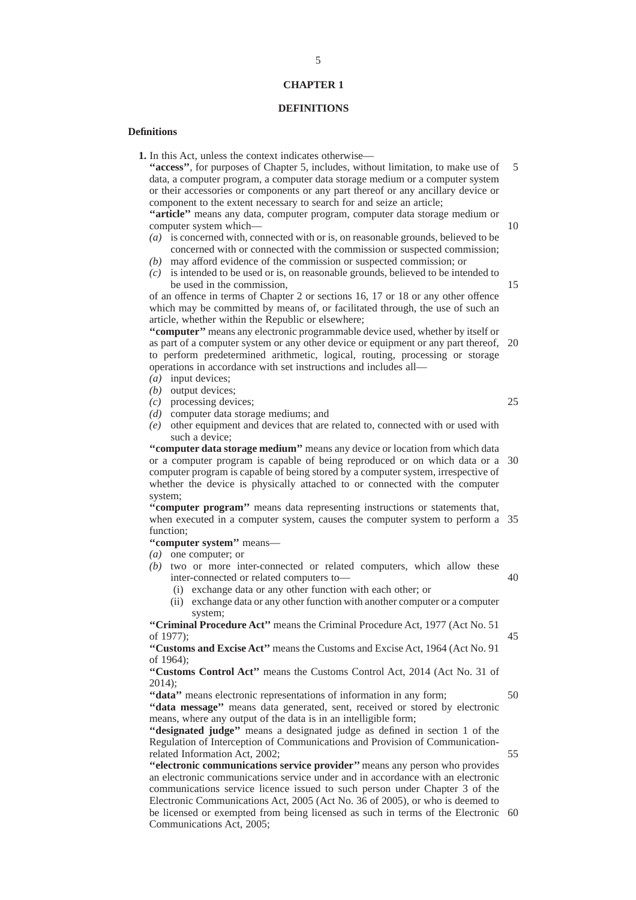# CHAPTER 1

## DEFINITIONS

### Definitions

**1.** In this Act, unless the context indicates otherwise—

**''access''**, for purposes of Chapter 5, includes, without limitation, to make use of data, a computer program, a computer data storage medium or a computer system or their accessories or components or any part thereof or any ancillary device or component to the extent necessary to search for and seize an article;

**''article''** means any data, computer program, computer data storage medium or computer system which—

*(a)* is concerned with, connected with or is, on reasonable grounds, believed to be concerned with or connected with the commission or suspected commission;

*(b)* may afford evidence of the commission or suspected commission; or

*(c)* is intended to be used or is, on reasonable grounds, believed to be intended to be used in the commission,

of an offence in terms of Chapter 2 or sections 16, 17 or 18 or any other offence which may be committed by means of, or facilitated through, the use of such an article, whether within the Republic or elsewhere;

**''computer''** means any electronic programmable device used, whether by itself or as part of a computer system or any other device or equipment or any part thereof, to perform predetermined arithmetic, logical, routing, processing or storage operations in accordance with set instructions and includes all—

*(a)* input devices;

*(b)* output devices;

*(c)* processing devices;

*(d)* computer data storage mediums; and

*(e)* other equipment and devices that are related to, connected with or used with such a device;

**''computer data storage medium''** means any device or location from which data or a computer program is capable of being reproduced or on which data or a computer program is capable of being stored by a computer system, irrespective of whether the device is physically attached to or connected with the computer system;

**''computer program''** means data representing instructions or statements that, when executed in a computer system, causes the computer system to perform a function;

**''computer system''** means—

*(a)* one computer; or

*(b)* two or more inter-connected or related computers, which allow these inter-connected or related computers to—

 (i) exchange data or any other function with each other; or

 (ii) exchange data or any other function with another computer or a computer system;

**''Criminal Procedure Act''** means the Criminal Procedure Act, 1977 (Act No. 51 of 1977);

**''Customs and Excise Act''** means the Customs and Excise Act, 1964 (Act No. 91 of 1964);

**''Customs Control Act''** means the Customs Control Act, 2014 (Act No. 31 of 2014);

**''data''** means electronic representations of information in any form;

**''data message''** means data generated, sent, received or stored by electronic means, where any output of the data is in an intelligible form;

**''designated judge''** means a designated judge as defined in section 1 of the Regulation of Interception of Communications and Provision of Communication-related Information Act, 2002;

**''electronic communications service provider''** means any person who provides an electronic communications service under and in accordance with an electronic communications service licence issued to such person under Chapter 3 of the Electronic Communications Act, 2005 (Act No. 36 of 2005), or who is deemed to be licensed or exempted from being licensed as such in terms of the Electronic Communications Act, 2005;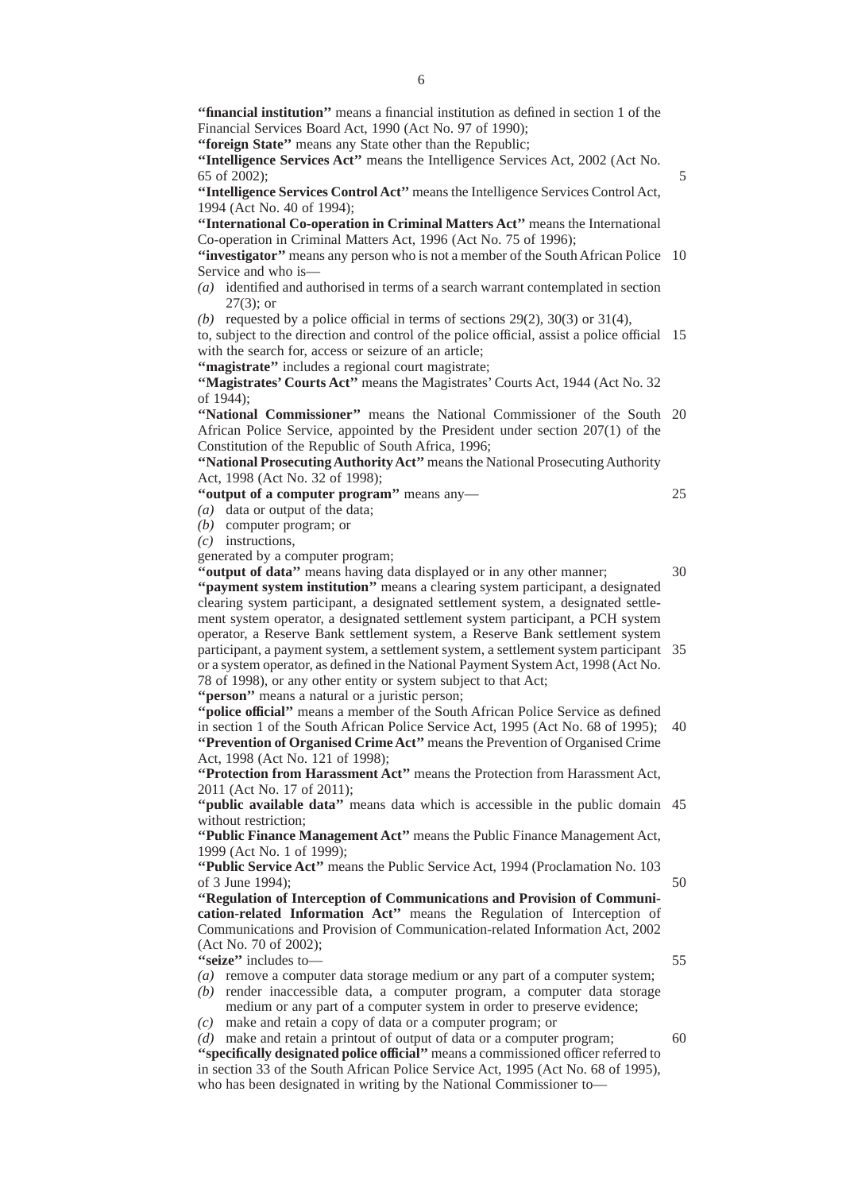**"financial institution"** means a financial institution as defined in section 1 of the Financial Services Board Act, 1990 (Act No. 97 of 1990);

**"foreign State"** means any State other than the Republic;

**"Intelligence Services Act"** means the Intelligence Services Act, 2002 (Act No. 65 of 2002);

**"Intelligence Services Control Act"** means the Intelligence Services Control Act, 1994 (Act No. 40 of 1994);

**"International Co-operation in Criminal Matters Act"** means the International Co-operation in Criminal Matters Act, 1996 (Act No. 75 of 1996);

**"investigator"** means any person who is not a member of the South African Police Service and who is—

*(a)* identified and authorised in terms of a search warrant contemplated in section 27(3); or

*(b)* requested by a police official in terms of sections 29(2), 30(3) or 31(4),

to, subject to the direction and control of the police official, assist a police official with the search for, access or seizure of an article;

**"magistrate"** includes a regional court magistrate;

**"Magistrates' Courts Act"** means the Magistrates' Courts Act, 1944 (Act No. 32 of 1944);

**"National Commissioner"** means the National Commissioner of the South African Police Service, appointed by the President under section 207(1) of the Constitution of the Republic of South Africa, 1996;

**"National Prosecuting Authority Act"** means the National Prosecuting Authority Act, 1998 (Act No. 32 of 1998);

**"output of a computer program"** means any—

*(a)* data or output of the data;

*(b)* computer program; or

*(c)* instructions,

generated by a computer program;

**"output of data"** means having data displayed or in any other manner;

**"payment system institution"** means a clearing system participant, a designated clearing system participant, a designated settlement system, a designated settlement system operator, a designated settlement system participant, a PCH system operator, a Reserve Bank settlement system, a Reserve Bank settlement system participant, a payment system, a settlement system, a settlement system participant or a system operator, as defined in the National Payment System Act, 1998 (Act No. 78 of 1998), or any other entity or system subject to that Act;

**"person"** means a natural or a juristic person;

**"police official"** means a member of the South African Police Service as defined in section 1 of the South African Police Service Act, 1995 (Act No. 68 of 1995);

**"Prevention of Organised Crime Act"** means the Prevention of Organised Crime Act, 1998 (Act No. 121 of 1998);

**"Protection from Harassment Act"** means the Protection from Harassment Act, 2011 (Act No. 17 of 2011);

**"public available data"** means data which is accessible in the public domain without restriction;

**"Public Finance Management Act"** means the Public Finance Management Act, 1999 (Act No. 1 of 1999);

**"Public Service Act"** means the Public Service Act, 1994 (Proclamation No. 103 of 3 June 1994);

**"Regulation of Interception of Communications and Provision of Communication-related Information Act"** means the Regulation of Interception of Communications and Provision of Communication-related Information Act, 2002 (Act No. 70 of 2002);

**"seize"** includes to—

*(a)* remove a computer data storage medium or any part of a computer system;

*(b)* render inaccessible data, a computer program, a computer data storage medium or any part of a computer system in order to preserve evidence;

*(c)* make and retain a copy of data or a computer program; or

*(d)* make and retain a printout of output of data or a computer program;

**"specifically designated police official"** means a commissioned officer referred to in section 33 of the South African Police Service Act, 1995 (Act No. 68 of 1995), who has been designated in writing by the National Commissioner to—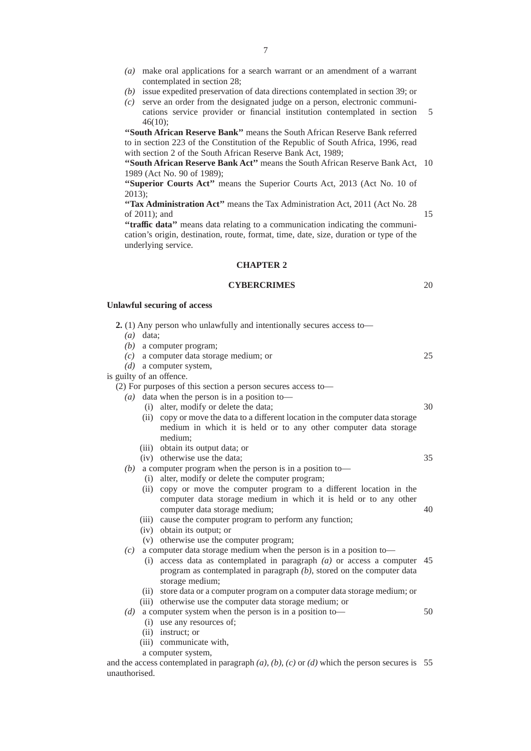*(a)* make oral applications for a search warrant or an amendment of a warrant contemplated in section 28;

*(b)* issue expedited preservation of data directions contemplated in section 39; or

*(c)* serve an order from the designated judge on a person, electronic communications service provider or financial institution contemplated in section 46(10);

**"South African Reserve Bank"** means the South African Reserve Bank referred to in section 223 of the Constitution of the Republic of South Africa, 1996, read with section 2 of the South African Reserve Bank Act, 1989;

**"South African Reserve Bank Act"** means the South African Reserve Bank Act, 1989 (Act No. 90 of 1989);

**"Superior Courts Act"** means the Superior Courts Act, 2013 (Act No. 10 of 2013);

**"Tax Administration Act"** means the Tax Administration Act, 2011 (Act No. 28 of 2011); and

**"traffic data"** means data relating to a communication indicating the communication's origin, destination, route, format, time, date, size, duration or type of the underlying service.

## CHAPTER 2

## CYBERCRIMES

### Unlawful securing of access

**2.** (1) Any person who unlawfully and intentionally secures access to—

*(a)* data;

*(b)* a computer program;

*(c)* a computer data storage medium; or

*(d)* a computer system,

is guilty of an offence.

(2) For purposes of this section a person secures access to—

*(a)* data when the person is in a position to—
- (i) alter, modify or delete the data;
- (ii) copy or move the data to a different location in the computer data storage medium in which it is held or to any other computer data storage medium;
- (iii) obtain its output data; or
- (iv) otherwise use the data;

*(b)* a computer program when the person is in a position to—
- (i) alter, modify or delete the computer program;
- (ii) copy or move the computer program to a different location in the computer data storage medium in which it is held or to any other computer data storage medium;
- (iii) cause the computer program to perform any function;
- (iv) obtain its output; or
- (v) otherwise use the computer program;

*(c)* a computer data storage medium when the person is in a position to—
- (i) access data as contemplated in paragraph *(a)* or access a computer program as contemplated in paragraph *(b)*, stored on the computer data storage medium;
- (ii) store data or a computer program on a computer data storage medium; or
- (iii) otherwise use the computer data storage medium; or

*(d)* a computer system when the person is in a position to—
- (i) use any resources of;
- (ii) instruct; or
- (iii) communicate with,

a computer system,

and the access contemplated in paragraph *(a)*, *(b)*, *(c)* or *(d)* which the person secures is unauthorised.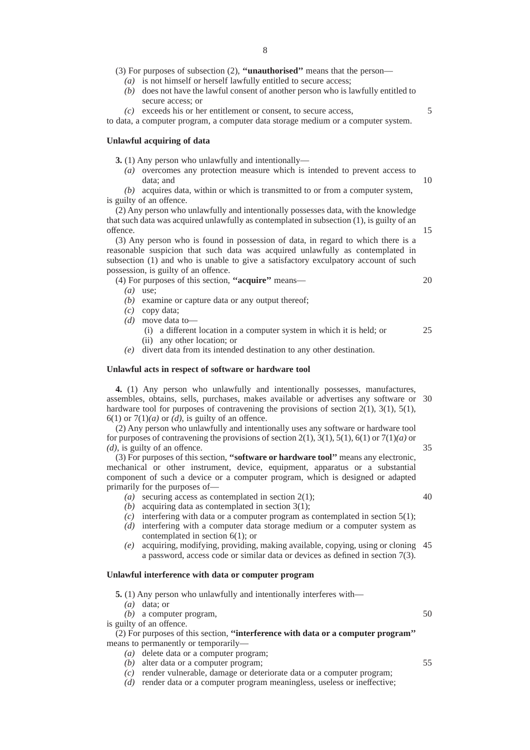(3) For purposes of subsection (2), **''unauthorised''** means that the person—

*(a)* is not himself or herself lawfully entitled to secure access;

*(b)* does not have the lawful consent of another person who is lawfully entitled to secure access; or

*(c)* exceeds his or her entitlement or consent, to secure access,

to data, a computer program, a computer data storage medium or a computer system.

**Unlawful acquiring of data**

**3.** (1) Any person who unlawfully and intentionally—

*(a)* overcomes any protection measure which is intended to prevent access to data; and

*(b)* acquires data, within or which is transmitted to or from a computer system,

is guilty of an offence.

(2) Any person who unlawfully and intentionally possesses data, with the knowledge that such data was acquired unlawfully as contemplated in subsection (1), is guilty of an offence.

(3) Any person who is found in possession of data, in regard to which there is a reasonable suspicion that such data was acquired unlawfully as contemplated in subsection (1) and who is unable to give a satisfactory exculpatory account of such possession, is guilty of an offence.

(4) For purposes of this section, **''acquire''** means—

*(a)* use;

*(b)* examine or capture data or any output thereof;

*(c)* copy data;

*(d)* move data to—

(i) a different location in a computer system in which it is held; or

(ii) any other location; or

*(e)* divert data from its intended destination to any other destination.

**Unlawful acts in respect of software or hardware tool**

**4.** (1) Any person who unlawfully and intentionally possesses, manufactures, assembles, obtains, sells, purchases, makes available or advertises any software or hardware tool for purposes of contravening the provisions of section 2(1), 3(1), 5(1), 6(1) or 7(1)*(a)* or *(d)*, is guilty of an offence.

(2) Any person who unlawfully and intentionally uses any software or hardware tool for purposes of contravening the provisions of section 2(1), 3(1), 5(1), 6(1) or 7(1)*(a)* or *(d)*, is guilty of an offence.

(3) For purposes of this section, **''software or hardware tool''** means any electronic, mechanical or other instrument, device, equipment, apparatus or a substantial component of such a device or a computer program, which is designed or adapted primarily for the purposes of—

*(a)* securing access as contemplated in section 2(1);

*(b)* acquiring data as contemplated in section 3(1);

*(c)* interfering with data or a computer program as contemplated in section 5(1);

*(d)* interfering with a computer data storage medium or a computer system as contemplated in section 6(1); or

*(e)* acquiring, modifying, providing, making available, copying, using or cloning a password, access code or similar data or devices as defined in section 7(3).

**Unlawful interference with data or computer program**

**5.** (1) Any person who unlawfully and intentionally interferes with—

*(a)* data; or

*(b)* a computer program,

is guilty of an offence.

(2) For purposes of this section, **''interference with data or a computer program''** means to permanently or temporarily—

*(a)* delete data or a computer program;

*(b)* alter data or a computer program;

*(c)* render vulnerable, damage or deteriorate data or a computer program;

*(d)* render data or a computer program meaningless, useless or ineffective;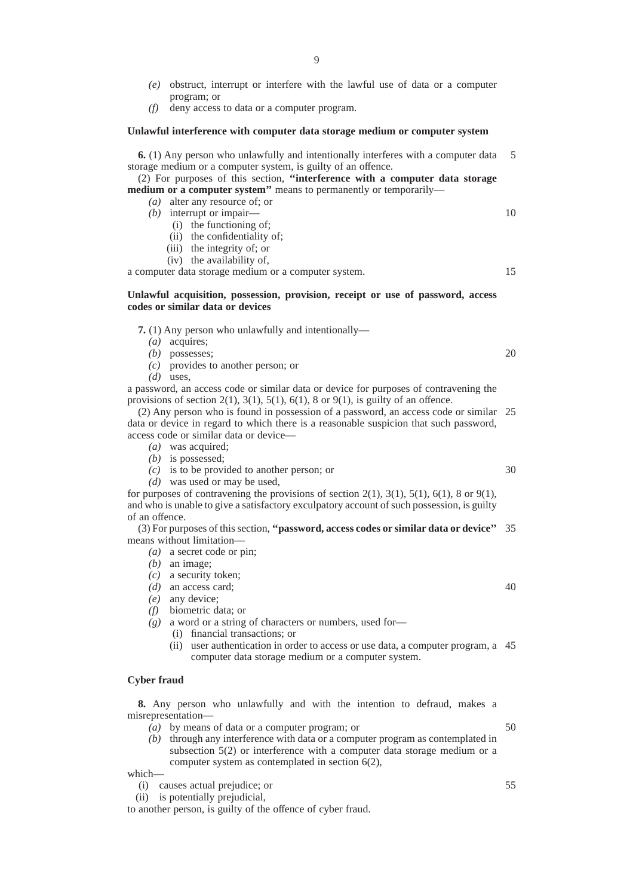*(e)* obstruct, interrupt or interfere with the lawful use of data or a computer program; or

*(f)* deny access to data or a computer program.

**Unlawful interference with computer data storage medium or computer system**

**6.** (1) Any person who unlawfully and intentionally interferes with a computer data storage medium or a computer system, is guilty of an offence.

(2) For purposes of this section, **''interference with a computer data storage medium or a computer system''** means to permanently or temporarily—

*(a)* alter any resource of; or

*(b)* interrupt or impair—

(i) the functioning of;

(ii) the confidentiality of;

(iii) the integrity of; or

(iv) the availability of,

a computer data storage medium or a computer system.

**Unlawful acquisition, possession, provision, receipt or use of password, access codes or similar data or devices**

**7.** (1) Any person who unlawfully and intentionally—

*(a)* acquires;

*(b)* possesses;

*(c)* provides to another person; or

*(d)* uses,

a password, an access code or similar data or device for purposes of contravening the provisions of section 2(1), 3(1), 5(1), 6(1), 8 or 9(1), is guilty of an offence.

(2) Any person who is found in possession of a password, an access code or similar data or device in regard to which there is a reasonable suspicion that such password, access code or similar data or device—

*(a)* was acquired;

*(b)* is possessed;

*(c)* is to be provided to another person; or

*(d)* was used or may be used,

for purposes of contravening the provisions of section 2(1), 3(1), 5(1), 6(1), 8 or 9(1), and who is unable to give a satisfactory exculpatory account of such possession, is guilty of an offence.

(3) For purposes of this section, **''password, access codes or similar data or device''** means without limitation—

*(a)* a secret code or pin;

*(b)* an image;

*(c)* a security token;

*(d)* an access card;

*(e)* any device;

*(f)* biometric data; or

*(g)* a word or a string of characters or numbers, used for—

(i) financial transactions; or

(ii) user authentication in order to access or use data, a computer program, a computer data storage medium or a computer system.

**Cyber fraud**

**8.** Any person who unlawfully and with the intention to defraud, makes a misrepresentation—

*(a)* by means of data or a computer program; or

*(b)* through any interference with data or a computer program as contemplated in subsection 5(2) or interference with a computer data storage medium or a computer system as contemplated in section 6(2),

which—

(i) causes actual prejudice; or

(ii) is potentially prejudicial,

to another person, is guilty of the offence of cyber fraud.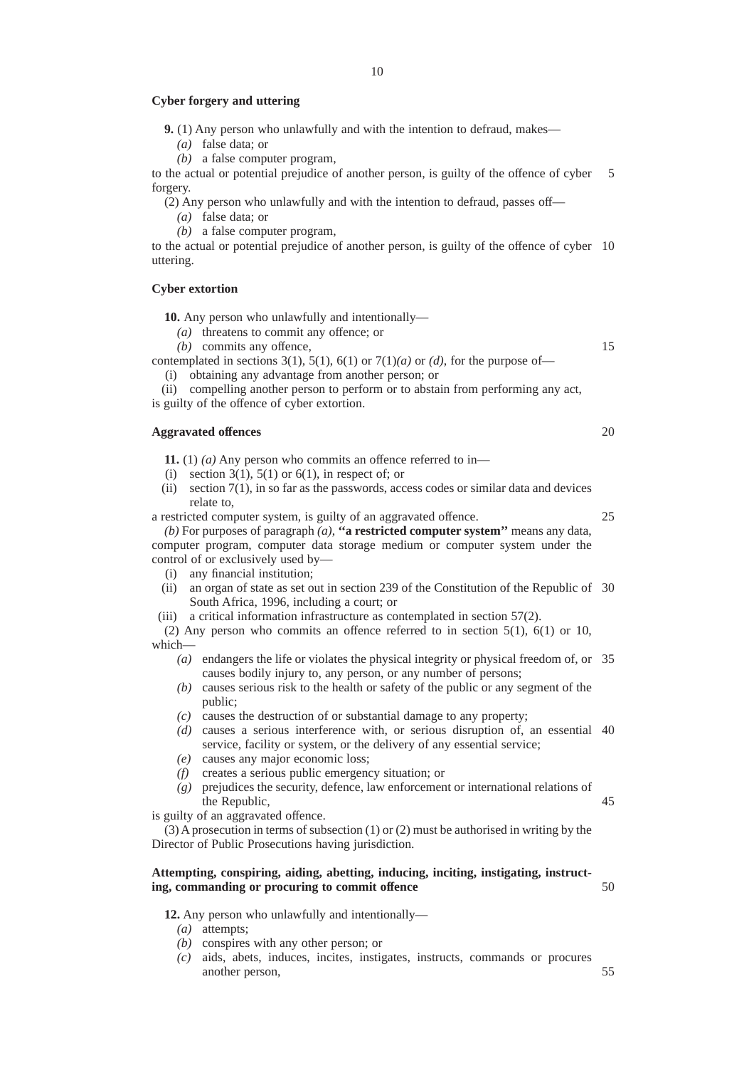**Cyber forgery and uttering**

**9.** (1) Any person who unlawfully and with the intention to defraud, makes—

*(a)* false data; or

*(b)* a false computer program,

to the actual or potential prejudice of another person, is guilty of the offence of cyber forgery.

(2) Any person who unlawfully and with the intention to defraud, passes off—

*(a)* false data; or

*(b)* a false computer program,

to the actual or potential prejudice of another person, is guilty of the offence of cyber uttering.

**Cyber extortion**

**10.** Any person who unlawfully and intentionally—

*(a)* threatens to commit any offence; or

*(b)* commits any offence,

contemplated in sections 3(1), 5(1), 6(1) or 7(1)*(a)* or *(d)*, for the purpose of—

(i) obtaining any advantage from another person; or

(ii) compelling another person to perform or to abstain from performing any act,

is guilty of the offence of cyber extortion.

**Aggravated offences**

**11.** (1) *(a)* Any person who commits an offence referred to in—

(i) section 3(1), 5(1) or 6(1), in respect of; or

(ii) section 7(1), in so far as the passwords, access codes or similar data and devices relate to,

a restricted computer system, is guilty of an aggravated offence.

*(b)* For purposes of paragraph *(a)*, **''a restricted computer system''** means any data, computer program, computer data storage medium or computer system under the control of or exclusively used by—

(i) any financial institution;

(ii) an organ of state as set out in section 239 of the Constitution of the Republic of South Africa, 1996, including a court; or

(iii) a critical information infrastructure as contemplated in section 57(2).

(2) Any person who commits an offence referred to in section 5(1), 6(1) or 10, which—

*(a)* endangers the life or violates the physical integrity or physical freedom of, or causes bodily injury to, any person, or any number of persons;

*(b)* causes serious risk to the health or safety of the public or any segment of the public;

*(c)* causes the destruction of or substantial damage to any property;

*(d)* causes a serious interference with, or serious disruption of, an essential service, facility or system, or the delivery of any essential service;

*(e)* causes any major economic loss;

*(f)* creates a serious public emergency situation; or

*(g)* prejudices the security, defence, law enforcement or international relations of the Republic,

is guilty of an aggravated offence.

(3) A prosecution in terms of subsection (1) or (2) must be authorised in writing by the Director of Public Prosecutions having jurisdiction.

**Attempting, conspiring, aiding, abetting, inducing, inciting, instigating, instructing, commanding or procuring to commit offence**

**12.** Any person who unlawfully and intentionally—

*(a)* attempts;

*(b)* conspires with any other person; or

*(c)* aids, abets, induces, incites, instigates, instructs, commands or procures another person,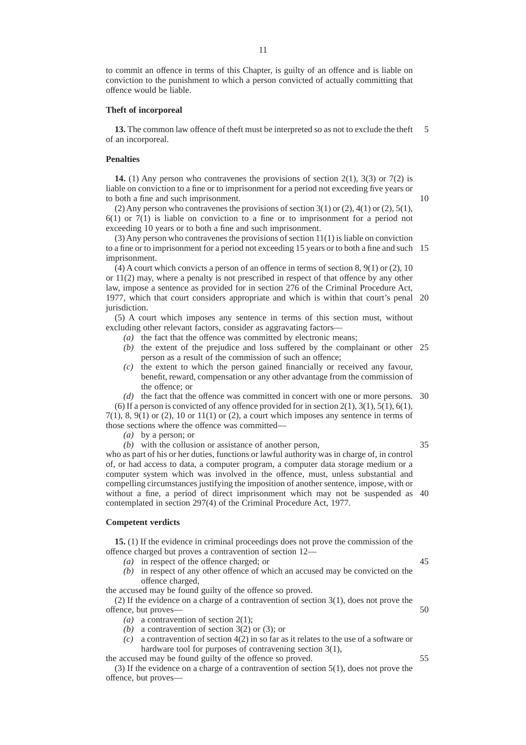to commit an offence in terms of this Chapter, is guilty of an offence and is liable on conviction to the punishment to which a person convicted of actually committing that offence would be liable.

**Theft of incorporeal**

**13.** The common law offence of theft must be interpreted so as not to exclude the theft of an incorporeal.

**Penalties**

**14.** (1) Any person who contravenes the provisions of section 2(1), 3(3) or 7(2) is liable on conviction to a fine or to imprisonment for a period not exceeding five years or to both a fine and such imprisonment.

(2) Any person who contravenes the provisions of section 3(1) or (2), 4(1) or (2), 5(1), 6(1) or 7(1) is liable on conviction to a fine or to imprisonment for a period not exceeding 10 years or to both a fine and such imprisonment.

(3) Any person who contravenes the provisions of section 11(1) is liable on conviction to a fine or to imprisonment for a period not exceeding 15 years or to both a fine and such imprisonment.

(4) A court which convicts a person of an offence in terms of section 8, 9(1) or (2), 10 or 11(2) may, where a penalty is not prescribed in respect of that offence by any other law, impose a sentence as provided for in section 276 of the Criminal Procedure Act, 1977, which that court considers appropriate and which is within that court's penal jurisdiction.

(5) A court which imposes any sentence in terms of this section must, without excluding other relevant factors, consider as aggravating factors—

*(a)* the fact that the offence was committed by electronic means;

*(b)* the extent of the prejudice and loss suffered by the complainant or other person as a result of the commission of such an offence;

*(c)* the extent to which the person gained financially or received any favour, benefit, reward, compensation or any other advantage from the commission of the offence; or

*(d)* the fact that the offence was committed in concert with one or more persons.

(6) If a person is convicted of any offence provided for in section 2(1), 3(1), 5(1), 6(1), 7(1), 8, 9(1) or (2), 10 or 11(1) or (2), a court which imposes any sentence in terms of those sections where the offence was committed—

*(a)* by a person; or

*(b)* with the collusion or assistance of another person,

who as part of his or her duties, functions or lawful authority was in charge of, in control of, or had access to data, a computer program, a computer data storage medium or a computer system which was involved in the offence, must, unless substantial and compelling circumstances justifying the imposition of another sentence, impose, with or without a fine, a period of direct imprisonment which may not be suspended as contemplated in section 297(4) of the Criminal Procedure Act, 1977.

**Competent verdicts**

**15.** (1) If the evidence in criminal proceedings does not prove the commission of the offence charged but proves a contravention of section 12—

*(a)* in respect of the offence charged; or

*(b)* in respect of any other offence of which an accused may be convicted on the offence charged,

the accused may be found guilty of the offence so proved.

(2) If the evidence on a charge of a contravention of section 3(1), does not prove the offence, but proves—

*(a)* a contravention of section 2(1);

*(b)* a contravention of section 3(2) or (3); or

*(c)* a contravention of section 4(2) in so far as it relates to the use of a software or hardware tool for purposes of contravening section 3(1),

the accused may be found guilty of the offence so proved.

(3) If the evidence on a charge of a contravention of section 5(1), does not prove the offence, but proves—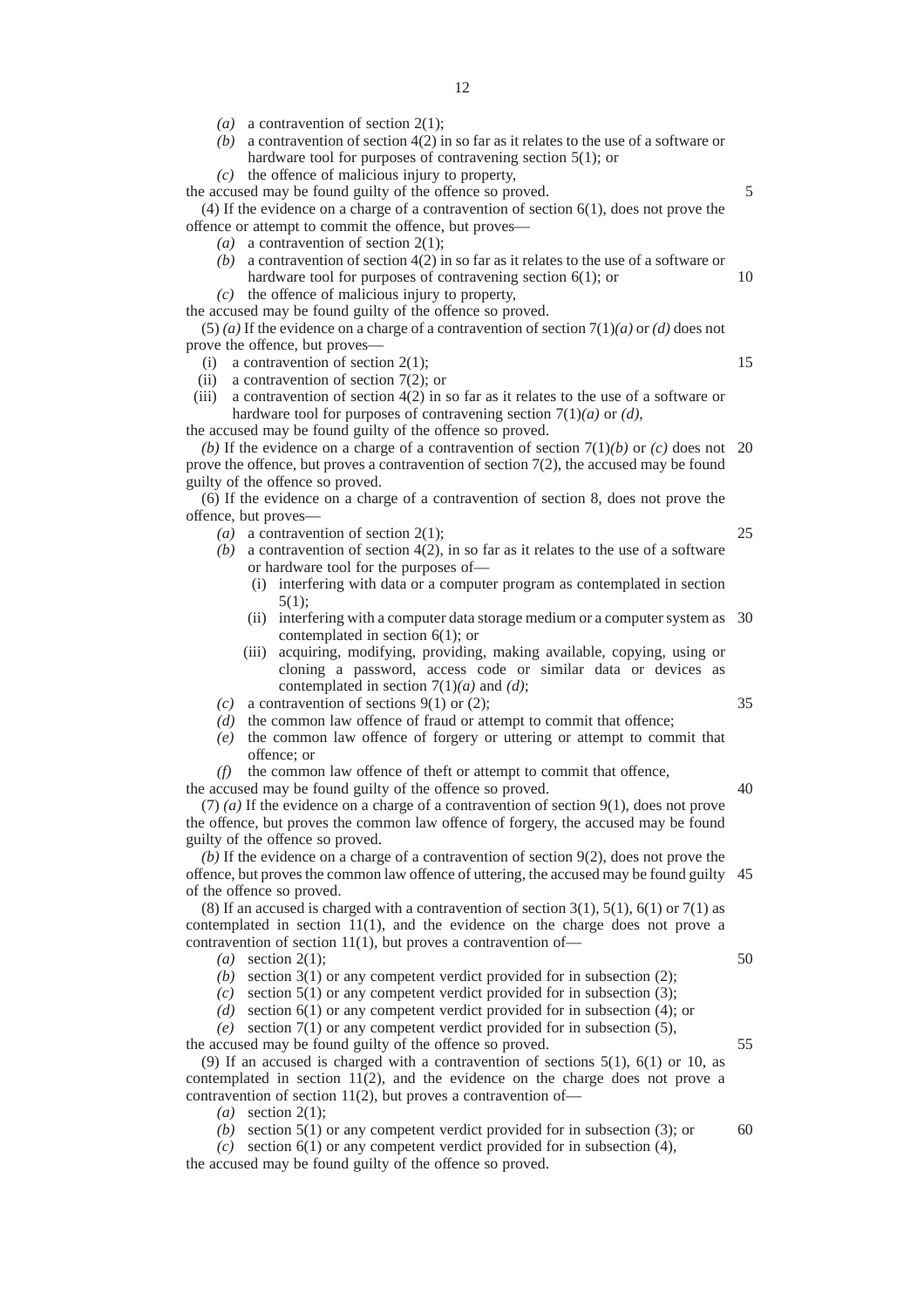*(a)* a contravention of section 2(1);

*(b)* a contravention of section 4(2) in so far as it relates to the use of a software or hardware tool for purposes of contravening section 5(1); or

*(c)* the offence of malicious injury to property,

the accused may be found guilty of the offence so proved.

(4) If the evidence on a charge of a contravention of section 6(1), does not prove the offence or attempt to commit the offence, but proves—

*(a)* a contravention of section 2(1);

*(b)* a contravention of section 4(2) in so far as it relates to the use of a software or hardware tool for purposes of contravening section 6(1); or

*(c)* the offence of malicious injury to property,

the accused may be found guilty of the offence so proved.

(5) *(a)* If the evidence on a charge of a contravention of section 7(1)*(a)* or *(d)* does not prove the offence, but proves—

(i) a contravention of section 2(1);

(ii) a contravention of section 7(2); or

(iii) a contravention of section 4(2) in so far as it relates to the use of a software or hardware tool for purposes of contravening section 7(1)*(a)* or *(d)*,

the accused may be found guilty of the offence so proved.

*(b)* If the evidence on a charge of a contravention of section 7(1)*(b)* or *(c)* does not prove the offence, but proves a contravention of section 7(2), the accused may be found guilty of the offence so proved.

(6) If the evidence on a charge of a contravention of section 8, does not prove the offence, but proves—

*(a)* a contravention of section 2(1);

*(b)* a contravention of section 4(2), in so far as it relates to the use of a software or hardware tool for the purposes of—

(i) interfering with data or a computer program as contemplated in section 5(1);

(ii) interfering with a computer data storage medium or a computer system as contemplated in section 6(1); or

(iii) acquiring, modifying, providing, making available, copying, using or cloning a password, access code or similar data or devices as contemplated in section 7(1)*(a)* and *(d)*;

*(c)* a contravention of sections 9(1) or (2);

*(d)* the common law offence of fraud or attempt to commit that offence;

*(e)* the common law offence of forgery or uttering or attempt to commit that offence; or

*(f)* the common law offence of theft or attempt to commit that offence,

the accused may be found guilty of the offence so proved.

(7) *(a)* If the evidence on a charge of a contravention of section 9(1), does not prove the offence, but proves the common law offence of forgery, the accused may be found guilty of the offence so proved.

*(b)* If the evidence on a charge of a contravention of section 9(2), does not prove the offence, but proves the common law offence of uttering, the accused may be found guilty of the offence so proved.

(8) If an accused is charged with a contravention of section 3(1), 5(1), 6(1) or 7(1) as contemplated in section 11(1), and the evidence on the charge does not prove a contravention of section 11(1), but proves a contravention of—

*(a)* section 2(1);

*(b)* section 3(1) or any competent verdict provided for in subsection (2);

*(c)* section 5(1) or any competent verdict provided for in subsection (3);

*(d)* section 6(1) or any competent verdict provided for in subsection (4); or

*(e)* section 7(1) or any competent verdict provided for in subsection (5),

the accused may be found guilty of the offence so proved.

(9) If an accused is charged with a contravention of sections 5(1), 6(1) or 10, as contemplated in section 11(2), and the evidence on the charge does not prove a contravention of section 11(2), but proves a contravention of—

*(a)* section 2(1);

*(b)* section 5(1) or any competent verdict provided for in subsection (3); or

*(c)* section 6(1) or any competent verdict provided for in subsection (4),

the accused may be found guilty of the offence so proved.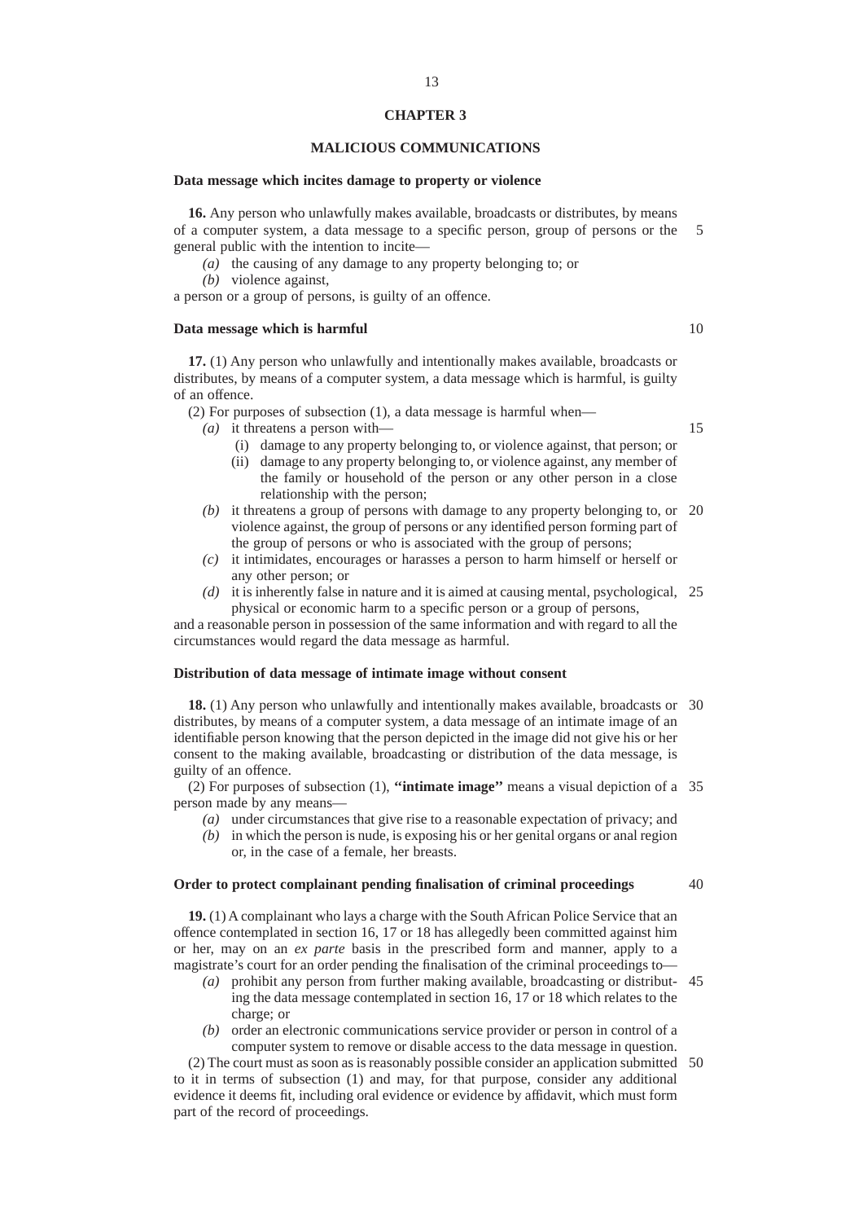## CHAPTER 3

## MALICIOUS COMMUNICATIONS

**Data message which incites damage to property or violence**

**16.** Any person who unlawfully makes available, broadcasts or distributes, by means of a computer system, a data message to a specific person, group of persons or the general public with the intention to incite—

*(a)* the causing of any damage to any property belonging to; or

*(b)* violence against,

a person or a group of persons, is guilty of an offence.

**Data message which is harmful**

**17.** (1) Any person who unlawfully and intentionally makes available, broadcasts or distributes, by means of a computer system, a data message which is harmful, is guilty of an offence.

(2) For purposes of subsection (1), a data message is harmful when—

*(a)* it threatens a person with—

(i) damage to any property belonging to, or violence against, that person; or

(ii) damage to any property belonging to, or violence against, any member of the family or household of the person or any other person in a close relationship with the person;

*(b)* it threatens a group of persons with damage to any property belonging to, or violence against, the group of persons or any identified person forming part of the group of persons or who is associated with the group of persons;

*(c)* it intimidates, encourages or harasses a person to harm himself or herself or any other person; or

*(d)* it is inherently false in nature and it is aimed at causing mental, psychological, physical or economic harm to a specific person or a group of persons,

and a reasonable person in possession of the same information and with regard to all the circumstances would regard the data message as harmful.

**Distribution of data message of intimate image without consent**

**18.** (1) Any person who unlawfully and intentionally makes available, broadcasts or distributes, by means of a computer system, a data message of an intimate image of an identifiable person knowing that the person depicted in the image did not give his or her consent to the making available, broadcasting or distribution of the data message, is guilty of an offence.

(2) For purposes of subsection (1), **''intimate image''** means a visual depiction of a person made by any means—

*(a)* under circumstances that give rise to a reasonable expectation of privacy; and

*(b)* in which the person is nude, is exposing his or her genital organs or anal region or, in the case of a female, her breasts.

**Order to protect complainant pending finalisation of criminal proceedings**

**19.** (1) A complainant who lays a charge with the South African Police Service that an offence contemplated in section 16, 17 or 18 has allegedly been committed against him or her, may on an *ex parte* basis in the prescribed form and manner, apply to a magistrate's court for an order pending the finalisation of the criminal proceedings to—

*(a)* prohibit any person from further making available, broadcasting or distributing the data message contemplated in section 16, 17 or 18 which relates to the charge; or

*(b)* order an electronic communications service provider or person in control of a computer system to remove or disable access to the data message in question.

(2) The court must as soon as is reasonably possible consider an application submitted to it in terms of subsection (1) and may, for that purpose, consider any additional evidence it deems fit, including oral evidence or evidence by affidavit, which must form part of the record of proceedings.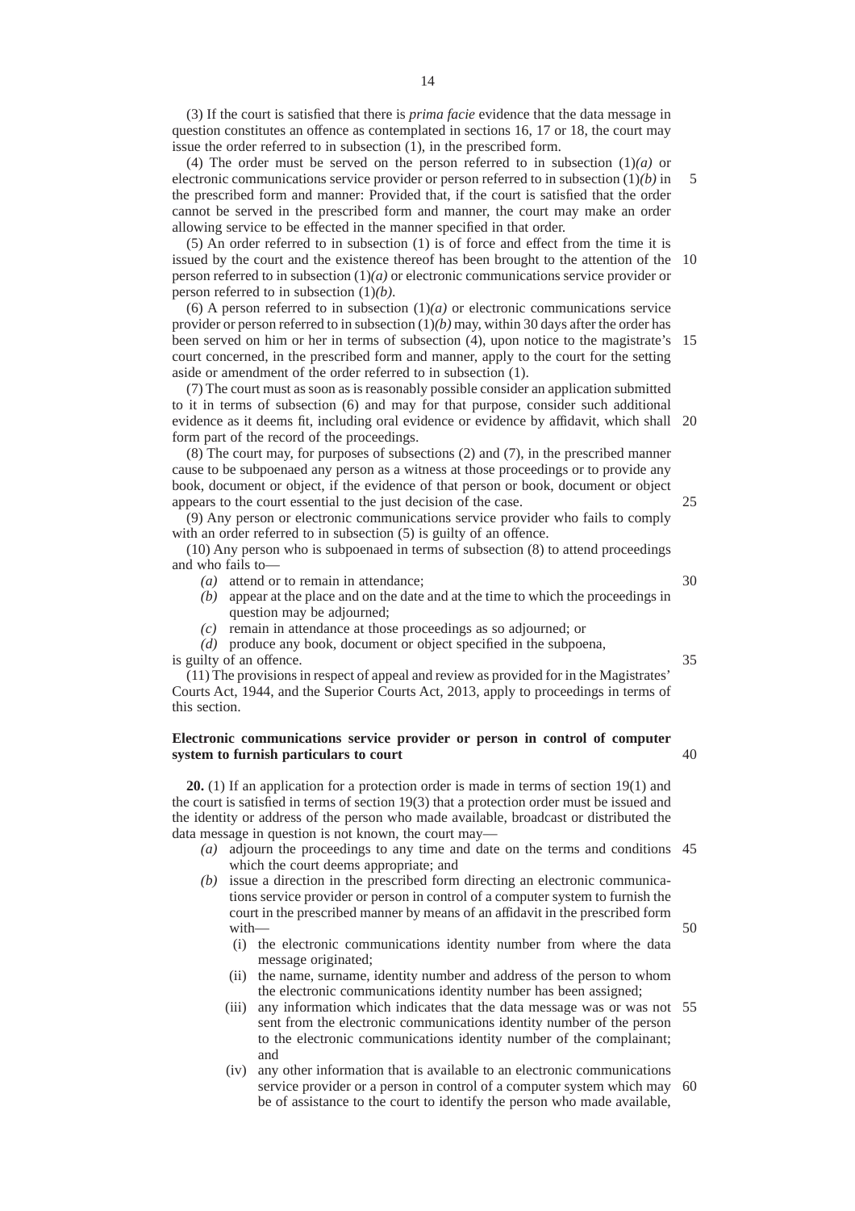(3) If the court is satisfied that there is *prima facie* evidence that the data message in question constitutes an offence as contemplated in sections 16, 17 or 18, the court may issue the order referred to in subsection (1), in the prescribed form.

(4) The order must be served on the person referred to in subsection (1)*(a)* or electronic communications service provider or person referred to in subsection (1)*(b)* in the prescribed form and manner: Provided that, if the court is satisfied that the order cannot be served in the prescribed form and manner, the court may make an order allowing service to be effected in the manner specified in that order.

(5) An order referred to in subsection (1) is of force and effect from the time it is issued by the court and the existence thereof has been brought to the attention of the person referred to in subsection (1)*(a)* or electronic communications service provider or person referred to in subsection (1)*(b)*.

(6) A person referred to in subsection (1)*(a)* or electronic communications service provider or person referred to in subsection (1)*(b)* may, within 30 days after the order has been served on him or her in terms of subsection (4), upon notice to the magistrate's court concerned, in the prescribed form and manner, apply to the court for the setting aside or amendment of the order referred to in subsection (1).

(7) The court must as soon as is reasonably possible consider an application submitted to it in terms of subsection (6) and may for that purpose, consider such additional evidence as it deems fit, including oral evidence or evidence by affidavit, which shall form part of the record of the proceedings.

(8) The court may, for purposes of subsections (2) and (7), in the prescribed manner cause to be subpoenaed any person as a witness at those proceedings or to provide any book, document or object, if the evidence of that person or book, document or object appears to the court essential to the just decision of the case.

(9) Any person or electronic communications service provider who fails to comply with an order referred to in subsection (5) is guilty of an offence.

(10) Any person who is subpoenaed in terms of subsection (8) to attend proceedings and who fails to—

*(a)* attend or to remain in attendance;

*(b)* appear at the place and on the date and at the time to which the proceedings in question may be adjourned;

*(c)* remain in attendance at those proceedings as so adjourned; or

*(d)* produce any book, document or object specified in the subpoena,

is guilty of an offence.

(11) The provisions in respect of appeal and review as provided for in the Magistrates' Courts Act, 1944, and the Superior Courts Act, 2013, apply to proceedings in terms of this section.

**Electronic communications service provider or person in control of computer system to furnish particulars to court**

**20.** (1) If an application for a protection order is made in terms of section 19(1) and the court is satisfied in terms of section 19(3) that a protection order must be issued and the identity or address of the person who made available, broadcast or distributed the data message in question is not known, the court may—

*(a)* adjourn the proceedings to any time and date on the terms and conditions which the court deems appropriate; and

*(b)* issue a direction in the prescribed form directing an electronic communications service provider or person in control of a computer system to furnish the court in the prescribed manner by means of an affidavit in the prescribed form with—

(i) the electronic communications identity number from where the data message originated;

(ii) the name, surname, identity number and address of the person to whom the electronic communications identity number has been assigned;

(iii) any information which indicates that the data message was or was not sent from the electronic communications identity number of the person to the electronic communications identity number of the complainant; and

(iv) any other information that is available to an electronic communications service provider or a person in control of a computer system which may be of assistance to the court to identify the person who made available,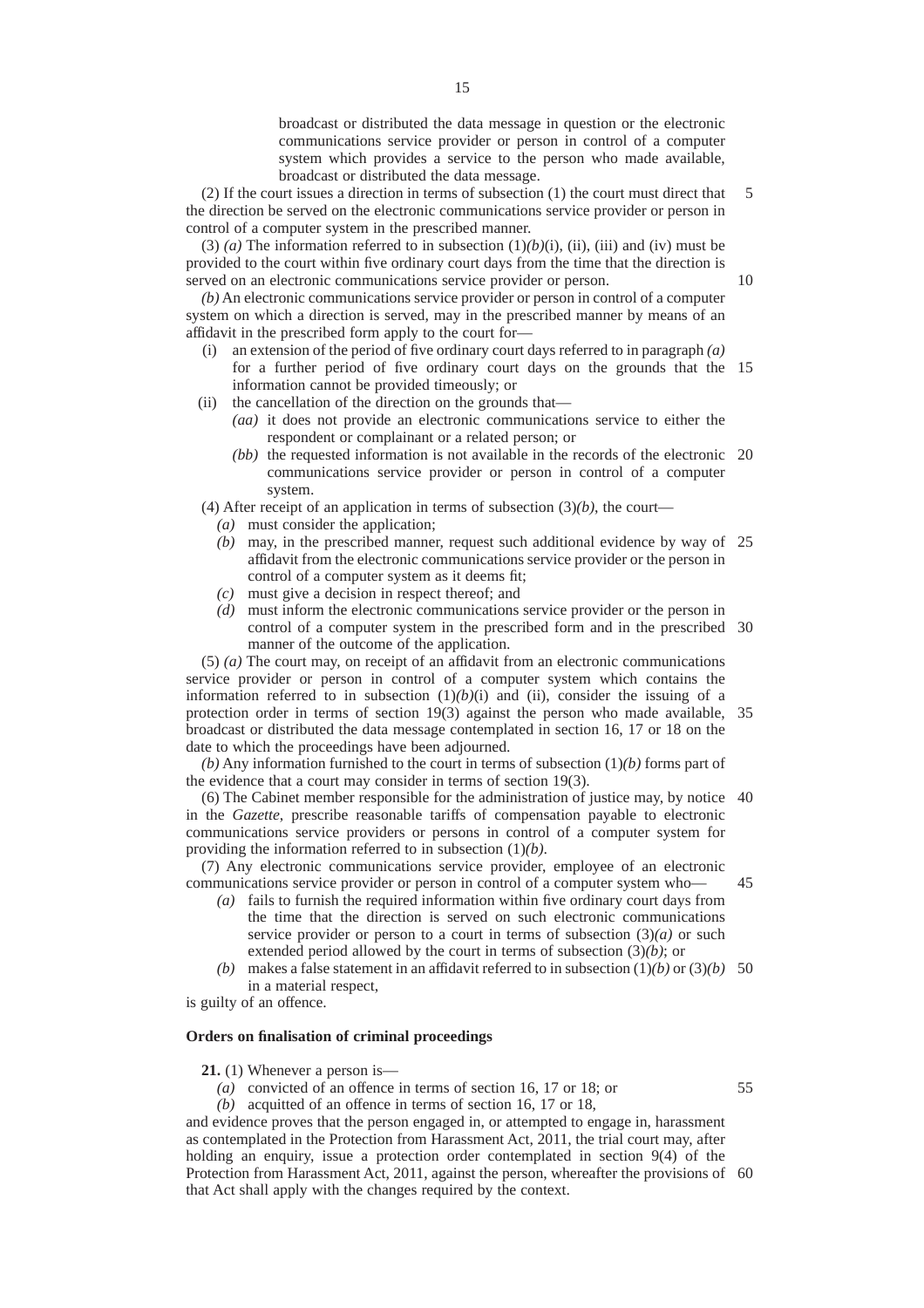broadcast or distributed the data message in question or the electronic communications service provider or person in control of a computer system which provides a service to the person who made available, broadcast or distributed the data message.

(2) If the court issues a direction in terms of subsection (1) the court must direct that the direction be served on the electronic communications service provider or person in control of a computer system in the prescribed manner.

(3) *(a)* The information referred to in subsection (1)*(b)*(i), (ii), (iii) and (iv) must be provided to the court within five ordinary court days from the time that the direction is served on an electronic communications service provider or person.

*(b)* An electronic communications service provider or person in control of a computer system on which a direction is served, may in the prescribed manner by means of an affidavit in the prescribed form apply to the court for—

- (i) an extension of the period of five ordinary court days referred to in paragraph *(a)* for a further period of five ordinary court days on the grounds that the information cannot be provided timeously; or
- (ii) the cancellation of the direction on the grounds that—
  - *(aa)* it does not provide an electronic communications service to either the respondent or complainant or a related person; or
  - *(bb)* the requested information is not available in the records of the electronic communications service provider or person in control of a computer system.

(4) After receipt of an application in terms of subsection (3)*(b)*, the court—

- *(a)* must consider the application;
- *(b)* may, in the prescribed manner, request such additional evidence by way of affidavit from the electronic communications service provider or the person in control of a computer system as it deems fit;
- *(c)* must give a decision in respect thereof; and
- *(d)* must inform the electronic communications service provider or the person in control of a computer system in the prescribed form and in the prescribed manner of the outcome of the application.

(5) *(a)* The court may, on receipt of an affidavit from an electronic communications service provider or person in control of a computer system which contains the information referred to in subsection (1)*(b)*(i) and (ii), consider the issuing of a protection order in terms of section 19(3) against the person who made available, broadcast or distributed the data message contemplated in section 16, 17 or 18 on the date to which the proceedings have been adjourned.

*(b)* Any information furnished to the court in terms of subsection (1)*(b)* forms part of the evidence that a court may consider in terms of section 19(3).

(6) The Cabinet member responsible for the administration of justice may, by notice in the *Gazette*, prescribe reasonable tariffs of compensation payable to electronic communications service providers or persons in control of a computer system for providing the information referred to in subsection (1)*(b)*.

(7) Any electronic communications service provider, employee of an electronic communications service provider or person in control of a computer system who—

- *(a)* fails to furnish the required information within five ordinary court days from the time that the direction is served on such electronic communications service provider or person to a court in terms of subsection (3)*(a)* or such extended period allowed by the court in terms of subsection (3)*(b)*; or
- *(b)* makes a false statement in an affidavit referred to in subsection (1)*(b)* or (3)*(b)* in a material respect,

is guilty of an offence.

**Orders on finalisation of criminal proceedings**

**21.** (1) Whenever a person is—

- *(a)* convicted of an offence in terms of section 16, 17 or 18; or
- *(b)* acquitted of an offence in terms of section 16, 17 or 18,

and evidence proves that the person engaged in, or attempted to engage in, harassment as contemplated in the Protection from Harassment Act, 2011, the trial court may, after holding an enquiry, issue a protection order contemplated in section 9(4) of the Protection from Harassment Act, 2011, against the person, whereafter the provisions of that Act shall apply with the changes required by the context.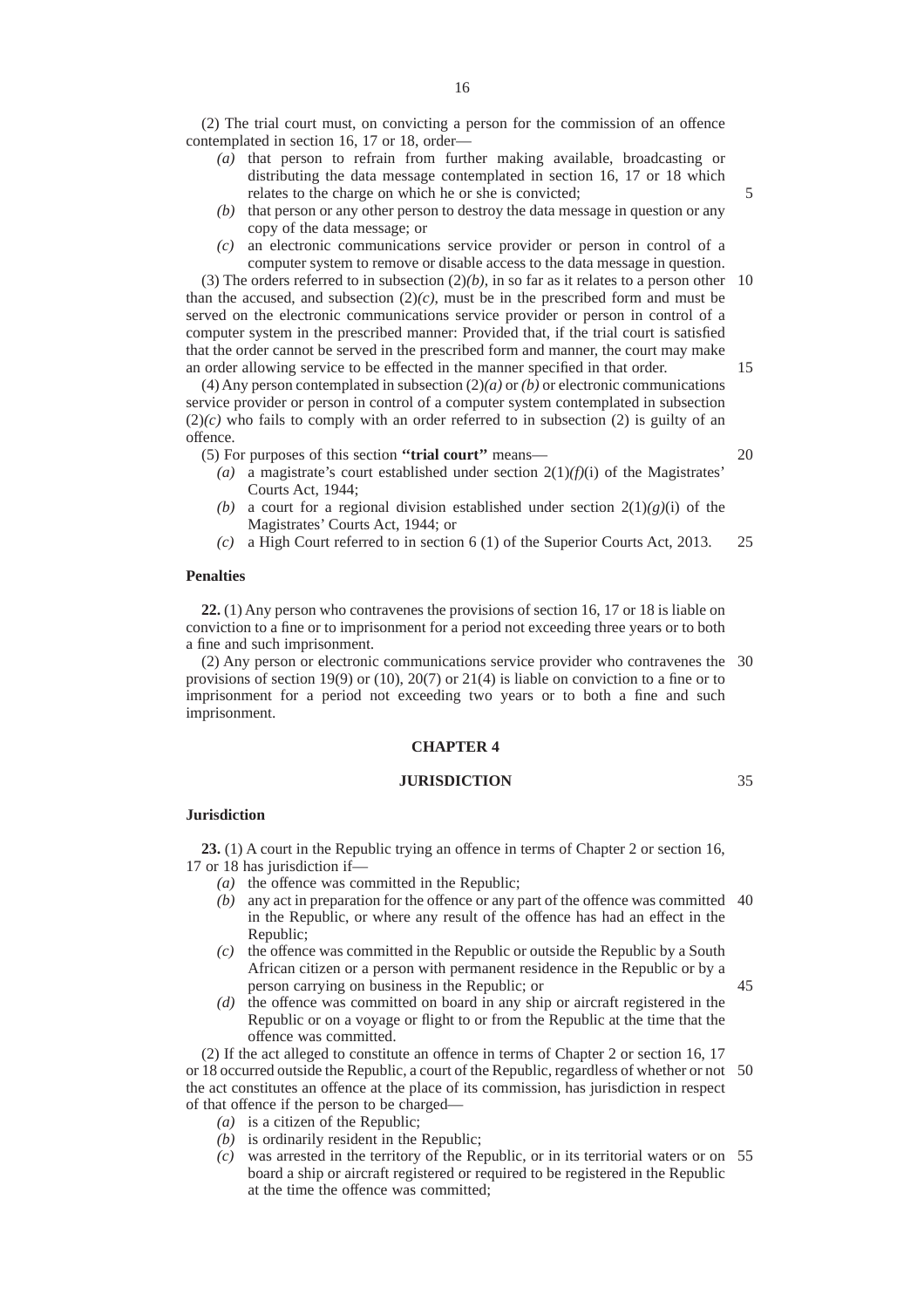(2) The trial court must, on convicting a person for the commission of an offence contemplated in section 16, 17 or 18, order—

*(a)* that person to refrain from further making available, broadcasting or distributing the data message contemplated in section 16, 17 or 18 which relates to the charge on which he or she is convicted;

*(b)* that person or any other person to destroy the data message in question or any copy of the data message; or

*(c)* an electronic communications service provider or person in control of a computer system to remove or disable access to the data message in question.

(3) The orders referred to in subsection (2)*(b)*, in so far as it relates to a person other than the accused, and subsection (2)*(c)*, must be in the prescribed form and must be served on the electronic communications service provider or person in control of a computer system in the prescribed manner: Provided that, if the trial court is satisfied that the order cannot be served in the prescribed form and manner, the court may make an order allowing service to be effected in the manner specified in that order.

(4) Any person contemplated in subsection (2)*(a)* or *(b)* or electronic communications service provider or person in control of a computer system contemplated in subsection (2)*(c)* who fails to comply with an order referred to in subsection (2) is guilty of an offence.

(5) For purposes of this section **''trial court''** means—

*(a)* a magistrate's court established under section 2(1)*(f)*(i) of the Magistrates' Courts Act, 1944;

*(b)* a court for a regional division established under section 2(1)*(g)*(i) of the Magistrates' Courts Act, 1944; or

*(c)* a High Court referred to in section 6 (1) of the Superior Courts Act, 2013.

**Penalties**

**22.** (1) Any person who contravenes the provisions of section 16, 17 or 18 is liable on conviction to a fine or to imprisonment for a period not exceeding three years or to both a fine and such imprisonment.

(2) Any person or electronic communications service provider who contravenes the provisions of section 19(9) or (10), 20(7) or 21(4) is liable on conviction to a fine or to imprisonment for a period not exceeding two years or to both a fine and such imprisonment.

## CHAPTER 4

## JURISDICTION

**Jurisdiction**

**23.** (1) A court in the Republic trying an offence in terms of Chapter 2 or section 16, 17 or 18 has jurisdiction if—

*(a)* the offence was committed in the Republic;

*(b)* any act in preparation for the offence or any part of the offence was committed in the Republic, or where any result of the offence has had an effect in the Republic;

*(c)* the offence was committed in the Republic or outside the Republic by a South African citizen or a person with permanent residence in the Republic or by a person carrying on business in the Republic; or

*(d)* the offence was committed on board in any ship or aircraft registered in the Republic or on a voyage or flight to or from the Republic at the time that the offence was committed.

(2) If the act alleged to constitute an offence in terms of Chapter 2 or section 16, 17 or 18 occurred outside the Republic, a court of the Republic, regardless of whether or not the act constitutes an offence at the place of its commission, has jurisdiction in respect of that offence if the person to be charged—

*(a)* is a citizen of the Republic;

*(b)* is ordinarily resident in the Republic;

*(c)* was arrested in the territory of the Republic, or in its territorial waters or on board a ship or aircraft registered or required to be registered in the Republic at the time the offence was committed;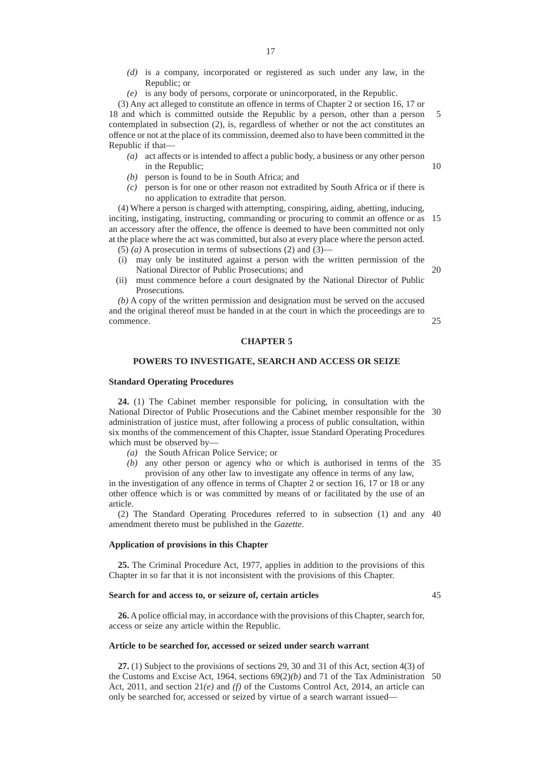*(d)* is a company, incorporated or registered as such under any law, in the Republic; or

*(e)* is any body of persons, corporate or unincorporated, in the Republic.

(3) Any act alleged to constitute an offence in terms of Chapter 2 or section 16, 17 or 18 and which is committed outside the Republic by a person, other than a person contemplated in subsection (2), is, regardless of whether or not the act constitutes an offence or not at the place of its commission, deemed also to have been committed in the Republic if that—

*(a)* act affects or is intended to affect a public body, a business or any other person in the Republic;

*(b)* person is found to be in South Africa; and

*(c)* person is for one or other reason not extradited by South Africa or if there is no application to extradite that person.

(4) Where a person is charged with attempting, conspiring, aiding, abetting, inducing, inciting, instigating, instructing, commanding or procuring to commit an offence or as an accessory after the offence, the offence is deemed to have been committed not only at the place where the act was committed, but also at every place where the person acted.

(5) *(a)* A prosecution in terms of subsections (2) and (3)—

(i) may only be instituted against a person with the written permission of the National Director of Public Prosecutions; and

(ii) must commence before a court designated by the National Director of Public Prosecutions.

*(b)* A copy of the written permission and designation must be served on the accused and the original thereof must be handed in at the court in which the proceedings are to commence.

## CHAPTER 5

## POWERS TO INVESTIGATE, SEARCH AND ACCESS OR SEIZE

**Standard Operating Procedures**

**24.** (1) The Cabinet member responsible for policing, in consultation with the National Director of Public Prosecutions and the Cabinet member responsible for the administration of justice must, after following a process of public consultation, within six months of the commencement of this Chapter, issue Standard Operating Procedures which must be observed by—

*(a)* the South African Police Service; or

*(b)* any other person or agency who or which is authorised in terms of the provision of any other law to investigate any offence in terms of any law,

in the investigation of any offence in terms of Chapter 2 or section 16, 17 or 18 or any other offence which is or was committed by means of or facilitated by the use of an article.

(2) The Standard Operating Procedures referred to in subsection (1) and any amendment thereto must be published in the *Gazette*.

**Application of provisions in this Chapter**

**25.** The Criminal Procedure Act, 1977, applies in addition to the provisions of this Chapter in so far that it is not inconsistent with the provisions of this Chapter.

**Search for and access to, or seizure of, certain articles**

**26.** A police official may, in accordance with the provisions of this Chapter, search for, access or seize any article within the Republic.

**Article to be searched for, accessed or seized under search warrant**

**27.** (1) Subject to the provisions of sections 29, 30 and 31 of this Act, section 4(3) of the Customs and Excise Act, 1964, sections 69(2)*(b)* and 71 of the Tax Administration Act, 2011, and section 21*(e)* and *(f)* of the Customs Control Act, 2014, an article can only be searched for, accessed or seized by virtue of a search warrant issued—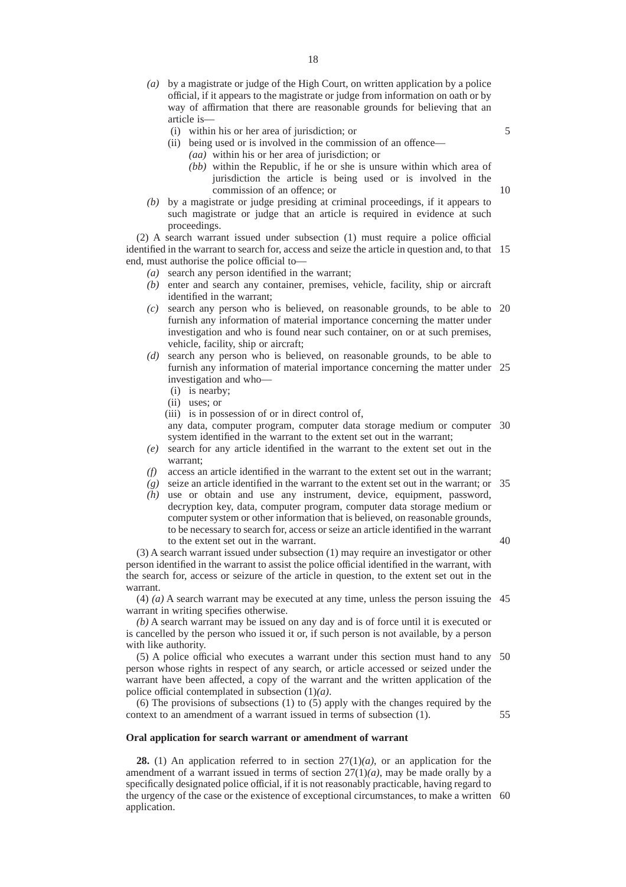*(a)* by a magistrate or judge of the High Court, on written application by a police official, if it appears to the magistrate or judge from information on oath or by way of affirmation that there are reasonable grounds for believing that an article is—

(i) within his or her area of jurisdiction; or

(ii) being used or is involved in the commission of an offence—

*(aa)* within his or her area of jurisdiction; or

*(bb)* within the Republic, if he or she is unsure within which area of jurisdiction the article is being used or is involved in the commission of an offence; or

*(b)* by a magistrate or judge presiding at criminal proceedings, if it appears to such magistrate or judge that an article is required in evidence at such proceedings.

(2) A search warrant issued under subsection (1) must require a police official identified in the warrant to search for, access and seize the article in question and, to that end, must authorise the police official to—

*(a)* search any person identified in the warrant;

*(b)* enter and search any container, premises, vehicle, facility, ship or aircraft identified in the warrant;

*(c)* search any person who is believed, on reasonable grounds, to be able to furnish any information of material importance concerning the matter under investigation and who is found near such container, on or at such premises, vehicle, facility, ship or aircraft;

*(d)* search any person who is believed, on reasonable grounds, to be able to furnish any information of material importance concerning the matter under investigation and who—

(i) is nearby;

(ii) uses; or

(iii) is in possession of or in direct control of,

any data, computer program, computer data storage medium or computer system identified in the warrant to the extent set out in the warrant;

*(e)* search for any article identified in the warrant to the extent set out in the warrant;

*(f)* access an article identified in the warrant to the extent set out in the warrant;

*(g)* seize an article identified in the warrant to the extent set out in the warrant; or

*(h)* use or obtain and use any instrument, device, equipment, password, decryption key, data, computer program, computer data storage medium or computer system or other information that is believed, on reasonable grounds, to be necessary to search for, access or seize an article identified in the warrant to the extent set out in the warrant.

(3) A search warrant issued under subsection (1) may require an investigator or other person identified in the warrant to assist the police official identified in the warrant, with the search for, access or seizure of the article in question, to the extent set out in the warrant.

(4) *(a)* A search warrant may be executed at any time, unless the person issuing the warrant in writing specifies otherwise.

*(b)* A search warrant may be issued on any day and is of force until it is executed or is cancelled by the person who issued it or, if such person is not available, by a person with like authority.

(5) A police official who executes a warrant under this section must hand to any person whose rights in respect of any search, or article accessed or seized under the warrant have been affected, a copy of the warrant and the written application of the police official contemplated in subsection (1)*(a)*.

(6) The provisions of subsections (1) to (5) apply with the changes required by the context to an amendment of a warrant issued in terms of subsection (1).

**Oral application for search warrant or amendment of warrant**

**28.** (1) An application referred to in section 27(1)*(a)*, or an application for the amendment of a warrant issued in terms of section 27(1)*(a)*, may be made orally by a specifically designated police official, if it is not reasonably practicable, having regard to the urgency of the case or the existence of exceptional circumstances, to make a written application.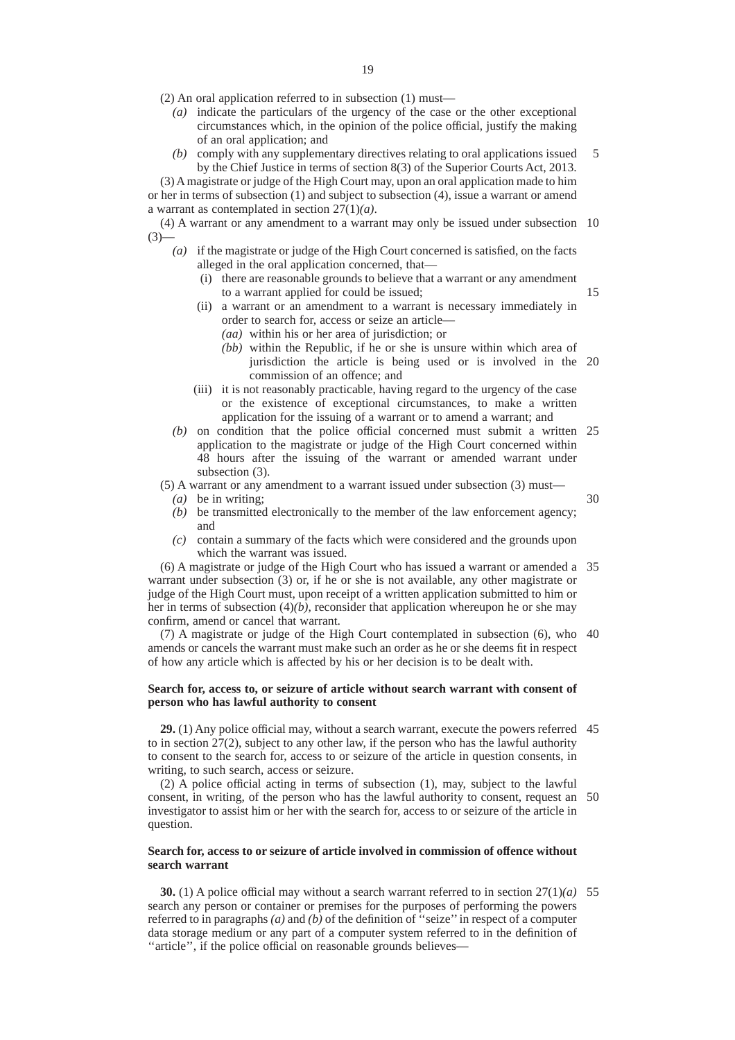(2) An oral application referred to in subsection (1) must—

*(a)* indicate the particulars of the urgency of the case or the other exceptional circumstances which, in the opinion of the police official, justify the making of an oral application; and

*(b)* comply with any supplementary directives relating to oral applications issued by the Chief Justice in terms of section 8(3) of the Superior Courts Act, 2013.

(3) A magistrate or judge of the High Court may, upon an oral application made to him or her in terms of subsection (1) and subject to subsection (4), issue a warrant or amend a warrant as contemplated in section 27(1)*(a)*.

(4) A warrant or any amendment to a warrant may only be issued under subsection (3)—

*(a)* if the magistrate or judge of the High Court concerned is satisfied, on the facts alleged in the oral application concerned, that—

(i) there are reasonable grounds to believe that a warrant or any amendment to a warrant applied for could be issued;

(ii) a warrant or an amendment to a warrant is necessary immediately in order to search for, access or seize an article—

*(aa)* within his or her area of jurisdiction; or

*(bb)* within the Republic, if he or she is unsure within which area of jurisdiction the article is being used or is involved in the commission of an offence; and

(iii) it is not reasonably practicable, having regard to the urgency of the case or the existence of exceptional circumstances, to make a written application for the issuing of a warrant or to amend a warrant; and

*(b)* on condition that the police official concerned must submit a written application to the magistrate or judge of the High Court concerned within 48 hours after the issuing of the warrant or amended warrant under subsection (3).

(5) A warrant or any amendment to a warrant issued under subsection (3) must—

*(a)* be in writing;

*(b)* be transmitted electronically to the member of the law enforcement agency; and

*(c)* contain a summary of the facts which were considered and the grounds upon which the warrant was issued.

(6) A magistrate or judge of the High Court who has issued a warrant or amended a warrant under subsection (3) or, if he or she is not available, any other magistrate or judge of the High Court must, upon receipt of a written application submitted to him or her in terms of subsection (4)*(b)*, reconsider that application whereupon he or she may confirm, amend or cancel that warrant.

(7) A magistrate or judge of the High Court contemplated in subsection (6), who amends or cancels the warrant must make such an order as he or she deems fit in respect of how any article which is affected by his or her decision is to be dealt with.

**Search for, access to, or seizure of article without search warrant with consent of person who has lawful authority to consent**

**29.** (1) Any police official may, without a search warrant, execute the powers referred to in section 27(2), subject to any other law, if the person who has the lawful authority to consent to the search for, access to or seizure of the article in question consents, in writing, to such search, access or seizure.

(2) A police official acting in terms of subsection (1), may, subject to the lawful consent, in writing, of the person who has the lawful authority to consent, request an investigator to assist him or her with the search for, access to or seizure of the article in question.

**Search for, access to or seizure of article involved in commission of offence without search warrant**

**30.** (1) A police official may without a search warrant referred to in section 27(1)*(a)* search any person or container or premises for the purposes of performing the powers referred to in paragraphs *(a)* and *(b)* of the definition of ''seize'' in respect of a computer data storage medium or any part of a computer system referred to in the definition of ''article'', if the police official on reasonable grounds believes—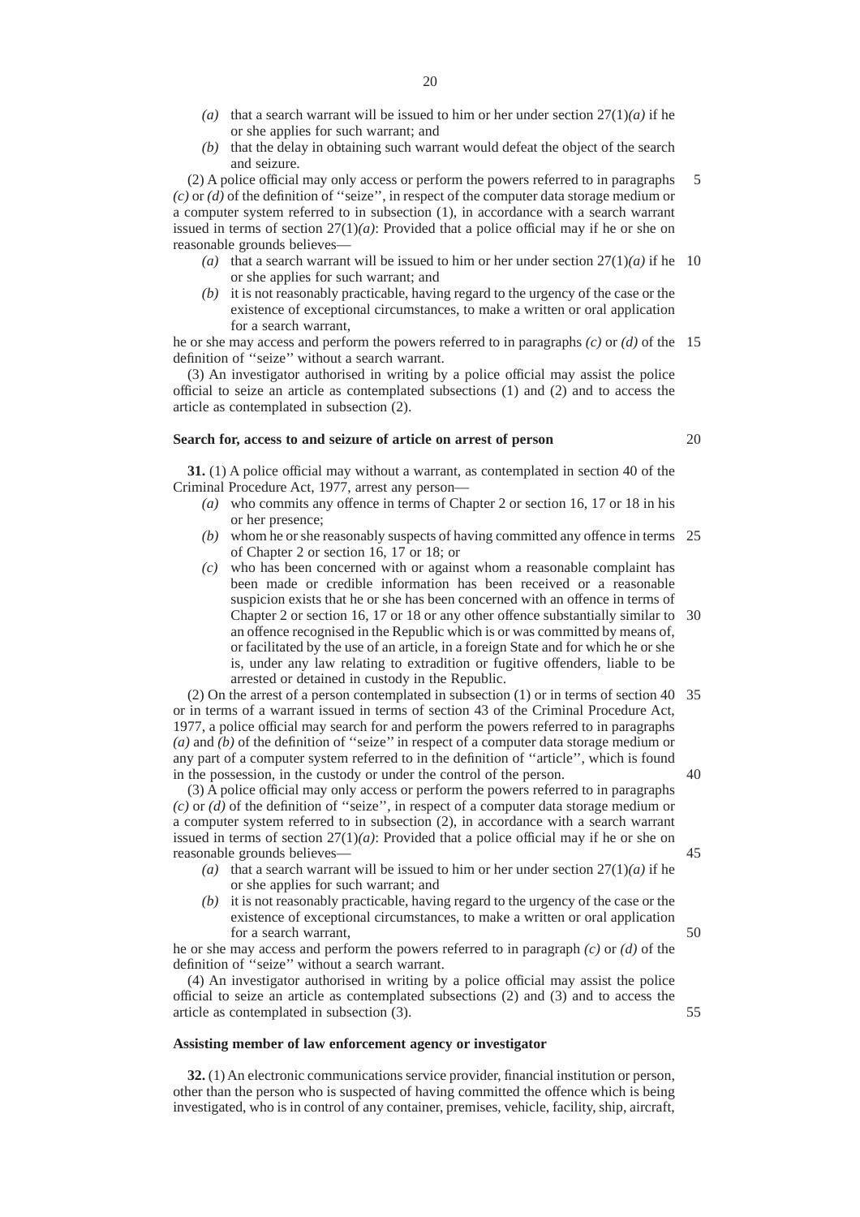*(a)* that a search warrant will be issued to him or her under section 27(1)*(a)* if he or she applies for such warrant; and

*(b)* that the delay in obtaining such warrant would defeat the object of the search and seizure.

(2) A police official may only access or perform the powers referred to in paragraphs *(c)* or *(d)* of the definition of ''seize'', in respect of the computer data storage medium or a computer system referred to in subsection (1), in accordance with a search warrant issued in terms of section 27(1)*(a)*: Provided that a police official may if he or she on reasonable grounds believes—

*(a)* that a search warrant will be issued to him or her under section 27(1)*(a)* if he or she applies for such warrant; and

*(b)* it is not reasonably practicable, having regard to the urgency of the case or the existence of exceptional circumstances, to make a written or oral application for a search warrant,

he or she may access and perform the powers referred to in paragraphs *(c)* or *(d)* of the definition of ''seize'' without a search warrant.

(3) An investigator authorised in writing by a police official may assist the police official to seize an article as contemplated subsections (1) and (2) and to access the article as contemplated in subsection (2).

**Search for, access to and seizure of article on arrest of person**

**31.** (1) A police official may without a warrant, as contemplated in section 40 of the Criminal Procedure Act, 1977, arrest any person—

*(a)* who commits any offence in terms of Chapter 2 or section 16, 17 or 18 in his or her presence;

*(b)* whom he or she reasonably suspects of having committed any offence in terms of Chapter 2 or section 16, 17 or 18; or

*(c)* who has been concerned with or against whom a reasonable complaint has been made or credible information has been received or a reasonable suspicion exists that he or she has been concerned with an offence in terms of Chapter 2 or section 16, 17 or 18 or any other offence substantially similar to an offence recognised in the Republic which is or was committed by means of, or facilitated by the use of an article, in a foreign State and for which he or she is, under any law relating to extradition or fugitive offenders, liable to be arrested or detained in custody in the Republic.

(2) On the arrest of a person contemplated in subsection (1) or in terms of section 40 or in terms of a warrant issued in terms of section 43 of the Criminal Procedure Act, 1977, a police official may search for and perform the powers referred to in paragraphs *(a)* and *(b)* of the definition of ''seize'' in respect of a computer data storage medium or any part of a computer system referred to in the definition of ''article'', which is found in the possession, in the custody or under the control of the person.

(3) A police official may only access or perform the powers referred to in paragraphs *(c)* or *(d)* of the definition of ''seize'', in respect of a computer data storage medium or a computer system referred to in subsection (2), in accordance with a search warrant issued in terms of section 27(1)*(a)*: Provided that a police official may if he or she on reasonable grounds believes—

*(a)* that a search warrant will be issued to him or her under section 27(1)*(a)* if he or she applies for such warrant; and

*(b)* it is not reasonably practicable, having regard to the urgency of the case or the existence of exceptional circumstances, to make a written or oral application for a search warrant,

he or she may access and perform the powers referred to in paragraph *(c)* or *(d)* of the definition of ''seize'' without a search warrant.

(4) An investigator authorised in writing by a police official may assist the police official to seize an article as contemplated subsections (2) and (3) and to access the article as contemplated in subsection (3).

**Assisting member of law enforcement agency or investigator**

**32.** (1) An electronic communications service provider, financial institution or person, other than the person who is suspected of having committed the offence which is being investigated, who is in control of any container, premises, vehicle, facility, ship, aircraft,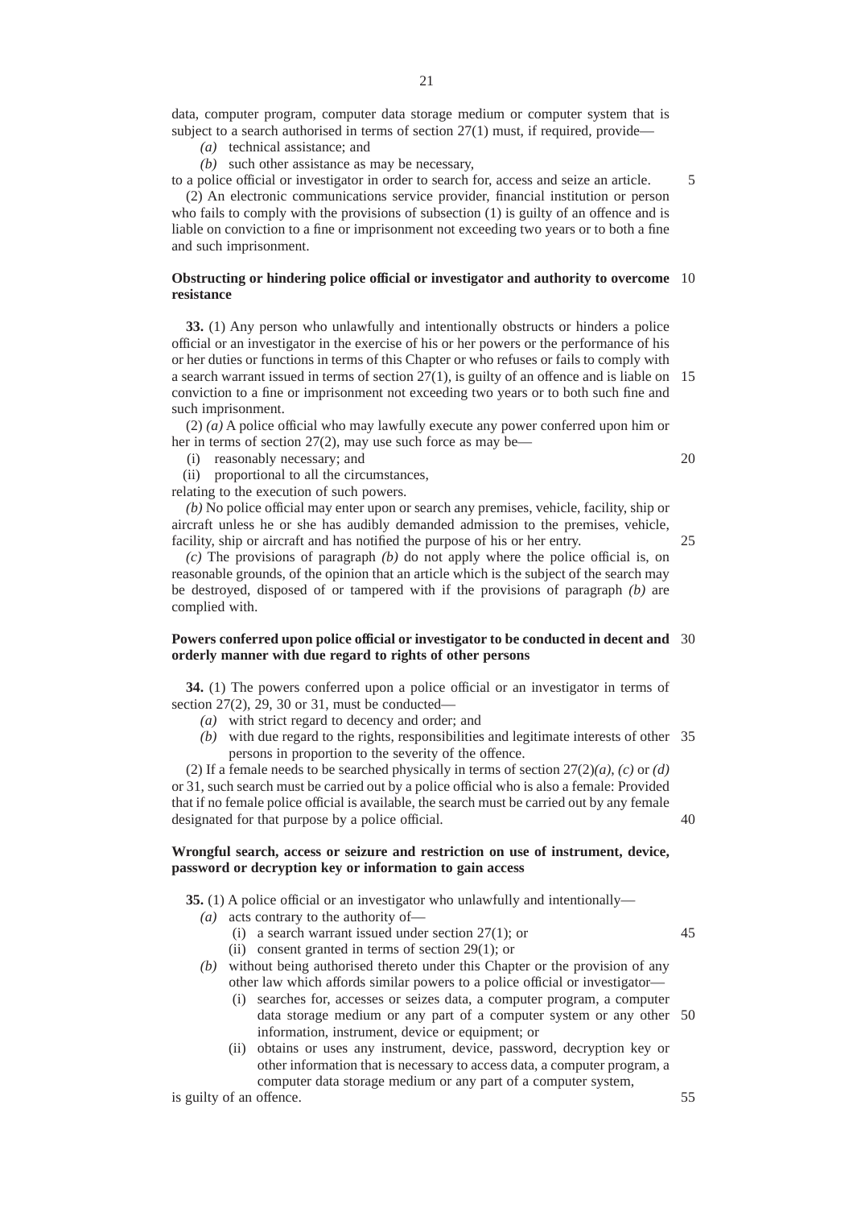data, computer program, computer data storage medium or computer system that is subject to a search authorised in terms of section 27(1) must, if required, provide—

*(a)* technical assistance; and

*(b)* such other assistance as may be necessary,

to a police official or investigator in order to search for, access and seize an article.

(2) An electronic communications service provider, financial institution or person who fails to comply with the provisions of subsection (1) is guilty of an offence and is liable on conviction to a fine or imprisonment not exceeding two years or to both a fine and such imprisonment.

**Obstructing or hindering police official or investigator and authority to overcome resistance**

**33.** (1) Any person who unlawfully and intentionally obstructs or hinders a police official or an investigator in the exercise of his or her powers or the performance of his or her duties or functions in terms of this Chapter or who refuses or fails to comply with a search warrant issued in terms of section 27(1), is guilty of an offence and is liable on conviction to a fine or imprisonment not exceeding two years or to both such fine and such imprisonment.

(2) *(a)* A police official who may lawfully execute any power conferred upon him or her in terms of section 27(2), may use such force as may be—

(i) reasonably necessary; and

(ii) proportional to all the circumstances,

relating to the execution of such powers.

*(b)* No police official may enter upon or search any premises, vehicle, facility, ship or aircraft unless he or she has audibly demanded admission to the premises, vehicle, facility, ship or aircraft and has notified the purpose of his or her entry.

*(c)* The provisions of paragraph *(b)* do not apply where the police official is, on reasonable grounds, of the opinion that an article which is the subject of the search may be destroyed, disposed of or tampered with if the provisions of paragraph *(b)* are complied with.

**Powers conferred upon police official or investigator to be conducted in decent and orderly manner with due regard to rights of other persons**

**34.** (1) The powers conferred upon a police official or an investigator in terms of section 27(2), 29, 30 or 31, must be conducted—

*(a)* with strict regard to decency and order; and

*(b)* with due regard to the rights, responsibilities and legitimate interests of other persons in proportion to the severity of the offence.

(2) If a female needs to be searched physically in terms of section 27(2)*(a)*, *(c)* or *(d)* or 31, such search must be carried out by a police official who is also a female: Provided that if no female police official is available, the search must be carried out by any female designated for that purpose by a police official.

**Wrongful search, access or seizure and restriction on use of instrument, device, password or decryption key or information to gain access**

**35.** (1) A police official or an investigator who unlawfully and intentionally—

*(a)* acts contrary to the authority of—

(i) a search warrant issued under section 27(1); or

(ii) consent granted in terms of section 29(1); or

*(b)* without being authorised thereto under this Chapter or the provision of any other law which affords similar powers to a police official or investigator—

(i) searches for, accesses or seizes data, a computer program, a computer data storage medium or any part of a computer system or any other information, instrument, device or equipment; or

(ii) obtains or uses any instrument, device, password, decryption key or other information that is necessary to access data, a computer program, a computer data storage medium or any part of a computer system,

is guilty of an offence.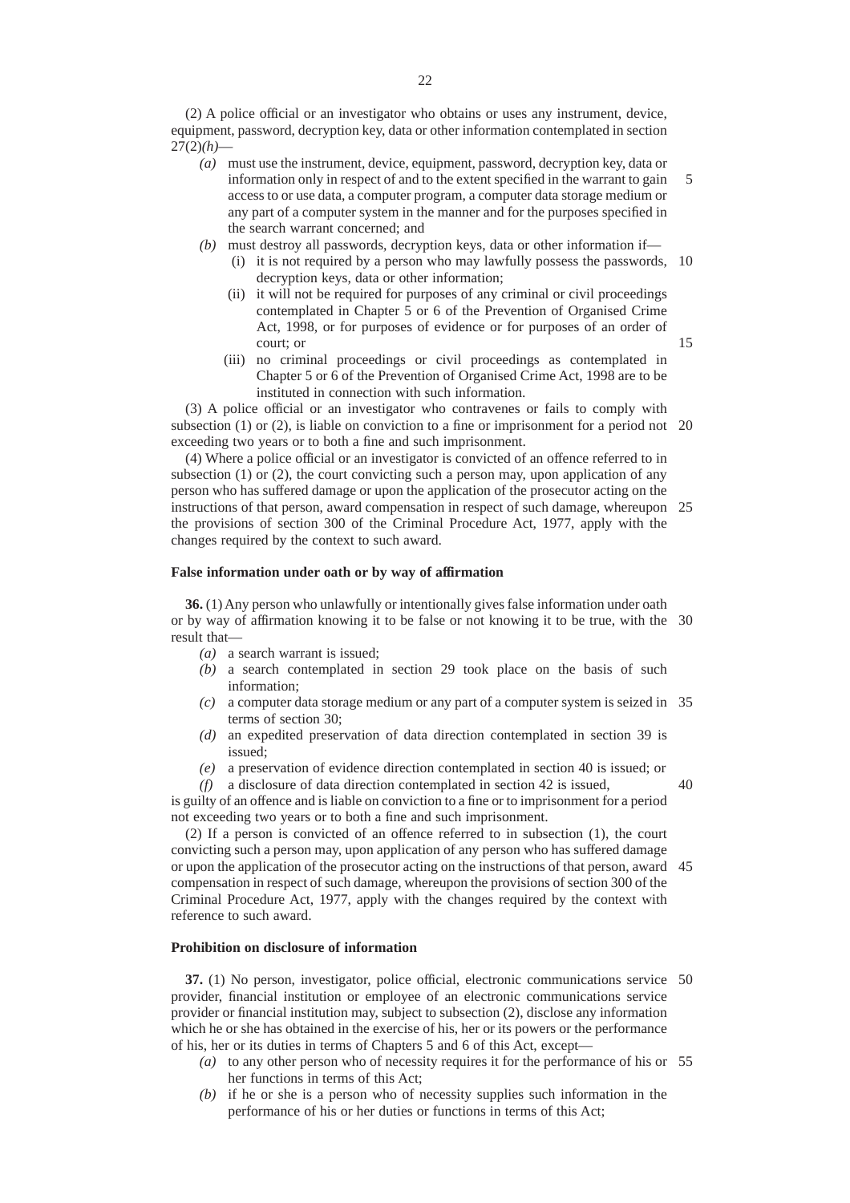(2) A police official or an investigator who obtains or uses any instrument, device, equipment, password, decryption key, data or other information contemplated in section 27(2)*(h)*—

*(a)* must use the instrument, device, equipment, password, decryption key, data or information only in respect of and to the extent specified in the warrant to gain access to or use data, a computer program, a computer data storage medium or any part of a computer system in the manner and for the purposes specified in the search warrant concerned; and

*(b)* must destroy all passwords, decryption keys, data or other information if—

(i) it is not required by a person who may lawfully possess the passwords, decryption keys, data or other information;

(ii) it will not be required for purposes of any criminal or civil proceedings contemplated in Chapter 5 or 6 of the Prevention of Organised Crime Act, 1998, or for purposes of evidence or for purposes of an order of court; or

(iii) no criminal proceedings or civil proceedings as contemplated in Chapter 5 or 6 of the Prevention of Organised Crime Act, 1998 are to be instituted in connection with such information.

(3) A police official or an investigator who contravenes or fails to comply with subsection (1) or (2), is liable on conviction to a fine or imprisonment for a period not exceeding two years or to both a fine and such imprisonment.

(4) Where a police official or an investigator is convicted of an offence referred to in subsection (1) or (2), the court convicting such a person may, upon application of any person who has suffered damage or upon the application of the prosecutor acting on the instructions of that person, award compensation in respect of such damage, whereupon the provisions of section 300 of the Criminal Procedure Act, 1977, apply with the changes required by the context to such award.

**False information under oath or by way of affirmation**

**36.** (1) Any person who unlawfully or intentionally gives false information under oath or by way of affirmation knowing it to be false or not knowing it to be true, with the result that—

*(a)* a search warrant is issued;

*(b)* a search contemplated in section 29 took place on the basis of such information;

*(c)* a computer data storage medium or any part of a computer system is seized in terms of section 30;

*(d)* an expedited preservation of data direction contemplated in section 39 is issued;

*(e)* a preservation of evidence direction contemplated in section 40 is issued; or

*(f)* a disclosure of data direction contemplated in section 42 is issued,

is guilty of an offence and is liable on conviction to a fine or to imprisonment for a period not exceeding two years or to both a fine and such imprisonment.

(2) If a person is convicted of an offence referred to in subsection (1), the court convicting such a person may, upon application of any person who has suffered damage or upon the application of the prosecutor acting on the instructions of that person, award compensation in respect of such damage, whereupon the provisions of section 300 of the Criminal Procedure Act, 1977, apply with the changes required by the context with reference to such award.

**Prohibition on disclosure of information**

**37.** (1) No person, investigator, police official, electronic communications service provider, financial institution or employee of an electronic communications service provider or financial institution may, subject to subsection (2), disclose any information which he or she has obtained in the exercise of his, her or its powers or the performance of his, her or its duties in terms of Chapters 5 and 6 of this Act, except—

*(a)* to any other person who of necessity requires it for the performance of his or her functions in terms of this Act;

*(b)* if he or she is a person who of necessity supplies such information in the performance of his or her duties or functions in terms of this Act;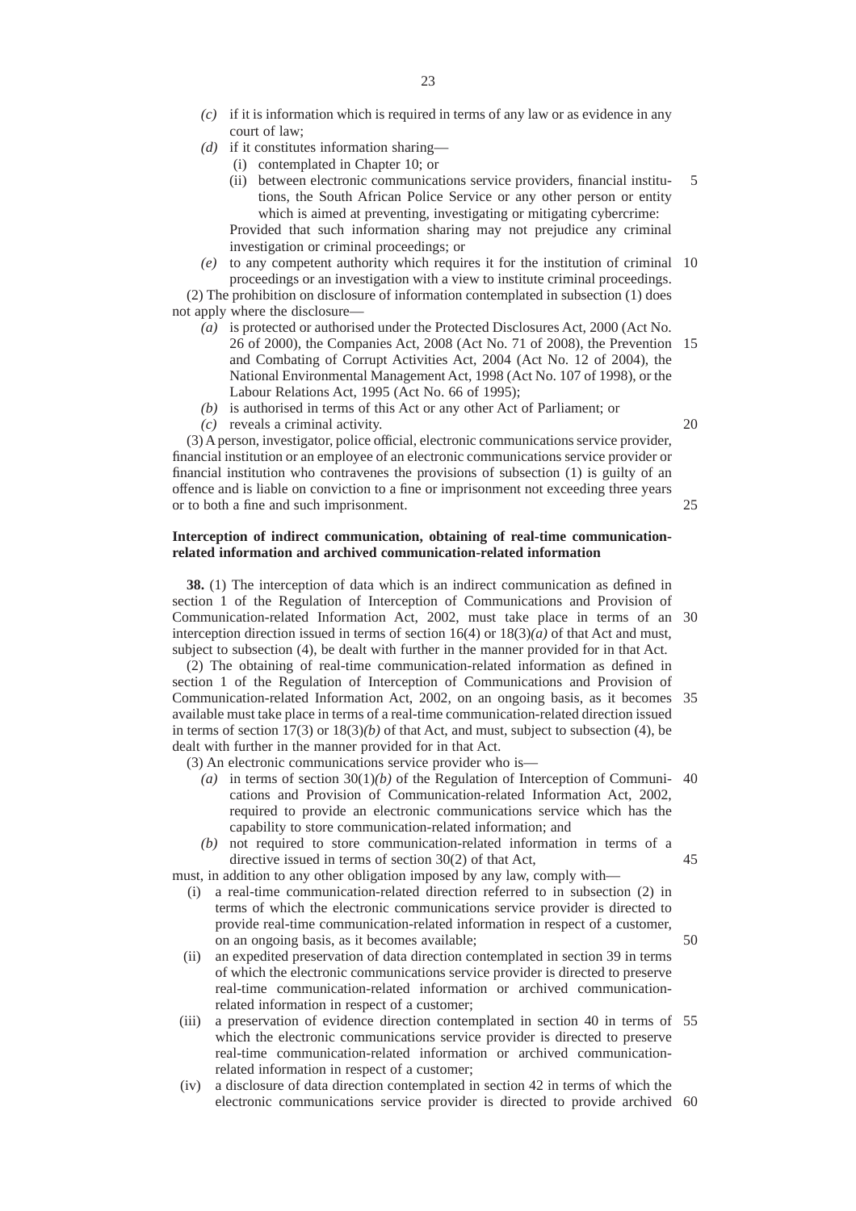*(c)* if it is information which is required in terms of any law or as evidence in any court of law;

*(d)* if it constitutes information sharing—

(i) contemplated in Chapter 10; or

(ii) between electronic communications service providers, financial institutions, the South African Police Service or any other person or entity which is aimed at preventing, investigating or mitigating cybercrime:

Provided that such information sharing may not prejudice any criminal investigation or criminal proceedings; or

*(e)* to any competent authority which requires it for the institution of criminal proceedings or an investigation with a view to institute criminal proceedings.

(2) The prohibition on disclosure of information contemplated in subsection (1) does not apply where the disclosure—

*(a)* is protected or authorised under the Protected Disclosures Act, 2000 (Act No. 26 of 2000), the Companies Act, 2008 (Act No. 71 of 2008), the Prevention and Combating of Corrupt Activities Act, 2004 (Act No. 12 of 2004), the National Environmental Management Act, 1998 (Act No. 107 of 1998), or the Labour Relations Act, 1995 (Act No. 66 of 1995);

*(b)* is authorised in terms of this Act or any other Act of Parliament; or

*(c)* reveals a criminal activity.

(3) A person, investigator, police official, electronic communications service provider, financial institution or an employee of an electronic communications service provider or financial institution who contravenes the provisions of subsection (1) is guilty of an offence and is liable on conviction to a fine or imprisonment not exceeding three years or to both a fine and such imprisonment.

**Interception of indirect communication, obtaining of real-time communication-related information and archived communication-related information**

**38.** (1) The interception of data which is an indirect communication as defined in section 1 of the Regulation of Interception of Communications and Provision of Communication-related Information Act, 2002, must take place in terms of an interception direction issued in terms of section 16(4) or 18(3)*(a)* of that Act and must, subject to subsection (4), be dealt with further in the manner provided for in that Act.

(2) The obtaining of real-time communication-related information as defined in section 1 of the Regulation of Interception of Communications and Provision of Communication-related Information Act, 2002, on an ongoing basis, as it becomes available must take place in terms of a real-time communication-related direction issued in terms of section 17(3) or 18(3)*(b)* of that Act, and must, subject to subsection (4), be dealt with further in the manner provided for in that Act.

(3) An electronic communications service provider who is—

*(a)* in terms of section 30(1)*(b)* of the Regulation of Interception of Communications and Provision of Communication-related Information Act, 2002, required to provide an electronic communications service which has the capability to store communication-related information; and

*(b)* not required to store communication-related information in terms of a directive issued in terms of section 30(2) of that Act,

must, in addition to any other obligation imposed by any law, comply with—

(i) a real-time communication-related direction referred to in subsection (2) in terms of which the electronic communications service provider is directed to provide real-time communication-related information in respect of a customer, on an ongoing basis, as it becomes available;

(ii) an expedited preservation of data direction contemplated in section 39 in terms of which the electronic communications service provider is directed to preserve real-time communication-related information or archived communication-related information in respect of a customer;

(iii) a preservation of evidence direction contemplated in section 40 in terms of which the electronic communications service provider is directed to preserve real-time communication-related information or archived communication-related information in respect of a customer;

(iv) a disclosure of data direction contemplated in section 42 in terms of which the electronic communications service provider is directed to provide archived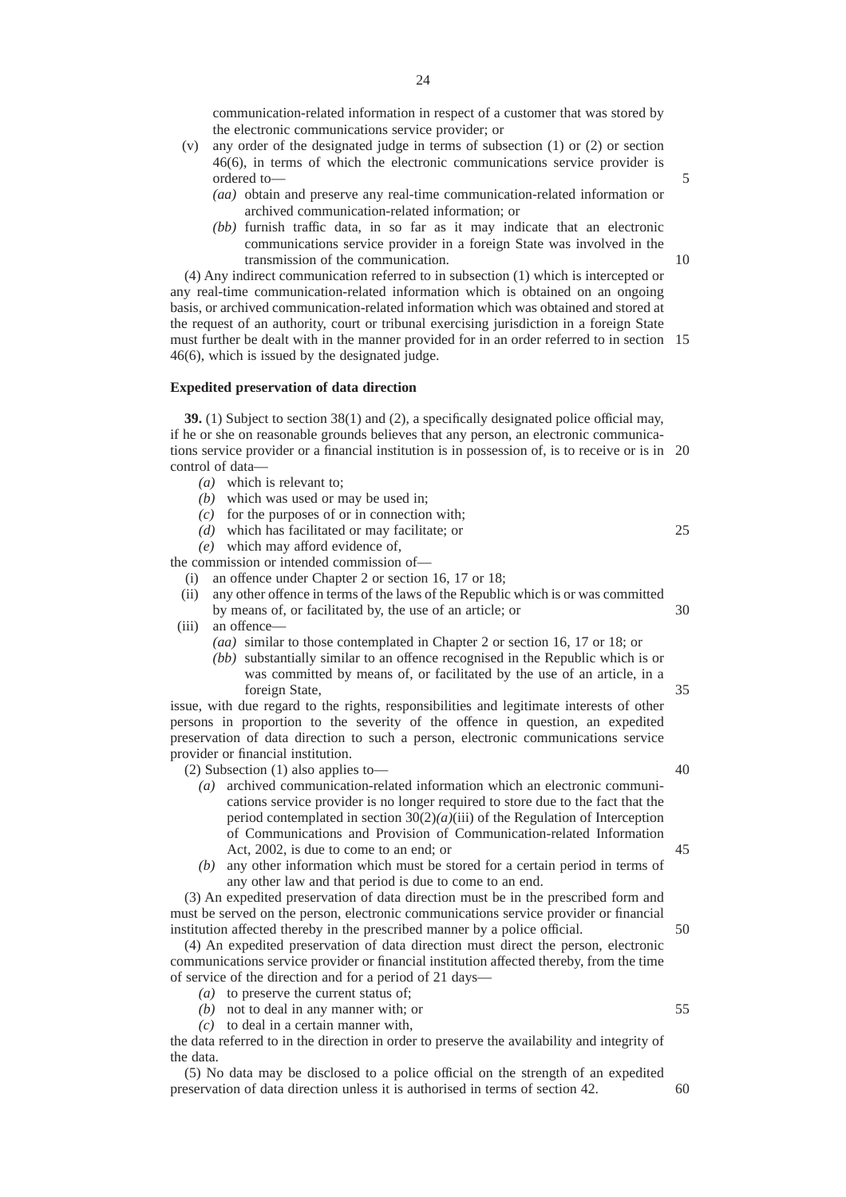communication-related information in respect of a customer that was stored by the electronic communications service provider; or

(v) any order of the designated judge in terms of subsection (1) or (2) or section 46(6), in terms of which the electronic communications service provider is ordered to—

*(aa)* obtain and preserve any real-time communication-related information or archived communication-related information; or

*(bb)* furnish traffic data, in so far as it may indicate that an electronic communications service provider in a foreign State was involved in the transmission of the communication.

(4) Any indirect communication referred to in subsection (1) which is intercepted or any real-time communication-related information which is obtained on an ongoing basis, or archived communication-related information which was obtained and stored at the request of an authority, court or tribunal exercising jurisdiction in a foreign State must further be dealt with in the manner provided for in an order referred to in section 46(6), which is issued by the designated judge.

**Expedited preservation of data direction**

**39.** (1) Subject to section 38(1) and (2), a specifically designated police official may, if he or she on reasonable grounds believes that any person, an electronic communications service provider or a financial institution is in possession of, is to receive or is in control of data—

*(a)* which is relevant to;

*(b)* which was used or may be used in;

*(c)* for the purposes of or in connection with;

*(d)* which has facilitated or may facilitate; or

*(e)* which may afford evidence of,

the commission or intended commission of—

(i) an offence under Chapter 2 or section 16, 17 or 18;

(ii) any other offence in terms of the laws of the Republic which is or was committed by means of, or facilitated by, the use of an article; or

(iii) an offence—

*(aa)* similar to those contemplated in Chapter 2 or section 16, 17 or 18; or

*(bb)* substantially similar to an offence recognised in the Republic which is or was committed by means of, or facilitated by the use of an article, in a foreign State,

issue, with due regard to the rights, responsibilities and legitimate interests of other persons in proportion to the severity of the offence in question, an expedited preservation of data direction to such a person, electronic communications service provider or financial institution.

(2) Subsection (1) also applies to—

*(a)* archived communication-related information which an electronic communications service provider is no longer required to store due to the fact that the period contemplated in section 30(2)*(a)*(iii) of the Regulation of Interception of Communications and Provision of Communication-related Information Act, 2002, is due to come to an end; or

*(b)* any other information which must be stored for a certain period in terms of any other law and that period is due to come to an end.

(3) An expedited preservation of data direction must be in the prescribed form and must be served on the person, electronic communications service provider or financial institution affected thereby in the prescribed manner by a police official.

(4) An expedited preservation of data direction must direct the person, electronic communications service provider or financial institution affected thereby, from the time of service of the direction and for a period of 21 days—

*(a)* to preserve the current status of;

*(b)* not to deal in any manner with; or

*(c)* to deal in a certain manner with,

the data referred to in the direction in order to preserve the availability and integrity of the data.

(5) No data may be disclosed to a police official on the strength of an expedited preservation of data direction unless it is authorised in terms of section 42.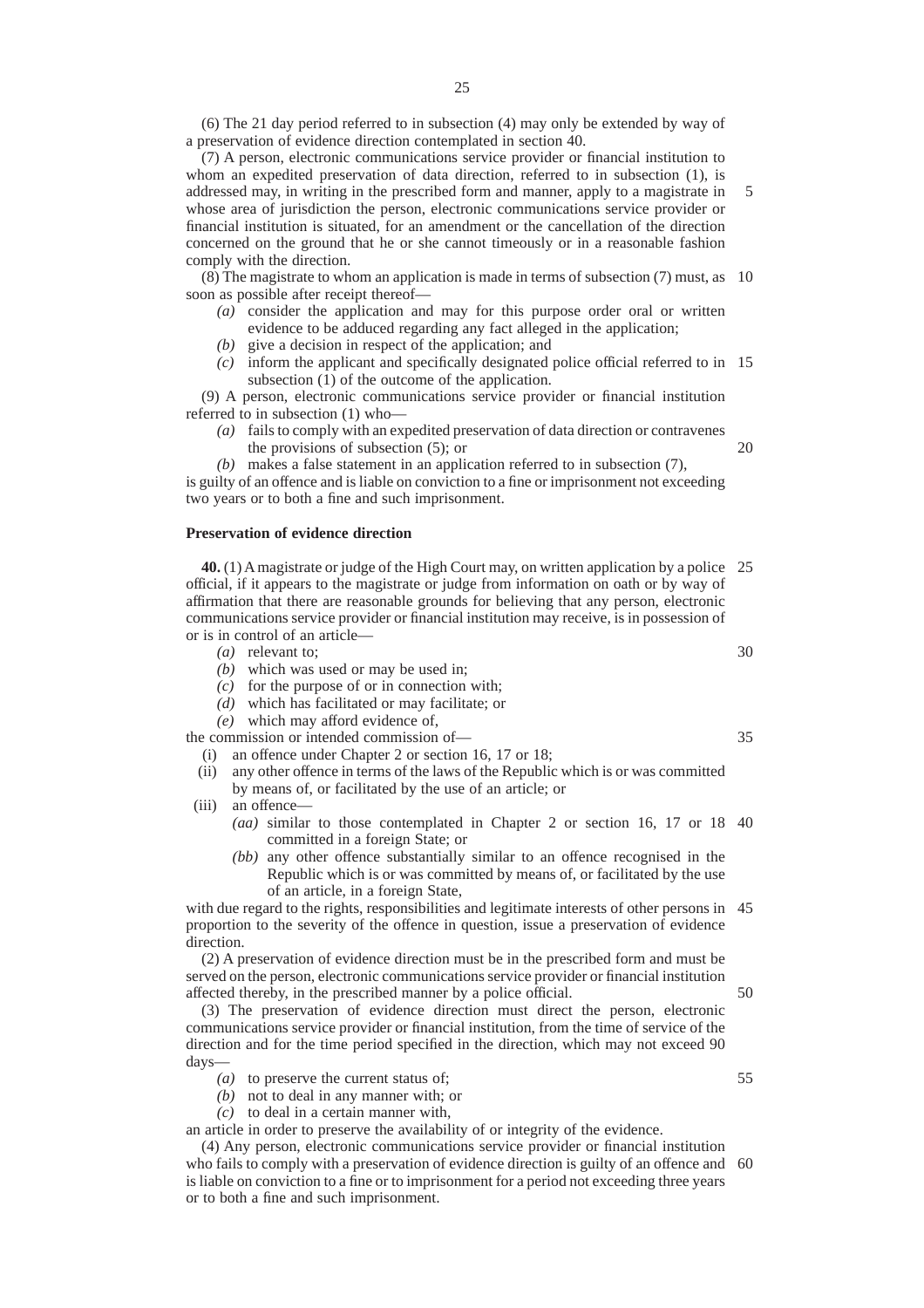(6) The 21 day period referred to in subsection (4) may only be extended by way of a preservation of evidence direction contemplated in section 40.

(7) A person, electronic communications service provider or financial institution to whom an expedited preservation of data direction, referred to in subsection (1), is addressed may, in writing in the prescribed form and manner, apply to a magistrate in whose area of jurisdiction the person, electronic communications service provider or financial institution is situated, for an amendment or the cancellation of the direction concerned on the ground that he or she cannot timeously or in a reasonable fashion comply with the direction.

(8) The magistrate to whom an application is made in terms of subsection (7) must, as soon as possible after receipt thereof—

*(a)* consider the application and may for this purpose order oral or written evidence to be adduced regarding any fact alleged in the application;

*(b)* give a decision in respect of the application; and

*(c)* inform the applicant and specifically designated police official referred to in subsection (1) of the outcome of the application.

(9) A person, electronic communications service provider or financial institution referred to in subsection (1) who—

*(a)* fails to comply with an expedited preservation of data direction or contravenes the provisions of subsection (5); or

*(b)* makes a false statement in an application referred to in subsection (7),

is guilty of an offence and is liable on conviction to a fine or imprisonment not exceeding two years or to both a fine and such imprisonment.

**Preservation of evidence direction**

**40.** (1) A magistrate or judge of the High Court may, on written application by a police official, if it appears to the magistrate or judge from information on oath or by way of affirmation that there are reasonable grounds for believing that any person, electronic communications service provider or financial institution may receive, is in possession of or is in control of an article—

*(a)* relevant to;

*(b)* which was used or may be used in;

*(c)* for the purpose of or in connection with;

*(d)* which has facilitated or may facilitate; or

*(e)* which may afford evidence of,

the commission or intended commission of—

(i) an offence under Chapter 2 or section 16, 17 or 18;

(ii) any other offence in terms of the laws of the Republic which is or was committed by means of, or facilitated by the use of an article; or

(iii) an offence—

*(aa)* similar to those contemplated in Chapter 2 or section 16, 17 or 18 committed in a foreign State; or

*(bb)* any other offence substantially similar to an offence recognised in the Republic which is or was committed by means of, or facilitated by the use of an article, in a foreign State,

with due regard to the rights, responsibilities and legitimate interests of other persons in proportion to the severity of the offence in question, issue a preservation of evidence direction.

(2) A preservation of evidence direction must be in the prescribed form and must be served on the person, electronic communications service provider or financial institution affected thereby, in the prescribed manner by a police official.

(3) The preservation of evidence direction must direct the person, electronic communications service provider or financial institution, from the time of service of the direction and for the time period specified in the direction, which may not exceed 90 days—

*(a)* to preserve the current status of;

*(b)* not to deal in any manner with; or

*(c)* to deal in a certain manner with,

an article in order to preserve the availability of or integrity of the evidence.

(4) Any person, electronic communications service provider or financial institution who fails to comply with a preservation of evidence direction is guilty of an offence and is liable on conviction to a fine or to imprisonment for a period not exceeding three years or to both a fine and such imprisonment.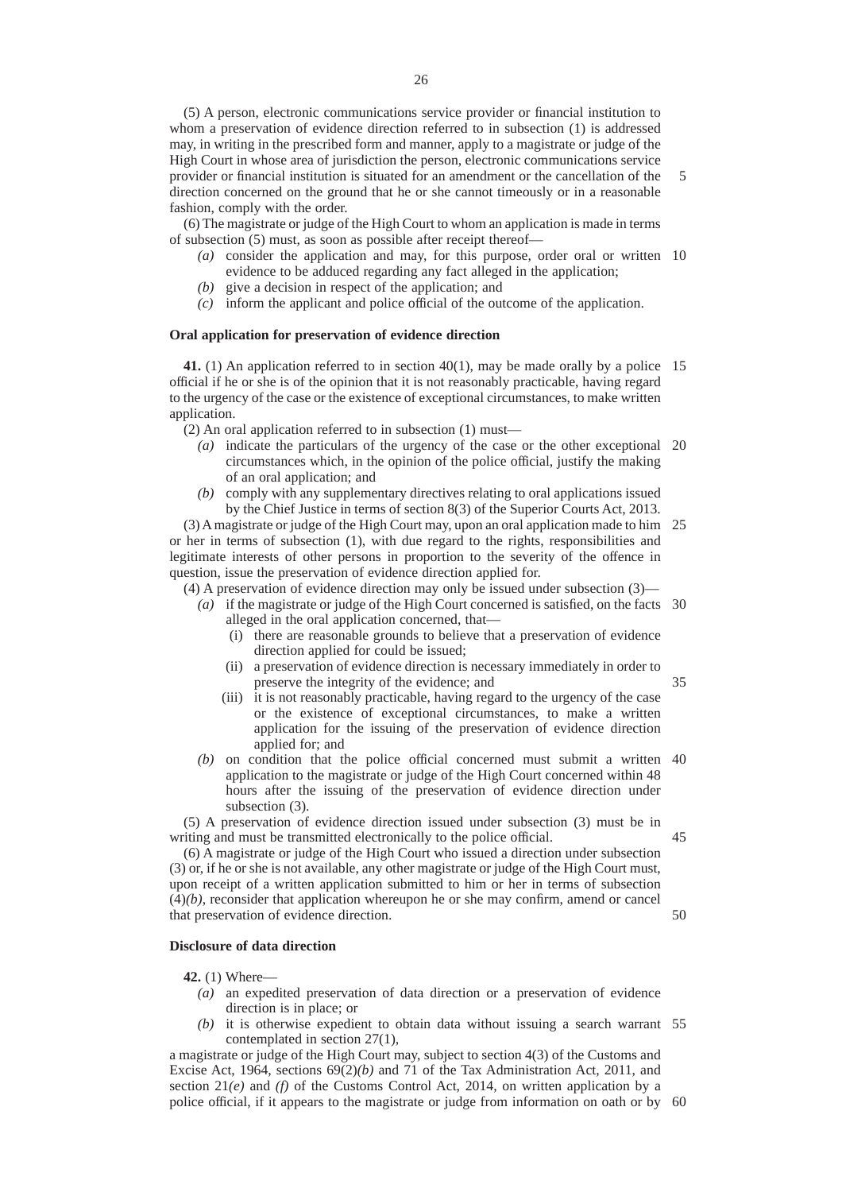(5) A person, electronic communications service provider or financial institution to whom a preservation of evidence direction referred to in subsection (1) is addressed may, in writing in the prescribed form and manner, apply to a magistrate or judge of the High Court in whose area of jurisdiction the person, electronic communications service provider or financial institution is situated for an amendment or the cancellation of the direction concerned on the ground that he or she cannot timeously or in a reasonable fashion, comply with the order.

(6) The magistrate or judge of the High Court to whom an application is made in terms of subsection (5) must, as soon as possible after receipt thereof—

- *(a)* consider the application and may, for this purpose, order oral or written evidence to be adduced regarding any fact alleged in the application;
- *(b)* give a decision in respect of the application; and
- *(c)* inform the applicant and police official of the outcome of the application.

**Oral application for preservation of evidence direction**

**41.** (1) An application referred to in section 40(1), may be made orally by a police official if he or she is of the opinion that it is not reasonably practicable, having regard to the urgency of the case or the existence of exceptional circumstances, to make written application.

(2) An oral application referred to in subsection (1) must—

- *(a)* indicate the particulars of the urgency of the case or the other exceptional circumstances which, in the opinion of the police official, justify the making of an oral application; and
- *(b)* comply with any supplementary directives relating to oral applications issued by the Chief Justice in terms of section 8(3) of the Superior Courts Act, 2013.

(3) A magistrate or judge of the High Court may, upon an oral application made to him or her in terms of subsection (1), with due regard to the rights, responsibilities and legitimate interests of other persons in proportion to the severity of the offence in question, issue the preservation of evidence direction applied for.

(4) A preservation of evidence direction may only be issued under subsection (3)—

- *(a)* if the magistrate or judge of the High Court concerned is satisfied, on the facts alleged in the oral application concerned, that—
  - (i) there are reasonable grounds to believe that a preservation of evidence direction applied for could be issued;
  - (ii) a preservation of evidence direction is necessary immediately in order to preserve the integrity of the evidence; and
  - (iii) it is not reasonably practicable, having regard to the urgency of the case or the existence of exceptional circumstances, to make a written application for the issuing of the preservation of evidence direction applied for; and
- *(b)* on condition that the police official concerned must submit a written application to the magistrate or judge of the High Court concerned within 48 hours after the issuing of the preservation of evidence direction under subsection (3).

(5) A preservation of evidence direction issued under subsection (3) must be in writing and must be transmitted electronically to the police official.

(6) A magistrate or judge of the High Court who issued a direction under subsection (3) or, if he or she is not available, any other magistrate or judge of the High Court must, upon receipt of a written application submitted to him or her in terms of subsection (4)*(b)*, reconsider that application whereupon he or she may confirm, amend or cancel that preservation of evidence direction.

**Disclosure of data direction**

**42.** (1) Where—

- *(a)* an expedited preservation of data direction or a preservation of evidence direction is in place; or
- *(b)* it is otherwise expedient to obtain data without issuing a search warrant contemplated in section 27(1),

a magistrate or judge of the High Court may, subject to section 4(3) of the Customs and Excise Act, 1964, sections 69(2)*(b)* and 71 of the Tax Administration Act, 2011, and section 21*(e)* and *(f)* of the Customs Control Act, 2014, on written application by a police official, if it appears to the magistrate or judge from information on oath or by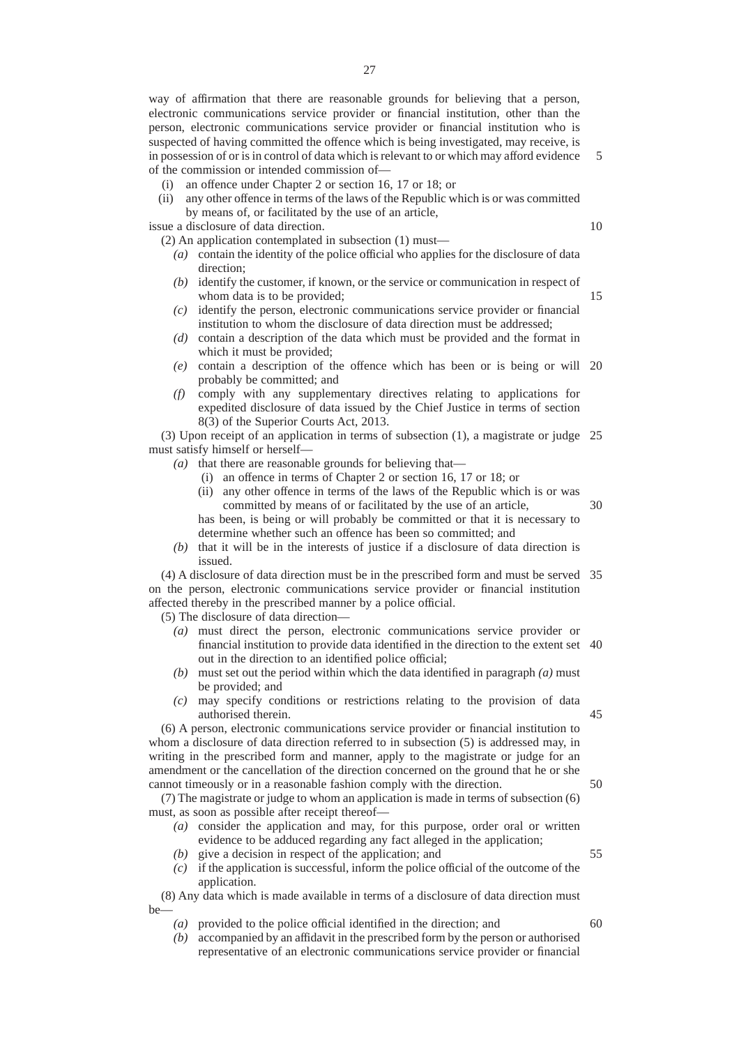way of affirmation that there are reasonable grounds for believing that a person, electronic communications service provider or financial institution, other than the person, electronic communications service provider or financial institution who is suspected of having committed the offence which is being investigated, may receive, is in possession of or is in control of data which is relevant to or which may afford evidence of the commission or intended commission of—

(i) an offence under Chapter 2 or section 16, 17 or 18; or

(ii) any other offence in terms of the laws of the Republic which is or was committed by means of, or facilitated by the use of an article,

issue a disclosure of data direction.

(2) An application contemplated in subsection (1) must—

*(a)* contain the identity of the police official who applies for the disclosure of data direction;

*(b)* identify the customer, if known, or the service or communication in respect of whom data is to be provided;

*(c)* identify the person, electronic communications service provider or financial institution to whom the disclosure of data direction must be addressed;

*(d)* contain a description of the data which must be provided and the format in which it must be provided;

*(e)* contain a description of the offence which has been or is being or will probably be committed; and

*(f)* comply with any supplementary directives relating to applications for expedited disclosure of data issued by the Chief Justice in terms of section 8(3) of the Superior Courts Act, 2013.

(3) Upon receipt of an application in terms of subsection (1), a magistrate or judge must satisfy himself or herself—

*(a)* that there are reasonable grounds for believing that—

(i) an offence in terms of Chapter 2 or section 16, 17 or 18; or

(ii) any other offence in terms of the laws of the Republic which is or was committed by means of or facilitated by the use of an article,

has been, is being or will probably be committed or that it is necessary to determine whether such an offence has been so committed; and

*(b)* that it will be in the interests of justice if a disclosure of data direction is issued.

(4) A disclosure of data direction must be in the prescribed form and must be served on the person, electronic communications service provider or financial institution affected thereby in the prescribed manner by a police official.

(5) The disclosure of data direction—

*(a)* must direct the person, electronic communications service provider or financial institution to provide data identified in the direction to the extent set out in the direction to an identified police official;

*(b)* must set out the period within which the data identified in paragraph *(a)* must be provided; and

*(c)* may specify conditions or restrictions relating to the provision of data authorised therein.

(6) A person, electronic communications service provider or financial institution to whom a disclosure of data direction referred to in subsection (5) is addressed may, in writing in the prescribed form and manner, apply to the magistrate or judge for an amendment or the cancellation of the direction concerned on the ground that he or she cannot timeously or in a reasonable fashion comply with the direction.

(7) The magistrate or judge to whom an application is made in terms of subsection (6) must, as soon as possible after receipt thereof—

*(a)* consider the application and may, for this purpose, order oral or written evidence to be adduced regarding any fact alleged in the application;

*(b)* give a decision in respect of the application; and

*(c)* if the application is successful, inform the police official of the outcome of the application.

(8) Any data which is made available in terms of a disclosure of data direction must be—

*(a)* provided to the police official identified in the direction; and

*(b)* accompanied by an affidavit in the prescribed form by the person or authorised representative of an electronic communications service provider or financial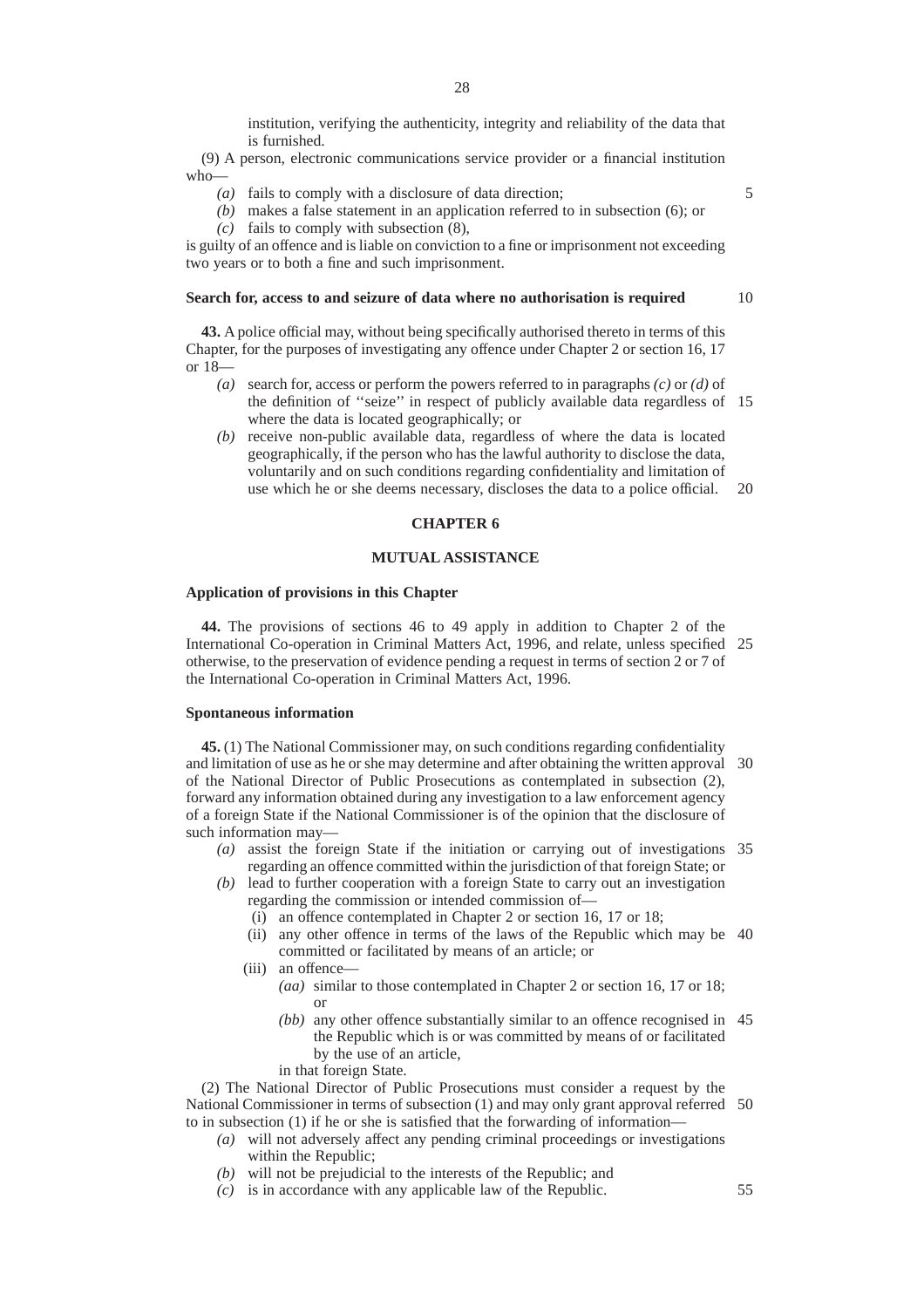institution, verifying the authenticity, integrity and reliability of the data that is furnished.

(9) A person, electronic communications service provider or a financial institution who—

*(a)* fails to comply with a disclosure of data direction;

*(b)* makes a false statement in an application referred to in subsection (6); or

*(c)* fails to comply with subsection (8),

is guilty of an offence and is liable on conviction to a fine or imprisonment not exceeding two years or to both a fine and such imprisonment.

**Search for, access to and seizure of data where no authorisation is required**

**43.** A police official may, without being specifically authorised thereto in terms of this Chapter, for the purposes of investigating any offence under Chapter 2 or section 16, 17 or 18—

*(a)* search for, access or perform the powers referred to in paragraphs *(c)* or *(d)* of the definition of ''seize'' in respect of publicly available data regardless of where the data is located geographically; or

*(b)* receive non-public available data, regardless of where the data is located geographically, if the person who has the lawful authority to disclose the data, voluntarily and on such conditions regarding confidentiality and limitation of use which he or she deems necessary, discloses the data to a police official.

## CHAPTER 6

## MUTUAL ASSISTANCE

**Application of provisions in this Chapter**

**44.** The provisions of sections 46 to 49 apply in addition to Chapter 2 of the International Co-operation in Criminal Matters Act, 1996, and relate, unless specified otherwise, to the preservation of evidence pending a request in terms of section 2 or 7 of the International Co-operation in Criminal Matters Act, 1996.

**Spontaneous information**

**45.** (1) The National Commissioner may, on such conditions regarding confidentiality and limitation of use as he or she may determine and after obtaining the written approval of the National Director of Public Prosecutions as contemplated in subsection (2), forward any information obtained during any investigation to a law enforcement agency of a foreign State if the National Commissioner is of the opinion that the disclosure of such information may—

*(a)* assist the foreign State if the initiation or carrying out of investigations regarding an offence committed within the jurisdiction of that foreign State; or

*(b)* lead to further cooperation with a foreign State to carry out an investigation regarding the commission or intended commission of—

(i) an offence contemplated in Chapter 2 or section 16, 17 or 18;

(ii) any other offence in terms of the laws of the Republic which may be committed or facilitated by means of an article; or

(iii) an offence—

*(aa)* similar to those contemplated in Chapter 2 or section 16, 17 or 18; or

*(bb)* any other offence substantially similar to an offence recognised in the Republic which is or was committed by means of or facilitated by the use of an article,

in that foreign State.

(2) The National Director of Public Prosecutions must consider a request by the National Commissioner in terms of subsection (1) and may only grant approval referred to in subsection (1) if he or she is satisfied that the forwarding of information—

*(a)* will not adversely affect any pending criminal proceedings or investigations within the Republic;

*(b)* will not be prejudicial to the interests of the Republic; and

*(c)* is in accordance with any applicable law of the Republic.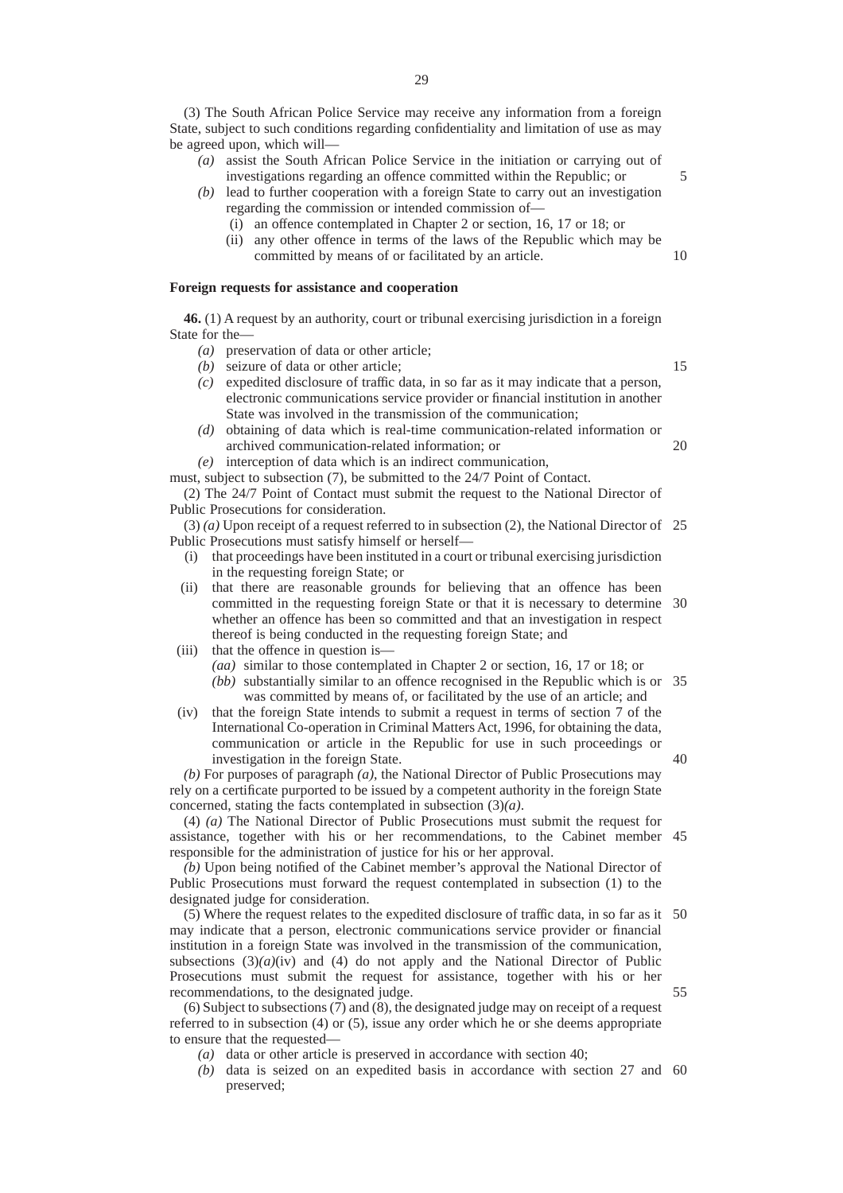(3) The South African Police Service may receive any information from a foreign State, subject to such conditions regarding confidentiality and limitation of use as may be agreed upon, which will—

*(a)* assist the South African Police Service in the initiation or carrying out of investigations regarding an offence committed within the Republic; or

*(b)* lead to further cooperation with a foreign State to carry out an investigation regarding the commission or intended commission of—

(i) an offence contemplated in Chapter 2 or section, 16, 17 or 18; or

(ii) any other offence in terms of the laws of the Republic which may be committed by means of or facilitated by an article.

**Foreign requests for assistance and cooperation**

**46.** (1) A request by an authority, court or tribunal exercising jurisdiction in a foreign State for the—

*(a)* preservation of data or other article;

*(b)* seizure of data or other article;

*(c)* expedited disclosure of traffic data, in so far as it may indicate that a person, electronic communications service provider or financial institution in another State was involved in the transmission of the communication;

*(d)* obtaining of data which is real-time communication-related information or archived communication-related information; or

*(e)* interception of data which is an indirect communication,

must, subject to subsection (7), be submitted to the 24/7 Point of Contact.

(2) The 24/7 Point of Contact must submit the request to the National Director of Public Prosecutions for consideration.

(3) *(a)* Upon receipt of a request referred to in subsection (2), the National Director of Public Prosecutions must satisfy himself or herself—

(i) that proceedings have been instituted in a court or tribunal exercising jurisdiction in the requesting foreign State; or

(ii) that there are reasonable grounds for believing that an offence has been committed in the requesting foreign State or that it is necessary to determine whether an offence has been so committed and that an investigation in respect thereof is being conducted in the requesting foreign State; and

(iii) that the offence in question is—

*(aa)* similar to those contemplated in Chapter 2 or section, 16, 17 or 18; or

*(bb)* substantially similar to an offence recognised in the Republic which is or was committed by means of, or facilitated by the use of an article; and

(iv) that the foreign State intends to submit a request in terms of section 7 of the International Co-operation in Criminal Matters Act, 1996, for obtaining the data, communication or article in the Republic for use in such proceedings or investigation in the foreign State.

*(b)* For purposes of paragraph *(a)*, the National Director of Public Prosecutions may rely on a certificate purported to be issued by a competent authority in the foreign State concerned, stating the facts contemplated in subsection (3)*(a)*.

(4) *(a)* The National Director of Public Prosecutions must submit the request for assistance, together with his or her recommendations, to the Cabinet member responsible for the administration of justice for his or her approval.

*(b)* Upon being notified of the Cabinet member's approval the National Director of Public Prosecutions must forward the request contemplated in subsection (1) to the designated judge for consideration.

(5) Where the request relates to the expedited disclosure of traffic data, in so far as it may indicate that a person, electronic communications service provider or financial institution in a foreign State was involved in the transmission of the communication, subsections (3)*(a)*(iv) and (4) do not apply and the National Director of Public Prosecutions must submit the request for assistance, together with his or her recommendations, to the designated judge.

(6) Subject to subsections (7) and (8), the designated judge may on receipt of a request referred to in subsection (4) or (5), issue any order which he or she deems appropriate to ensure that the requested—

*(a)* data or other article is preserved in accordance with section 40;

*(b)* data is seized on an expedited basis in accordance with section 27 and preserved;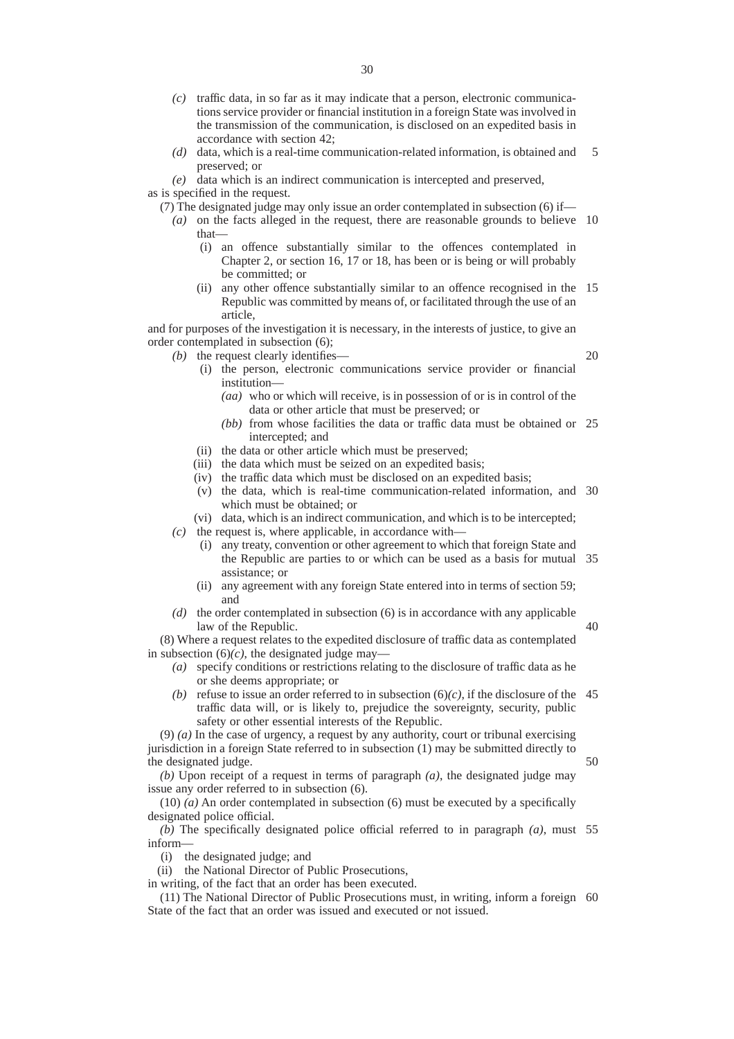*(c)* traffic data, in so far as it may indicate that a person, electronic communications service provider or financial institution in a foreign State was involved in the transmission of the communication, is disclosed on an expedited basis in accordance with section 42;

*(d)* data, which is a real-time communication-related information, is obtained and preserved; or

*(e)* data which is an indirect communication is intercepted and preserved,

as is specified in the request.

(7) The designated judge may only issue an order contemplated in subsection (6) if—

*(a)* on the facts alleged in the request, there are reasonable grounds to believe that—

(i) an offence substantially similar to the offences contemplated in Chapter 2, or section 16, 17 or 18, has been or is being or will probably be committed; or

(ii) any other offence substantially similar to an offence recognised in the Republic was committed by means of, or facilitated through the use of an article,

and for purposes of the investigation it is necessary, in the interests of justice, to give an order contemplated in subsection (6);

*(b)* the request clearly identifies—

(i) the person, electronic communications service provider or financial institution—

*(aa)* who or which will receive, is in possession of or is in control of the data or other article that must be preserved; or

*(bb)* from whose facilities the data or traffic data must be obtained or intercepted; and

(ii) the data or other article which must be preserved;

(iii) the data which must be seized on an expedited basis;

(iv) the traffic data which must be disclosed on an expedited basis;

(v) the data, which is real-time communication-related information, and which must be obtained; or

(vi) data, which is an indirect communication, and which is to be intercepted;

*(c)* the request is, where applicable, in accordance with—

(i) any treaty, convention or other agreement to which that foreign State and the Republic are parties to or which can be used as a basis for mutual assistance; or

(ii) any agreement with any foreign State entered into in terms of section 59; and

*(d)* the order contemplated in subsection (6) is in accordance with any applicable law of the Republic.

(8) Where a request relates to the expedited disclosure of traffic data as contemplated in subsection (6)*(c)*, the designated judge may—

*(a)* specify conditions or restrictions relating to the disclosure of traffic data as he or she deems appropriate; or

*(b)* refuse to issue an order referred to in subsection (6)*(c)*, if the disclosure of the traffic data will, or is likely to, prejudice the sovereignty, security, public safety or other essential interests of the Republic.

(9) *(a)* In the case of urgency, a request by any authority, court or tribunal exercising jurisdiction in a foreign State referred to in subsection (1) may be submitted directly to the designated judge.

*(b)* Upon receipt of a request in terms of paragraph *(a)*, the designated judge may issue any order referred to in subsection (6).

(10) *(a)* An order contemplated in subsection (6) must be executed by a specifically designated police official.

*(b)* The specifically designated police official referred to in paragraph *(a)*, must inform—

(i) the designated judge; and

(ii) the National Director of Public Prosecutions,

in writing, of the fact that an order has been executed.

(11) The National Director of Public Prosecutions must, in writing, inform a foreign State of the fact that an order was issued and executed or not issued.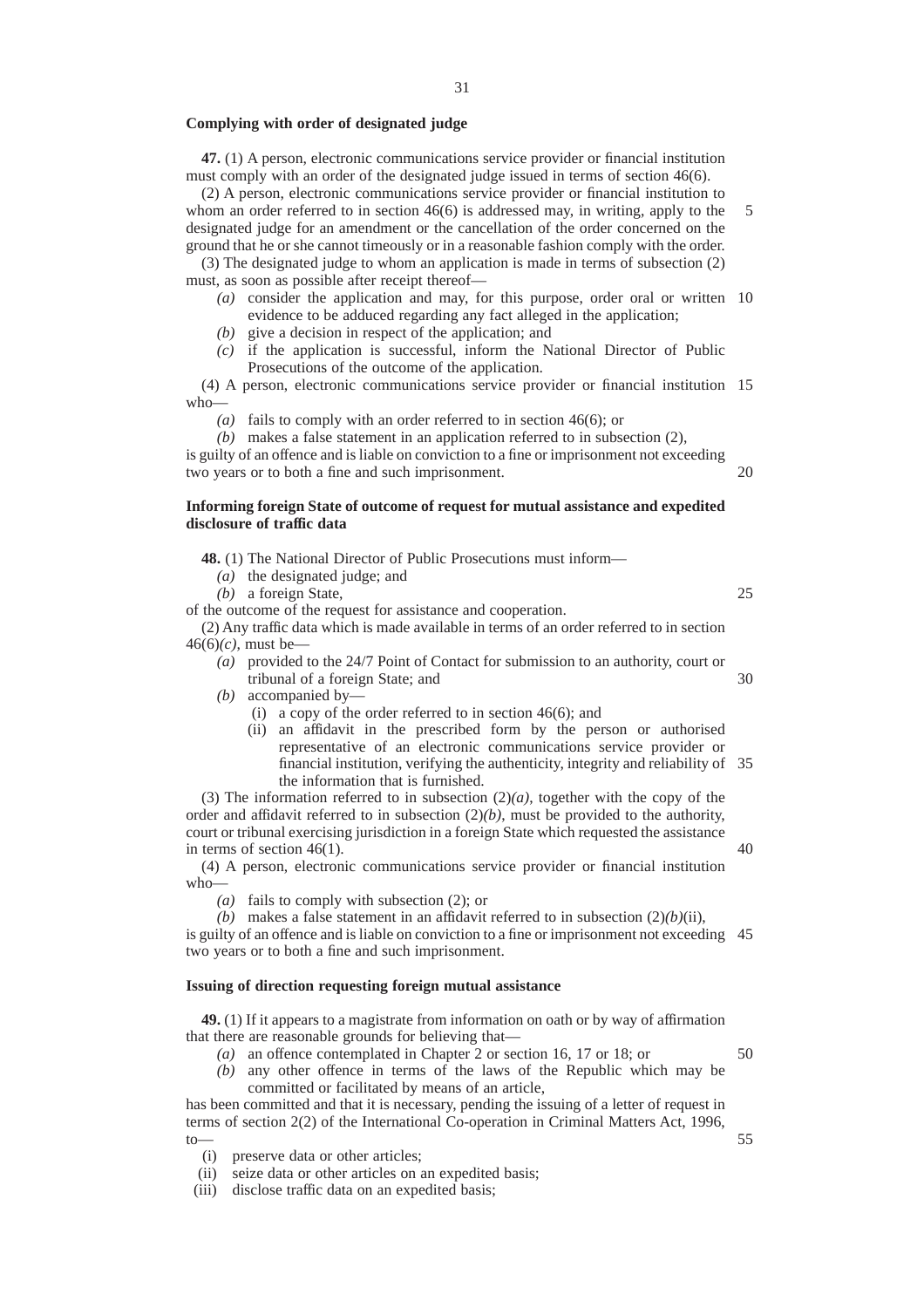**Complying with order of designated judge**

**47.** (1) A person, electronic communications service provider or financial institution must comply with an order of the designated judge issued in terms of section 46(6).

(2) A person, electronic communications service provider or financial institution to whom an order referred to in section 46(6) is addressed may, in writing, apply to the designated judge for an amendment or the cancellation of the order concerned on the ground that he or she cannot timeously or in a reasonable fashion comply with the order.

(3) The designated judge to whom an application is made in terms of subsection (2) must, as soon as possible after receipt thereof—

*(a)* consider the application and may, for this purpose, order oral or written evidence to be adduced regarding any fact alleged in the application;

*(b)* give a decision in respect of the application; and

*(c)* if the application is successful, inform the National Director of Public Prosecutions of the outcome of the application.

(4) A person, electronic communications service provider or financial institution who—

*(a)* fails to comply with an order referred to in section 46(6); or

*(b)* makes a false statement in an application referred to in subsection (2),

is guilty of an offence and is liable on conviction to a fine or imprisonment not exceeding two years or to both a fine and such imprisonment.

**Informing foreign State of outcome of request for mutual assistance and expedited disclosure of traffic data**

**48.** (1) The National Director of Public Prosecutions must inform—

*(a)* the designated judge; and

*(b)* a foreign State,

of the outcome of the request for assistance and cooperation.

(2) Any traffic data which is made available in terms of an order referred to in section 46(6)*(c)*, must be—

*(a)* provided to the 24/7 Point of Contact for submission to an authority, court or tribunal of a foreign State; and

*(b)* accompanied by—

(i) a copy of the order referred to in section 46(6); and

(ii) an affidavit in the prescribed form by the person or authorised representative of an electronic communications service provider or financial institution, verifying the authenticity, integrity and reliability of the information that is furnished.

(3) The information referred to in subsection (2)*(a)*, together with the copy of the order and affidavit referred to in subsection (2)*(b)*, must be provided to the authority, court or tribunal exercising jurisdiction in a foreign State which requested the assistance in terms of section 46(1).

(4) A person, electronic communications service provider or financial institution who—

*(a)* fails to comply with subsection (2); or

*(b)* makes a false statement in an affidavit referred to in subsection (2)*(b)*(ii),

is guilty of an offence and is liable on conviction to a fine or imprisonment not exceeding two years or to both a fine and such imprisonment.

**Issuing of direction requesting foreign mutual assistance**

**49.** (1) If it appears to a magistrate from information on oath or by way of affirmation that there are reasonable grounds for believing that—

*(a)* an offence contemplated in Chapter 2 or section 16, 17 or 18; or

*(b)* any other offence in terms of the laws of the Republic which may be committed or facilitated by means of an article,

has been committed and that it is necessary, pending the issuing of a letter of request in terms of section 2(2) of the International Co-operation in Criminal Matters Act, 1996, to—

(i) preserve data or other articles;

(ii) seize data or other articles on an expedited basis;

(iii) disclose traffic data on an expedited basis;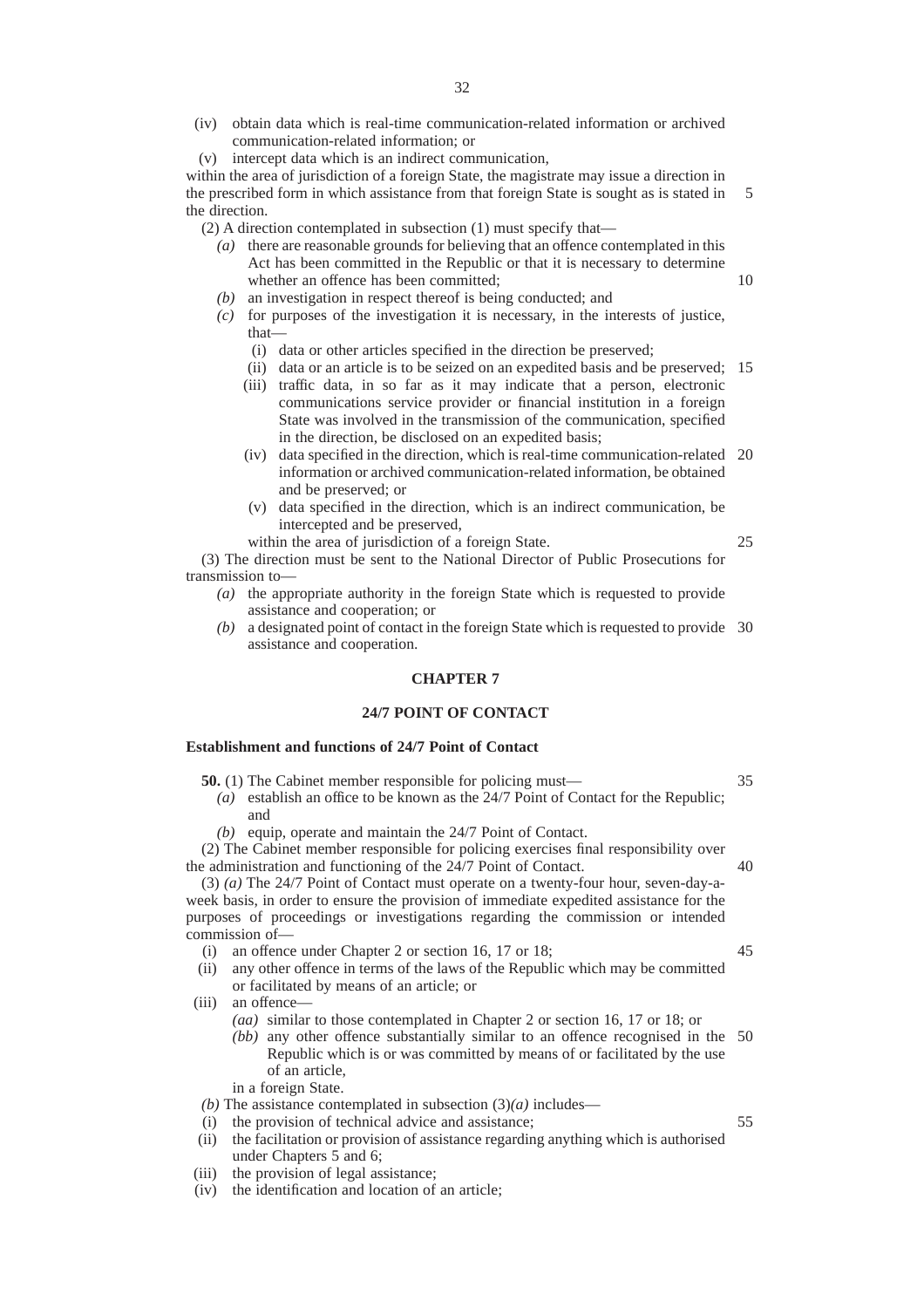(iv) obtain data which is real-time communication-related information or archived communication-related information; or

(v) intercept data which is an indirect communication,

within the area of jurisdiction of a foreign State, the magistrate may issue a direction in the prescribed form in which assistance from that foreign State is sought as is stated in the direction.

(2) A direction contemplated in subsection (1) must specify that—

*(a)* there are reasonable grounds for believing that an offence contemplated in this Act has been committed in the Republic or that it is necessary to determine whether an offence has been committed;

*(b)* an investigation in respect thereof is being conducted; and

*(c)* for purposes of the investigation it is necessary, in the interests of justice, that—

(i) data or other articles specified in the direction be preserved;

(ii) data or an article is to be seized on an expedited basis and be preserved;

(iii) traffic data, in so far as it may indicate that a person, electronic communications service provider or financial institution in a foreign State was involved in the transmission of the communication, specified in the direction, be disclosed on an expedited basis;

(iv) data specified in the direction, which is real-time communication-related information or archived communication-related information, be obtained and be preserved; or

(v) data specified in the direction, which is an indirect communication, be intercepted and be preserved,

within the area of jurisdiction of a foreign State.

(3) The direction must be sent to the National Director of Public Prosecutions for transmission to—

*(a)* the appropriate authority in the foreign State which is requested to provide assistance and cooperation; or

*(b)* a designated point of contact in the foreign State which is requested to provide assistance and cooperation.

## CHAPTER 7

## 24/7 POINT OF CONTACT

### Establishment and functions of 24/7 Point of Contact

**50.** (1) The Cabinet member responsible for policing must—

*(a)* establish an office to be known as the 24/7 Point of Contact for the Republic; and

*(b)* equip, operate and maintain the 24/7 Point of Contact.

(2) The Cabinet member responsible for policing exercises final responsibility over the administration and functioning of the 24/7 Point of Contact.

(3) *(a)* The 24/7 Point of Contact must operate on a twenty-four hour, seven-day-a-week basis, in order to ensure the provision of immediate expedited assistance for the purposes of proceedings or investigations regarding the commission or intended commission of—

(i) an offence under Chapter 2 or section 16, 17 or 18;

(ii) any other offence in terms of the laws of the Republic which may be committed or facilitated by means of an article; or

(iii) an offence—

*(aa)* similar to those contemplated in Chapter 2 or section 16, 17 or 18; or

*(bb)* any other offence substantially similar to an offence recognised in the Republic which is or was committed by means of or facilitated by the use of an article,

in a foreign State.

*(b)* The assistance contemplated in subsection (3)*(a)* includes—

(i) the provision of technical advice and assistance;

(ii) the facilitation or provision of assistance regarding anything which is authorised under Chapters 5 and 6;

(iii) the provision of legal assistance;

(iv) the identification and location of an article;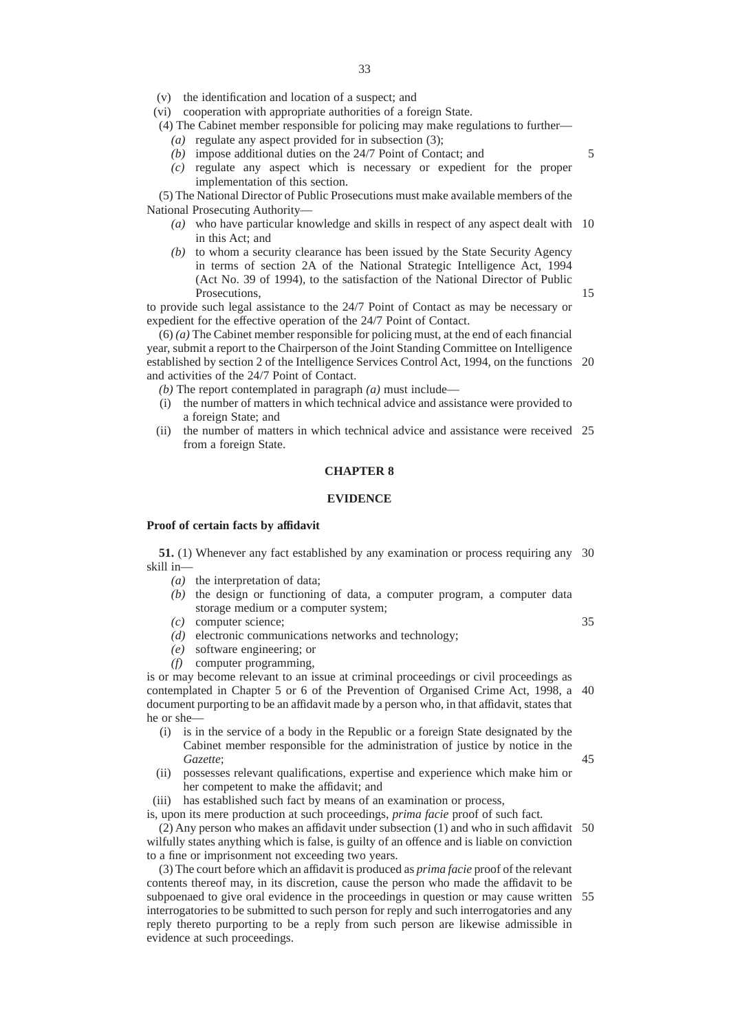(v) the identification and location of a suspect; and

(vi) cooperation with appropriate authorities of a foreign State.

(4) The Cabinet member responsible for policing may make regulations to further—

*(a)* regulate any aspect provided for in subsection (3);

*(b)* impose additional duties on the 24/7 Point of Contact; and

*(c)* regulate any aspect which is necessary or expedient for the proper implementation of this section.

(5) The National Director of Public Prosecutions must make available members of the National Prosecuting Authority—

*(a)* who have particular knowledge and skills in respect of any aspect dealt with in this Act; and

*(b)* to whom a security clearance has been issued by the State Security Agency in terms of section 2A of the National Strategic Intelligence Act, 1994 (Act No. 39 of 1994), to the satisfaction of the National Director of Public Prosecutions,

to provide such legal assistance to the 24/7 Point of Contact as may be necessary or expedient for the effective operation of the 24/7 Point of Contact.

(6) *(a)* The Cabinet member responsible for policing must, at the end of each financial year, submit a report to the Chairperson of the Joint Standing Committee on Intelligence established by section 2 of the Intelligence Services Control Act, 1994, on the functions and activities of the 24/7 Point of Contact.

*(b)* The report contemplated in paragraph *(a)* must include—

(i) the number of matters in which technical advice and assistance were provided to a foreign State; and

(ii) the number of matters in which technical advice and assistance were received from a foreign State.

## CHAPTER 8

## EVIDENCE

**Proof of certain facts by affidavit**

**51.** (1) Whenever any fact established by any examination or process requiring any skill in—

*(a)* the interpretation of data;

*(b)* the design or functioning of data, a computer program, a computer data storage medium or a computer system;

*(c)* computer science;

*(d)* electronic communications networks and technology;

*(e)* software engineering; or

*(f)* computer programming,

is or may become relevant to an issue at criminal proceedings or civil proceedings as contemplated in Chapter 5 or 6 of the Prevention of Organised Crime Act, 1998, a document purporting to be an affidavit made by a person who, in that affidavit, states that he or she—

(i) is in the service of a body in the Republic or a foreign State designated by the Cabinet member responsible for the administration of justice by notice in the *Gazette*;

(ii) possesses relevant qualifications, expertise and experience which make him or her competent to make the affidavit; and

(iii) has established such fact by means of an examination or process,

is, upon its mere production at such proceedings, *prima facie* proof of such fact.

(2) Any person who makes an affidavit under subsection (1) and who in such affidavit wilfully states anything which is false, is guilty of an offence and is liable on conviction to a fine or imprisonment not exceeding two years.

(3) The court before which an affidavit is produced as *prima facie* proof of the relevant contents thereof may, in its discretion, cause the person who made the affidavit to be subpoenaed to give oral evidence in the proceedings in question or may cause written interrogatories to be submitted to such person for reply and such interrogatories and any reply thereto purporting to be a reply from such person are likewise admissible in evidence at such proceedings.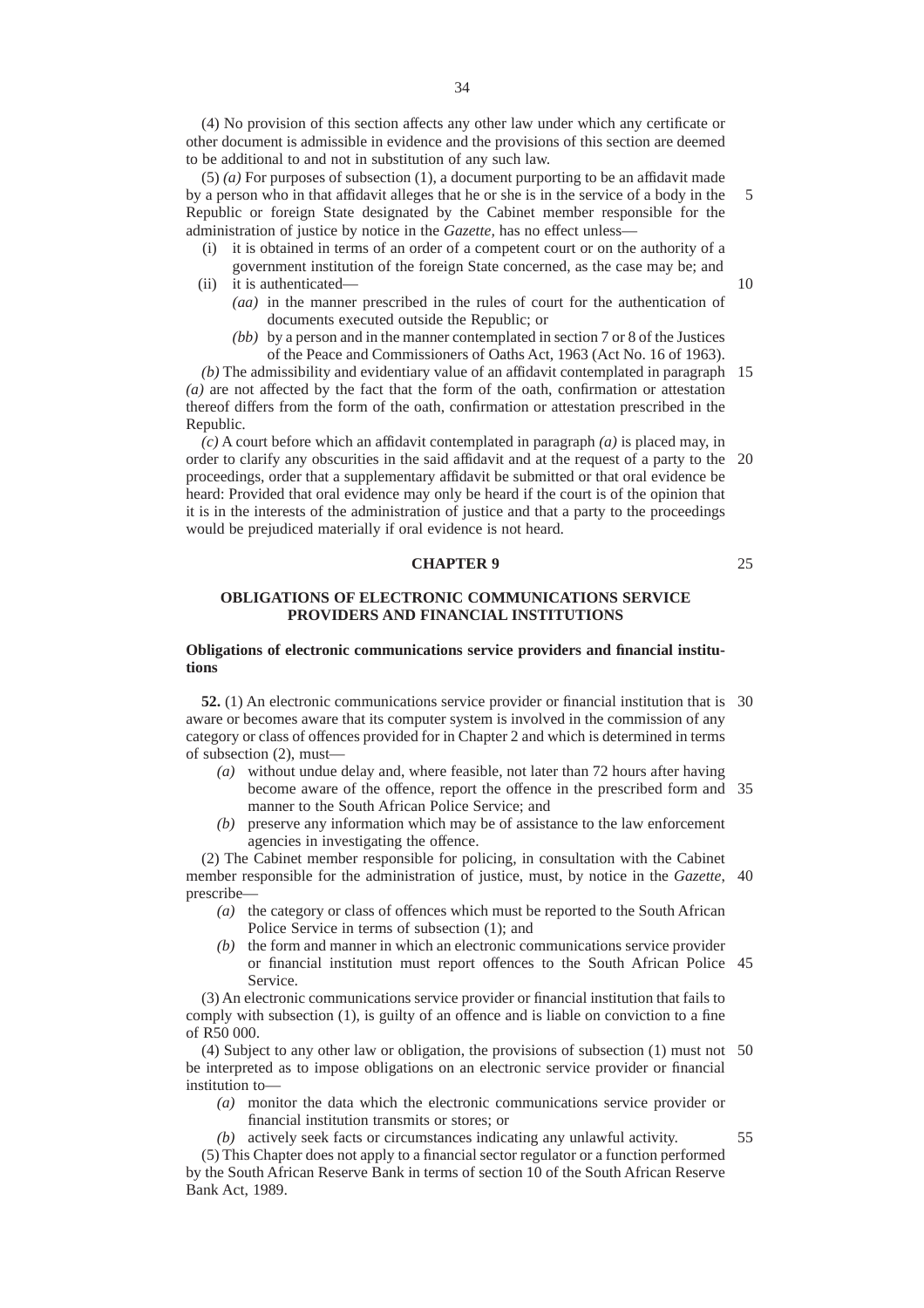(4) No provision of this section affects any other law under which any certificate or other document is admissible in evidence and the provisions of this section are deemed to be additional to and not in substitution of any such law.

(5) *(a)* For purposes of subsection (1), a document purporting to be an affidavit made by a person who in that affidavit alleges that he or she is in the service of a body in the Republic or foreign State designated by the Cabinet member responsible for the administration of justice by notice in the *Gazette*, has no effect unless—

- (i) it is obtained in terms of an order of a competent court or on the authority of a government institution of the foreign State concerned, as the case may be; and
- (ii) it is authenticated—
  - *(aa)* in the manner prescribed in the rules of court for the authentication of documents executed outside the Republic; or
  - *(bb)* by a person and in the manner contemplated in section 7 or 8 of the Justices of the Peace and Commissioners of Oaths Act, 1963 (Act No. 16 of 1963).

*(b)* The admissibility and evidentiary value of an affidavit contemplated in paragraph *(a)* are not affected by the fact that the form of the oath, confirmation or attestation thereof differs from the form of the oath, confirmation or attestation prescribed in the Republic.

*(c)* A court before which an affidavit contemplated in paragraph *(a)* is placed may, in order to clarify any obscurities in the said affidavit and at the request of a party to the proceedings, order that a supplementary affidavit be submitted or that oral evidence be heard: Provided that oral evidence may only be heard if the court is of the opinion that it is in the interests of the administration of justice and that a party to the proceedings would be prejudiced materially if oral evidence is not heard.

## CHAPTER 9

## OBLIGATIONS OF ELECTRONIC COMMUNICATIONS SERVICE PROVIDERS AND FINANCIAL INSTITUTIONS

### Obligations of electronic communications service providers and financial institutions

**52.** (1) An electronic communications service provider or financial institution that is aware or becomes aware that its computer system is involved in the commission of any category or class of offences provided for in Chapter 2 and which is determined in terms of subsection (2), must—

- *(a)* without undue delay and, where feasible, not later than 72 hours after having become aware of the offence, report the offence in the prescribed form and manner to the South African Police Service; and
- *(b)* preserve any information which may be of assistance to the law enforcement agencies in investigating the offence.

(2) The Cabinet member responsible for policing, in consultation with the Cabinet member responsible for the administration of justice, must, by notice in the *Gazette*, prescribe—

- *(a)* the category or class of offences which must be reported to the South African Police Service in terms of subsection (1); and
- *(b)* the form and manner in which an electronic communications service provider or financial institution must report offences to the South African Police Service.

(3) An electronic communications service provider or financial institution that fails to comply with subsection (1), is guilty of an offence and is liable on conviction to a fine of R50 000.

(4) Subject to any other law or obligation, the provisions of subsection (1) must not be interpreted as to impose obligations on an electronic service provider or financial institution to—

- *(a)* monitor the data which the electronic communications service provider or financial institution transmits or stores; or
- *(b)* actively seek facts or circumstances indicating any unlawful activity.

(5) This Chapter does not apply to a financial sector regulator or a function performed by the South African Reserve Bank in terms of section 10 of the South African Reserve Bank Act, 1989.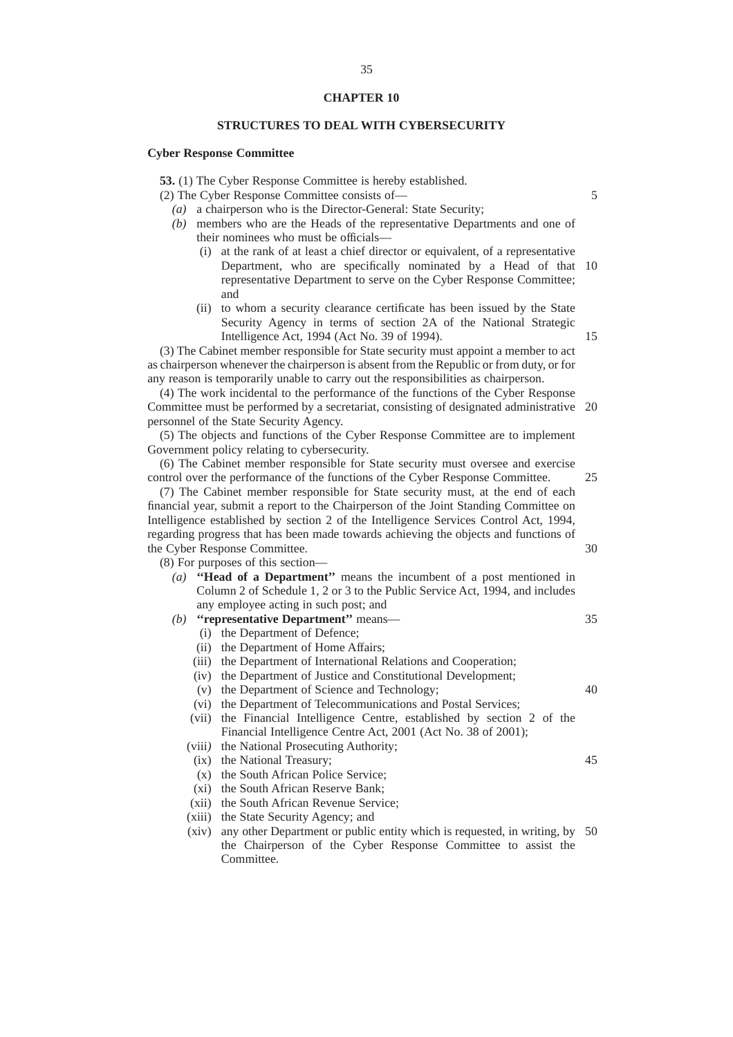# CHAPTER 10

## STRUCTURES TO DEAL WITH CYBERSECURITY

### Cyber Response Committee

**53.** (1) The Cyber Response Committee is hereby established.

(2) The Cyber Response Committee consists of—

*(a)* a chairperson who is the Director-General: State Security;

*(b)* members who are the Heads of the representative Departments and one of their nominees who must be officials—

(i) at the rank of at least a chief director or equivalent, of a representative Department, who are specifically nominated by a Head of that representative Department to serve on the Cyber Response Committee; and

(ii) to whom a security clearance certificate has been issued by the State Security Agency in terms of section 2A of the National Strategic Intelligence Act, 1994 (Act No. 39 of 1994).

(3) The Cabinet member responsible for State security must appoint a member to act as chairperson whenever the chairperson is absent from the Republic or from duty, or for any reason is temporarily unable to carry out the responsibilities as chairperson.

(4) The work incidental to the performance of the functions of the Cyber Response Committee must be performed by a secretariat, consisting of designated administrative personnel of the State Security Agency.

(5) The objects and functions of the Cyber Response Committee are to implement Government policy relating to cybersecurity.

(6) The Cabinet member responsible for State security must oversee and exercise control over the performance of the functions of the Cyber Response Committee.

(7) The Cabinet member responsible for State security must, at the end of each financial year, submit a report to the Chairperson of the Joint Standing Committee on Intelligence established by section 2 of the Intelligence Services Control Act, 1994, regarding progress that has been made towards achieving the objects and functions of the Cyber Response Committee.

(8) For purposes of this section—

*(a)* **''Head of a Department''** means the incumbent of a post mentioned in Column 2 of Schedule 1, 2 or 3 to the Public Service Act, 1994, and includes any employee acting in such post; and

*(b)* **''representative Department''** means—

(i) the Department of Defence;

(ii) the Department of Home Affairs;

(iii) the Department of International Relations and Cooperation;

(iv) the Department of Justice and Constitutional Development;

(v) the Department of Science and Technology;

(vi) the Department of Telecommunications and Postal Services;

(vii) the Financial Intelligence Centre, established by section 2 of the Financial Intelligence Centre Act, 2001 (Act No. 38 of 2001);

(viii) the National Prosecuting Authority;

(ix) the National Treasury;

(x) the South African Police Service;

(xi) the South African Reserve Bank;

(xii) the South African Revenue Service;

(xiii) the State Security Agency; and

(xiv) any other Department or public entity which is requested, in writing, by the Chairperson of the Cyber Response Committee to assist the Committee.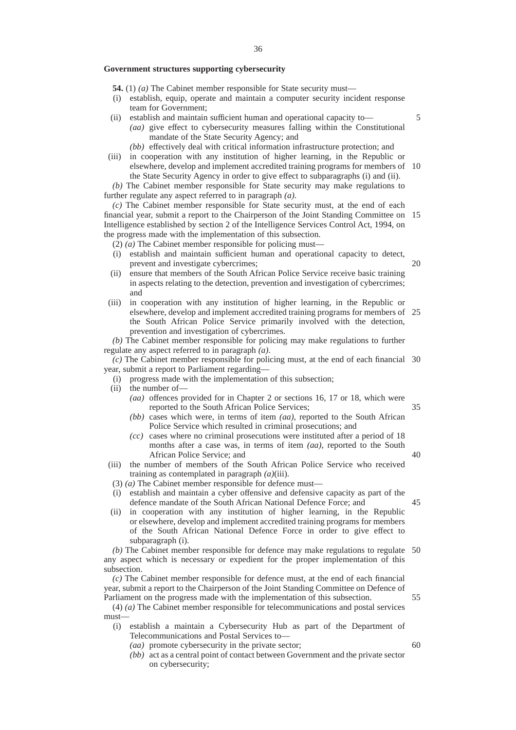**Government structures supporting cybersecurity**

**54.** (1) *(a)* The Cabinet member responsible for State security must—

(i) establish, equip, operate and maintain a computer security incident response team for Government;

(ii) establish and maintain sufficient human and operational capacity to—

*(aa)* give effect to cybersecurity measures falling within the Constitutional mandate of the State Security Agency; and

*(bb)* effectively deal with critical information infrastructure protection; and

(iii) in cooperation with any institution of higher learning, in the Republic or elsewhere, develop and implement accredited training programs for members of the State Security Agency in order to give effect to subparagraphs (i) and (ii).

*(b)* The Cabinet member responsible for State security may make regulations to further regulate any aspect referred to in paragraph *(a)*.

*(c)* The Cabinet member responsible for State security must, at the end of each financial year, submit a report to the Chairperson of the Joint Standing Committee on Intelligence established by section 2 of the Intelligence Services Control Act, 1994, on the progress made with the implementation of this subsection.

(2) *(a)* The Cabinet member responsible for policing must—

(i) establish and maintain sufficient human and operational capacity to detect, prevent and investigate cybercrimes;

(ii) ensure that members of the South African Police Service receive basic training in aspects relating to the detection, prevention and investigation of cybercrimes; and

(iii) in cooperation with any institution of higher learning, in the Republic or elsewhere, develop and implement accredited training programs for members of the South African Police Service primarily involved with the detection, prevention and investigation of cybercrimes.

*(b)* The Cabinet member responsible for policing may make regulations to further regulate any aspect referred to in paragraph *(a)*.

*(c)* The Cabinet member responsible for policing must, at the end of each financial year, submit a report to Parliament regarding—

(i) progress made with the implementation of this subsection;

(ii) the number of—

*(aa)* offences provided for in Chapter 2 or sections 16, 17 or 18, which were reported to the South African Police Services;

*(bb)* cases which were, in terms of item *(aa)*, reported to the South African Police Service which resulted in criminal prosecutions; and

*(cc)* cases where no criminal prosecutions were instituted after a period of 18 months after a case was, in terms of item *(aa)*, reported to the South African Police Service; and

(iii) the number of members of the South African Police Service who received training as contemplated in paragraph *(a)*(iii).

(3) *(a)* The Cabinet member responsible for defence must—

(i) establish and maintain a cyber offensive and defensive capacity as part of the defence mandate of the South African National Defence Force; and

(ii) in cooperation with any institution of higher learning, in the Republic or elsewhere, develop and implement accredited training programs for members of the South African National Defence Force in order to give effect to subparagraph (i).

*(b)* The Cabinet member responsible for defence may make regulations to regulate any aspect which is necessary or expedient for the proper implementation of this subsection.

*(c)* The Cabinet member responsible for defence must, at the end of each financial year, submit a report to the Chairperson of the Joint Standing Committee on Defence of Parliament on the progress made with the implementation of this subsection.

(4) *(a)* The Cabinet member responsible for telecommunications and postal services must—

(i) establish a maintain a Cybersecurity Hub as part of the Department of Telecommunications and Postal Services to—

*(aa)* promote cybersecurity in the private sector;

*(bb)* act as a central point of contact between Government and the private sector on cybersecurity;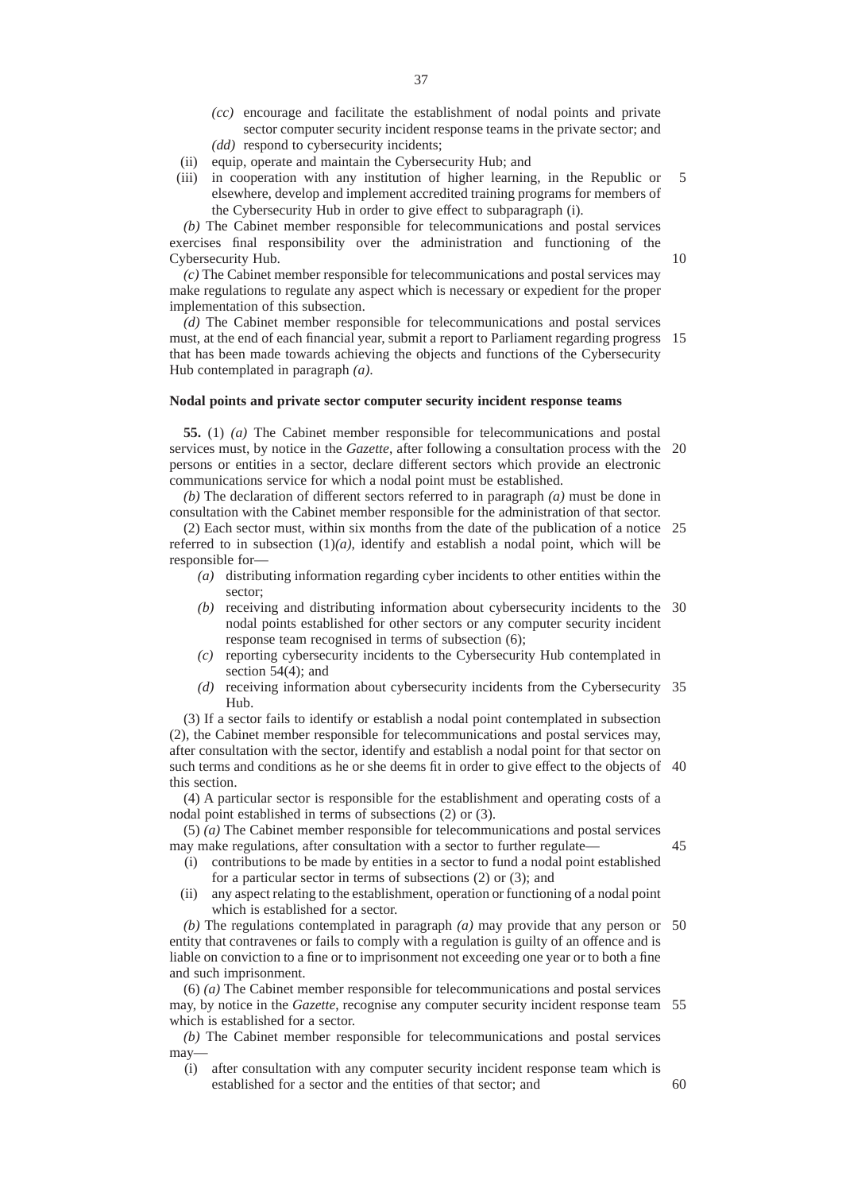(cc) encourage and facilitate the establishment of nodal points and private sector computer security incident response teams in the private sector; and

(dd) respond to cybersecurity incidents;

(ii) equip, operate and maintain the Cybersecurity Hub; and

(iii) in cooperation with any institution of higher learning, in the Republic or elsewhere, develop and implement accredited training programs for members of the Cybersecurity Hub in order to give effect to subparagraph (i).

*(b)* The Cabinet member responsible for telecommunications and postal services exercises final responsibility over the administration and functioning of the Cybersecurity Hub.

*(c)* The Cabinet member responsible for telecommunications and postal services may make regulations to regulate any aspect which is necessary or expedient for the proper implementation of this subsection.

*(d)* The Cabinet member responsible for telecommunications and postal services must, at the end of each financial year, submit a report to Parliament regarding progress that has been made towards achieving the objects and functions of the Cybersecurity Hub contemplated in paragraph *(a)*.

**Nodal points and private sector computer security incident response teams**

**55.** (1) *(a)* The Cabinet member responsible for telecommunications and postal services must, by notice in the *Gazette*, after following a consultation process with the persons or entities in a sector, declare different sectors which provide an electronic communications service for which a nodal point must be established.

*(b)* The declaration of different sectors referred to in paragraph *(a)* must be done in consultation with the Cabinet member responsible for the administration of that sector.

(2) Each sector must, within six months from the date of the publication of a notice referred to in subsection (1)*(a)*, identify and establish a nodal point, which will be responsible for—

*(a)* distributing information regarding cyber incidents to other entities within the sector;

*(b)* receiving and distributing information about cybersecurity incidents to the nodal points established for other sectors or any computer security incident response team recognised in terms of subsection (6);

*(c)* reporting cybersecurity incidents to the Cybersecurity Hub contemplated in section 54(4); and

*(d)* receiving information about cybersecurity incidents from the Cybersecurity Hub.

(3) If a sector fails to identify or establish a nodal point contemplated in subsection (2), the Cabinet member responsible for telecommunications and postal services may, after consultation with the sector, identify and establish a nodal point for that sector on such terms and conditions as he or she deems fit in order to give effect to the objects of this section.

(4) A particular sector is responsible for the establishment and operating costs of a nodal point established in terms of subsections (2) or (3).

(5) *(a)* The Cabinet member responsible for telecommunications and postal services may make regulations, after consultation with a sector to further regulate—

(i) contributions to be made by entities in a sector to fund a nodal point established for a particular sector in terms of subsections (2) or (3); and

(ii) any aspect relating to the establishment, operation or functioning of a nodal point which is established for a sector.

*(b)* The regulations contemplated in paragraph *(a)* may provide that any person or entity that contravenes or fails to comply with a regulation is guilty of an offence and is liable on conviction to a fine or to imprisonment not exceeding one year or to both a fine and such imprisonment.

(6) *(a)* The Cabinet member responsible for telecommunications and postal services may, by notice in the *Gazette*, recognise any computer security incident response team which is established for a sector.

*(b)* The Cabinet member responsible for telecommunications and postal services may—

(i) after consultation with any computer security incident response team which is established for a sector and the entities of that sector; and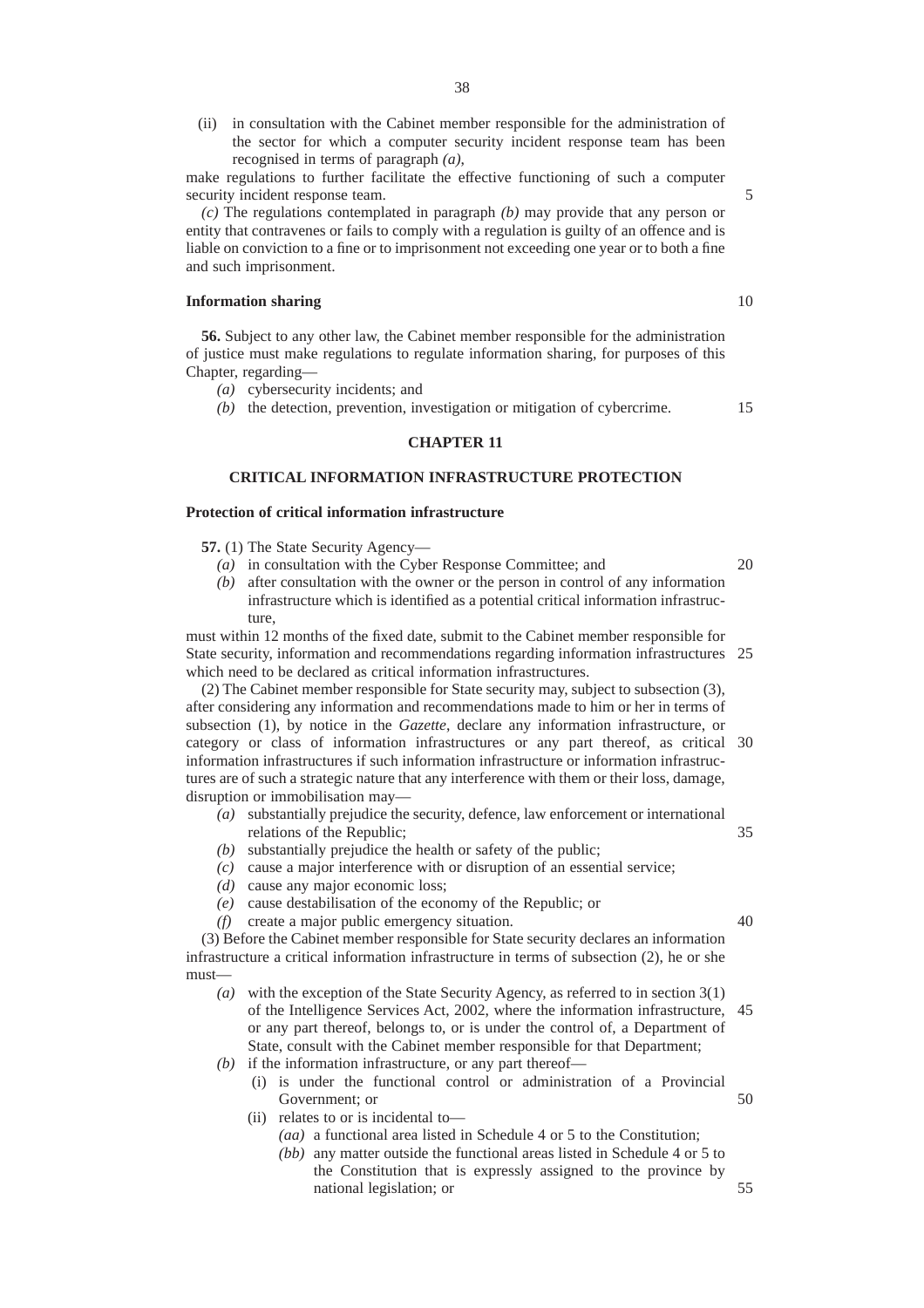(ii) in consultation with the Cabinet member responsible for the administration of the sector for which a computer security incident response team has been recognised in terms of paragraph *(a)*,

make regulations to further facilitate the effective functioning of such a computer security incident response team.

*(c)* The regulations contemplated in paragraph *(b)* may provide that any person or entity that contravenes or fails to comply with a regulation is guilty of an offence and is liable on conviction to a fine or to imprisonment not exceeding one year or to both a fine and such imprisonment.

**Information sharing**

**56.** Subject to any other law, the Cabinet member responsible for the administration of justice must make regulations to regulate information sharing, for purposes of this Chapter, regarding—

*(a)* cybersecurity incidents; and

*(b)* the detection, prevention, investigation or mitigation of cybercrime.

## CHAPTER 11

## CRITICAL INFORMATION INFRASTRUCTURE PROTECTION

**Protection of critical information infrastructure**

**57.** (1) The State Security Agency—

*(a)* in consultation with the Cyber Response Committee; and

*(b)* after consultation with the owner or the person in control of any information infrastructure which is identified as a potential critical information infrastructure,

must within 12 months of the fixed date, submit to the Cabinet member responsible for State security, information and recommendations regarding information infrastructures which need to be declared as critical information infrastructures.

(2) The Cabinet member responsible for State security may, subject to subsection (3), after considering any information and recommendations made to him or her in terms of subsection (1), by notice in the *Gazette*, declare any information infrastructure, or category or class of information infrastructures or any part thereof, as critical information infrastructures if such information infrastructure or information infrastructures are of such a strategic nature that any interference with them or their loss, damage, disruption or immobilisation may—

*(a)* substantially prejudice the security, defence, law enforcement or international relations of the Republic;

*(b)* substantially prejudice the health or safety of the public;

*(c)* cause a major interference with or disruption of an essential service;

*(d)* cause any major economic loss;

*(e)* cause destabilisation of the economy of the Republic; or

*(f)* create a major public emergency situation.

(3) Before the Cabinet member responsible for State security declares an information infrastructure a critical information infrastructure in terms of subsection (2), he or she must—

*(a)* with the exception of the State Security Agency, as referred to in section 3(1) of the Intelligence Services Act, 2002, where the information infrastructure, or any part thereof, belongs to, or is under the control of, a Department of State, consult with the Cabinet member responsible for that Department;

*(b)* if the information infrastructure, or any part thereof—

(i) is under the functional control or administration of a Provincial Government; or

(ii) relates to or is incidental to—

*(aa)* a functional area listed in Schedule 4 or 5 to the Constitution;

*(bb)* any matter outside the functional areas listed in Schedule 4 or 5 to the Constitution that is expressly assigned to the province by national legislation; or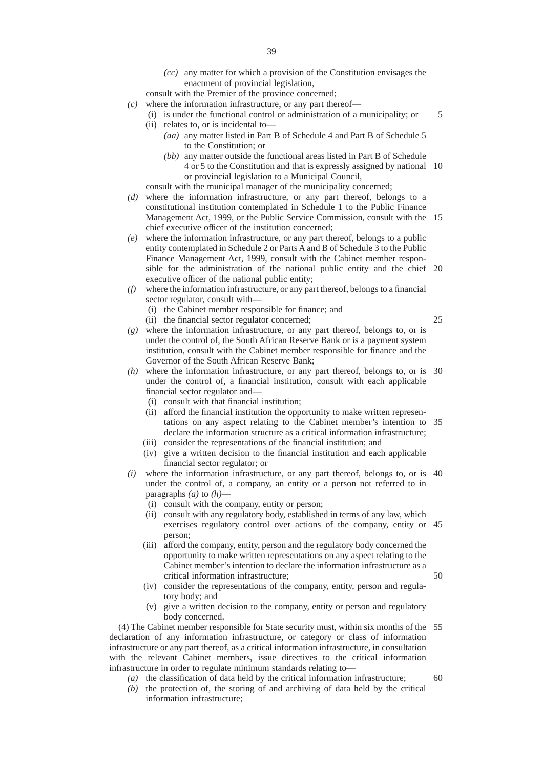*(cc)* any matter for which a provision of the Constitution envisages the enactment of provincial legislation,

consult with the Premier of the province concerned;

*(c)* where the information infrastructure, or any part thereof—

(i) is under the functional control or administration of a municipality; or

(ii) relates to, or is incidental to—

*(aa)* any matter listed in Part B of Schedule 4 and Part B of Schedule 5 to the Constitution; or

*(bb)* any matter outside the functional areas listed in Part B of Schedule 4 or 5 to the Constitution and that is expressly assigned by national or provincial legislation to a Municipal Council,

consult with the municipal manager of the municipality concerned;

*(d)* where the information infrastructure, or any part thereof, belongs to a constitutional institution contemplated in Schedule 1 to the Public Finance Management Act, 1999, or the Public Service Commission, consult with the chief executive officer of the institution concerned;

*(e)* where the information infrastructure, or any part thereof, belongs to a public entity contemplated in Schedule 2 or Parts A and B of Schedule 3 to the Public Finance Management Act, 1999, consult with the Cabinet member responsible for the administration of the national public entity and the chief executive officer of the national public entity;

*(f)* where the information infrastructure, or any part thereof, belongs to a financial sector regulator, consult with—

(i) the Cabinet member responsible for finance; and

(ii) the financial sector regulator concerned;

*(g)* where the information infrastructure, or any part thereof, belongs to, or is under the control of, the South African Reserve Bank or is a payment system institution, consult with the Cabinet member responsible for finance and the Governor of the South African Reserve Bank;

*(h)* where the information infrastructure, or any part thereof, belongs to, or is under the control of, a financial institution, consult with each applicable financial sector regulator and—

(i) consult with that financial institution;

(ii) afford the financial institution the opportunity to make written representations on any aspect relating to the Cabinet member's intention to declare the information structure as a critical information infrastructure;

(iii) consider the representations of the financial institution; and

(iv) give a written decision to the financial institution and each applicable financial sector regulator; or

*(i)* where the information infrastructure, or any part thereof, belongs to, or is under the control of, a company, an entity or a person not referred to in paragraphs *(a)* to *(h)*—

(i) consult with the company, entity or person;

(ii) consult with any regulatory body, established in terms of any law, which exercises regulatory control over actions of the company, entity or person;

(iii) afford the company, entity, person and the regulatory body concerned the opportunity to make written representations on any aspect relating to the Cabinet member's intention to declare the information infrastructure as a critical information infrastructure;

(iv) consider the representations of the company, entity, person and regulatory body; and

(v) give a written decision to the company, entity or person and regulatory body concerned.

(4) The Cabinet member responsible for State security must, within six months of the declaration of any information infrastructure, or category or class of information infrastructure or any part thereof, as a critical information infrastructure, in consultation with the relevant Cabinet members, issue directives to the critical information infrastructure in order to regulate minimum standards relating to—

*(a)* the classification of data held by the critical information infrastructure;

*(b)* the protection of, the storing of and archiving of data held by the critical information infrastructure;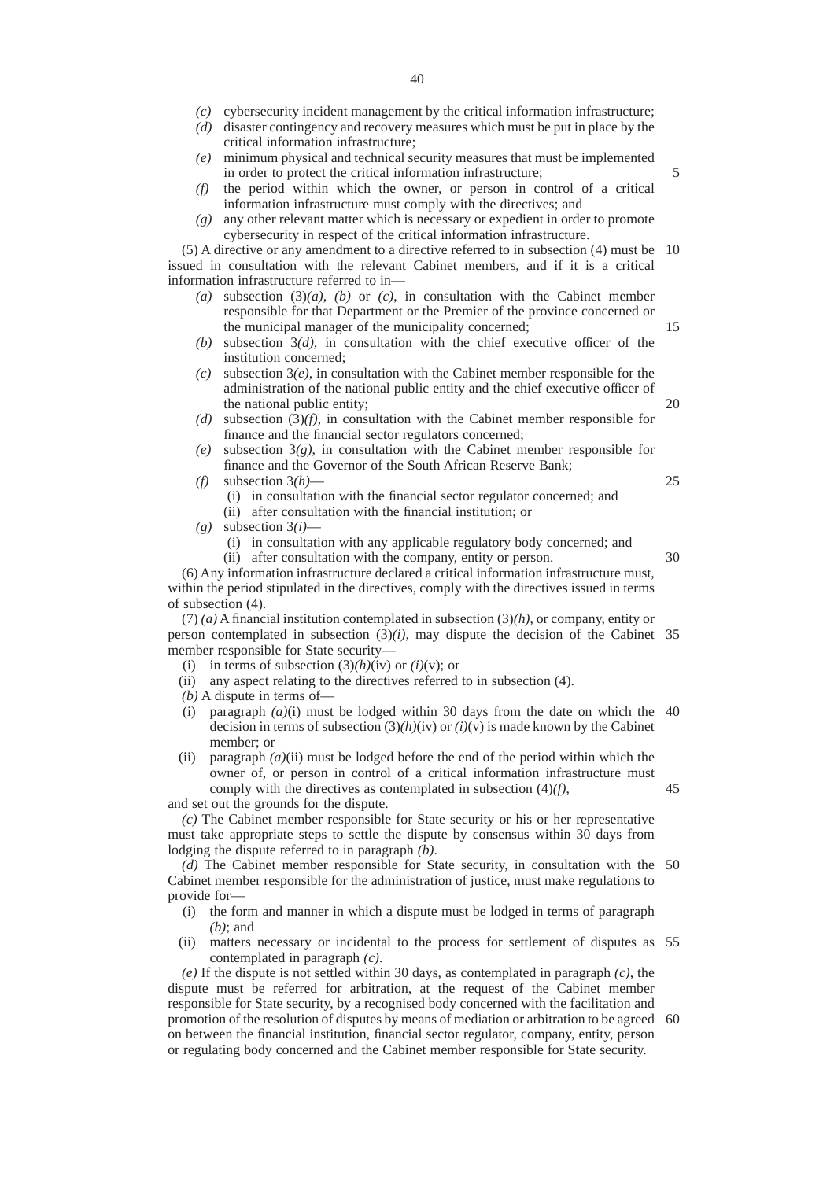*(c)* cybersecurity incident management by the critical information infrastructure;

*(d)* disaster contingency and recovery measures which must be put in place by the critical information infrastructure;

*(e)* minimum physical and technical security measures that must be implemented in order to protect the critical information infrastructure;

*(f)* the period within which the owner, or person in control of a critical information infrastructure must comply with the directives; and

*(g)* any other relevant matter which is necessary or expedient in order to promote cybersecurity in respect of the critical information infrastructure.

(5) A directive or any amendment to a directive referred to in subsection (4) must be issued in consultation with the relevant Cabinet members, and if it is a critical information infrastructure referred to in—

*(a)* subsection (3)*(a)*, *(b)* or *(c)*, in consultation with the Cabinet member responsible for that Department or the Premier of the province concerned or the municipal manager of the municipality concerned;

*(b)* subsection 3*(d)*, in consultation with the chief executive officer of the institution concerned;

*(c)* subsection 3*(e)*, in consultation with the Cabinet member responsible for the administration of the national public entity and the chief executive officer of the national public entity;

*(d)* subsection (3)*(f)*, in consultation with the Cabinet member responsible for finance and the financial sector regulators concerned;

*(e)* subsection 3*(g)*, in consultation with the Cabinet member responsible for finance and the Governor of the South African Reserve Bank;

*(f)* subsection 3*(h)*—

(i) in consultation with the financial sector regulator concerned; and

(ii) after consultation with the financial institution; or

*(g)* subsection 3*(i)*—

(i) in consultation with any applicable regulatory body concerned; and

(ii) after consultation with the company, entity or person.

(6) Any information infrastructure declared a critical information infrastructure must, within the period stipulated in the directives, comply with the directives issued in terms of subsection (4).

(7) *(a)* A financial institution contemplated in subsection (3)*(h)*, or company, entity or person contemplated in subsection (3)*(i)*, may dispute the decision of the Cabinet member responsible for State security—

(i) in terms of subsection (3)*(h)*(iv) or *(i)*(v); or

(ii) any aspect relating to the directives referred to in subsection (4).

*(b)* A dispute in terms of—

(i) paragraph *(a)*(i) must be lodged within 30 days from the date on which the decision in terms of subsection (3)*(h)*(iv) or *(i)*(v) is made known by the Cabinet member; or

(ii) paragraph *(a)*(ii) must be lodged before the end of the period within which the owner of, or person in control of a critical information infrastructure must comply with the directives as contemplated in subsection (4)*(f)*,

and set out the grounds for the dispute.

*(c)* The Cabinet member responsible for State security or his or her representative must take appropriate steps to settle the dispute by consensus within 30 days from lodging the dispute referred to in paragraph *(b)*.

*(d)* The Cabinet member responsible for State security, in consultation with the Cabinet member responsible for the administration of justice, must make regulations to provide for—

(i) the form and manner in which a dispute must be lodged in terms of paragraph *(b)*; and

(ii) matters necessary or incidental to the process for settlement of disputes as contemplated in paragraph *(c)*.

*(e)* If the dispute is not settled within 30 days, as contemplated in paragraph *(c)*, the dispute must be referred for arbitration, at the request of the Cabinet member responsible for State security, by a recognised body concerned with the facilitation and promotion of the resolution of disputes by means of mediation or arbitration to be agreed on between the financial institution, financial sector regulator, company, entity, person or regulating body concerned and the Cabinet member responsible for State security.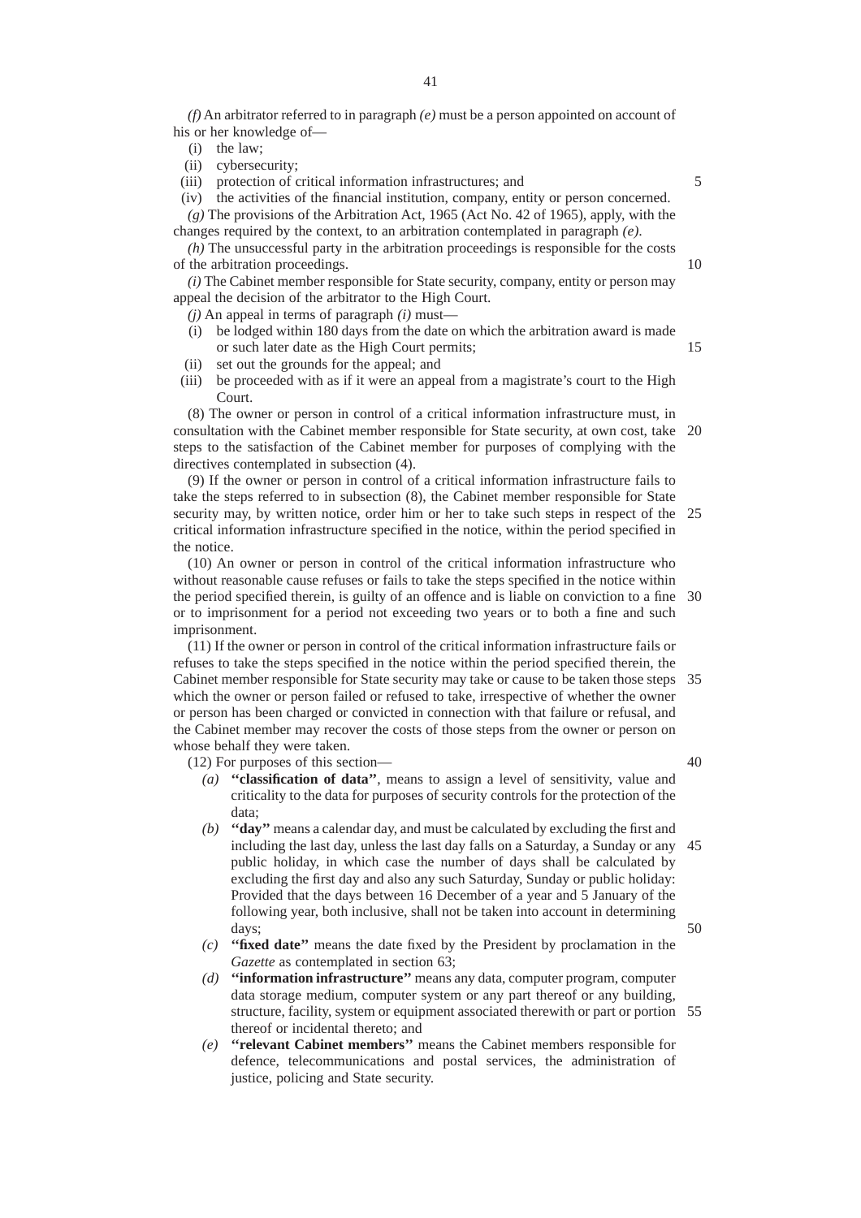*(f)* An arbitrator referred to in paragraph *(e)* must be a person appointed on account of his or her knowledge of—

- (i) the law;
- (ii) cybersecurity;
- (iii) protection of critical information infrastructures; and
- (iv) the activities of the financial institution, company, entity or person concerned.

*(g)* The provisions of the Arbitration Act, 1965 (Act No. 42 of 1965), apply, with the changes required by the context, to an arbitration contemplated in paragraph *(e)*.

*(h)* The unsuccessful party in the arbitration proceedings is responsible for the costs of the arbitration proceedings.

*(i)* The Cabinet member responsible for State security, company, entity or person may appeal the decision of the arbitrator to the High Court.

*(j)* An appeal in terms of paragraph *(i)* must—

- (i) be lodged within 180 days from the date on which the arbitration award is made or such later date as the High Court permits;
- (ii) set out the grounds for the appeal; and
- (iii) be proceeded with as if it were an appeal from a magistrate's court to the High Court.

(8) The owner or person in control of a critical information infrastructure must, in consultation with the Cabinet member responsible for State security, at own cost, take steps to the satisfaction of the Cabinet member for purposes of complying with the directives contemplated in subsection (4).

(9) If the owner or person in control of a critical information infrastructure fails to take the steps referred to in subsection (8), the Cabinet member responsible for State security may, by written notice, order him or her to take such steps in respect of the critical information infrastructure specified in the notice, within the period specified in the notice.

(10) An owner or person in control of the critical information infrastructure who without reasonable cause refuses or fails to take the steps specified in the notice within the period specified therein, is guilty of an offence and is liable on conviction to a fine or to imprisonment for a period not exceeding two years or to both a fine and such imprisonment.

(11) If the owner or person in control of the critical information infrastructure fails or refuses to take the steps specified in the notice within the period specified therein, the Cabinet member responsible for State security may take or cause to be taken those steps which the owner or person failed or refused to take, irrespective of whether the owner or person has been charged or convicted in connection with that failure or refusal, and the Cabinet member may recover the costs of those steps from the owner or person on whose behalf they were taken.

(12) For purposes of this section—

*(a)* **''classification of data''**, means to assign a level of sensitivity, value and criticality to the data for purposes of security controls for the protection of the data;

*(b)* **''day''** means a calendar day, and must be calculated by excluding the first and including the last day, unless the last day falls on a Saturday, a Sunday or any public holiday, in which case the number of days shall be calculated by excluding the first day and also any such Saturday, Sunday or public holiday: Provided that the days between 16 December of a year and 5 January of the following year, both inclusive, shall not be taken into account in determining days;

*(c)* **''fixed date''** means the date fixed by the President by proclamation in the *Gazette* as contemplated in section 63;

*(d)* **''information infrastructure''** means any data, computer program, computer data storage medium, computer system or any part thereof or any building, structure, facility, system or equipment associated therewith or part or portion thereof or incidental thereto; and

*(e)* **''relevant Cabinet members''** means the Cabinet members responsible for defence, telecommunications and postal services, the administration of justice, policing and State security.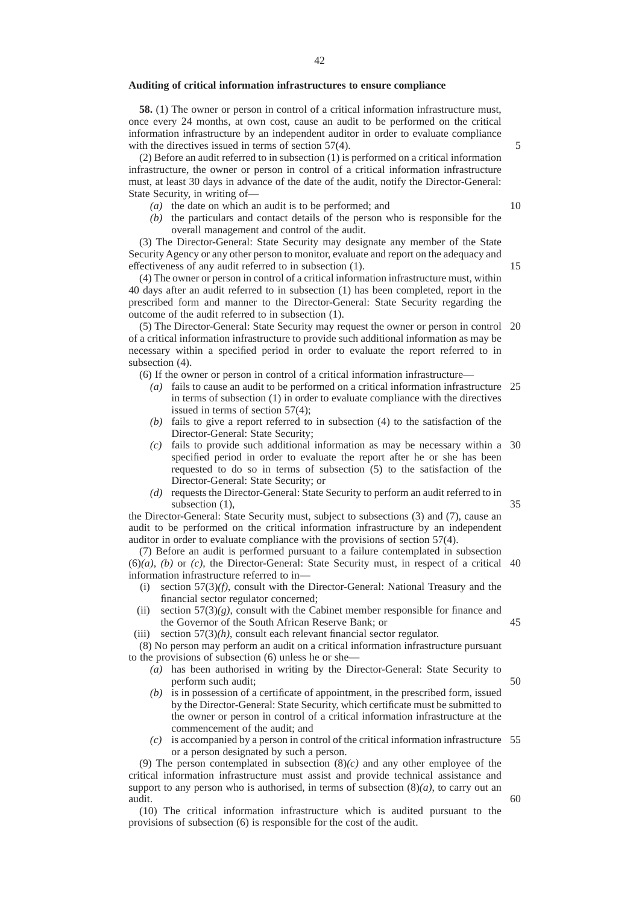**Auditing of critical information infrastructures to ensure compliance**

**58.** (1) The owner or person in control of a critical information infrastructure must, once every 24 months, at own cost, cause an audit to be performed on the critical information infrastructure by an independent auditor in order to evaluate compliance with the directives issued in terms of section 57(4).

(2) Before an audit referred to in subsection (1) is performed on a critical information infrastructure, the owner or person in control of a critical information infrastructure must, at least 30 days in advance of the date of the audit, notify the Director-General: State Security, in writing of—

*(a)* the date on which an audit is to be performed; and

*(b)* the particulars and contact details of the person who is responsible for the overall management and control of the audit.

(3) The Director-General: State Security may designate any member of the State Security Agency or any other person to monitor, evaluate and report on the adequacy and effectiveness of any audit referred to in subsection (1).

(4) The owner or person in control of a critical information infrastructure must, within 40 days after an audit referred to in subsection (1) has been completed, report in the prescribed form and manner to the Director-General: State Security regarding the outcome of the audit referred to in subsection (1).

(5) The Director-General: State Security may request the owner or person in control of a critical information infrastructure to provide such additional information as may be necessary within a specified period in order to evaluate the report referred to in subsection (4).

(6) If the owner or person in control of a critical information infrastructure—

*(a)* fails to cause an audit to be performed on a critical information infrastructure in terms of subsection (1) in order to evaluate compliance with the directives issued in terms of section 57(4);

*(b)* fails to give a report referred to in subsection (4) to the satisfaction of the Director-General: State Security;

*(c)* fails to provide such additional information as may be necessary within a specified period in order to evaluate the report after he or she has been requested to do so in terms of subsection (5) to the satisfaction of the Director-General: State Security; or

*(d)* requests the Director-General: State Security to perform an audit referred to in subsection (1),

the Director-General: State Security must, subject to subsections (3) and (7), cause an audit to be performed on the critical information infrastructure by an independent auditor in order to evaluate compliance with the provisions of section 57(4).

(7) Before an audit is performed pursuant to a failure contemplated in subsection (6)*(a)*, *(b)* or *(c)*, the Director-General: State Security must, in respect of a critical information infrastructure referred to in—

(i) section 57(3)*(f)*, consult with the Director-General: National Treasury and the financial sector regulator concerned;

(ii) section 57(3)*(g)*, consult with the Cabinet member responsible for finance and the Governor of the South African Reserve Bank; or

(iii) section 57(3)*(h)*, consult each relevant financial sector regulator.

(8) No person may perform an audit on a critical information infrastructure pursuant to the provisions of subsection (6) unless he or she—

*(a)* has been authorised in writing by the Director-General: State Security to perform such audit;

*(b)* is in possession of a certificate of appointment, in the prescribed form, issued by the Director-General: State Security, which certificate must be submitted to the owner or person in control of a critical information infrastructure at the commencement of the audit; and

*(c)* is accompanied by a person in control of the critical information infrastructure or a person designated by such a person.

(9) The person contemplated in subsection (8)*(c)* and any other employee of the critical information infrastructure must assist and provide technical assistance and support to any person who is authorised, in terms of subsection (8)*(a)*, to carry out an audit.

(10) The critical information infrastructure which is audited pursuant to the provisions of subsection (6) is responsible for the cost of the audit.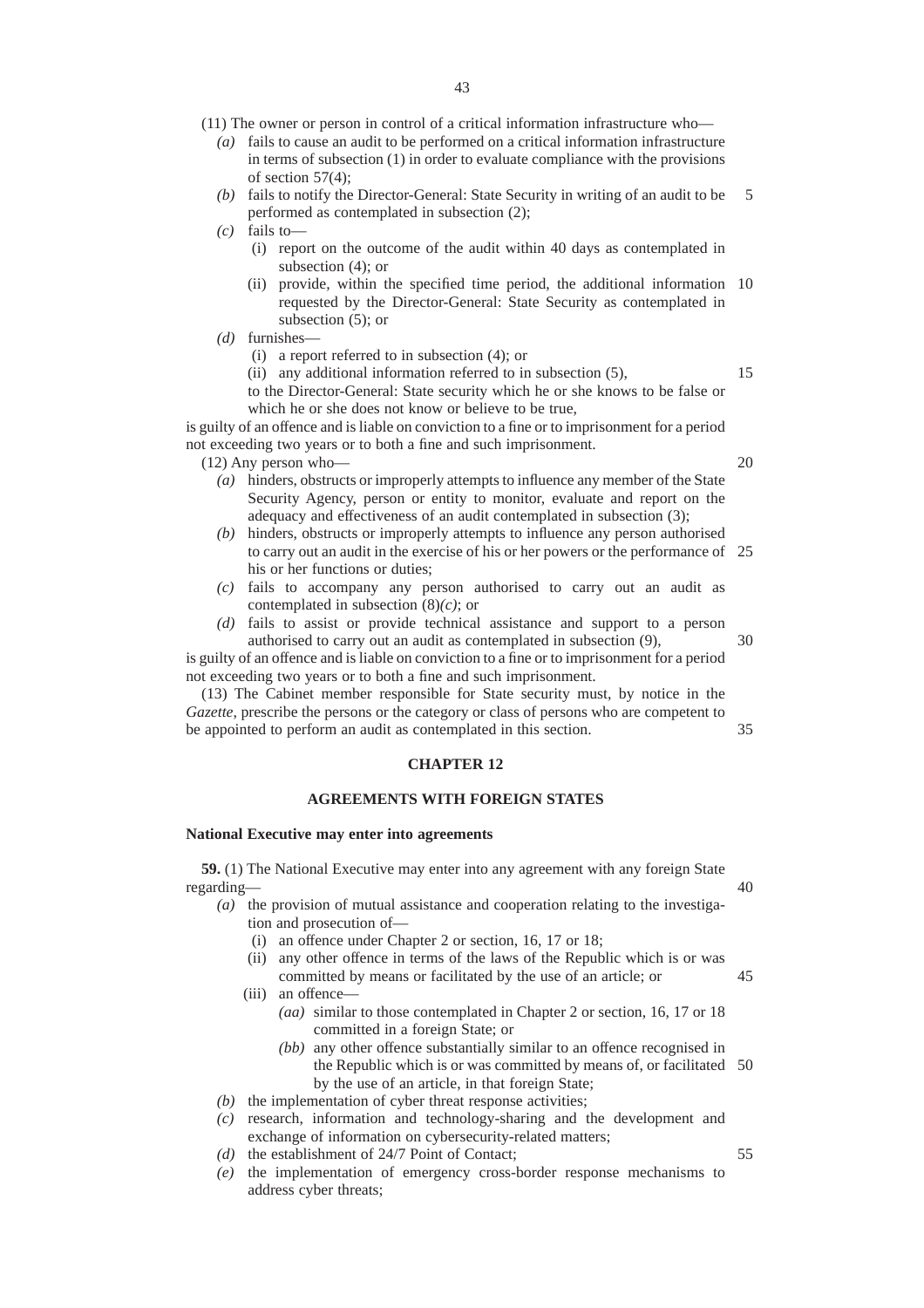(11) The owner or person in control of a critical information infrastructure who—

*(a)* fails to cause an audit to be performed on a critical information infrastructure in terms of subsection (1) in order to evaluate compliance with the provisions of section 57(4);

*(b)* fails to notify the Director-General: State Security in writing of an audit to be performed as contemplated in subsection (2);

*(c)* fails to—

(i) report on the outcome of the audit within 40 days as contemplated in subsection (4); or

(ii) provide, within the specified time period, the additional information requested by the Director-General: State Security as contemplated in subsection (5); or

*(d)* furnishes—

(i) a report referred to in subsection (4); or

(ii) any additional information referred to in subsection (5),

to the Director-General: State security which he or she knows to be false or which he or she does not know or believe to be true,

is guilty of an offence and is liable on conviction to a fine or to imprisonment for a period not exceeding two years or to both a fine and such imprisonment.

(12) Any person who—

*(a)* hinders, obstructs or improperly attempts to influence any member of the State Security Agency, person or entity to monitor, evaluate and report on the adequacy and effectiveness of an audit contemplated in subsection (3);

*(b)* hinders, obstructs or improperly attempts to influence any person authorised to carry out an audit in the exercise of his or her powers or the performance of his or her functions or duties;

*(c)* fails to accompany any person authorised to carry out an audit as contemplated in subsection (8)*(c)*; or

*(d)* fails to assist or provide technical assistance and support to a person authorised to carry out an audit as contemplated in subsection (9),

is guilty of an offence and is liable on conviction to a fine or to imprisonment for a period not exceeding two years or to both a fine and such imprisonment.

(13) The Cabinet member responsible for State security must, by notice in the *Gazette*, prescribe the persons or the category or class of persons who are competent to be appointed to perform an audit as contemplated in this section.

## CHAPTER 12

## AGREEMENTS WITH FOREIGN STATES

**National Executive may enter into agreements**

**59.** (1) The National Executive may enter into any agreement with any foreign State regarding—

*(a)* the provision of mutual assistance and cooperation relating to the investigation and prosecution of—

(i) an offence under Chapter 2 or section, 16, 17 or 18;

(ii) any other offence in terms of the laws of the Republic which is or was committed by means or facilitated by the use of an article; or

(iii) an offence—

*(aa)* similar to those contemplated in Chapter 2 or section, 16, 17 or 18 committed in a foreign State; or

*(bb)* any other offence substantially similar to an offence recognised in the Republic which is or was committed by means of, or facilitated by the use of an article, in that foreign State;

*(b)* the implementation of cyber threat response activities;

*(c)* research, information and technology-sharing and the development and exchange of information on cybersecurity-related matters;

*(d)* the establishment of 24/7 Point of Contact;

*(e)* the implementation of emergency cross-border response mechanisms to address cyber threats;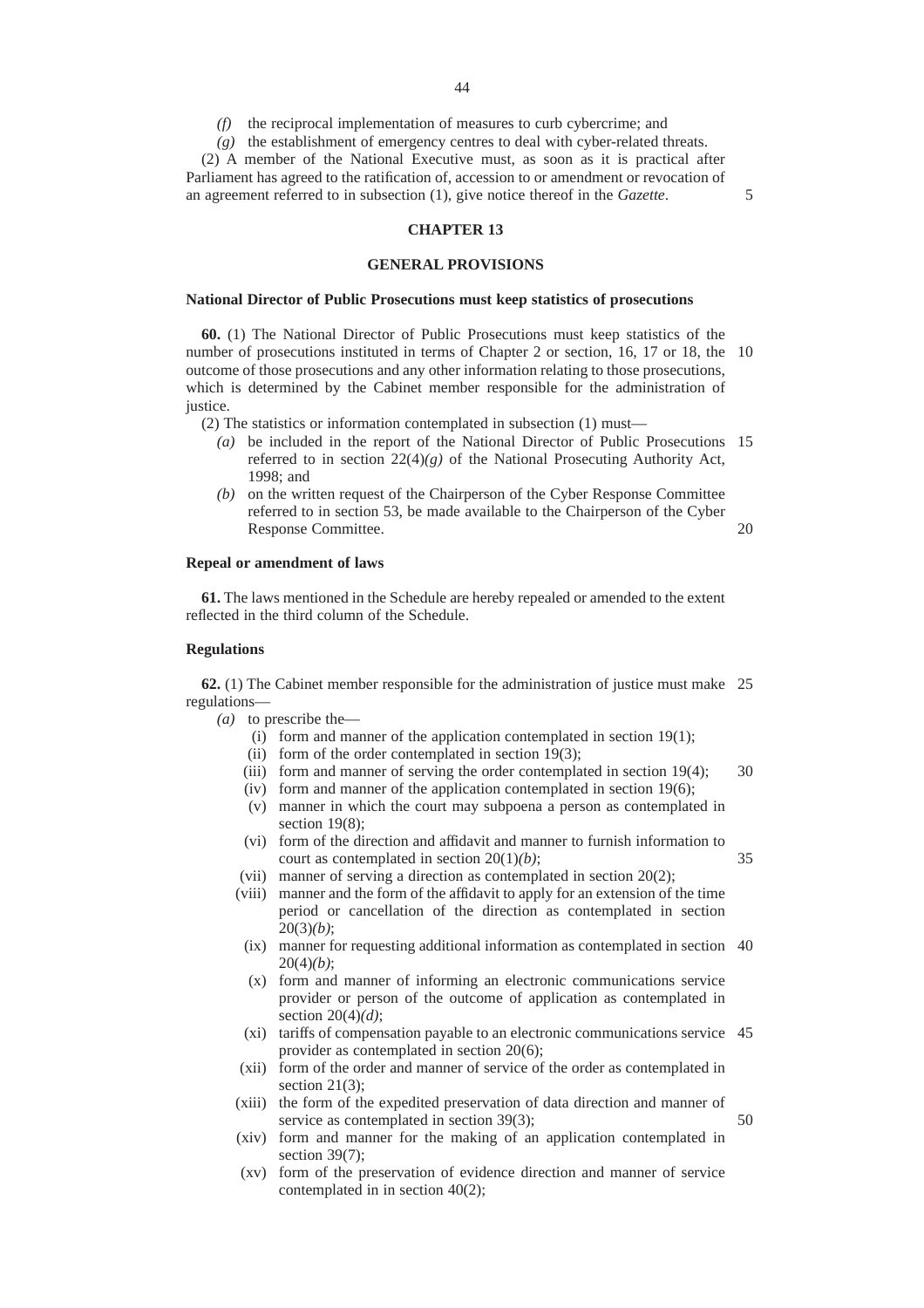*(f)* the reciprocal implementation of measures to curb cybercrime; and

*(g)* the establishment of emergency centres to deal with cyber-related threats.

(2) A member of the National Executive must, as soon as it is practical after Parliament has agreed to the ratification of, accession to or amendment or revocation of an agreement referred to in subsection (1), give notice thereof in the *Gazette*.

## CHAPTER 13

## GENERAL PROVISIONS

**National Director of Public Prosecutions must keep statistics of prosecutions**

**60.** (1) The National Director of Public Prosecutions must keep statistics of the number of prosecutions instituted in terms of Chapter 2 or section, 16, 17 or 18, the outcome of those prosecutions and any other information relating to those prosecutions, which is determined by the Cabinet member responsible for the administration of justice.

(2) The statistics or information contemplated in subsection (1) must—

*(a)* be included in the report of the National Director of Public Prosecutions referred to in section 22(4)*(g)* of the National Prosecuting Authority Act, 1998; and

*(b)* on the written request of the Chairperson of the Cyber Response Committee referred to in section 53, be made available to the Chairperson of the Cyber Response Committee.

**Repeal or amendment of laws**

**61.** The laws mentioned in the Schedule are hereby repealed or amended to the extent reflected in the third column of the Schedule.

**Regulations**

**62.** (1) The Cabinet member responsible for the administration of justice must make regulations—

*(a)* to prescribe the—

(i) form and manner of the application contemplated in section 19(1);

(ii) form of the order contemplated in section 19(3);

(iii) form and manner of serving the order contemplated in section 19(4);

(iv) form and manner of the application contemplated in section 19(6);

(v) manner in which the court may subpoena a person as contemplated in section 19(8);

(vi) form of the direction and affidavit and manner to furnish information to court as contemplated in section 20(1)*(b)*;

(vii) manner of serving a direction as contemplated in section 20(2);

(viii) manner and the form of the affidavit to apply for an extension of the time period or cancellation of the direction as contemplated in section 20(3)*(b)*;

(ix) manner for requesting additional information as contemplated in section 20(4)*(b)*;

(x) form and manner of informing an electronic communications service provider or person of the outcome of application as contemplated in section 20(4)*(d)*;

(xi) tariffs of compensation payable to an electronic communications service provider as contemplated in section 20(6);

(xii) form of the order and manner of service of the order as contemplated in section 21(3);

(xiii) the form of the expedited preservation of data direction and manner of service as contemplated in section 39(3);

(xiv) form and manner for the making of an application contemplated in section 39(7);

(xv) form of the preservation of evidence direction and manner of service contemplated in in section 40(2);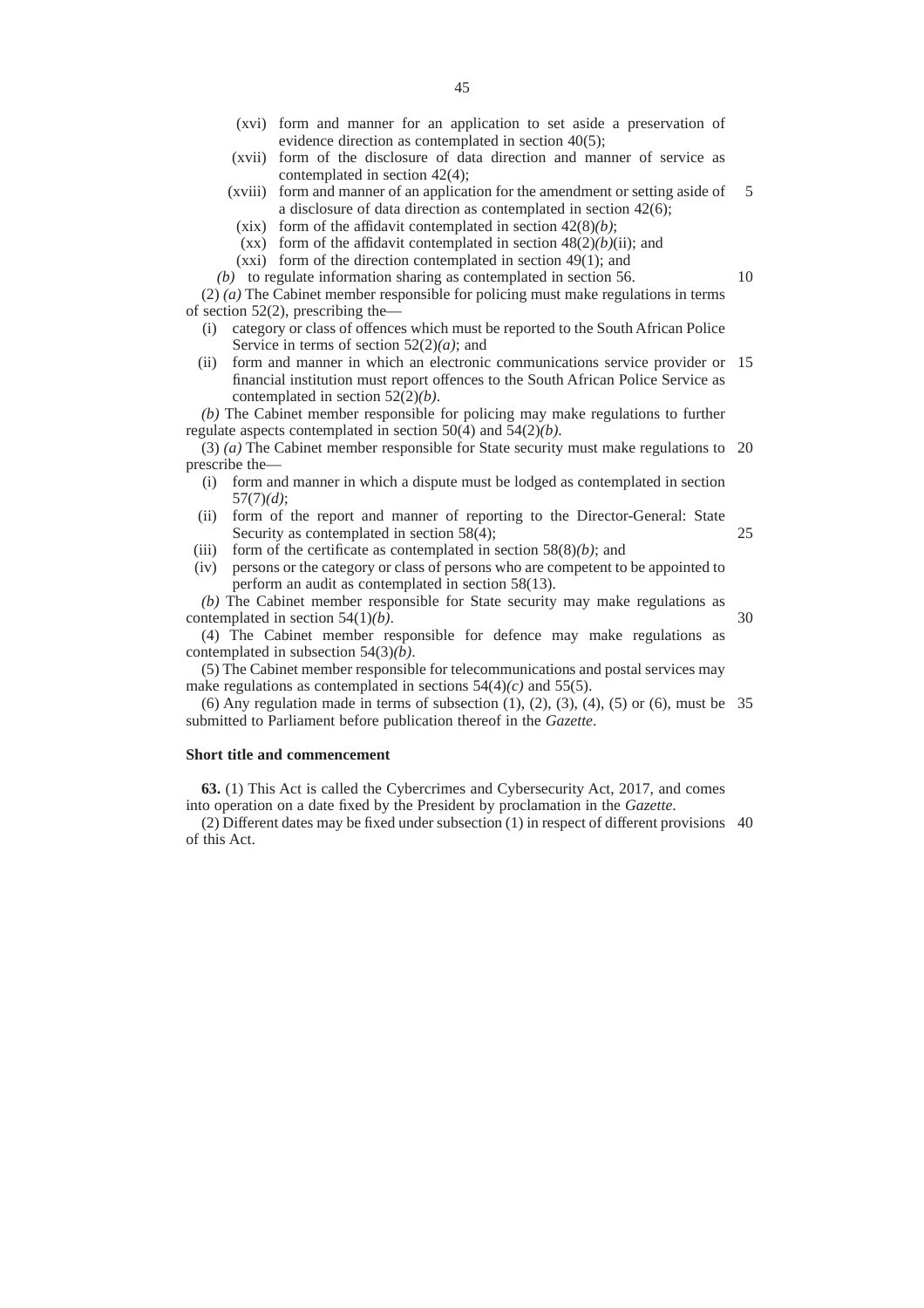(xvi) form and manner for an application to set aside a preservation of evidence direction as contemplated in section 40(5);

(xvii) form of the disclosure of data direction and manner of service as contemplated in section 42(4);

(xviii) form and manner of an application for the amendment or setting aside of a disclosure of data direction as contemplated in section 42(6);

(xix) form of the affidavit contemplated in section 42(8)*(b)*;

(xx) form of the affidavit contemplated in section 48(2)*(b)*(ii); and

(xxi) form of the direction contemplated in section 49(1); and

*(b)* to regulate information sharing as contemplated in section 56.

(2) *(a)* The Cabinet member responsible for policing must make regulations in terms of section 52(2), prescribing the—

(i) category or class of offences which must be reported to the South African Police Service in terms of section 52(2)*(a)*; and

(ii) form and manner in which an electronic communications service provider or financial institution must report offences to the South African Police Service as contemplated in section 52(2)*(b)*.

*(b)* The Cabinet member responsible for policing may make regulations to further regulate aspects contemplated in section 50(4) and 54(2)*(b)*.

(3) *(a)* The Cabinet member responsible for State security must make regulations to prescribe the—

(i) form and manner in which a dispute must be lodged as contemplated in section 57(7)*(d)*;

(ii) form of the report and manner of reporting to the Director-General: State Security as contemplated in section 58(4);

(iii) form of the certificate as contemplated in section 58(8)*(b)*; and

(iv) persons or the category or class of persons who are competent to be appointed to perform an audit as contemplated in section 58(13).

*(b)* The Cabinet member responsible for State security may make regulations as contemplated in section 54(1)*(b)*.

(4) The Cabinet member responsible for defence may make regulations as contemplated in subsection 54(3)*(b)*.

(5) The Cabinet member responsible for telecommunications and postal services may make regulations as contemplated in sections 54(4)*(c)* and 55(5).

(6) Any regulation made in terms of subsection (1), (2), (3), (4), (5) or (6), must be submitted to Parliament before publication thereof in the *Gazette*.

**Short title and commencement**

**63.** (1) This Act is called the Cybercrimes and Cybersecurity Act, 2017, and comes into operation on a date fixed by the President by proclamation in the *Gazette*.

(2) Different dates may be fixed under subsection (1) in respect of different provisions of this Act.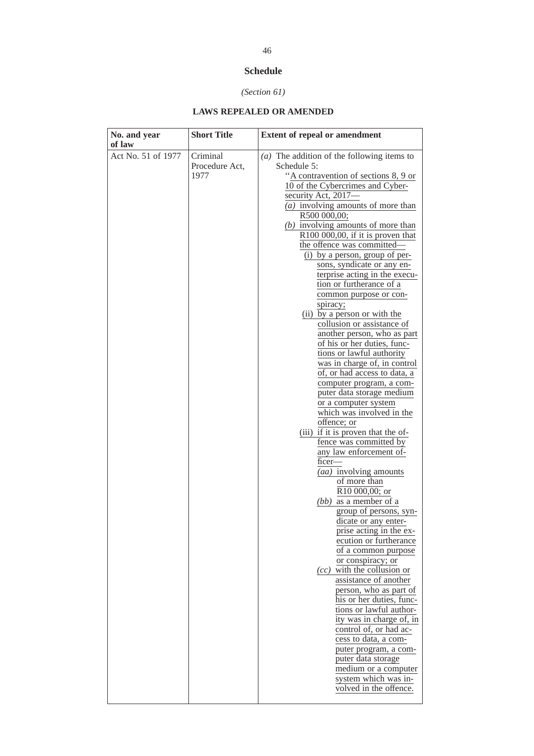**Schedule**

*(Section 61)*

**LAWS REPEALED OR AMENDED**

| No. and year of law | Short Title | Extent of repeal or amendment |
|---|---|---|
| Act No. 51 of 1977 | Criminal Procedure Act, 1977 | *(a)* The addition of the following items to Schedule 5:<br>"A contravention of sections 8, 9 or 10 of the Cybercrimes and Cybersecurity Act, 2017—<br>*(a)* involving amounts of more than R500 000,00;<br>*(b)* involving amounts of more than R100 000,00, if it is proven that the offence was committed—<br>(i) by a person, group of persons, syndicate or any enterprise acting in the execution or furtherance of a common purpose or conspiracy;<br>(ii) by a person or with the collusion or assistance of another person, who as part of his or her duties, functions or lawful authority was in charge of, in control of, or had access to data, a computer program, a computer data storage medium or a computer system which was involved in the offence; or<br>(iii) if it is proven that the offence was committed by any law enforcement officer—<br>*(aa)* involving amounts of more than R10 000,00; or<br>*(bb)* as a member of a group of persons, syndicate or any enterprise acting in the execution or furtherance of a common purpose or conspiracy; or<br>*(cc)* with the collusion or assistance of another person, who as part of his or her duties, functions or lawful authority was in charge of, in control of, or had access to data, a computer program, a computer data storage medium or a computer system which was involved in the offence. |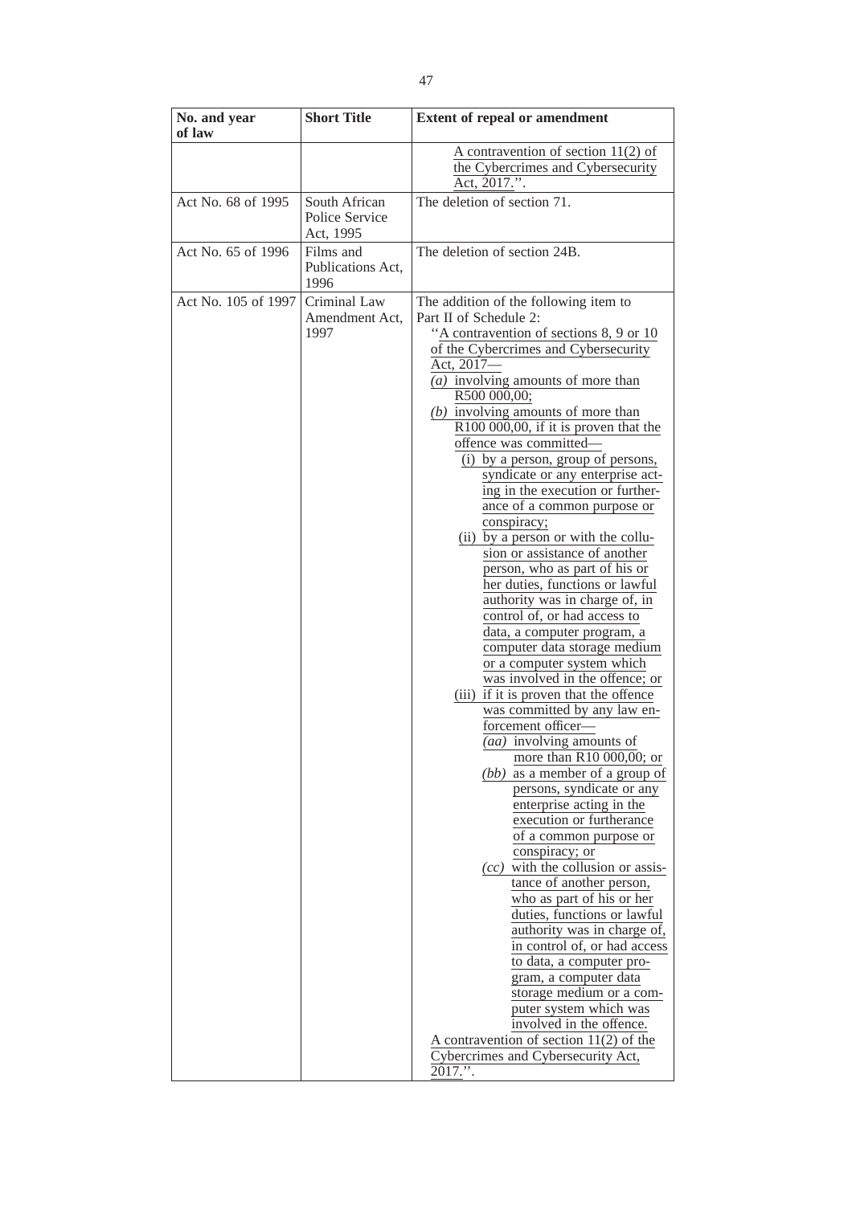| No. and year of law | Short Title | Extent of repeal or amendment |
|---|---|---|
| | | A contravention of section 11(2) of the Cybercrimes and Cybersecurity Act, 2017.''. |
| Act No. 68 of 1995 | South African Police Service Act, 1995 | The deletion of section 71. |
| Act No. 65 of 1996 | Films and Publications Act, 1996 | The deletion of section 24B. |
| Act No. 105 of 1997 | Criminal Law Amendment Act, 1997 | The addition of the following item to Part II of Schedule 2: ''A contravention of sections 8, 9 or 10 of the Cybercrimes and Cybersecurity Act, 2017— *(a)* involving amounts of more than R500 000,00; *(b)* involving amounts of more than R100 000,00, if it is proven that the offence was committed— (i) by a person, group of persons, syndicate or any enterprise acting in the execution or furtherance of a common purpose or conspiracy; (ii) by a person or with the collusion or assistance of another person, who as part of his or her duties, functions or lawful authority was in charge of, in control of, or had access to data, a computer program, a computer data storage medium or a computer system which was involved in the offence; or (iii) if it is proven that the offence was committed by any law enforcement officer— *(aa)* involving amounts of more than R10 000,00; or *(bb)* as a member of a group of persons, syndicate or any enterprise acting in the execution or furtherance of a common purpose or conspiracy; or *(cc)* with the collusion or assistance of another person, who as part of his or her duties, functions or lawful authority was in charge of, in control of, or had access to data, a computer program, a computer data storage medium or a computer system which was involved in the offence. A contravention of section 11(2) of the Cybercrimes and Cybersecurity Act, 2017.''. |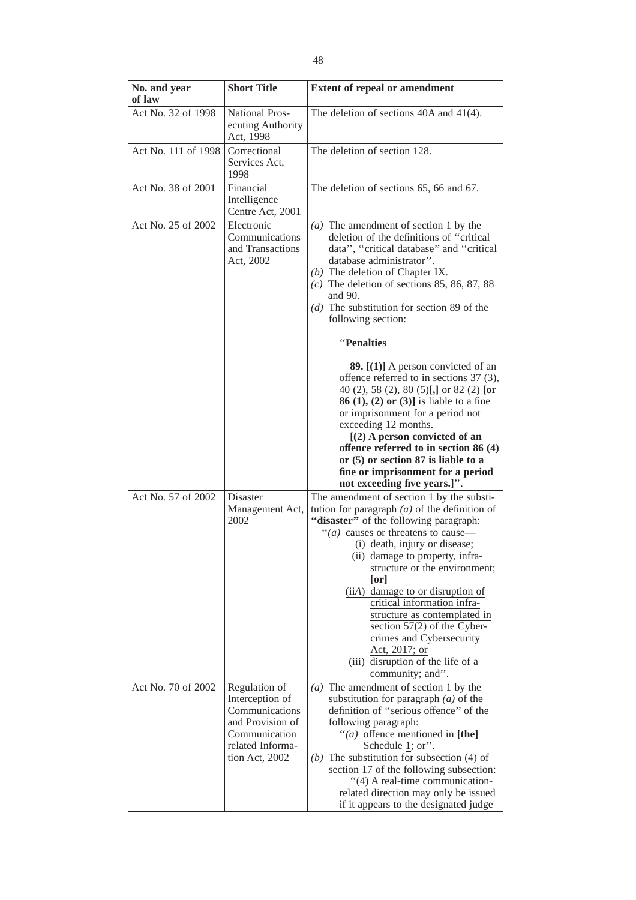| No. and year of law | Short Title | Extent of repeal or amendment |
|---|---|---|
| Act No. 32 of 1998 | National Prosecuting Authority Act, 1998 | The deletion of sections 40A and 41(4). |
| Act No. 111 of 1998 | Correctional Services Act, 1998 | The deletion of section 128. |
| Act No. 38 of 2001 | Financial Intelligence Centre Act, 2001 | The deletion of sections 65, 66 and 67. |
| Act No. 25 of 2002 | Electronic Communications and Transactions Act, 2002 | *(a)* The amendment of section 1 by the deletion of the definitions of ''critical data'', ''critical database'' and ''critical database administrator''.<br>*(b)* The deletion of Chapter IX.<br>*(c)* The deletion of sections 85, 86, 87, 88 and 90.<br>*(d)* The substitution for section 89 of the following section:<br>''**Penalties**<br>**89. [(1)]** A person convicted of an offence referred to in sections 37 (3), 40 (2), 58 (2), 80 (5)**[,]** or 82 (2) **[or 86 (1), (2) or (3)]** is liable to a fine or imprisonment for a period not exceeding 12 months.<br>**[(2) A person convicted of an offence referred to in section 86 (4) or (5) or section 87 is liable to a fine or imprisonment for a period not exceeding five years.]**''. |
| Act No. 57 of 2002 | Disaster Management Act, 2002 | The amendment of section 1 by the substitution for paragraph *(a)* of the definition of **''disaster''** of the following paragraph:<br>''*(a)* causes or threatens to cause—<br>(i) death, injury or disease;<br>(ii) damage to property, infrastructure or the environment; **[or]**<br><u>(ii*A*) damage to or disruption of critical information infrastructure as contemplated in section 57(2) of the Cybercrimes and Cybersecurity Act, 2017; or</u><br>(iii) disruption of the life of a community; and''. |
| Act No. 70 of 2002 | Regulation of Interception of Communications and Provision of Communication related Information Act, 2002 | *(a)* The amendment of section 1 by the substitution for paragraph *(a)* of the definition of ''serious offence'' of the following paragraph:<br>''*(a)* offence mentioned in **[the]** Schedule <u>1</u>; or''.<br>*(b)* The substitution for subsection (4) of section 17 of the following subsection:<br>''(4) A real-time communication-related direction may only be issued if it appears to the designated judge |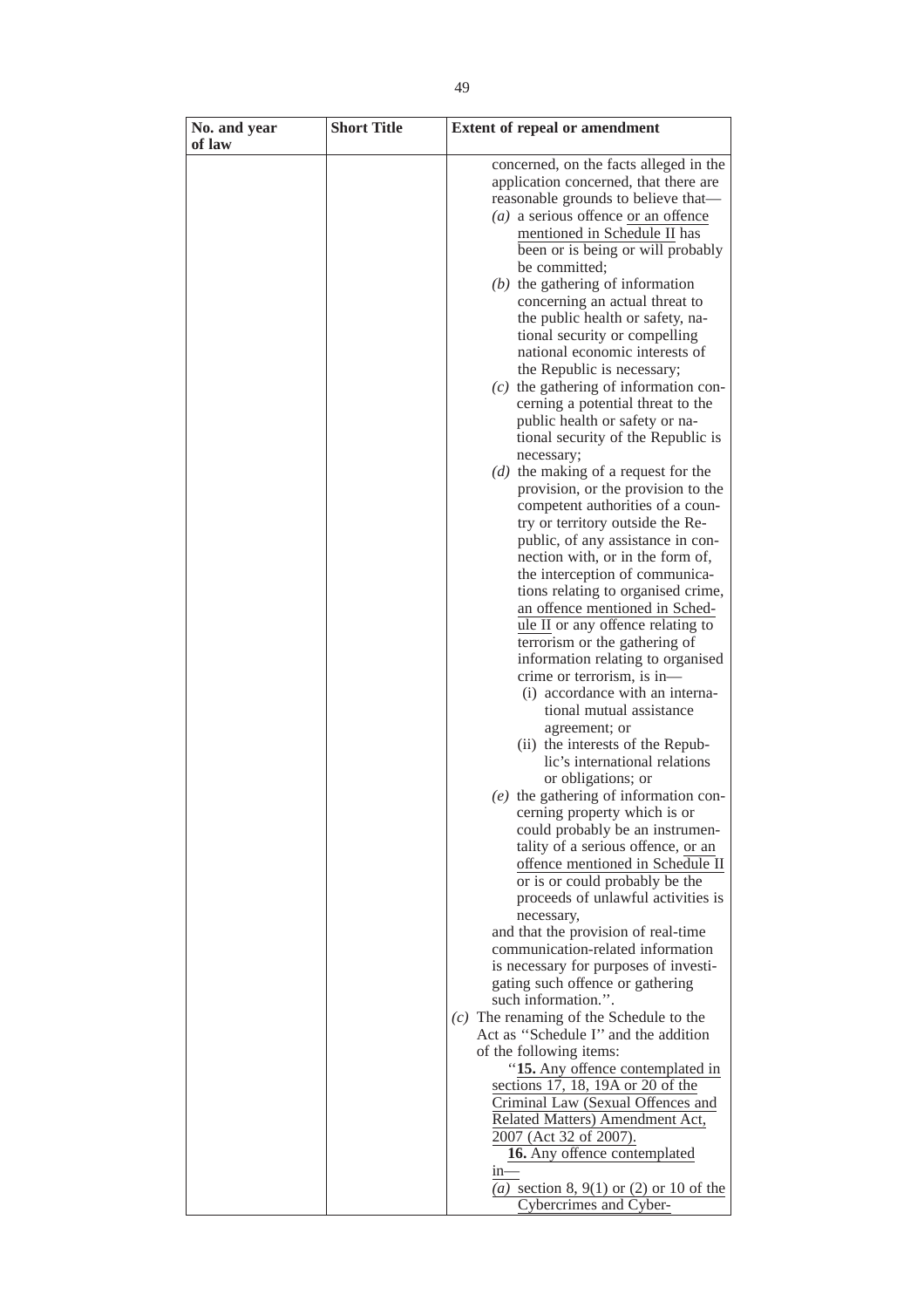| No. and year of law | Short Title | Extent of repeal or amendment |
| --- | --- | --- |
| | | concerned, on the facts alleged in the application concerned, that there are reasonable grounds to believe that—<br>*(a)* a serious offence <u>or an offence mentioned in Schedule II</u> has been or is being or will probably be committed;<br>*(b)* the gathering of information concerning an actual threat to the public health or safety, national security or compelling national economic interests of the Republic is necessary;<br>*(c)* the gathering of information concerning a potential threat to the public health or safety or national security of the Republic is necessary;<br>*(d)* the making of a request for the provision, or the provision to the competent authorities of a country or territory outside the Republic, of any assistance in connection with, or in the form of, the interception of communications relating to organised crime, <u>an offence mentioned in Schedule II</u> or any offence relating to terrorism or the gathering of information relating to organised crime or terrorism, is in—<br>(i) accordance with an international mutual assistance agreement; or<br>(ii) the interests of the Republic's international relations or obligations; or<br>*(e)* the gathering of information concerning property which is or could probably be an instrumentality of a serious offence, <u>or an offence mentioned in Schedule II</u> or is or could probably be the proceeds of unlawful activities is necessary,<br>and that the provision of real-time communication-related information is necessary for purposes of investigating such offence or gathering such information.''.<br>*(c)* The renaming of the Schedule to the Act as ''Schedule I'' and the addition of the following items:<br>''<u>**15.** Any offence contemplated in sections 17, 18, 19A or 20 of the Criminal Law (Sexual Offences and Related Matters) Amendment Act, 2007 (Act 32 of 2007).</u><br><u>**16.** Any offence contemplated in—</u><br><u>*(a)* section 8, 9(1) or (2) or 10 of the Cybercrimes and Cyber-</u> |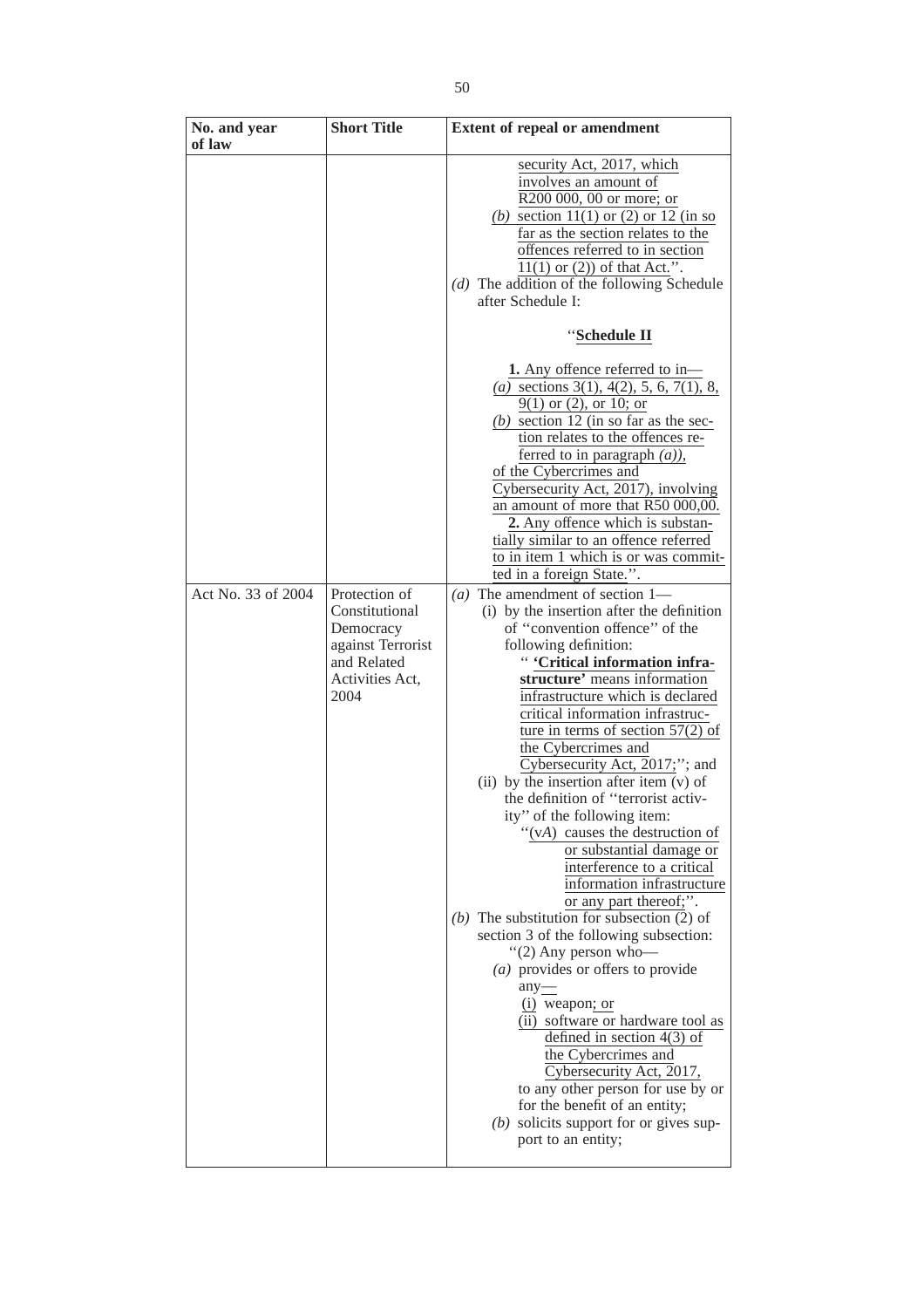| No. and year of law | Short Title | Extent of repeal or amendment |
|---|---|---|
| | | security Act, 2017, which involves an amount of R200 000, 00 or more; or<br>*(b)* section 11(1) or (2) or 12 (in so far as the section relates to the offences referred to in section 11(1) or (2)) of that Act.''.<br>*(d)* The addition of the following Schedule after Schedule I:<br><br>''**Schedule II**<br><br>**1.** Any offence referred to in—<br>*(a)* sections 3(1), 4(2), 5, 6, 7(1), 8, 9(1) or (2), or 10; or<br>*(b)* section 12 (in so far as the section relates to the offences referred to in paragraph *(a)*),<br>of the Cybercrimes and Cybersecurity Act, 2017), involving an amount of more that R50 000,00.<br>**2.** Any offence which is substantially similar to an offence referred to in item 1 which is or was committed in a foreign State.''. |
| Act No. 33 of 2004 | Protection of Constitutional Democracy against Terrorist and Related Activities Act, 2004 | *(a)* The amendment of section 1—<br>(i) by the insertion after the definition of ''convention offence'' of the following definition:<br>'' **'Critical information infrastructure'** means information infrastructure which is declared critical information infrastructure in terms of section 57(2) of the Cybercrimes and Cybersecurity Act, 2017;''; and<br>(ii) by the insertion after item (v) of the definition of ''terrorist activity'' of the following item:<br>''(v*A*) causes the destruction of or substantial damage or interference to a critical information infrastructure or any part thereof;''.<br>*(b)* The substitution for subsection (2) of section 3 of the following subsection:<br>''(2) Any person who—<br>*(a)* provides or offers to provide any—<br>(i) weapon; or<br>(ii) software or hardware tool as defined in section 4(3) of the Cybercrimes and Cybersecurity Act, 2017,<br>to any other person for use by or for the benefit of an entity;<br>*(b)* solicits support for or gives support to an entity; |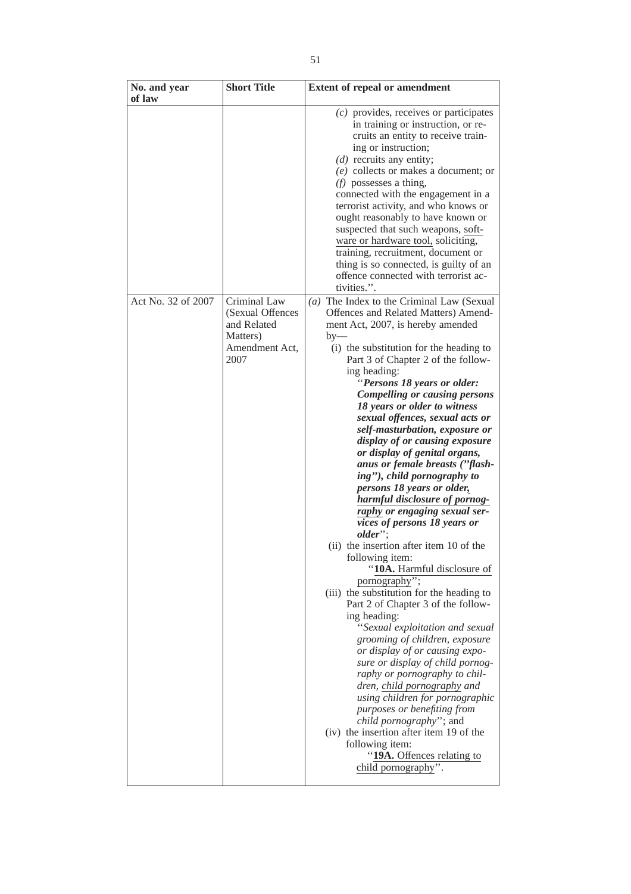| No. and year of law | Short Title | Extent of repeal or amendment |
| --- | --- | --- |
| | | *(c)* provides, receives or participates in training or instruction, or recruits an entity to receive training or instruction;<br>*(d)* recruits any entity;<br>*(e)* collects or makes a document; or<br>*(f)* possesses a thing,<br>connected with the engagement in a terrorist activity, and who knows or ought reasonably to have known or suspected that such weapons, <u>software or hardware tool,</u> soliciting, training, recruitment, document or thing is so connected, is guilty of an offence connected with terrorist activities.''. |
| Act No. 32 of 2007 | Criminal Law (Sexual Offences and Related Matters) Amendment Act, 2007 | *(a)* The Index to the Criminal Law (Sexual Offences and Related Matters) Amendment Act, 2007, is hereby amended by—<br>(i) the substitution for the heading to Part 3 of Chapter 2 of the following heading:<br>''***Persons 18 years or older: Compelling or causing persons 18 years or older to witness sexual offences, sexual acts or self-masturbation, exposure or display of or causing exposure or display of genital organs, anus or female breasts (''flashing''), child pornography to persons 18 years or older, <u>harmful disclosure of pornography</u> or engaging sexual services of persons 18 years or older***'';<br>(ii) the insertion after item 10 of the following item:<br>''<u>**10A.** Harmful disclosure of pornography</u>'';<br>(iii) the substitution for the heading to Part 2 of Chapter 3 of the following heading:<br>''*Sexual exploitation and sexual grooming of children, exposure or display of or causing exposure or display of child pornography or pornography to children, <u>child pornography</u> and using children for pornographic purposes or benefiting from child pornography*''; and<br>(iv) the insertion after item 19 of the following item:<br>''<u>**19A.** Offences relating to child pornography</u>''. |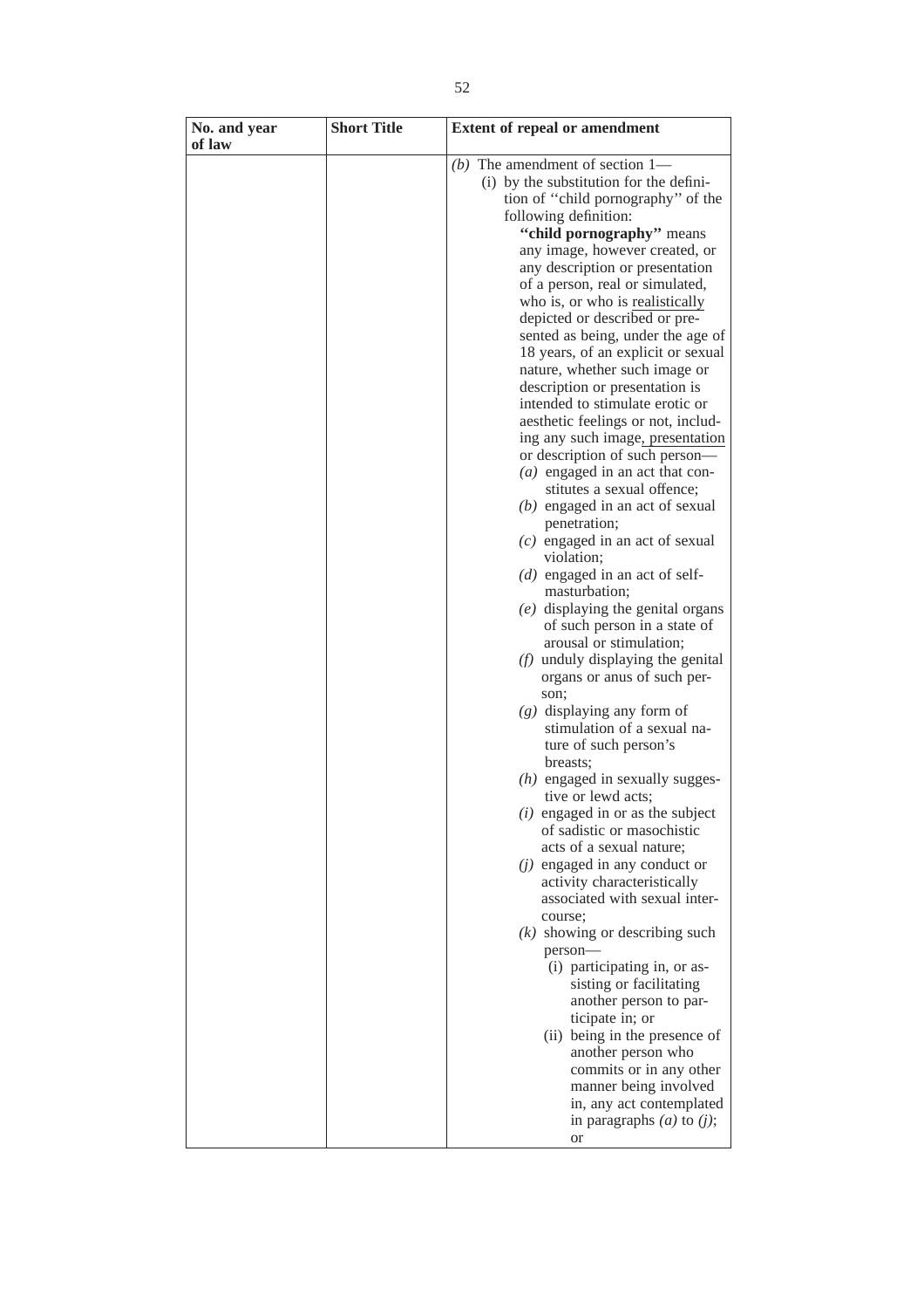| No. and year of law | Short Title | Extent of repeal or amendment |
| --- | --- | --- |
| | | *(b)* The amendment of section 1—<br>(i) by the substitution for the definition of ''child pornography'' of the following definition:<br>**''child pornography''** means any image, however created, or any description or presentation of a person, real or simulated, who is, or who is realistically depicted or described or presented as being, under the age of 18 years, of an explicit or sexual nature, whether such image or description or presentation is intended to stimulate erotic or aesthetic feelings or not, including any such image, presentation or description of such person—<br>*(a)* engaged in an act that constitutes a sexual offence;<br>*(b)* engaged in an act of sexual penetration;<br>*(c)* engaged in an act of sexual violation;<br>*(d)* engaged in an act of self-masturbation;<br>*(e)* displaying the genital organs of such person in a state of arousal or stimulation;<br>*(f)* unduly displaying the genital organs or anus of such person;<br>*(g)* displaying any form of stimulation of a sexual nature of such person's breasts;<br>*(h)* engaged in sexually suggestive or lewd acts;<br>*(i)* engaged in or as the subject of sadistic or masochistic acts of a sexual nature;<br>*(j)* engaged in any conduct or activity characteristically associated with sexual intercourse;<br>*(k)* showing or describing such person—<br>(i) participating in, or assisting or facilitating another person to participate in; or<br>(ii) being in the presence of another person who commits or in any other manner being involved in, any act contemplated in paragraphs *(a)* to *(j)*; or |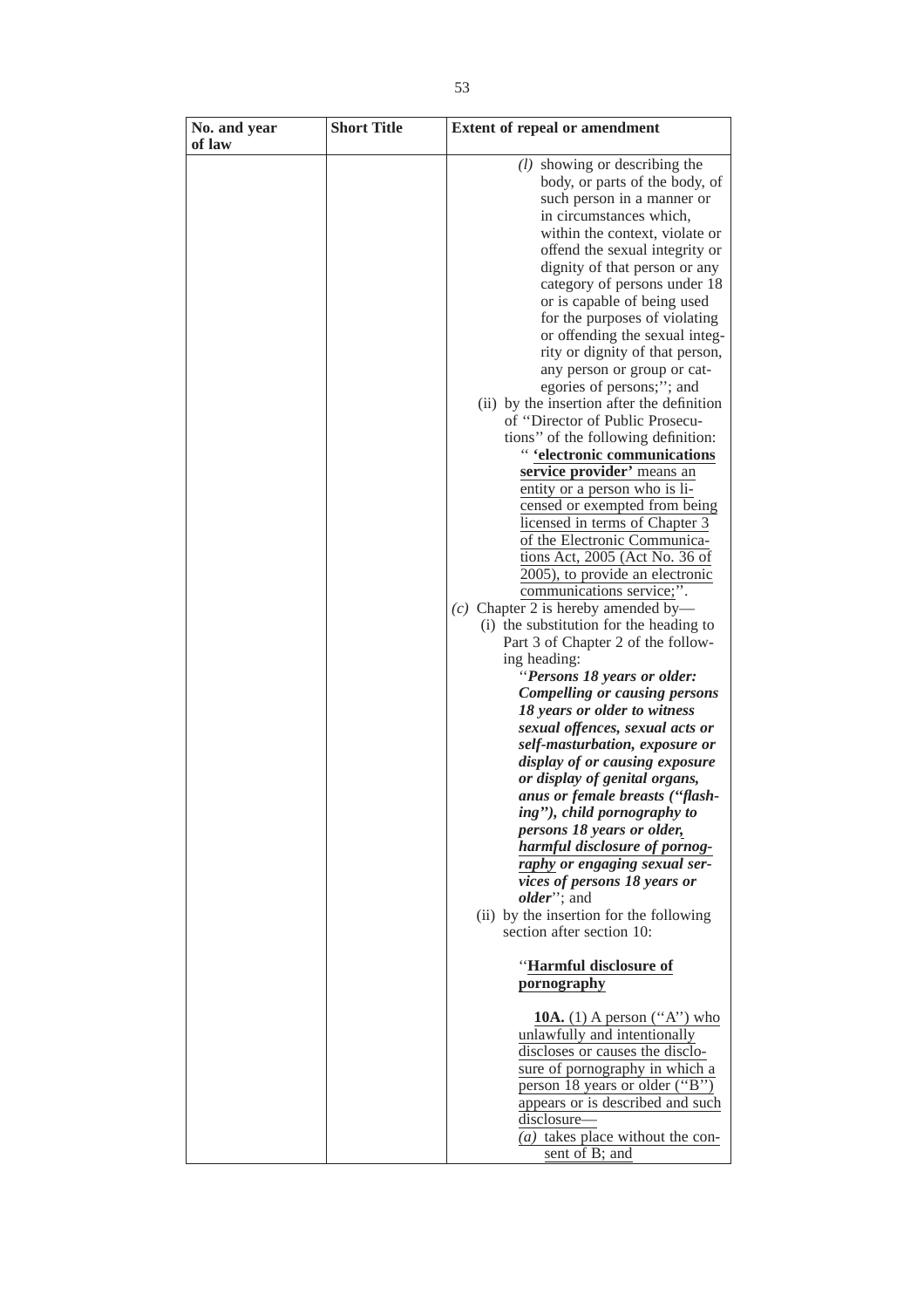| No. and year of law | Short Title | Extent of repeal or amendment |
|---|---|---|
| | | *(l)* showing or describing the body, or parts of the body, of such person in a manner or in circumstances which, within the context, violate or offend the sexual integrity or dignity of that person or any category of persons under 18 or is capable of being used for the purposes of violating or offending the sexual integrity or dignity of that person, any person or group or categories of persons;''; and<br>(ii) by the insertion after the definition of ''Director of Public Prosecutions'' of the following definition:<br>'' **'electronic communications service provider'** means an entity or a person who is licensed or exempted from being licensed in terms of Chapter 3 of the Electronic Communications Act, 2005 (Act No. 36 of 2005), to provide an electronic communications service;''.<br>*(c)* Chapter 2 is hereby amended by—<br>(i) the substitution for the heading to Part 3 of Chapter 2 of the following heading:<br>''***Persons 18 years or older: Compelling or causing persons 18 years or older to witness sexual offences, sexual acts or self-masturbation, exposure or display of or causing exposure or display of genital organs, anus or female breasts (''flashing''), child pornography to persons 18 years or older, harmful disclosure of pornography or engaging sexual services of persons 18 years or older***''; and<br>(ii) by the insertion for the following section after section 10:<br>''**Harmful disclosure of pornography**<br>**10A.** (1) A person (''A'') who unlawfully and intentionally discloses or causes the disclosure of pornography in which a person 18 years or older (''B'') appears or is described and such disclosure—<br>*(a)* takes place without the consent of B; and |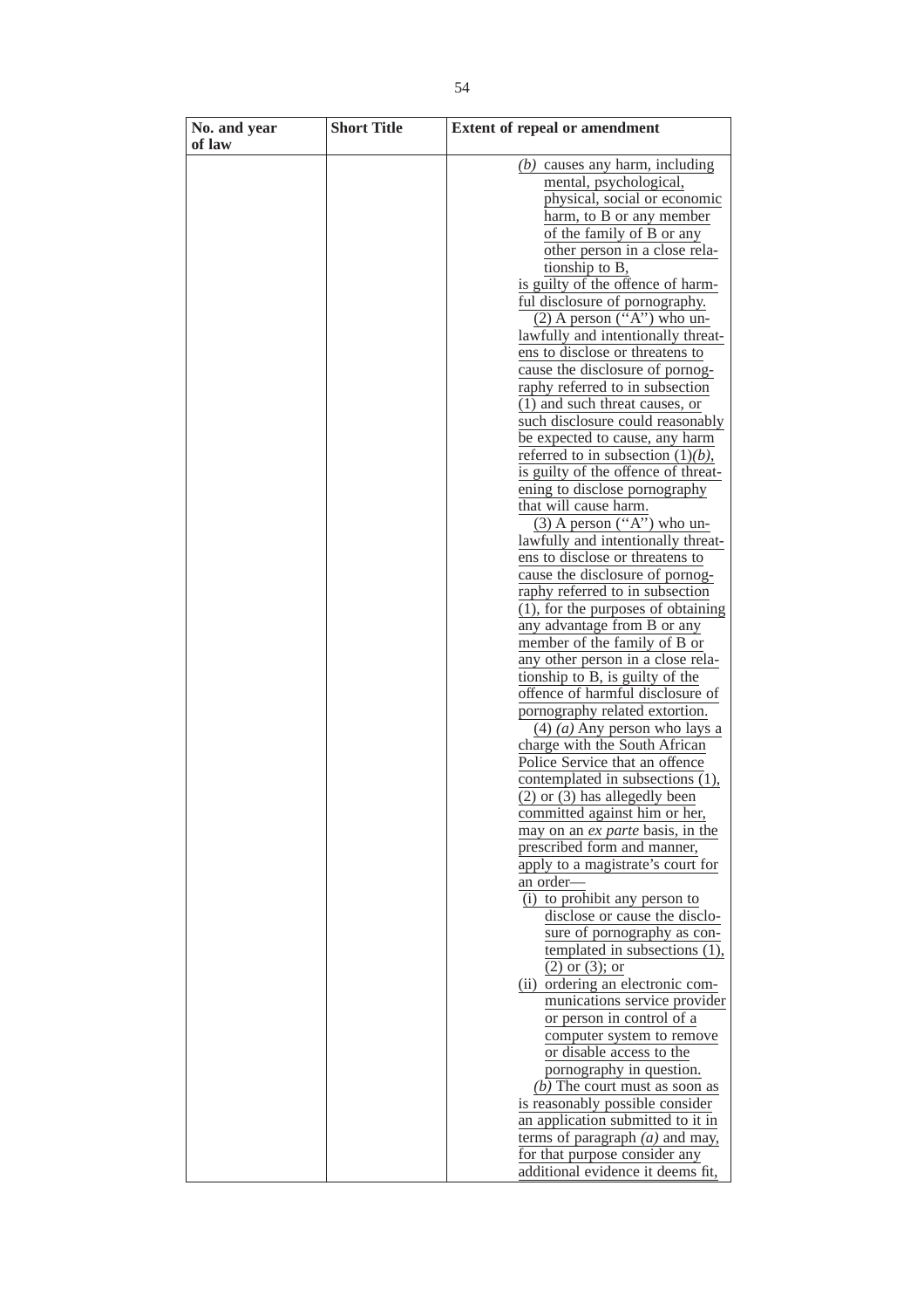| No. and year of law | Short Title | Extent of repeal or amendment |
|---|---|---|
| | | *(b)* causes any harm, including mental, psychological, physical, social or economic harm, to B or any member of the family of B or any other person in a close relationship to B,<br>is guilty of the offence of harmful disclosure of pornography.<br>(2) A person (''A'') who unlawfully and intentionally threatens to disclose or threatens to cause the disclosure of pornography referred to in subsection (1) and such threat causes, or such disclosure could reasonably be expected to cause, any harm referred to in subsection (1)*(b)*, is guilty of the offence of threatening to disclose pornography that will cause harm.<br>(3) A person (''A'') who unlawfully and intentionally threatens to disclose or threatens to cause the disclosure of pornography referred to in subsection (1), for the purposes of obtaining any advantage from B or any member of the family of B or any other person in a close relationship to B, is guilty of the offence of harmful disclosure of pornography related extortion.<br>(4) *(a)* Any person who lays a charge with the South African Police Service that an offence contemplated in subsections (1), (2) or (3) has allegedly been committed against him or her, may on an *ex parte* basis, in the prescribed form and manner, apply to a magistrate's court for an order—<br>(i) to prohibit any person to disclose or cause the disclosure of pornography as contemplated in subsections (1), (2) or (3); or<br>(ii) ordering an electronic communications service provider or person in control of a computer system to remove or disable access to the pornography in question.<br>*(b)* The court must as soon as is reasonably possible consider an application submitted to it in terms of paragraph *(a)* and may, for that purpose consider any additional evidence it deems fit, |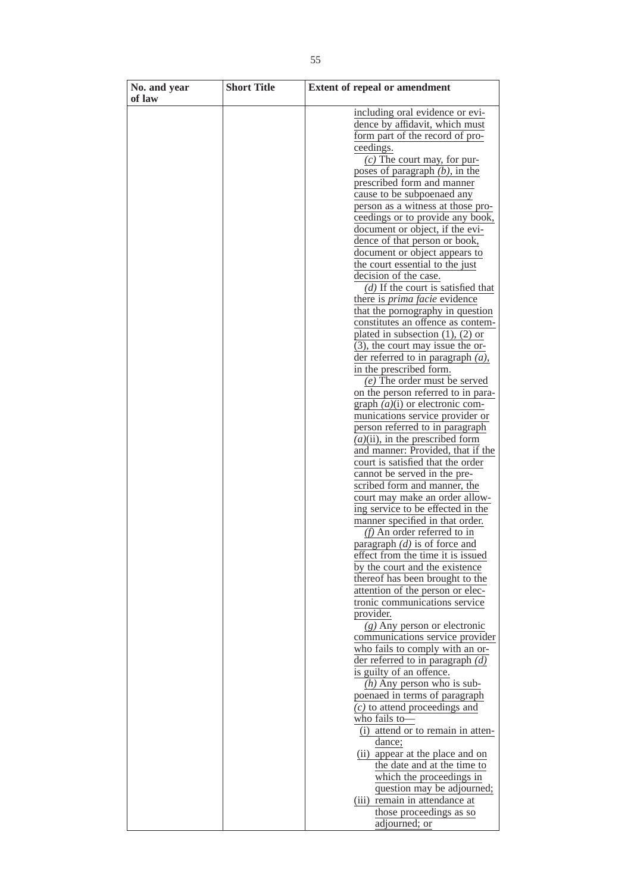| No. and year of law | Short Title | Extent of repeal or amendment |
|---|---|---|
| | | including oral evidence or evidence by affidavit, which must form part of the record of proceedings.<br>*(c)* The court may, for purposes of paragraph *(b)*, in the prescribed form and manner cause to be subpoenaed any person as a witness at those proceedings or to provide any book, document or object, if the evidence of that person or book, document or object appears to the court essential to the just decision of the case.<br>*(d)* If the court is satisfied that there is *prima facie* evidence that the pornography in question constitutes an offence as contemplated in subsection (1), (2) or (3), the court may issue the order referred to in paragraph *(a)*, in the prescribed form.<br>*(e)* The order must be served on the person referred to in paragraph *(a)*(i) or electronic communications service provider or person referred to in paragraph *(a)*(ii), in the prescribed form and manner: Provided, that if the court is satisfied that the order cannot be served in the prescribed form and manner, the court may make an order allowing service to be effected in the manner specified in that order.<br>*(f)* An order referred to in paragraph *(d)* is of force and effect from the time it is issued by the court and the existence thereof has been brought to the attention of the person or electronic communications service provider.<br>*(g)* Any person or electronic communications service provider who fails to comply with an order referred to in paragraph *(d)* is guilty of an offence.<br>*(h)* Any person who is subpoenaed in terms of paragraph *(c)* to attend proceedings and who fails to—<br>(i) attend or to remain in attendance;<br>(ii) appear at the place and on the date and at the time to which the proceedings in question may be adjourned;<br>(iii) remain in attendance at those proceedings as so adjourned; or |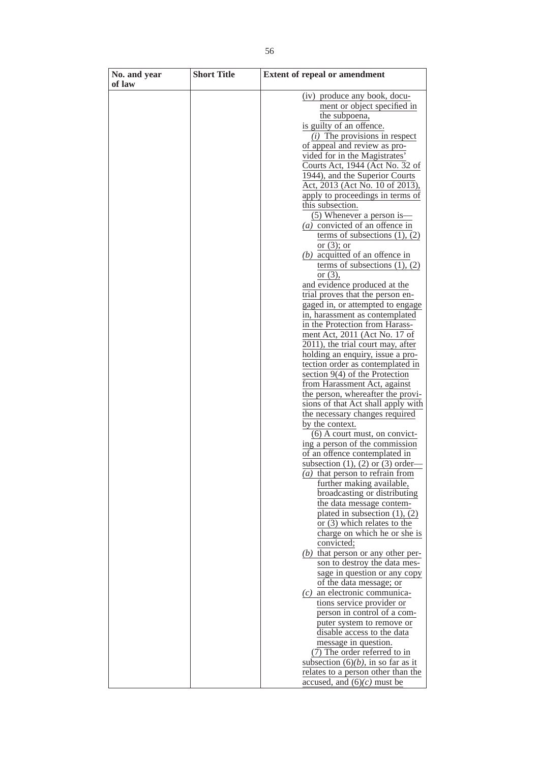| No. and year of law | Short Title | Extent of repeal or amendment |
|---|---|---|
| | | (iv) produce any book, document or object specified in the subpoena,<br>is guilty of an offence.<br>*(i)* The provisions in respect of appeal and review as provided for in the Magistrates' Courts Act, 1944 (Act No. 32 of 1944), and the Superior Courts Act, 2013 (Act No. 10 of 2013), apply to proceedings in terms of this subsection.<br>(5) Whenever a person is—<br>*(a)* convicted of an offence in terms of subsections (1), (2) or (3); or<br>*(b)* acquitted of an offence in terms of subsections (1), (2) or (3),<br>and evidence produced at the trial proves that the person engaged in, or attempted to engage in, harassment as contemplated in the Protection from Harassment Act, 2011 (Act No. 17 of 2011), the trial court may, after holding an enquiry, issue a protection order as contemplated in section 9(4) of the Protection from Harassment Act, against the person, whereafter the provisions of that Act shall apply with the necessary changes required by the context.<br>(6) A court must, on convicting a person of the commission of an offence contemplated in subsection (1), (2) or (3) order—<br>*(a)* that person to refrain from further making available, broadcasting or distributing the data message contemplated in subsection (1), (2) or (3) which relates to the charge on which he or she is convicted;<br>*(b)* that person or any other person to destroy the data message in question or any copy of the data message; or<br>*(c)* an electronic communications service provider or person in control of a computer system to remove or disable access to the data message in question.<br>(7) The order referred to in subsection (6)*(b)*, in so far as it relates to a person other than the accused, and (6)*(c)* must be |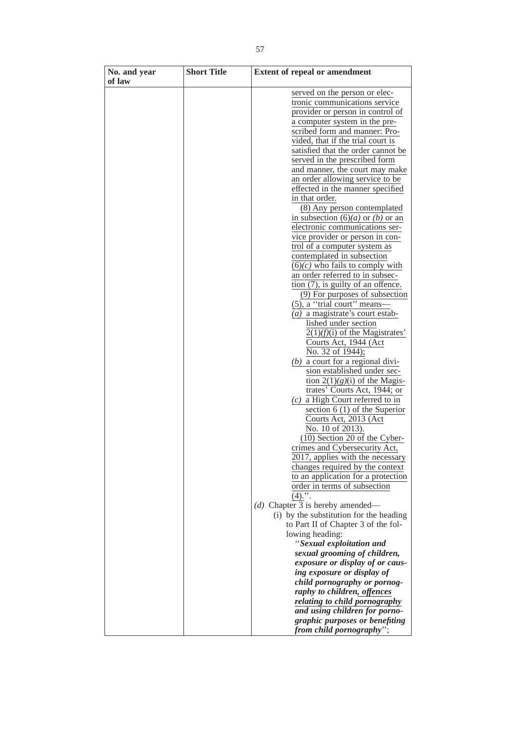| No. and year of law | Short Title | Extent of repeal or amendment |
|---|---|---|
| | | served on the person or electronic communications service provider or person in control of a computer system in the prescribed form and manner: Provided, that if the trial court is satisfied that the order cannot be served in the prescribed form and manner, the court may make an order allowing service to be effected in the manner specified in that order.<br>(8) Any person contemplated in subsection (6)*(a)* or *(b)* or an electronic communications service provider or person in control of a computer system as contemplated in subsection (6)*(c)* who fails to comply with an order referred to in subsection (7), is guilty of an offence.<br>(9) For purposes of subsection (5), a ''trial court'' means—<br>*(a)* a magistrate's court established under section 2(1)*(f)*(i) of the Magistrates' Courts Act, 1944 (Act No. 32 of 1944);<br>*(b)* a court for a regional division established under section 2(1)*(g)*(i) of the Magistrates' Courts Act, 1944; or<br>*(c)* a High Court referred to in section 6 (1) of the Superior Courts Act, 2013 (Act No. 10 of 2013).<br>(10) Section 20 of the Cybercrimes and Cybersecurity Act, 2017, applies with the necessary changes required by the context to an application for a protection order in terms of subsection (4).''.<br>*(d)* Chapter 3 is hereby amended—<br>(i) by the substitution for the heading to Part II of Chapter 3 of the following heading:<br>''***Sexual exploitation and sexual grooming of children, exposure or display of or causing exposure or display of child pornography or pornography to children, offences relating to child pornography and using children for pornographic purposes or benefiting from child pornography***''; |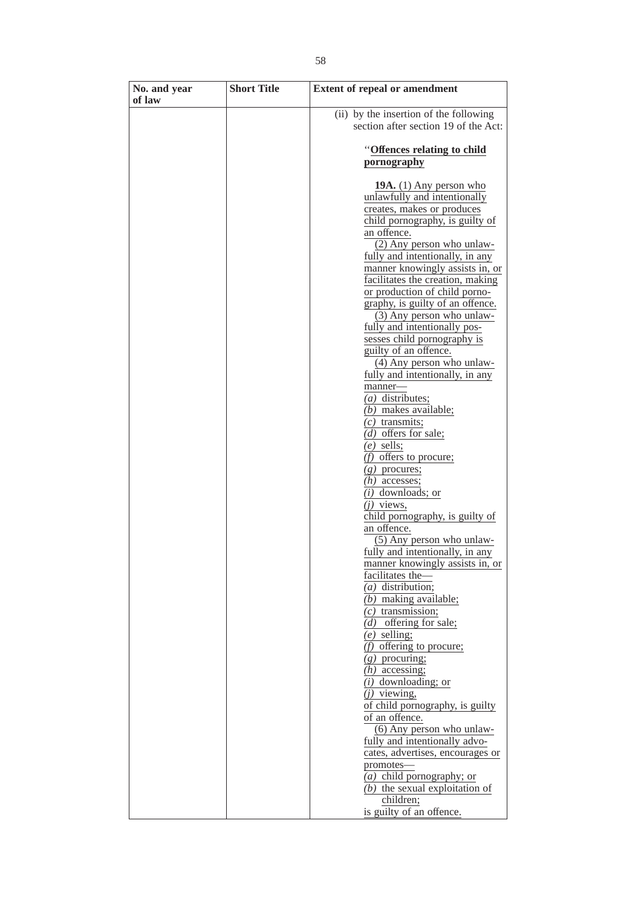| No. and year of law | Short Title | Extent of repeal or amendment |
|---|---|---|
| | | (ii) by the insertion of the following section after section 19 of the Act:<br><br>"**Offences relating to child pornography**<br><br>**19A.** (1) Any person who unlawfully and intentionally creates, makes or produces child pornography, is guilty of an offence.<br>(2) Any person who unlawfully and intentionally, in any manner knowingly assists in, or facilitates the creation, making or production of child pornography, is guilty of an offence.<br>(3) Any person who unlawfully and intentionally possesses child pornography is guilty of an offence.<br>(4) Any person who unlawfully and intentionally, in any manner—<br>*(a)* distributes;<br>*(b)* makes available;<br>*(c)* transmits;<br>*(d)* offers for sale;<br>*(e)* sells;<br>*(f)* offers to procure;<br>*(g)* procures;<br>*(h)* accesses;<br>*(i)* downloads; or<br>*(j)* views,<br>child pornography, is guilty of an offence.<br>(5) Any person who unlawfully and intentionally, in any manner knowingly assists in, or facilitates the—<br>*(a)* distribution;<br>*(b)* making available;<br>*(c)* transmission;<br>*(d)* offering for sale;<br>*(e)* selling;<br>*(f)* offering to procure;<br>*(g)* procuring;<br>*(h)* accessing;<br>*(i)* downloading; or<br>*(j)* viewing,<br>of child pornography, is guilty of an offence.<br>(6) Any person who unlawfully and intentionally advocates, advertises, encourages or promotes—<br>*(a)* child pornography; or<br>*(b)* the sexual exploitation of children;<br>is guilty of an offence. |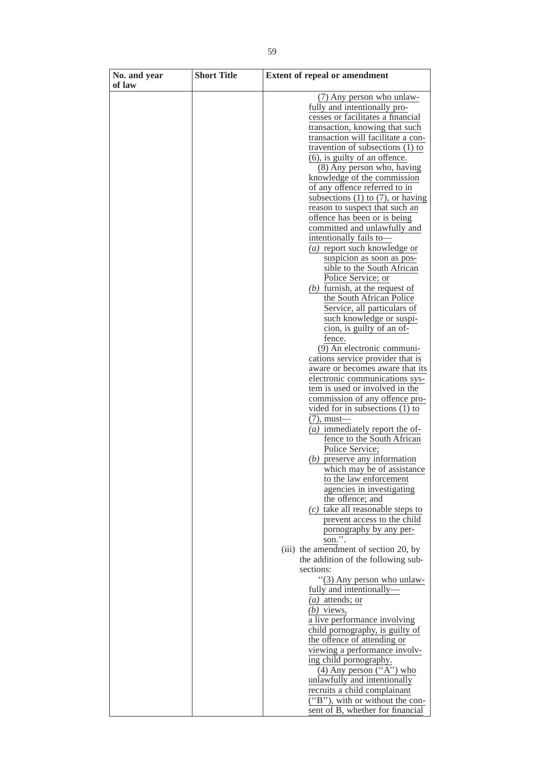| No. and year of law | Short Title | Extent of repeal or amendment |
|---|---|---|
| | | (7) Any person who unlawfully and intentionally processes or facilitates a financial transaction, knowing that such transaction will facilitate a contravention of subsections (1) to (6), is guilty of an offence.<br>(8) Any person who, having knowledge of the commission of any offence referred to in subsections (1) to (7), or having reason to suspect that such an offence has been or is being committed and unlawfully and intentionally fails to—<br>*(a)* report such knowledge or suspicion as soon as possible to the South African Police Service; or<br>*(b)* furnish, at the request of the South African Police Service, all particulars of such knowledge or suspicion, is guilty of an offence.<br>(9) An electronic communications service provider that is aware or becomes aware that its electronic communications system is used or involved in the commission of any offence provided for in subsections (1) to (7), must—<br>*(a)* immediately report the offence to the South African Police Service;<br>*(b)* preserve any information which may be of assistance to the law enforcement agencies in investigating the offence; and<br>*(c)* take all reasonable steps to prevent access to the child pornography by any person.''.<br>(iii) the amendment of section 20, by the addition of the following subsections:<br>''(3) Any person who unlawfully and intentionally—<br>*(a)* attends; or<br>*(b)* views,<br>a live performance involving child pornography, is guilty of the offence of attending or viewing a performance involving child pornography.<br>(4) Any person (''A'') who unlawfully and intentionally recruits a child complainant (''B''), with or without the consent of B, whether for financial |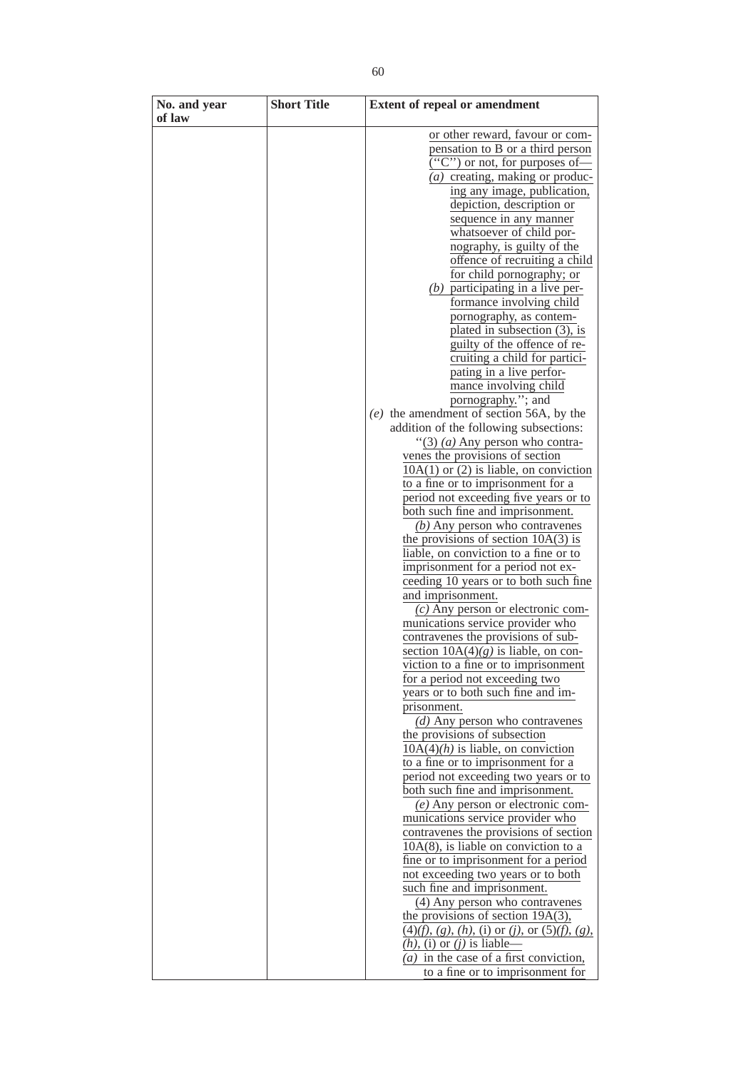| No. and year of law | Short Title | Extent of repeal or amendment |
|---|---|---|
| | | or other reward, favour or compensation to B or a third person (''C'') or not, for purposes of—<br>*(a)* creating, making or producing any image, publication, depiction, description or sequence in any manner whatsoever of child pornography, is guilty of the offence of recruiting a child for child pornography; or<br>*(b)* participating in a live performance involving child pornography, as contemplated in subsection (3), is guilty of the offence of recruiting a child for participating in a live performance involving child pornography.''; and<br>*(e)* the amendment of section 56A, by the addition of the following subsections:<br>''(3) *(a)* Any person who contravenes the provisions of section 10A(1) or (2) is liable, on conviction to a fine or to imprisonment for a period not exceeding five years or to both such fine and imprisonment.<br>*(b)* Any person who contravenes the provisions of section 10A(3) is liable, on conviction to a fine or to imprisonment for a period not exceeding 10 years or to both such fine and imprisonment.<br>*(c)* Any person or electronic communications service provider who contravenes the provisions of subsection 10A(4)*(g)* is liable, on conviction to a fine or to imprisonment for a period not exceeding two years or to both such fine and imprisonment.<br>*(d)* Any person who contravenes the provisions of subsection 10A(4)*(h)* is liable, on conviction to a fine or to imprisonment for a period not exceeding two years or to both such fine and imprisonment.<br>*(e)* Any person or electronic communications service provider who contravenes the provisions of section 10A(8), is liable on conviction to a fine or to imprisonment for a period not exceeding two years or to both such fine and imprisonment.<br>(4) Any person who contravenes the provisions of section 19A(3), (4)*(f)*, *(g)*, *(h)*, (i) or *(j)*, or (5)*(f)*, *(g)*, *(h)*, (i) or *(j)* is liable—<br>*(a)* in the case of a first conviction, to a fine or to imprisonment for |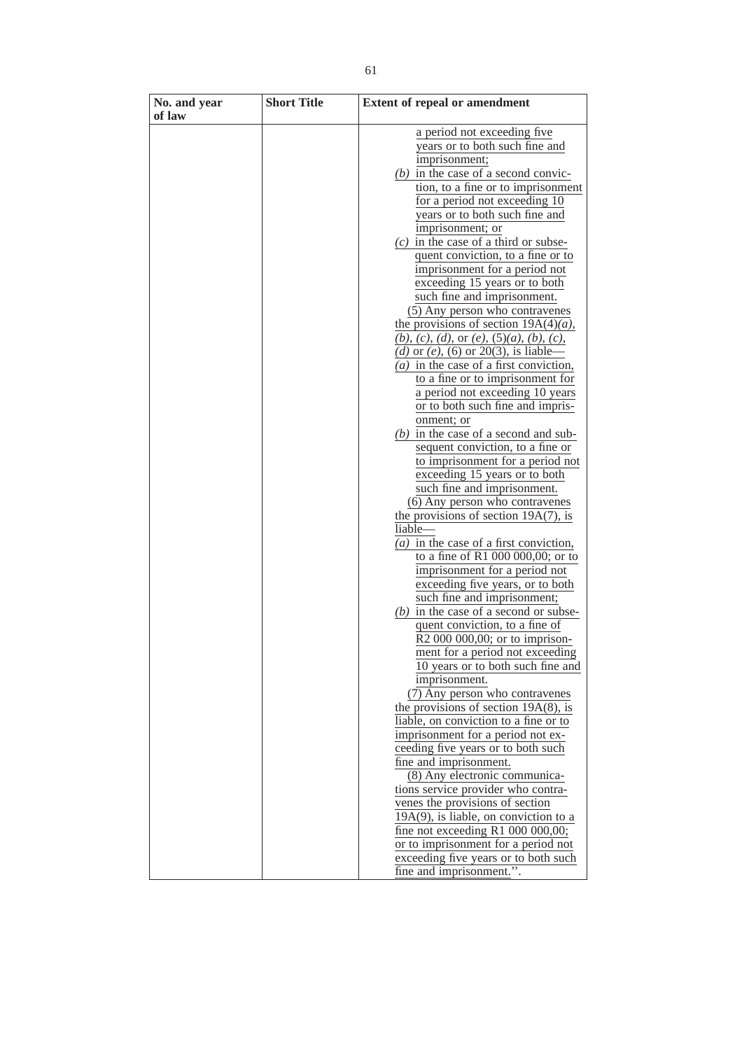| No. and year of law | Short Title | Extent of repeal or amendment |
|---|---|---|
| | | a period not exceeding five years or to both such fine and imprisonment;<br>*(b)* in the case of a second conviction, to a fine or to imprisonment for a period not exceeding 10 years or to both such fine and imprisonment; or<br>*(c)* in the case of a third or subsequent conviction, to a fine or to imprisonment for a period not exceeding 15 years or to both such fine and imprisonment.<br>(5) Any person who contravenes the provisions of section 19A(4)*(a)*, *(b)*, *(c)*, *(d)*, or *(e)*, (5)*(a)*, *(b)*, *(c)*, *(d)* or *(e)*, (6) or 20(3), is liable—<br>*(a)* in the case of a first conviction, to a fine or to imprisonment for a period not exceeding 10 years or to both such fine and imprisonment; or<br>*(b)* in the case of a second and subsequent conviction, to a fine or to imprisonment for a period not exceeding 15 years or to both such fine and imprisonment.<br>(6) Any person who contravenes the provisions of section 19A(7), is liable—<br>*(a)* in the case of a first conviction, to a fine of R1 000 000,00; or to imprisonment for a period not exceeding five years, or to both such fine and imprisonment;<br>*(b)* in the case of a second or subsequent conviction, to a fine of R2 000 000,00; or to imprisonment for a period not exceeding 10 years or to both such fine and imprisonment.<br>(7) Any person who contravenes the provisions of section 19A(8), is liable, on conviction to a fine or to imprisonment for a period not exceeding five years or to both such fine and imprisonment.<br>(8) Any electronic communications service provider who contravenes the provisions of section 19A(9), is liable, on conviction to a fine not exceeding R1 000 000,00; or to imprisonment for a period not exceeding five years or to both such fine and imprisonment.''. |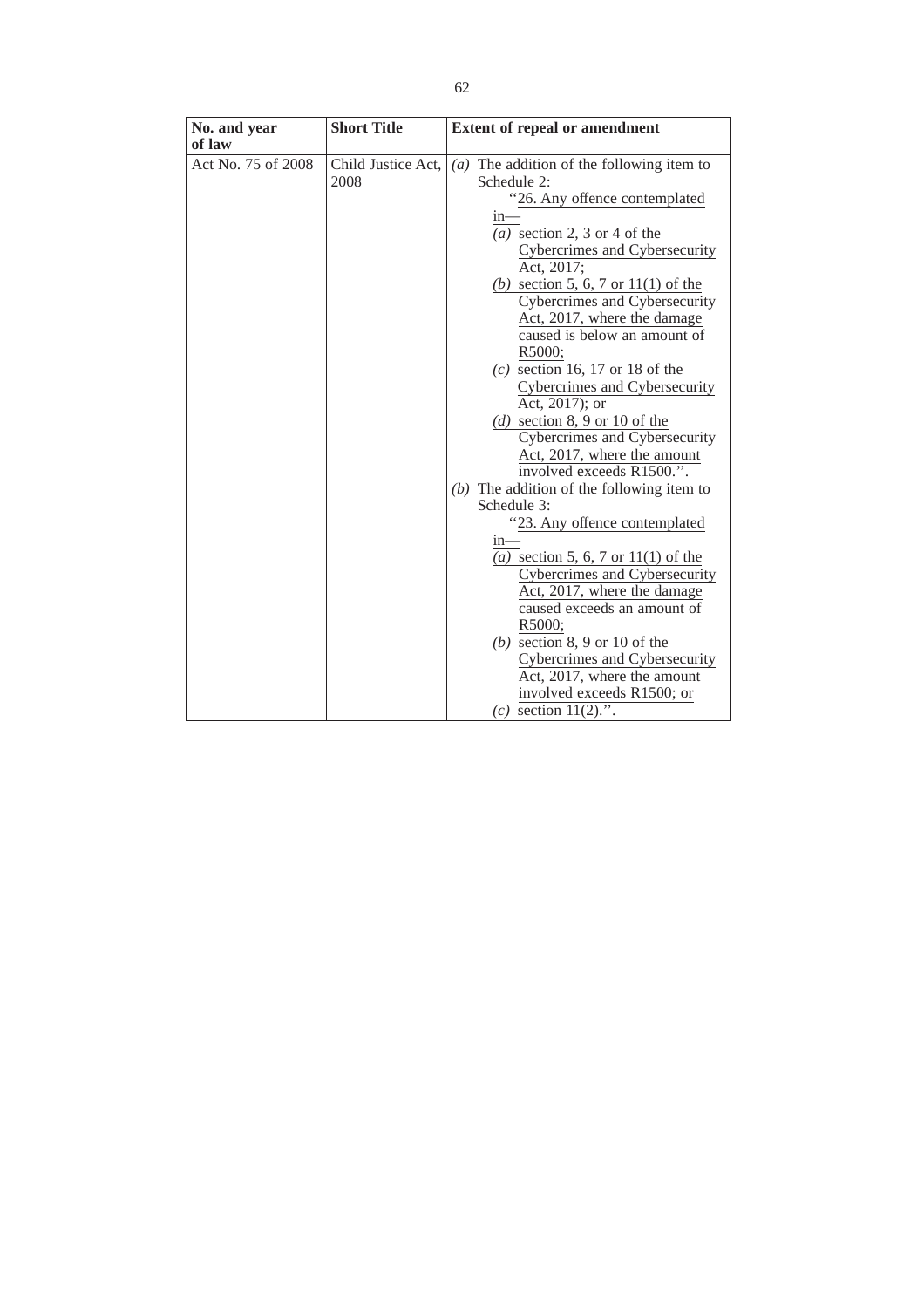| No. and year of law | Short Title | Extent of repeal or amendment |
|---|---|---|
| Act No. 75 of 2008 | Child Justice Act, 2008 | *(a)* The addition of the following item to Schedule 2:<br>"26. Any offence contemplated in—<br>*(a)* section 2, 3 or 4 of the Cybercrimes and Cybersecurity Act, 2017;<br>*(b)* section 5, 6, 7 or 11(1) of the Cybercrimes and Cybersecurity Act, 2017, where the damage caused is below an amount of R5000;<br>*(c)* section 16, 17 or 18 of the Cybercrimes and Cybersecurity Act, 2017); or<br>*(d)* section 8, 9 or 10 of the Cybercrimes and Cybersecurity Act, 2017, where the amount involved exceeds R1500.".<br>*(b)* The addition of the following item to Schedule 3:<br>"23. Any offence contemplated in—<br>*(a)* section 5, 6, 7 or 11(1) of the Cybercrimes and Cybersecurity Act, 2017, where the damage caused exceeds an amount of R5000;<br>*(b)* section 8, 9 or 10 of the Cybercrimes and Cybersecurity Act, 2017, where the amount involved exceeds R1500; or<br>*(c)* section 11(2).". |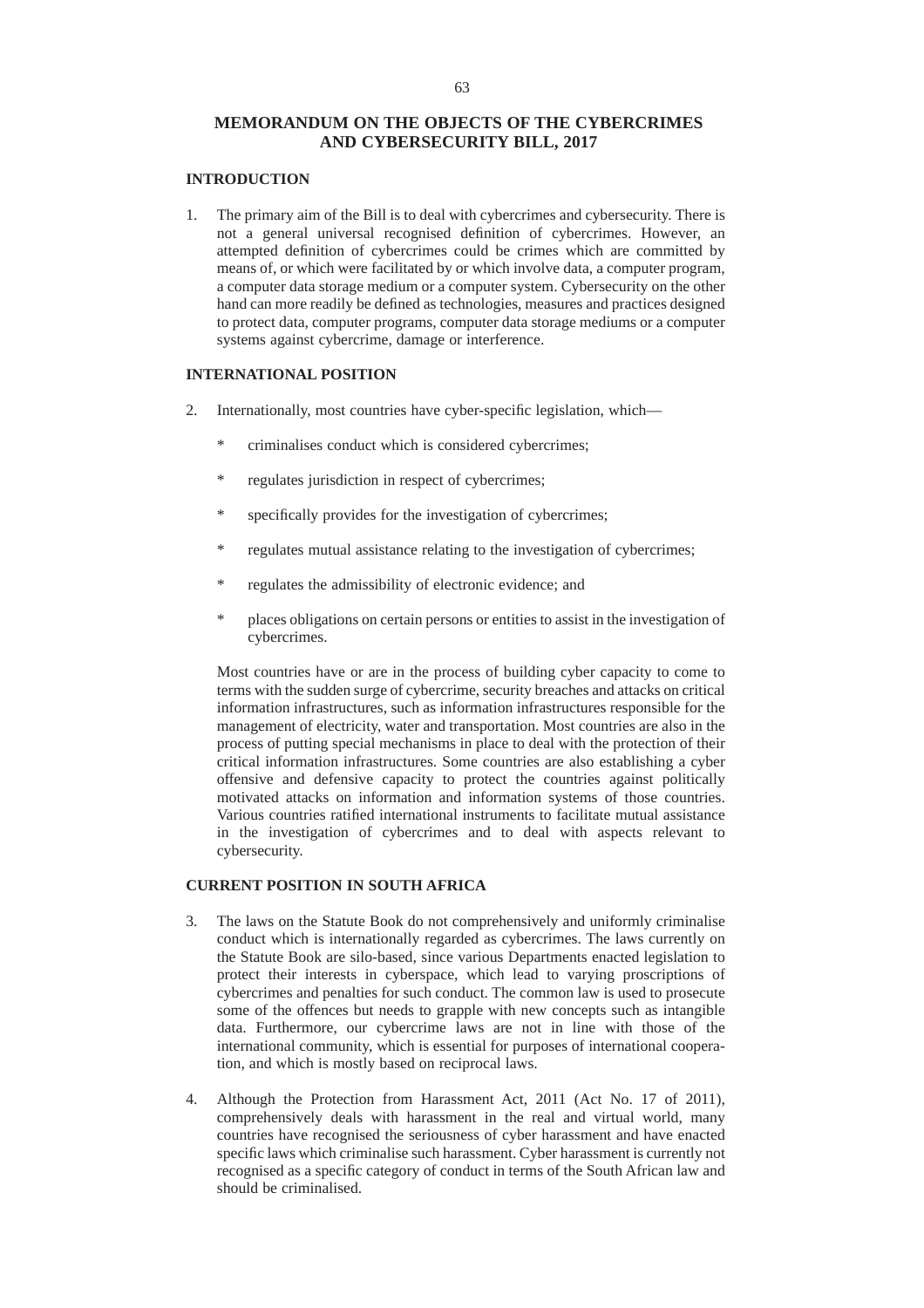# MEMORANDUM ON THE OBJECTS OF THE CYBERCRIMES AND CYBERSECURITY BILL, 2017

## INTRODUCTION

1. The primary aim of the Bill is to deal with cybercrimes and cybersecurity. There is not a general universal recognised definition of cybercrimes. However, an attempted definition of cybercrimes could be crimes which are committed by means of, or which were facilitated by or which involve data, a computer program, a computer data storage medium or a computer system. Cybersecurity on the other hand can more readily be defined as technologies, measures and practices designed to protect data, computer programs, computer data storage mediums or a computer systems against cybercrime, damage or interference.

## INTERNATIONAL POSITION

2. Internationally, most countries have cyber-specific legislation, which—

   * criminalises conduct which is considered cybercrimes;
   * regulates jurisdiction in respect of cybercrimes;
   * specifically provides for the investigation of cybercrimes;
   * regulates mutual assistance relating to the investigation of cybercrimes;
   * regulates the admissibility of electronic evidence; and
   * places obligations on certain persons or entities to assist in the investigation of cybercrimes.

   Most countries have or are in the process of building cyber capacity to come to terms with the sudden surge of cybercrime, security breaches and attacks on critical information infrastructures, such as information infrastructures responsible for the management of electricity, water and transportation. Most countries are also in the process of putting special mechanisms in place to deal with the protection of their critical information infrastructures. Some countries are also establishing a cyber offensive and defensive capacity to protect the countries against politically motivated attacks on information and information systems of those countries. Various countries ratified international instruments to facilitate mutual assistance in the investigation of cybercrimes and to deal with aspects relevant to cybersecurity.

## CURRENT POSITION IN SOUTH AFRICA

3. The laws on the Statute Book do not comprehensively and uniformly criminalise conduct which is internationally regarded as cybercrimes. The laws currently on the Statute Book are silo-based, since various Departments enacted legislation to protect their interests in cyberspace, which lead to varying proscriptions of cybercrimes and penalties for such conduct. The common law is used to prosecute some of the offences but needs to grapple with new concepts such as intangible data. Furthermore, our cybercrime laws are not in line with those of the international community, which is essential for purposes of international cooperation, and which is mostly based on reciprocal laws.

4. Although the Protection from Harassment Act, 2011 (Act No. 17 of 2011), comprehensively deals with harassment in the real and virtual world, many countries have recognised the seriousness of cyber harassment and have enacted specific laws which criminalise such harassment. Cyber harassment is currently not recognised as a specific category of conduct in terms of the South African law and should be criminalised.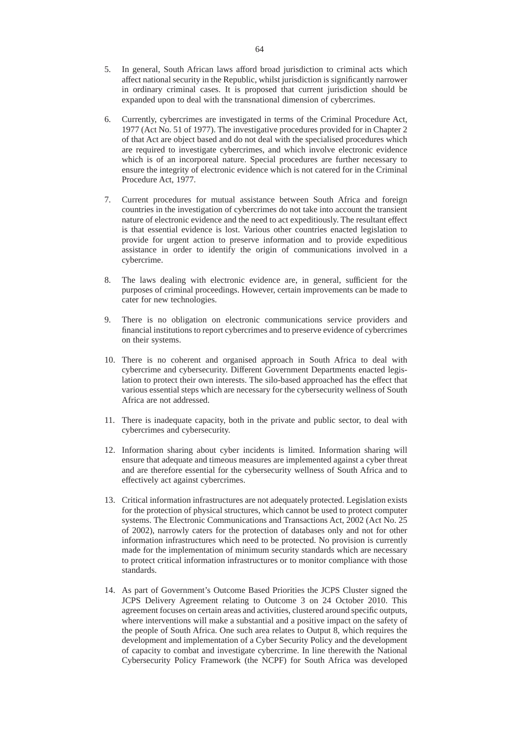5. In general, South African laws afford broad jurisdiction to criminal acts which affect national security in the Republic, whilst jurisdiction is significantly narrower in ordinary criminal cases. It is proposed that current jurisdiction should be expanded upon to deal with the transnational dimension of cybercrimes.

6. Currently, cybercrimes are investigated in terms of the Criminal Procedure Act, 1977 (Act No. 51 of 1977). The investigative procedures provided for in Chapter 2 of that Act are object based and do not deal with the specialised procedures which are required to investigate cybercrimes, and which involve electronic evidence which is of an incorporeal nature. Special procedures are further necessary to ensure the integrity of electronic evidence which is not catered for in the Criminal Procedure Act, 1977.

7. Current procedures for mutual assistance between South Africa and foreign countries in the investigation of cybercrimes do not take into account the transient nature of electronic evidence and the need to act expeditiously. The resultant effect is that essential evidence is lost. Various other countries enacted legislation to provide for urgent action to preserve information and to provide expeditious assistance in order to identify the origin of communications involved in a cybercrime.

8. The laws dealing with electronic evidence are, in general, sufficient for the purposes of criminal proceedings. However, certain improvements can be made to cater for new technologies.

9. There is no obligation on electronic communications service providers and financial institutions to report cybercrimes and to preserve evidence of cybercrimes on their systems.

10. There is no coherent and organised approach in South Africa to deal with cybercrime and cybersecurity. Different Government Departments enacted legislation to protect their own interests. The silo-based approached has the effect that various essential steps which are necessary for the cybersecurity wellness of South Africa are not addressed.

11. There is inadequate capacity, both in the private and public sector, to deal with cybercrimes and cybersecurity.

12. Information sharing about cyber incidents is limited. Information sharing will ensure that adequate and timeous measures are implemented against a cyber threat and are therefore essential for the cybersecurity wellness of South Africa and to effectively act against cybercrimes.

13. Critical information infrastructures are not adequately protected. Legislation exists for the protection of physical structures, which cannot be used to protect computer systems. The Electronic Communications and Transactions Act, 2002 (Act No. 25 of 2002), narrowly caters for the protection of databases only and not for other information infrastructures which need to be protected. No provision is currently made for the implementation of minimum security standards which are necessary to protect critical information infrastructures or to monitor compliance with those standards.

14. As part of Government's Outcome Based Priorities the JCPS Cluster signed the JCPS Delivery Agreement relating to Outcome 3 on 24 October 2010. This agreement focuses on certain areas and activities, clustered around specific outputs, where interventions will make a substantial and a positive impact on the safety of the people of South Africa. One such area relates to Output 8, which requires the development and implementation of a Cyber Security Policy and the development of capacity to combat and investigate cybercrime. In line therewith the National Cybersecurity Policy Framework (the NCPF) for South Africa was developed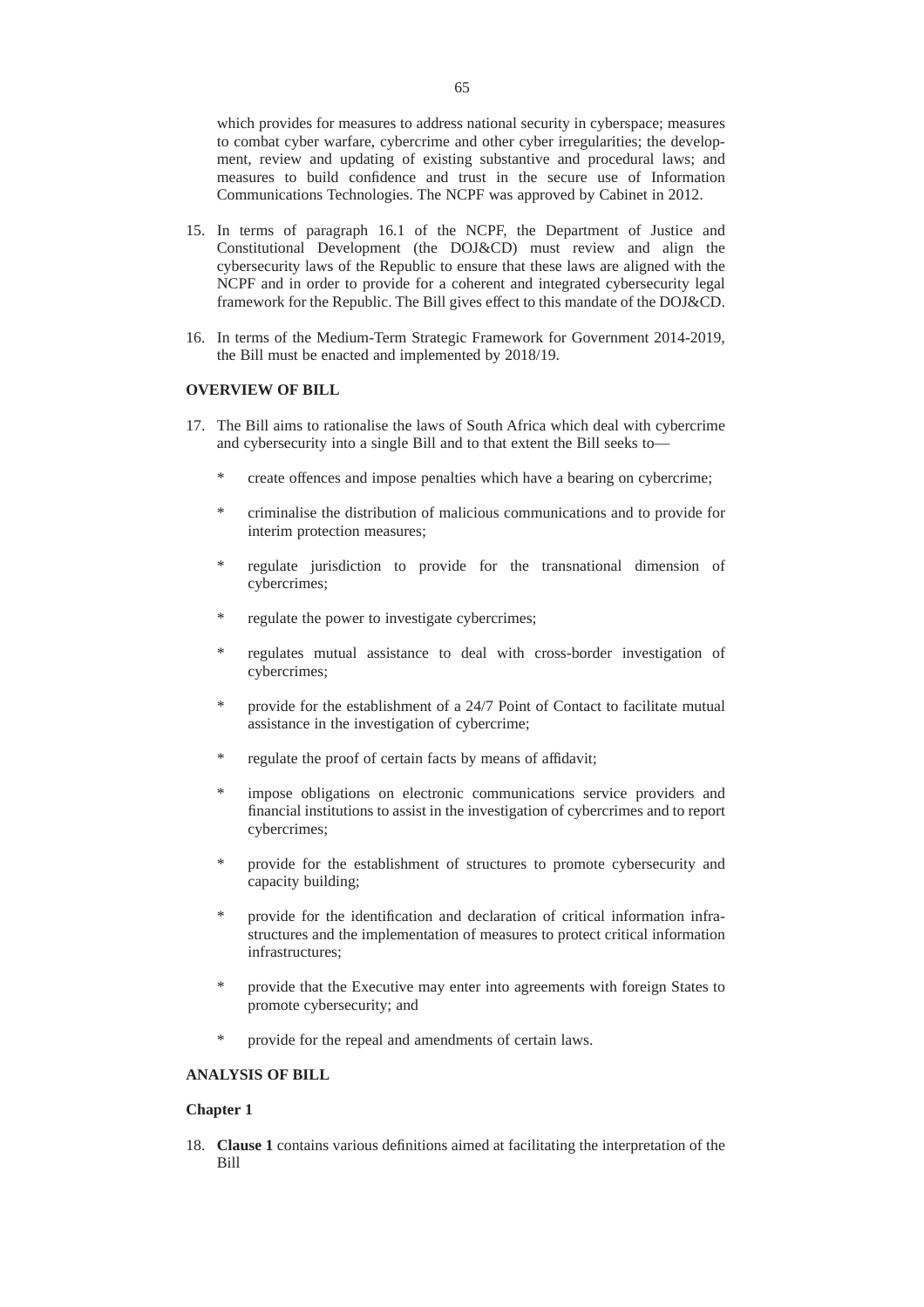which provides for measures to address national security in cyberspace; measures to combat cyber warfare, cybercrime and other cyber irregularities; the development, review and updating of existing substantive and procedural laws; and measures to build confidence and trust in the secure use of Information Communications Technologies. The NCPF was approved by Cabinet in 2012.

15. In terms of paragraph 16.1 of the NCPF, the Department of Justice and Constitutional Development (the DOJ&CD) must review and align the cybersecurity laws of the Republic to ensure that these laws are aligned with the NCPF and in order to provide for a coherent and integrated cybersecurity legal framework for the Republic. The Bill gives effect to this mandate of the DOJ&CD.

16. In terms of the Medium-Term Strategic Framework for Government 2014-2019, the Bill must be enacted and implemented by 2018/19.

**OVERVIEW OF BILL**

17. The Bill aims to rationalise the laws of South Africa which deal with cybercrime and cybersecurity into a single Bill and to that extent the Bill seeks to—

    * create offences and impose penalties which have a bearing on cybercrime;
    * criminalise the distribution of malicious communications and to provide for interim protection measures;
    * regulate jurisdiction to provide for the transnational dimension of cybercrimes;
    * regulate the power to investigate cybercrimes;
    * regulates mutual assistance to deal with cross-border investigation of cybercrimes;
    * provide for the establishment of a 24/7 Point of Contact to facilitate mutual assistance in the investigation of cybercrime;
    * regulate the proof of certain facts by means of affidavit;
    * impose obligations on electronic communications service providers and financial institutions to assist in the investigation of cybercrimes and to report cybercrimes;
    * provide for the establishment of structures to promote cybersecurity and capacity building;
    * provide for the identification and declaration of critical information infrastructures and the implementation of measures to protect critical information infrastructures;
    * provide that the Executive may enter into agreements with foreign States to promote cybersecurity; and
    * provide for the repeal and amendments of certain laws.

**ANALYSIS OF BILL**

**Chapter 1**

18. **Clause 1** contains various definitions aimed at facilitating the interpretation of the Bill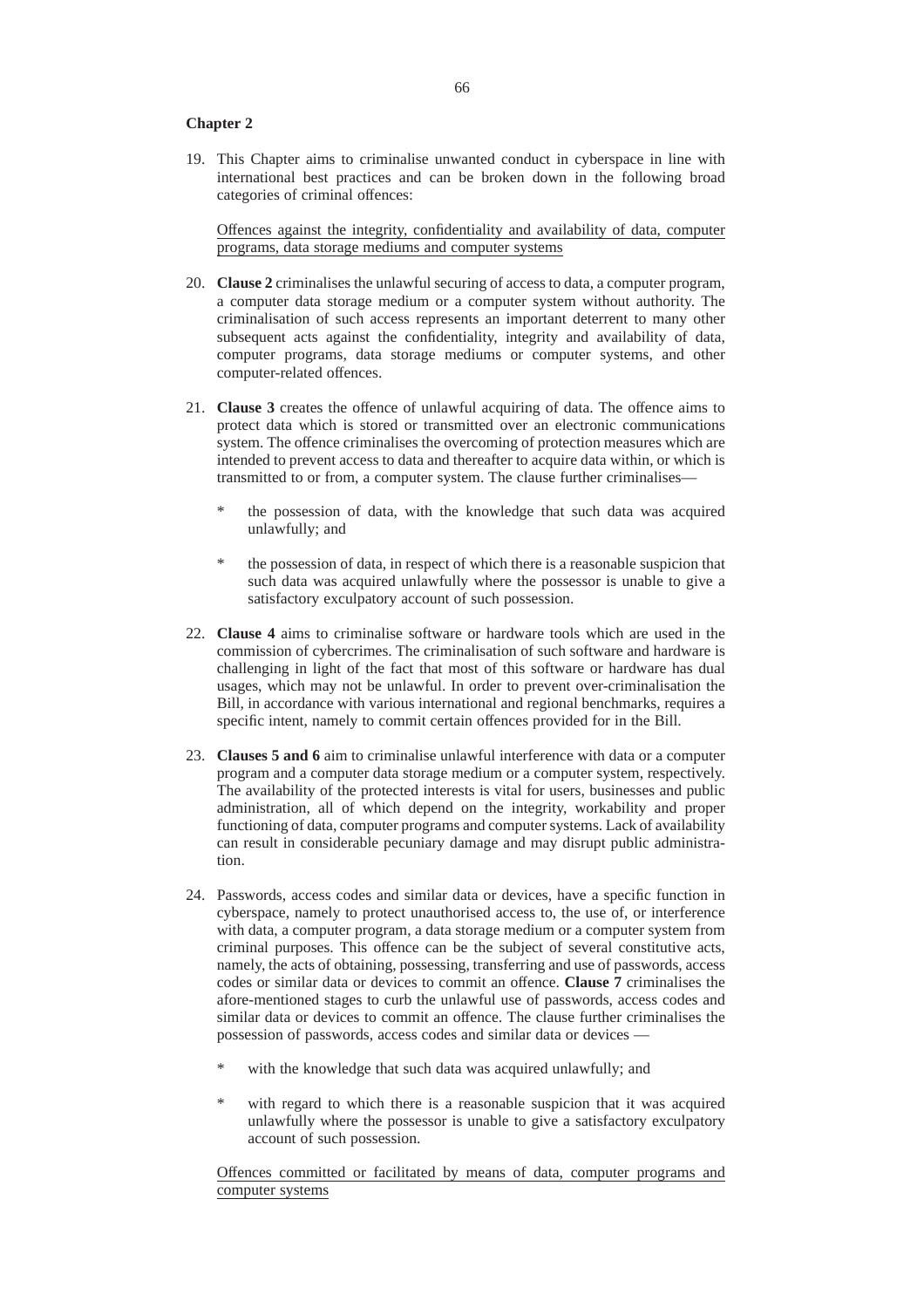**Chapter 2**

19. This Chapter aims to criminalise unwanted conduct in cyberspace in line with international best practices and can be broken down in the following broad categories of criminal offences:

<u>Offences against the integrity, confidentiality and availability of data, computer programs, data storage mediums and computer systems</u>

20. **Clause 2** criminalises the unlawful securing of access to data, a computer program, a computer data storage medium or a computer system without authority. The criminalisation of such access represents an important deterrent to many other subsequent acts against the confidentiality, integrity and availability of data, computer programs, data storage mediums or computer systems, and other computer-related offences.

21. **Clause 3** creates the offence of unlawful acquiring of data. The offence aims to protect data which is stored or transmitted over an electronic communications system. The offence criminalises the overcoming of protection measures which are intended to prevent access to data and thereafter to acquire data within, or which is transmitted to or from, a computer system. The clause further criminalises—

    * the possession of data, with the knowledge that such data was acquired unlawfully; and

    * the possession of data, in respect of which there is a reasonable suspicion that such data was acquired unlawfully where the possessor is unable to give a satisfactory exculpatory account of such possession.

22. **Clause 4** aims to criminalise software or hardware tools which are used in the commission of cybercrimes. The criminalisation of such software and hardware is challenging in light of the fact that most of this software or hardware has dual usages, which may not be unlawful. In order to prevent over-criminalisation the Bill, in accordance with various international and regional benchmarks, requires a specific intent, namely to commit certain offences provided for in the Bill.

23. **Clauses 5 and 6** aim to criminalise unlawful interference with data or a computer program and a computer data storage medium or a computer system, respectively. The availability of the protected interests is vital for users, businesses and public administration, all of which depend on the integrity, workability and proper functioning of data, computer programs and computer systems. Lack of availability can result in considerable pecuniary damage and may disrupt public administration.

24. Passwords, access codes and similar data or devices, have a specific function in cyberspace, namely to protect unauthorised access to, the use of, or interference with data, a computer program, a data storage medium or a computer system from criminal purposes. This offence can be the subject of several constitutive acts, namely, the acts of obtaining, possessing, transferring and use of passwords, access codes or similar data or devices to commit an offence. **Clause 7** criminalises the afore-mentioned stages to curb the unlawful use of passwords, access codes and similar data or devices to commit an offence. The clause further criminalises the possession of passwords, access codes and similar data or devices —

    * with the knowledge that such data was acquired unlawfully; and

    * with regard to which there is a reasonable suspicion that it was acquired unlawfully where the possessor is unable to give a satisfactory exculpatory account of such possession.

<u>Offences committed or facilitated by means of data, computer programs and computer systems</u>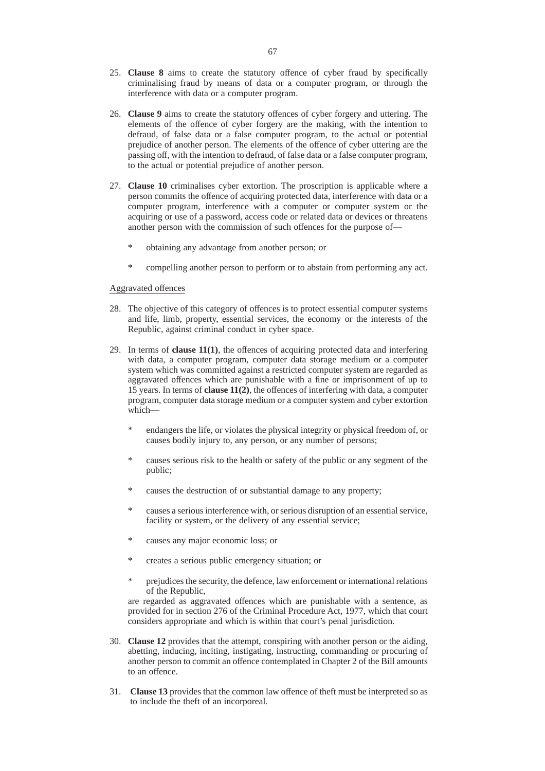25. **Clause 8** aims to create the statutory offence of cyber fraud by specifically criminalising fraud by means of data or a computer program, or through the interference with data or a computer program.

26. **Clause 9** aims to create the statutory offences of cyber forgery and uttering. The elements of the offence of cyber forgery are the making, with the intention to defraud, of false data or a false computer program, to the actual or potential prejudice of another person. The elements of the offence of cyber uttering are the passing off, with the intention to defraud, of false data or a false computer program, to the actual or potential prejudice of another person.

27. **Clause 10** criminalises cyber extortion. The proscription is applicable where a person commits the offence of acquiring protected data, interference with data or a computer program, interference with a computer or computer system or the acquiring or use of a password, access code or related data or devices or threatens another person with the commission of such offences for the purpose of—

    * obtaining any advantage from another person; or

    * compelling another person to perform or to abstain from performing any act.

<u>Aggravated offences</u>

28. The objective of this category of offences is to protect essential computer systems and life, limb, property, essential services, the economy or the interests of the Republic, against criminal conduct in cyber space.

29. In terms of **clause 11(1)**, the offences of acquiring protected data and interfering with data, a computer program, computer data storage medium or a computer system which was committed against a restricted computer system are regarded as aggravated offences which are punishable with a fine or imprisonment of up to 15 years. In terms of **clause 11(2)**, the offences of interfering with data, a computer program, computer data storage medium or a computer system and cyber extortion which—

    * endangers the life, or violates the physical integrity or physical freedom of, or causes bodily injury to, any person, or any number of persons;

    * causes serious risk to the health or safety of the public or any segment of the public;

    * causes the destruction of or substantial damage to any property;

    * causes a serious interference with, or serious disruption of an essential service, facility or system, or the delivery of any essential service;

    * causes any major economic loss; or

    * creates a serious public emergency situation; or

    * prejudices the security, the defence, law enforcement or international relations of the Republic,

    are regarded as aggravated offences which are punishable with a sentence, as provided for in section 276 of the Criminal Procedure Act, 1977, which that court considers appropriate and which is within that court's penal jurisdiction.

30. **Clause 12** provides that the attempt, conspiring with another person or the aiding, abetting, inducing, inciting, instigating, instructing, commanding or procuring of another person to commit an offence contemplated in Chapter 2 of the Bill amounts to an offence.

31. **Clause 13** provides that the common law offence of theft must be interpreted so as to include the theft of an incorporeal.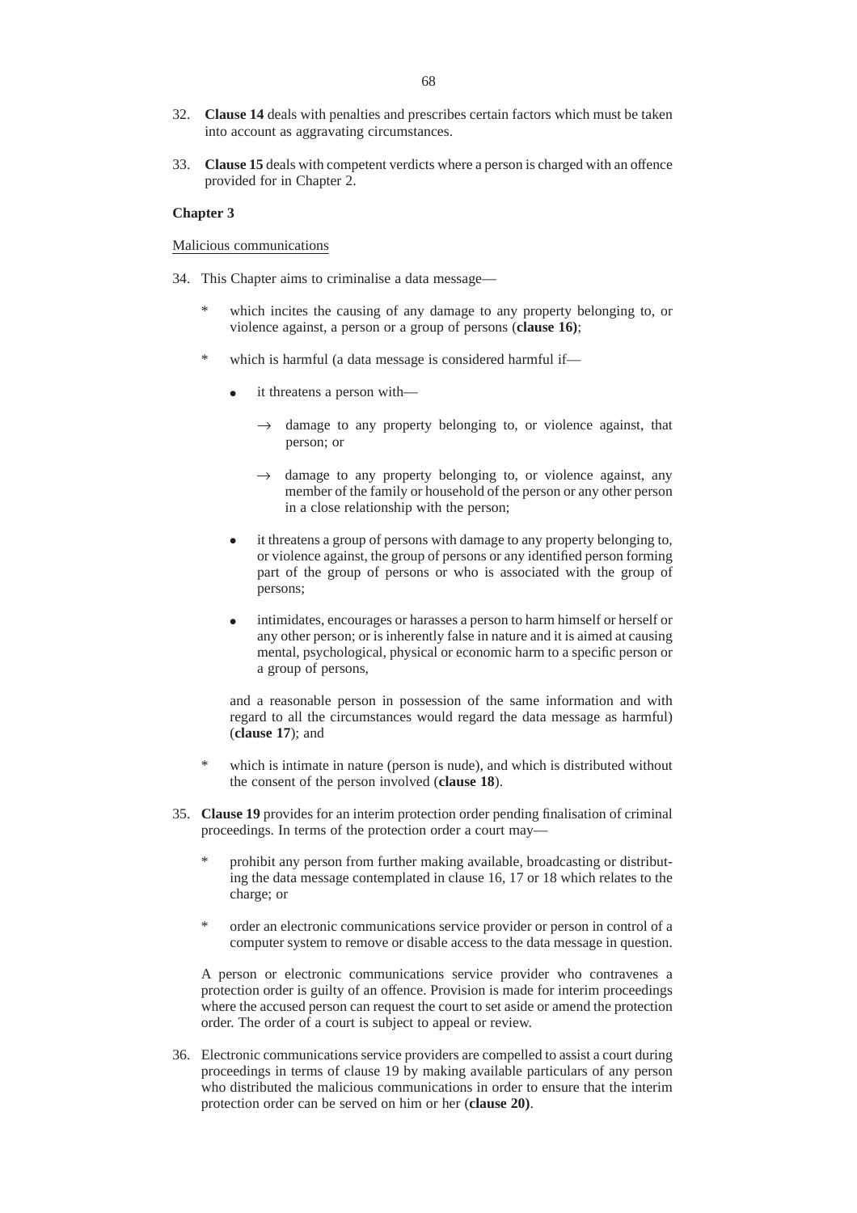32. **Clause 14** deals with penalties and prescribes certain factors which must be taken into account as aggravating circumstances.

33. **Clause 15** deals with competent verdicts where a person is charged with an offence provided for in Chapter 2.

**Chapter 3**

Malicious communications

34. This Chapter aims to criminalise a data message—

    * which incites the causing of any damage to any property belonging to, or violence against, a person or a group of persons (**clause 16)**;

    * which is harmful (a data message is considered harmful if—

        - it threatens a person with—

            → damage to any property belonging to, or violence against, that person; or

            → damage to any property belonging to, or violence against, any member of the family or household of the person or any other person in a close relationship with the person;

        - it threatens a group of persons with damage to any property belonging to, or violence against, the group of persons or any identified person forming part of the group of persons or who is associated with the group of persons;

        - intimidates, encourages or harasses a person to harm himself or herself or any other person; or is inherently false in nature and it is aimed at causing mental, psychological, physical or economic harm to a specific person or a group of persons,

        and a reasonable person in possession of the same information and with regard to all the circumstances would regard the data message as harmful) (**clause 17**); and

    * which is intimate in nature (person is nude), and which is distributed without the consent of the person involved (**clause 18**).

35. **Clause 19** provides for an interim protection order pending finalisation of criminal proceedings. In terms of the protection order a court may—

    * prohibit any person from further making available, broadcasting or distributing the data message contemplated in clause 16, 17 or 18 which relates to the charge; or

    * order an electronic communications service provider or person in control of a computer system to remove or disable access to the data message in question.

    A person or electronic communications service provider who contravenes a protection order is guilty of an offence. Provision is made for interim proceedings where the accused person can request the court to set aside or amend the protection order. The order of a court is subject to appeal or review.

36. Electronic communications service providers are compelled to assist a court during proceedings in terms of clause 19 by making available particulars of any person who distributed the malicious communications in order to ensure that the interim protection order can be served on him or her (**clause 20)**.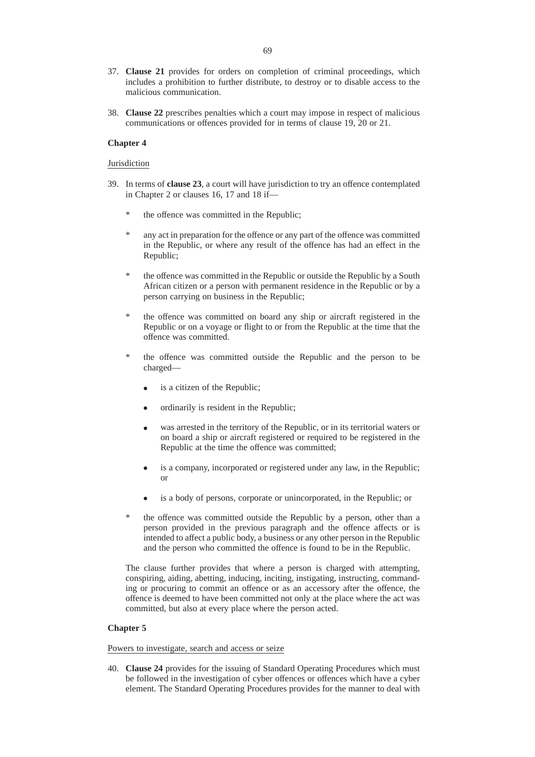37. **Clause 21** provides for orders on completion of criminal proceedings, which includes a prohibition to further distribute, to destroy or to disable access to the malicious communication.

38. **Clause 22** prescribes penalties which a court may impose in respect of malicious communications or offences provided for in terms of clause 19, 20 or 21.

**Chapter 4**

Jurisdiction

39. In terms of **clause 23**, a court will have jurisdiction to try an offence contemplated in Chapter 2 or clauses 16, 17 and 18 if—

    * the offence was committed in the Republic;

    * any act in preparation for the offence or any part of the offence was committed in the Republic, or where any result of the offence has had an effect in the Republic;

    * the offence was committed in the Republic or outside the Republic by a South African citizen or a person with permanent residence in the Republic or by a person carrying on business in the Republic;

    * the offence was committed on board any ship or aircraft registered in the Republic or on a voyage or flight to or from the Republic at the time that the offence was committed.

    * the offence was committed outside the Republic and the person to be charged—

        - is a citizen of the Republic;

        - ordinarily is resident in the Republic;

        - was arrested in the territory of the Republic, or in its territorial waters or on board a ship or aircraft registered or required to be registered in the Republic at the time the offence was committed;

        - is a company, incorporated or registered under any law, in the Republic; or

        - is a body of persons, corporate or unincorporated, in the Republic; or

    * the offence was committed outside the Republic by a person, other than a person provided in the previous paragraph and the offence affects or is intended to affect a public body, a business or any other person in the Republic and the person who committed the offence is found to be in the Republic.

    The clause further provides that where a person is charged with attempting, conspiring, aiding, abetting, inducing, inciting, instigating, instructing, commanding or procuring to commit an offence or as an accessory after the offence, the offence is deemed to have been committed not only at the place where the act was committed, but also at every place where the person acted.

**Chapter 5**

Powers to investigate, search and access or seize

40. **Clause 24** provides for the issuing of Standard Operating Procedures which must be followed in the investigation of cyber offences or offences which have a cyber element. The Standard Operating Procedures provides for the manner to deal with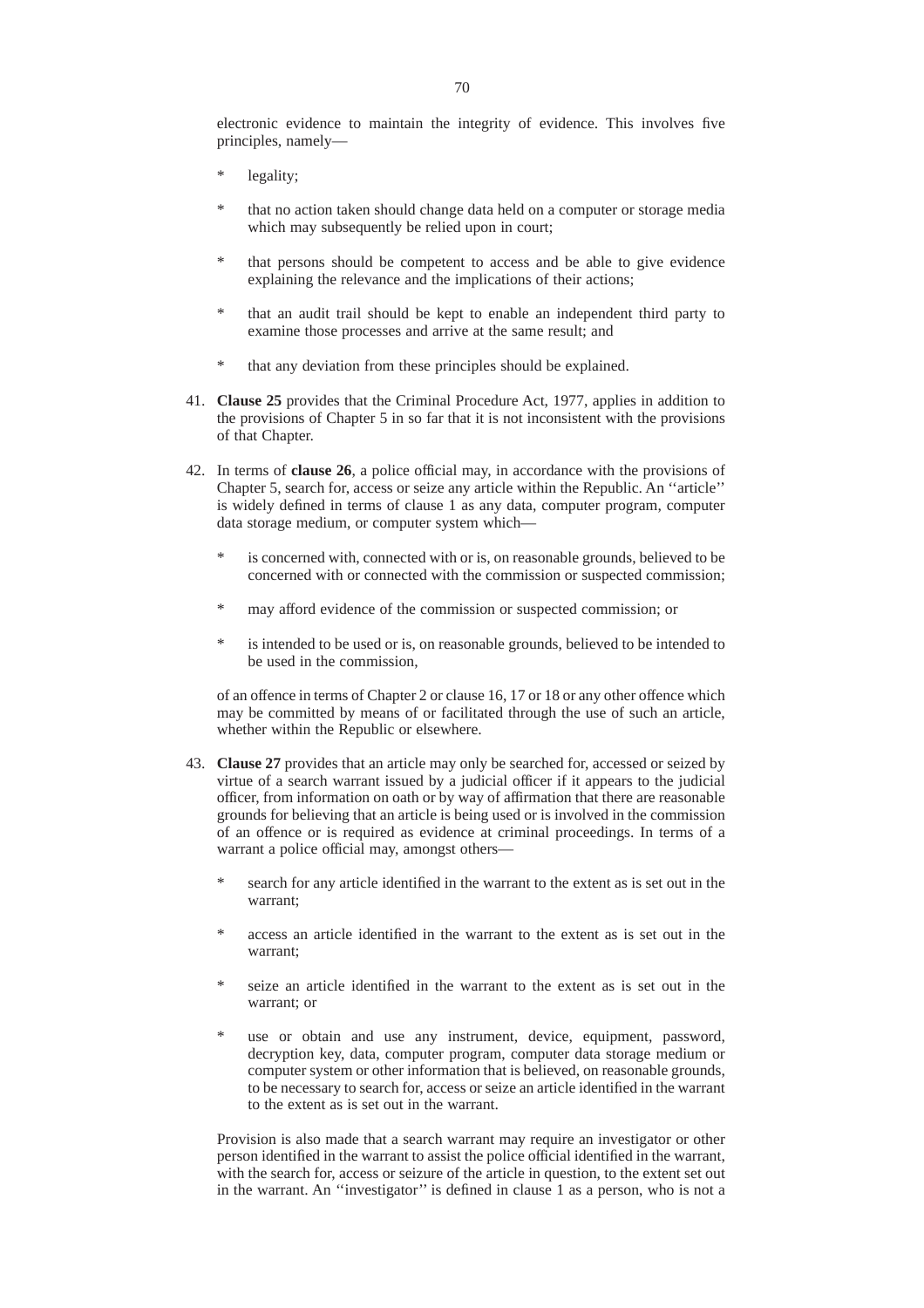electronic evidence to maintain the integrity of evidence. This involves five principles, namely—

* legality;

* that no action taken should change data held on a computer or storage media which may subsequently be relied upon in court;

* that persons should be competent to access and be able to give evidence explaining the relevance and the implications of their actions;

* that an audit trail should be kept to enable an independent third party to examine those processes and arrive at the same result; and

* that any deviation from these principles should be explained.

41. **Clause 25** provides that the Criminal Procedure Act, 1977, applies in addition to the provisions of Chapter 5 in so far that it is not inconsistent with the provisions of that Chapter.

42. In terms of **clause 26**, a police official may, in accordance with the provisions of Chapter 5, search for, access or seize any article within the Republic. An ''article'' is widely defined in terms of clause 1 as any data, computer program, computer data storage medium, or computer system which—

    * is concerned with, connected with or is, on reasonable grounds, believed to be concerned with or connected with the commission or suspected commission;

    * may afford evidence of the commission or suspected commission; or

    * is intended to be used or is, on reasonable grounds, believed to be intended to be used in the commission,

    of an offence in terms of Chapter 2 or clause 16, 17 or 18 or any other offence which may be committed by means of or facilitated through the use of such an article, whether within the Republic or elsewhere.

43. **Clause 27** provides that an article may only be searched for, accessed or seized by virtue of a search warrant issued by a judicial officer if it appears to the judicial officer, from information on oath or by way of affirmation that there are reasonable grounds for believing that an article is being used or is involved in the commission of an offence or is required as evidence at criminal proceedings. In terms of a warrant a police official may, amongst others—

    * search for any article identified in the warrant to the extent as is set out in the warrant;

    * access an article identified in the warrant to the extent as is set out in the warrant;

    * seize an article identified in the warrant to the extent as is set out in the warrant; or

    * use or obtain and use any instrument, device, equipment, password, decryption key, data, computer program, computer data storage medium or computer system or other information that is believed, on reasonable grounds, to be necessary to search for, access or seize an article identified in the warrant to the extent as is set out in the warrant.

    Provision is also made that a search warrant may require an investigator or other person identified in the warrant to assist the police official identified in the warrant, with the search for, access or seizure of the article in question, to the extent set out in the warrant. An ''investigator'' is defined in clause 1 as a person, who is not a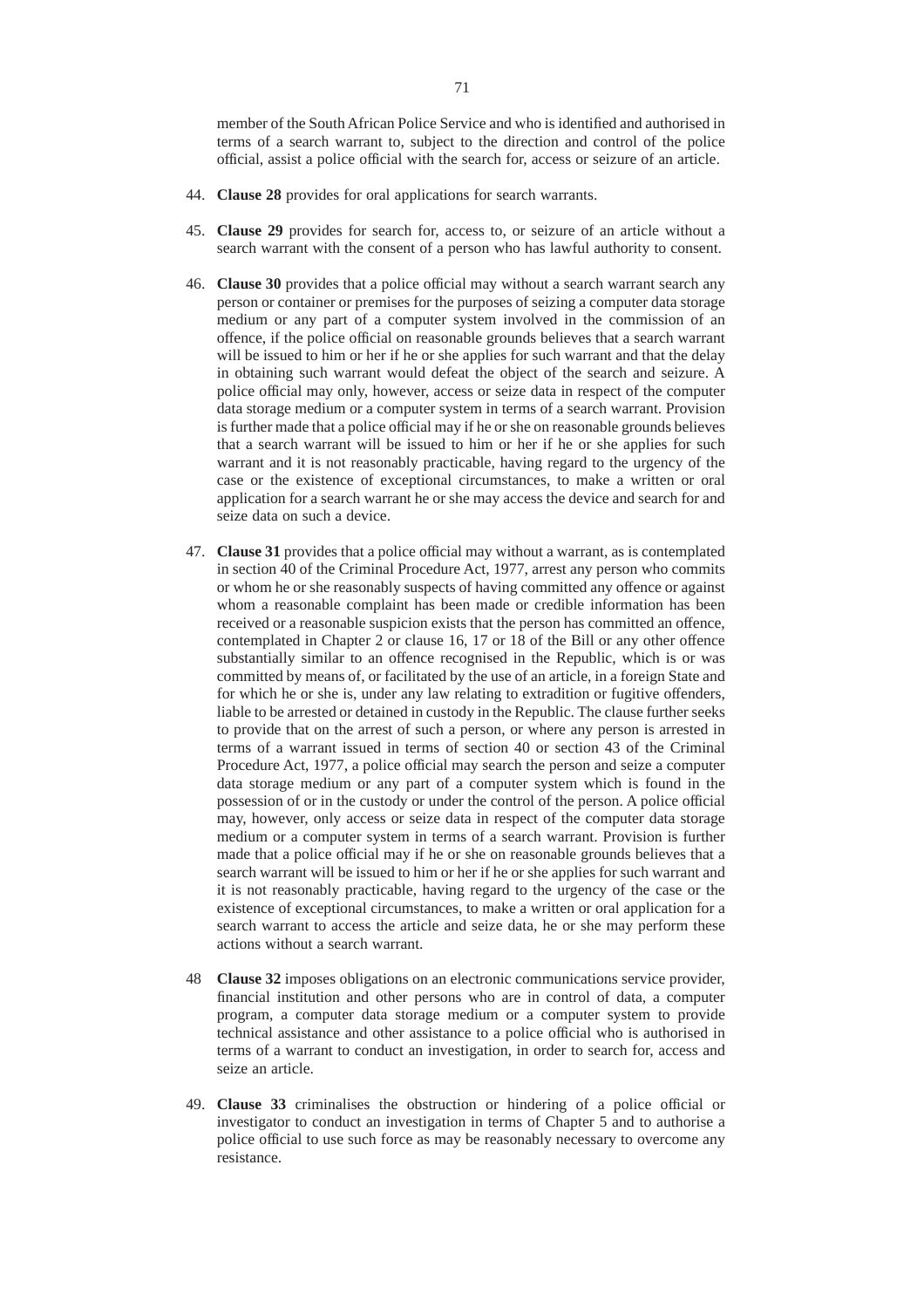member of the South African Police Service and who is identified and authorised in terms of a search warrant to, subject to the direction and control of the police official, assist a police official with the search for, access or seizure of an article.

44. **Clause 28** provides for oral applications for search warrants.

45. **Clause 29** provides for search for, access to, or seizure of an article without a search warrant with the consent of a person who has lawful authority to consent.

46. **Clause 30** provides that a police official may without a search warrant search any person or container or premises for the purposes of seizing a computer data storage medium or any part of a computer system involved in the commission of an offence, if the police official on reasonable grounds believes that a search warrant will be issued to him or her if he or she applies for such warrant and that the delay in obtaining such warrant would defeat the object of the search and seizure. A police official may only, however, access or seize data in respect of the computer data storage medium or a computer system in terms of a search warrant. Provision is further made that a police official may if he or she on reasonable grounds believes that a search warrant will be issued to him or her if he or she applies for such warrant and it is not reasonably practicable, having regard to the urgency of the case or the existence of exceptional circumstances, to make a written or oral application for a search warrant he or she may access the device and search for and seize data on such a device.

47. **Clause 31** provides that a police official may without a warrant, as is contemplated in section 40 of the Criminal Procedure Act, 1977, arrest any person who commits or whom he or she reasonably suspects of having committed any offence or against whom a reasonable complaint has been made or credible information has been received or a reasonable suspicion exists that the person has committed an offence, contemplated in Chapter 2 or clause 16, 17 or 18 of the Bill or any other offence substantially similar to an offence recognised in the Republic, which is or was committed by means of, or facilitated by the use of an article, in a foreign State and for which he or she is, under any law relating to extradition or fugitive offenders, liable to be arrested or detained in custody in the Republic. The clause further seeks to provide that on the arrest of such a person, or where any person is arrested in terms of a warrant issued in terms of section 40 or section 43 of the Criminal Procedure Act, 1977, a police official may search the person and seize a computer data storage medium or any part of a computer system which is found in the possession of or in the custody or under the control of the person. A police official may, however, only access or seize data in respect of the computer data storage medium or a computer system in terms of a search warrant. Provision is further made that a police official may if he or she on reasonable grounds believes that a search warrant will be issued to him or her if he or she applies for such warrant and it is not reasonably practicable, having regard to the urgency of the case or the existence of exceptional circumstances, to make a written or oral application for a search warrant to access the article and seize data, he or she may perform these actions without a search warrant.

48 **Clause 32** imposes obligations on an electronic communications service provider, financial institution and other persons who are in control of data, a computer program, a computer data storage medium or a computer system to provide technical assistance and other assistance to a police official who is authorised in terms of a warrant to conduct an investigation, in order to search for, access and seize an article.

49. **Clause 33** criminalises the obstruction or hindering of a police official or investigator to conduct an investigation in terms of Chapter 5 and to authorise a police official to use such force as may be reasonably necessary to overcome any resistance.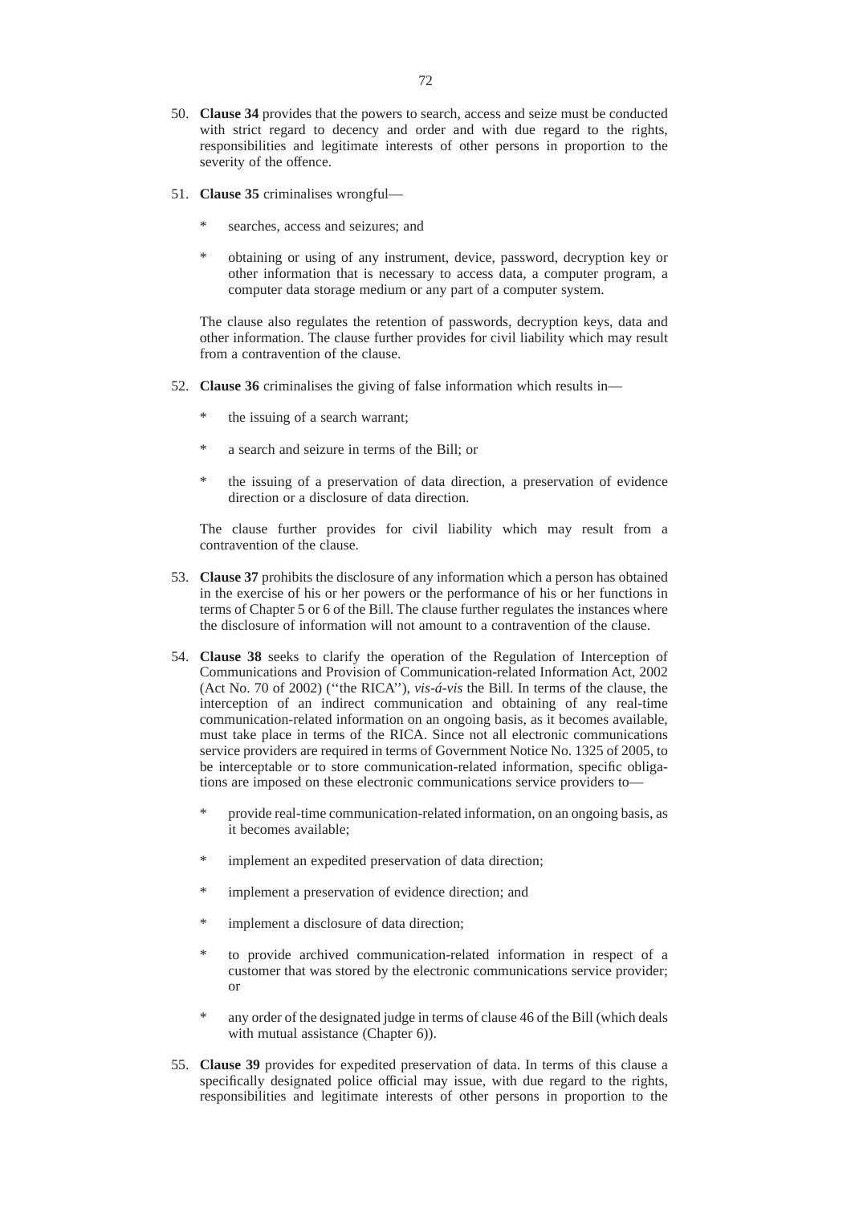50. **Clause 34** provides that the powers to search, access and seize must be conducted with strict regard to decency and order and with due regard to the rights, responsibilities and legitimate interests of other persons in proportion to the severity of the offence.

51. **Clause 35** criminalises wrongful—

    * searches, access and seizures; and

    * obtaining or using of any instrument, device, password, decryption key or other information that is necessary to access data, a computer program, a computer data storage medium or any part of a computer system.

    The clause also regulates the retention of passwords, decryption keys, data and other information. The clause further provides for civil liability which may result from a contravention of the clause.

52. **Clause 36** criminalises the giving of false information which results in—

    * the issuing of a search warrant;

    * a search and seizure in terms of the Bill; or

    * the issuing of a preservation of data direction, a preservation of evidence direction or a disclosure of data direction.

    The clause further provides for civil liability which may result from a contravention of the clause.

53. **Clause 37** prohibits the disclosure of any information which a person has obtained in the exercise of his or her powers or the performance of his or her functions in terms of Chapter 5 or 6 of the Bill. The clause further regulates the instances where the disclosure of information will not amount to a contravention of the clause.

54. **Clause 38** seeks to clarify the operation of the Regulation of Interception of Communications and Provision of Communication-related Information Act, 2002 (Act No. 70 of 2002) (''the RICA''), *vis-á-vis* the Bill. In terms of the clause, the interception of an indirect communication and obtaining of any real-time communication-related information on an ongoing basis, as it becomes available, must take place in terms of the RICA. Since not all electronic communications service providers are required in terms of Government Notice No. 1325 of 2005, to be interceptable or to store communication-related information, specific obligations are imposed on these electronic communications service providers to—

    * provide real-time communication-related information, on an ongoing basis, as it becomes available;

    * implement an expedited preservation of data direction;

    * implement a preservation of evidence direction; and

    * implement a disclosure of data direction;

    * to provide archived communication-related information in respect of a customer that was stored by the electronic communications service provider; or

    * any order of the designated judge in terms of clause 46 of the Bill (which deals with mutual assistance (Chapter 6)).

55. **Clause 39** provides for expedited preservation of data. In terms of this clause a specifically designated police official may issue, with due regard to the rights, responsibilities and legitimate interests of other persons in proportion to the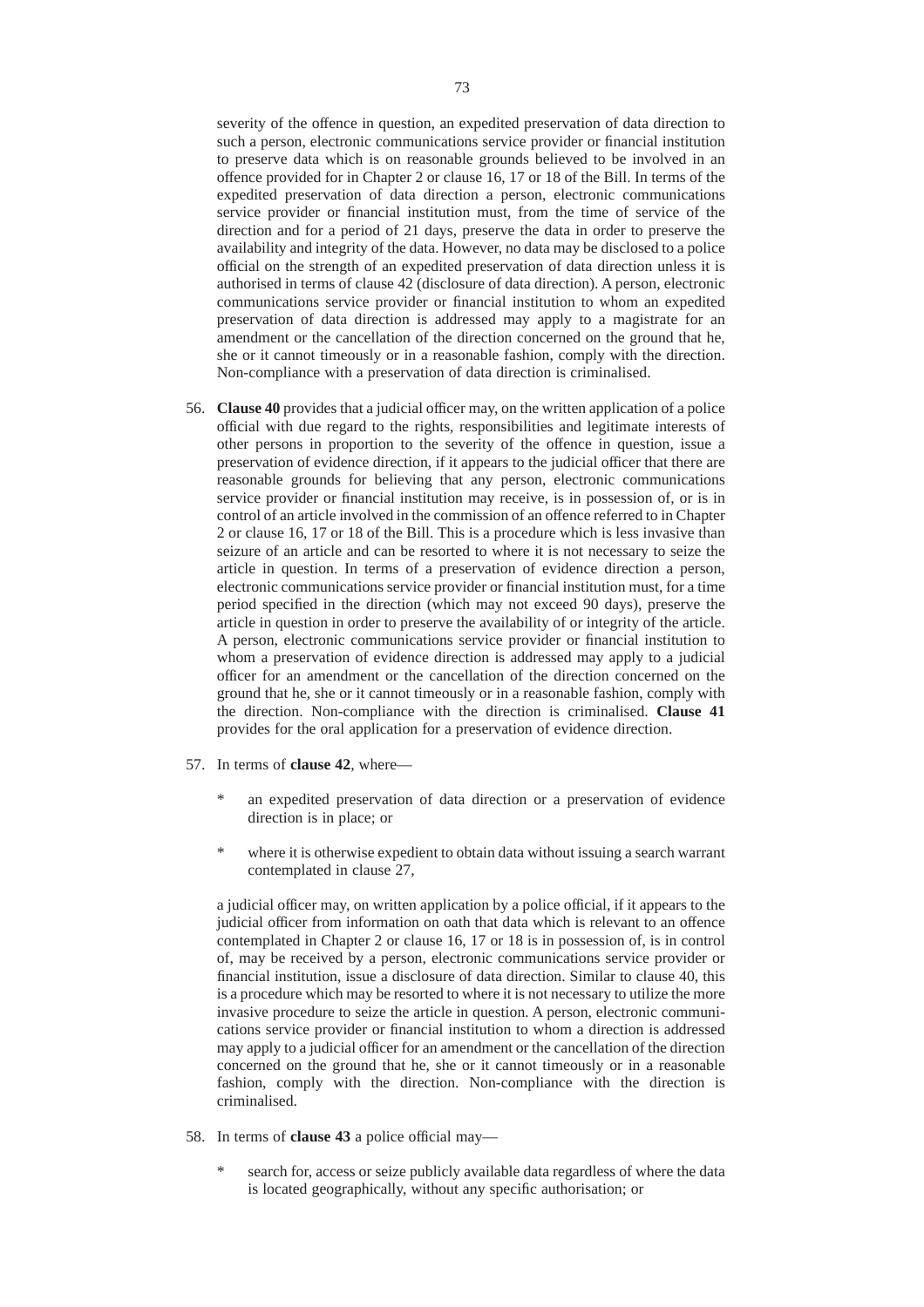severity of the offence in question, an expedited preservation of data direction to such a person, electronic communications service provider or financial institution to preserve data which is on reasonable grounds believed to be involved in an offence provided for in Chapter 2 or clause 16, 17 or 18 of the Bill. In terms of the expedited preservation of data direction a person, electronic communications service provider or financial institution must, from the time of service of the direction and for a period of 21 days, preserve the data in order to preserve the availability and integrity of the data. However, no data may be disclosed to a police official on the strength of an expedited preservation of data direction unless it is authorised in terms of clause 42 (disclosure of data direction). A person, electronic communications service provider or financial institution to whom an expedited preservation of data direction is addressed may apply to a magistrate for an amendment or the cancellation of the direction concerned on the ground that he, she or it cannot timeously or in a reasonable fashion, comply with the direction. Non-compliance with a preservation of data direction is criminalised.

56. **Clause 40** provides that a judicial officer may, on the written application of a police official with due regard to the rights, responsibilities and legitimate interests of other persons in proportion to the severity of the offence in question, issue a preservation of evidence direction, if it appears to the judicial officer that there are reasonable grounds for believing that any person, electronic communications service provider or financial institution may receive, is in possession of, or is in control of an article involved in the commission of an offence referred to in Chapter 2 or clause 16, 17 or 18 of the Bill. This is a procedure which is less invasive than seizure of an article and can be resorted to where it is not necessary to seize the article in question. In terms of a preservation of evidence direction a person, electronic communications service provider or financial institution must, for a time period specified in the direction (which may not exceed 90 days), preserve the article in question in order to preserve the availability of or integrity of the article. A person, electronic communications service provider or financial institution to whom a preservation of evidence direction is addressed may apply to a judicial officer for an amendment or the cancellation of the direction concerned on the ground that he, she or it cannot timeously or in a reasonable fashion, comply with the direction. Non-compliance with the direction is criminalised. **Clause 41** provides for the oral application for a preservation of evidence direction.

57. In terms of **clause 42**, where—

   * an expedited preservation of data direction or a preservation of evidence direction is in place; or

   * where it is otherwise expedient to obtain data without issuing a search warrant contemplated in clause 27,

   a judicial officer may, on written application by a police official, if it appears to the judicial officer from information on oath that data which is relevant to an offence contemplated in Chapter 2 or clause 16, 17 or 18 is in possession of, is in control of, may be received by a person, electronic communications service provider or financial institution, issue a disclosure of data direction. Similar to clause 40, this is a procedure which may be resorted to where it is not necessary to utilize the more invasive procedure to seize the article in question. A person, electronic communications service provider or financial institution to whom a direction is addressed may apply to a judicial officer for an amendment or the cancellation of the direction concerned on the ground that he, she or it cannot timeously or in a reasonable fashion, comply with the direction. Non-compliance with the direction is criminalised.

58. In terms of **clause 43** a police official may—

   * search for, access or seize publicly available data regardless of where the data is located geographically, without any specific authorisation; or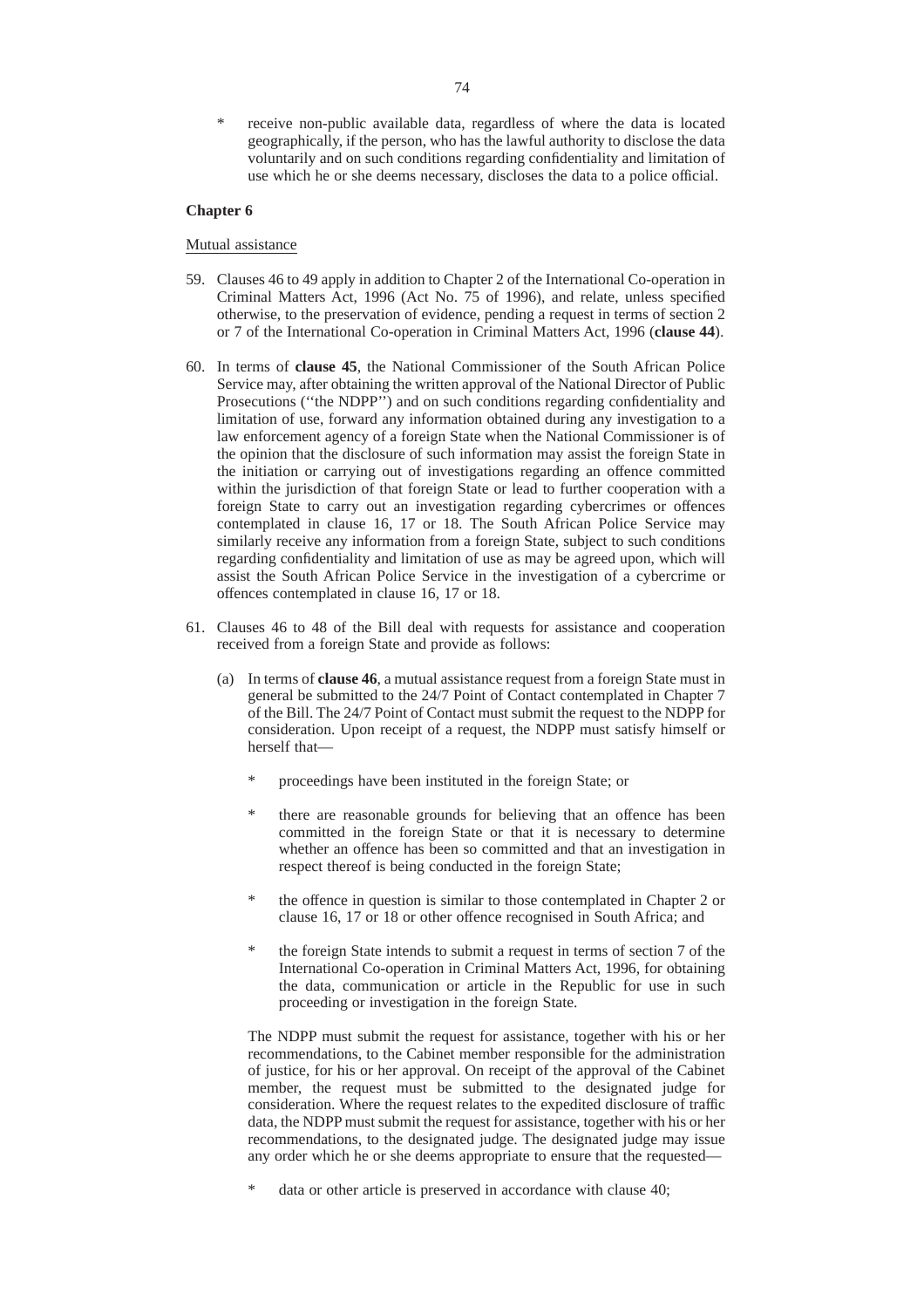* receive non-public available data, regardless of where the data is located geographically, if the person, who has the lawful authority to disclose the data voluntarily and on such conditions regarding confidentiality and limitation of use which he or she deems necessary, discloses the data to a police official.

**Chapter 6**

Mutual assistance

59. Clauses 46 to 49 apply in addition to Chapter 2 of the International Co-operation in Criminal Matters Act, 1996 (Act No. 75 of 1996), and relate, unless specified otherwise, to the preservation of evidence, pending a request in terms of section 2 or 7 of the International Co-operation in Criminal Matters Act, 1996 (**clause 44**).

60. In terms of **clause 45**, the National Commissioner of the South African Police Service may, after obtaining the written approval of the National Director of Public Prosecutions (''the NDPP'') and on such conditions regarding confidentiality and limitation of use, forward any information obtained during any investigation to a law enforcement agency of a foreign State when the National Commissioner is of the opinion that the disclosure of such information may assist the foreign State in the initiation or carrying out of investigations regarding an offence committed within the jurisdiction of that foreign State or lead to further cooperation with a foreign State to carry out an investigation regarding cybercrimes or offences contemplated in clause 16, 17 or 18. The South African Police Service may similarly receive any information from a foreign State, subject to such conditions regarding confidentiality and limitation of use as may be agreed upon, which will assist the South African Police Service in the investigation of a cybercrime or offences contemplated in clause 16, 17 or 18.

61. Clauses 46 to 48 of the Bill deal with requests for assistance and cooperation received from a foreign State and provide as follows:

    (a) In terms of **clause 46**, a mutual assistance request from a foreign State must in general be submitted to the 24/7 Point of Contact contemplated in Chapter 7 of the Bill. The 24/7 Point of Contact must submit the request to the NDPP for consideration. Upon receipt of a request, the NDPP must satisfy himself or herself that—

    * proceedings have been instituted in the foreign State; or

    * there are reasonable grounds for believing that an offence has been committed in the foreign State or that it is necessary to determine whether an offence has been so committed and that an investigation in respect thereof is being conducted in the foreign State;

    * the offence in question is similar to those contemplated in Chapter 2 or clause 16, 17 or 18 or other offence recognised in South Africa; and

    * the foreign State intends to submit a request in terms of section 7 of the International Co-operation in Criminal Matters Act, 1996, for obtaining the data, communication or article in the Republic for use in such proceeding or investigation in the foreign State.

    The NDPP must submit the request for assistance, together with his or her recommendations, to the Cabinet member responsible for the administration of justice, for his or her approval. On receipt of the approval of the Cabinet member, the request must be submitted to the designated judge for consideration. Where the request relates to the expedited disclosure of traffic data, the NDPP must submit the request for assistance, together with his or her recommendations, to the designated judge. The designated judge may issue any order which he or she deems appropriate to ensure that the requested—

    * data or other article is preserved in accordance with clause 40;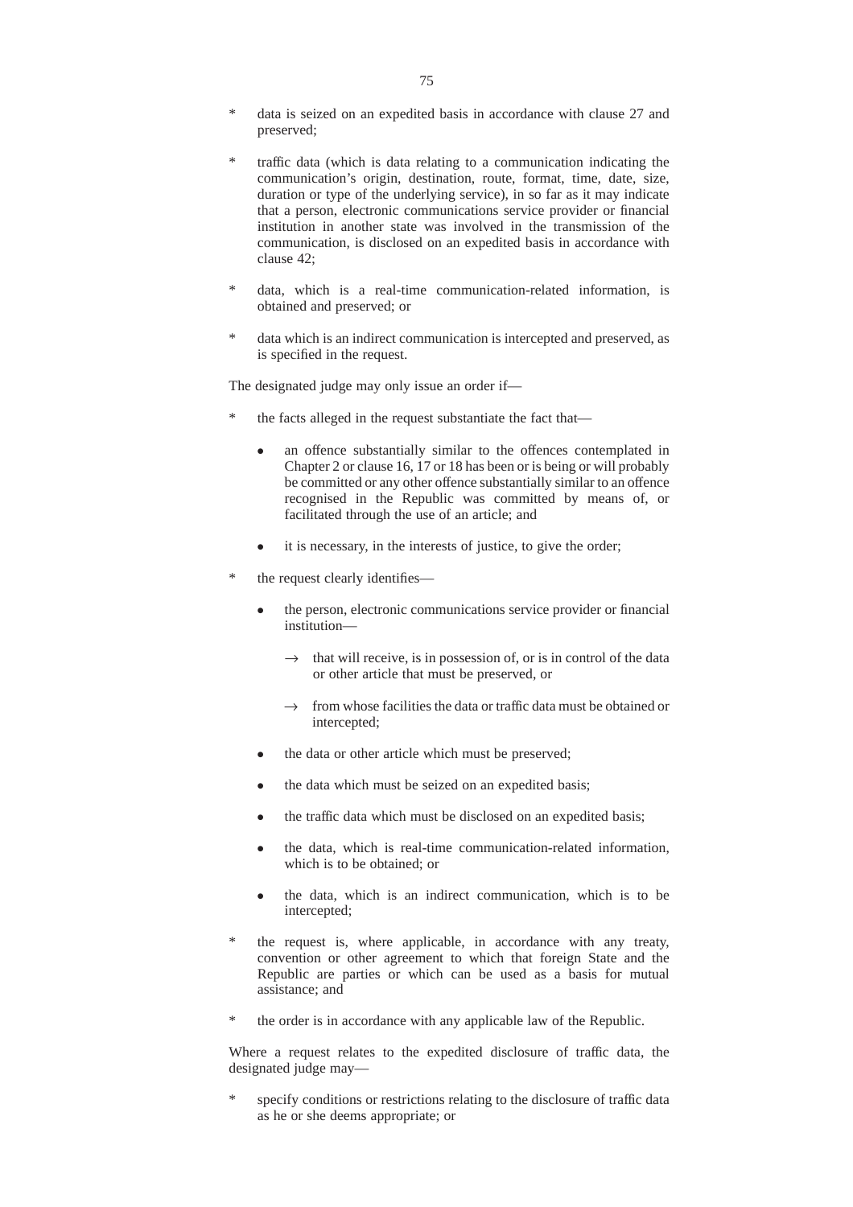* data is seized on an expedited basis in accordance with clause 27 and preserved;

* traffic data (which is data relating to a communication indicating the communication's origin, destination, route, format, time, date, size, duration or type of the underlying service), in so far as it may indicate that a person, electronic communications service provider or financial institution in another state was involved in the transmission of the communication, is disclosed on an expedited basis in accordance with clause 42;

* data, which is a real-time communication-related information, is obtained and preserved; or

* data which is an indirect communication is intercepted and preserved, as is specified in the request.

The designated judge may only issue an order if—

* the facts alleged in the request substantiate the fact that—
  - an offence substantially similar to the offences contemplated in Chapter 2 or clause 16, 17 or 18 has been or is being or will probably be committed or any other offence substantially similar to an offence recognised in the Republic was committed by means of, or facilitated through the use of an article; and
  - it is necessary, in the interests of justice, to give the order;

* the request clearly identifies—
  - the person, electronic communications service provider or financial institution—
    - → that will receive, is in possession of, or is in control of the data or other article that must be preserved, or
    - → from whose facilities the data or traffic data must be obtained or intercepted;
  - the data or other article which must be preserved;
  - the data which must be seized on an expedited basis;
  - the traffic data which must be disclosed on an expedited basis;
  - the data, which is real-time communication-related information, which is to be obtained; or
  - the data, which is an indirect communication, which is to be intercepted;

* the request is, where applicable, in accordance with any treaty, convention or other agreement to which that foreign State and the Republic are parties or which can be used as a basis for mutual assistance; and

* the order is in accordance with any applicable law of the Republic.

Where a request relates to the expedited disclosure of traffic data, the designated judge may—

* specify conditions or restrictions relating to the disclosure of traffic data as he or she deems appropriate; or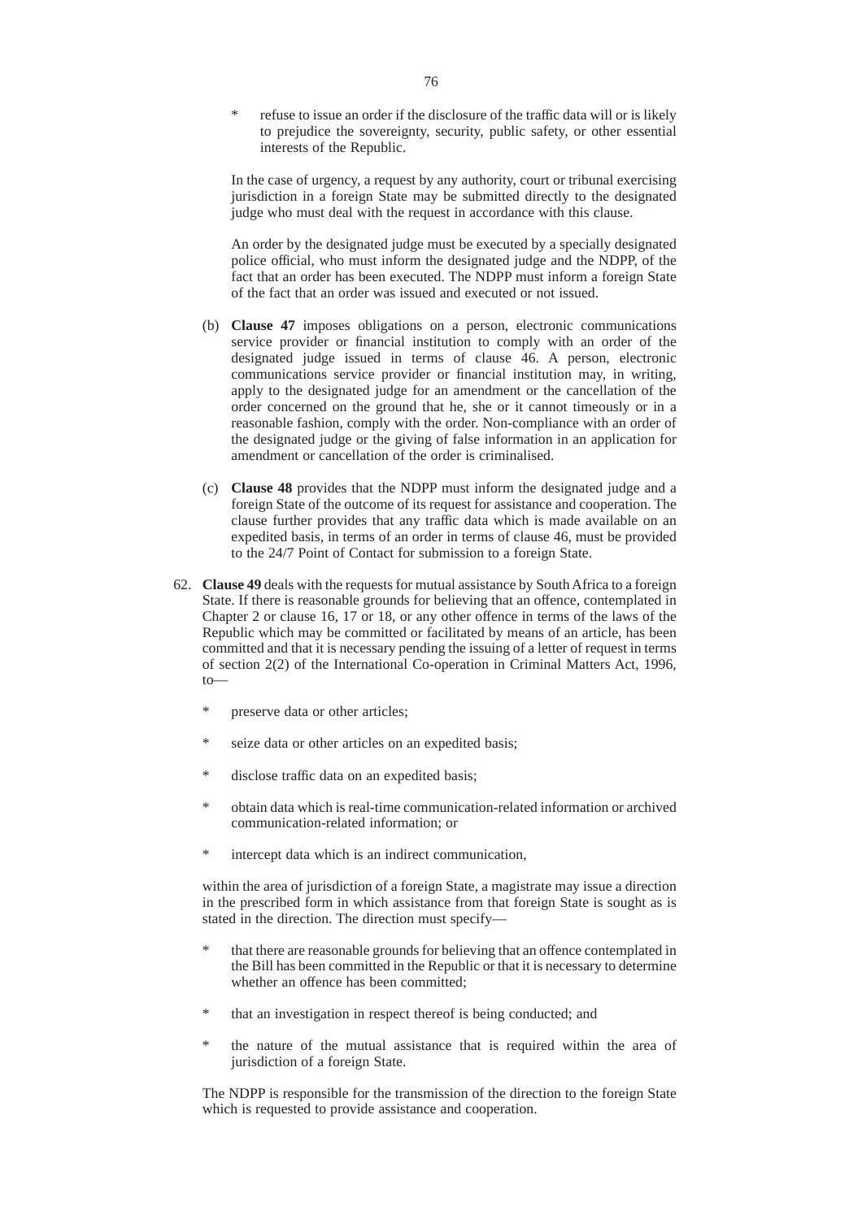- refuse to issue an order if the disclosure of the traffic data will or is likely to prejudice the sovereignty, security, public safety, or other essential interests of the Republic.

In the case of urgency, a request by any authority, court or tribunal exercising jurisdiction in a foreign State may be submitted directly to the designated judge who must deal with the request in accordance with this clause.

An order by the designated judge must be executed by a specially designated police official, who must inform the designated judge and the NDPP, of the fact that an order has been executed. The NDPP must inform a foreign State of the fact that an order was issued and executed or not issued.

(b) **Clause 47** imposes obligations on a person, electronic communications service provider or financial institution to comply with an order of the designated judge issued in terms of clause 46. A person, electronic communications service provider or financial institution may, in writing, apply to the designated judge for an amendment or the cancellation of the order concerned on the ground that he, she or it cannot timeously or in a reasonable fashion, comply with the order. Non-compliance with an order of the designated judge or the giving of false information in an application for amendment or cancellation of the order is criminalised.

(c) **Clause 48** provides that the NDPP must inform the designated judge and a foreign State of the outcome of its request for assistance and cooperation. The clause further provides that any traffic data which is made available on an expedited basis, in terms of an order in terms of clause 46, must be provided to the 24/7 Point of Contact for submission to a foreign State.

62. **Clause 49** deals with the requests for mutual assistance by South Africa to a foreign State. If there is reasonable grounds for believing that an offence, contemplated in Chapter 2 or clause 16, 17 or 18, or any other offence in terms of the laws of the Republic which may be committed or facilitated by means of an article, has been committed and that it is necessary pending the issuing of a letter of request in terms of section 2(2) of the International Co-operation in Criminal Matters Act, 1996, to—

- preserve data or other articles;
- seize data or other articles on an expedited basis;
- disclose traffic data on an expedited basis;
- obtain data which is real-time communication-related information or archived communication-related information; or
- intercept data which is an indirect communication,

within the area of jurisdiction of a foreign State, a magistrate may issue a direction in the prescribed form in which assistance from that foreign State is sought as is stated in the direction. The direction must specify—

- that there are reasonable grounds for believing that an offence contemplated in the Bill has been committed in the Republic or that it is necessary to determine whether an offence has been committed;
- that an investigation in respect thereof is being conducted; and
- the nature of the mutual assistance that is required within the area of jurisdiction of a foreign State.

The NDPP is responsible for the transmission of the direction to the foreign State which is requested to provide assistance and cooperation.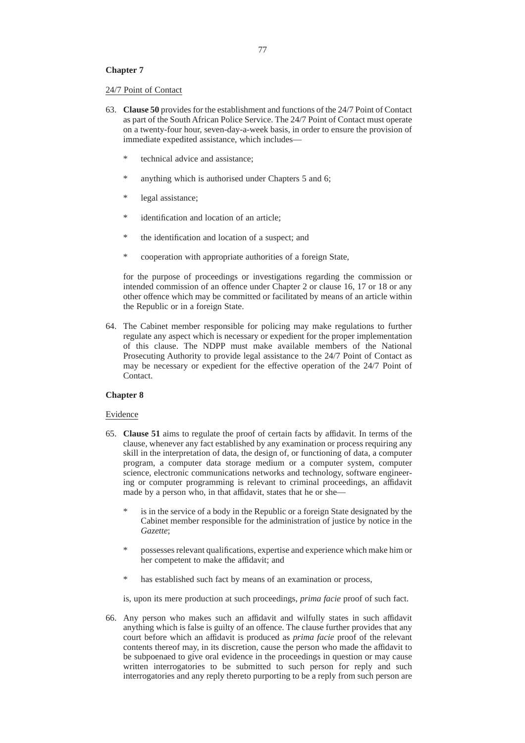**Chapter 7**

<u>24/7 Point of Contact</u>

63. **Clause 50** provides for the establishment and functions of the 24/7 Point of Contact as part of the South African Police Service. The 24/7 Point of Contact must operate on a twenty-four hour, seven-day-a-week basis, in order to ensure the provision of immediate expedited assistance, which includes—

    * technical advice and assistance;

    * anything which is authorised under Chapters 5 and 6;

    * legal assistance;

    * identification and location of an article;

    * the identification and location of a suspect; and

    * cooperation with appropriate authorities of a foreign State,

    for the purpose of proceedings or investigations regarding the commission or intended commission of an offence under Chapter 2 or clause 16, 17 or 18 or any other offence which may be committed or facilitated by means of an article within the Republic or in a foreign State.

64. The Cabinet member responsible for policing may make regulations to further regulate any aspect which is necessary or expedient for the proper implementation of this clause. The NDPP must make available members of the National Prosecuting Authority to provide legal assistance to the 24/7 Point of Contact as may be necessary or expedient for the effective operation of the 24/7 Point of Contact.

**Chapter 8**

<u>Evidence</u>

65. **Clause 51** aims to regulate the proof of certain facts by affidavit. In terms of the clause, whenever any fact established by any examination or process requiring any skill in the interpretation of data, the design of, or functioning of data, a computer program, a computer data storage medium or a computer system, computer science, electronic communications networks and technology, software engineering or computer programming is relevant to criminal proceedings, an affidavit made by a person who, in that affidavit, states that he or she—

    * is in the service of a body in the Republic or a foreign State designated by the Cabinet member responsible for the administration of justice by notice in the *Gazette*;

    * possesses relevant qualifications, expertise and experience which make him or her competent to make the affidavit; and

    * has established such fact by means of an examination or process,

    is, upon its mere production at such proceedings, *prima facie* proof of such fact.

66. Any person who makes such an affidavit and wilfully states in such affidavit anything which is false is guilty of an offence. The clause further provides that any court before which an affidavit is produced as *prima facie* proof of the relevant contents thereof may, in its discretion, cause the person who made the affidavit to be subpoenaed to give oral evidence in the proceedings in question or may cause written interrogatories to be submitted to such person for reply and such interrogatories and any reply thereto purporting to be a reply from such person are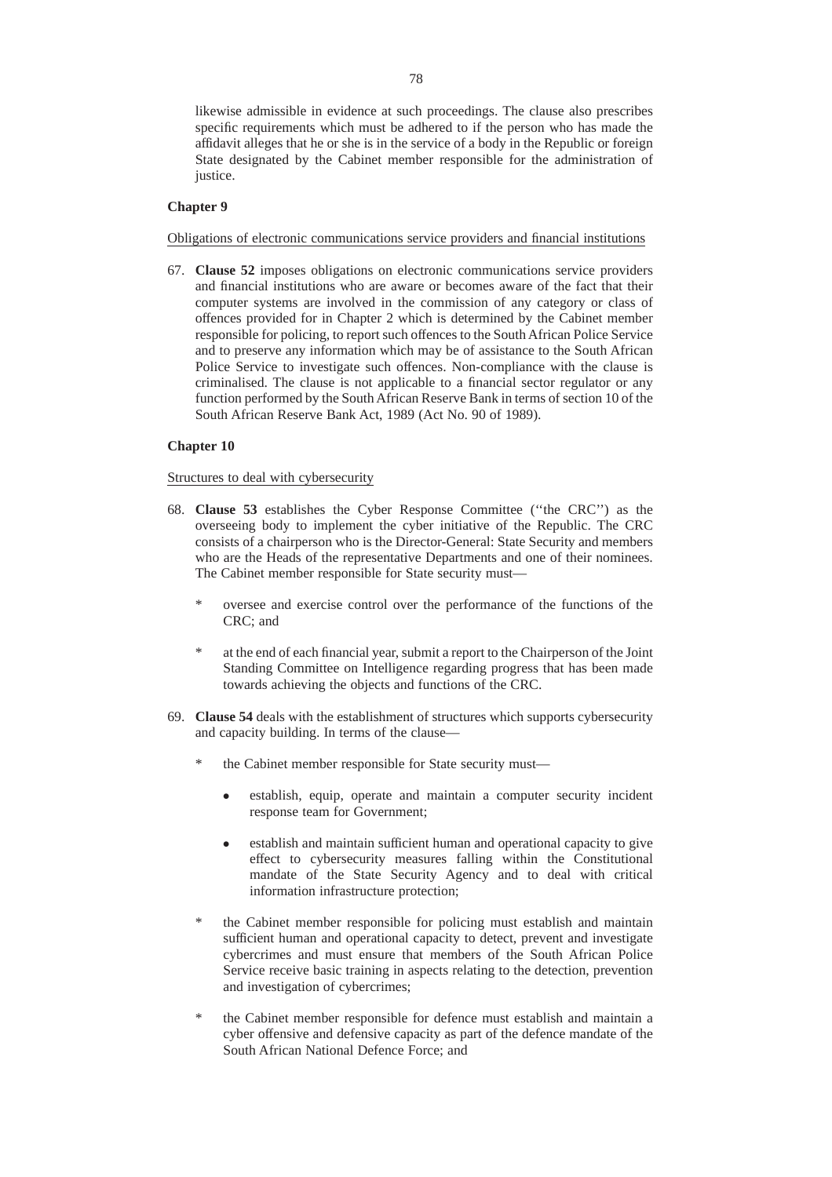likewise admissible in evidence at such proceedings. The clause also prescribes specific requirements which must be adhered to if the person who has made the affidavit alleges that he or she is in the service of a body in the Republic or foreign State designated by the Cabinet member responsible for the administration of justice.

**Chapter 9**

Obligations of electronic communications service providers and financial institutions

67. **Clause 52** imposes obligations on electronic communications service providers and financial institutions who are aware or becomes aware of the fact that their computer systems are involved in the commission of any category or class of offences provided for in Chapter 2 which is determined by the Cabinet member responsible for policing, to report such offences to the South African Police Service and to preserve any information which may be of assistance to the South African Police Service to investigate such offences. Non-compliance with the clause is criminalised. The clause is not applicable to a financial sector regulator or any function performed by the South African Reserve Bank in terms of section 10 of the South African Reserve Bank Act, 1989 (Act No. 90 of 1989).

**Chapter 10**

Structures to deal with cybersecurity

68. **Clause 53** establishes the Cyber Response Committee (''the CRC'') as the overseeing body to implement the cyber initiative of the Republic. The CRC consists of a chairperson who is the Director-General: State Security and members who are the Heads of the representative Departments and one of their nominees. The Cabinet member responsible for State security must—

    * oversee and exercise control over the performance of the functions of the CRC; and

    * at the end of each financial year, submit a report to the Chairperson of the Joint Standing Committee on Intelligence regarding progress that has been made towards achieving the objects and functions of the CRC.

69. **Clause 54** deals with the establishment of structures which supports cybersecurity and capacity building. In terms of the clause—

    * the Cabinet member responsible for State security must—

        - establish, equip, operate and maintain a computer security incident response team for Government;

        - establish and maintain sufficient human and operational capacity to give effect to cybersecurity measures falling within the Constitutional mandate of the State Security Agency and to deal with critical information infrastructure protection;

    * the Cabinet member responsible for policing must establish and maintain sufficient human and operational capacity to detect, prevent and investigate cybercrimes and must ensure that members of the South African Police Service receive basic training in aspects relating to the detection, prevention and investigation of cybercrimes;

    * the Cabinet member responsible for defence must establish and maintain a cyber offensive and defensive capacity as part of the defence mandate of the South African National Defence Force; and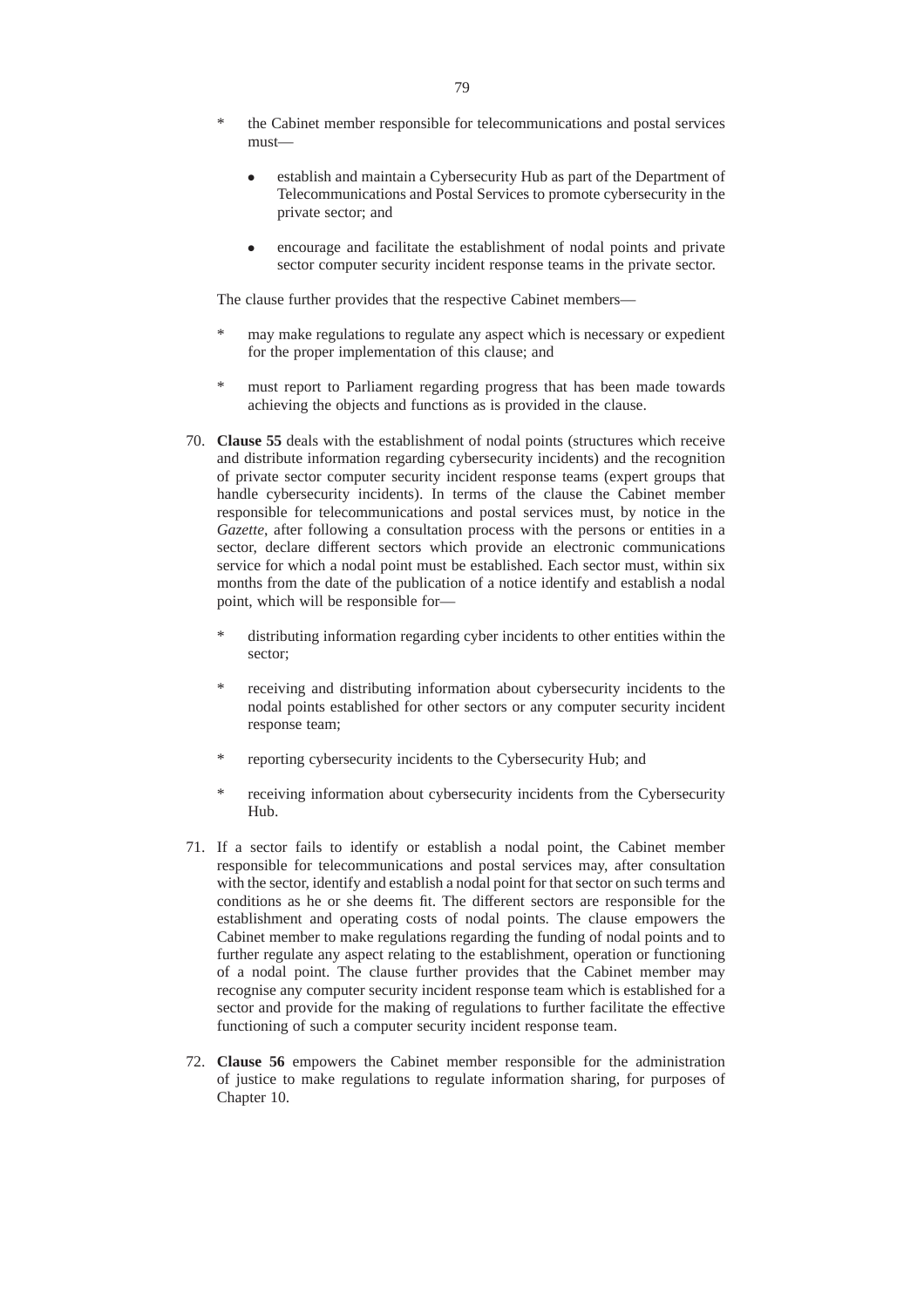* the Cabinet member responsible for telecommunications and postal services must—

  - establish and maintain a Cybersecurity Hub as part of the Department of Telecommunications and Postal Services to promote cybersecurity in the private sector; and

  - encourage and facilitate the establishment of nodal points and private sector computer security incident response teams in the private sector.

The clause further provides that the respective Cabinet members—

* may make regulations to regulate any aspect which is necessary or expedient for the proper implementation of this clause; and

* must report to Parliament regarding progress that has been made towards achieving the objects and functions as is provided in the clause.

70. **Clause 55** deals with the establishment of nodal points (structures which receive and distribute information regarding cybersecurity incidents) and the recognition of private sector computer security incident response teams (expert groups that handle cybersecurity incidents). In terms of the clause the Cabinet member responsible for telecommunications and postal services must, by notice in the *Gazette*, after following a consultation process with the persons or entities in a sector, declare different sectors which provide an electronic communications service for which a nodal point must be established. Each sector must, within six months from the date of the publication of a notice identify and establish a nodal point, which will be responsible for—

    * distributing information regarding cyber incidents to other entities within the sector;

    * receiving and distributing information about cybersecurity incidents to the nodal points established for other sectors or any computer security incident response team;

    * reporting cybersecurity incidents to the Cybersecurity Hub; and

    * receiving information about cybersecurity incidents from the Cybersecurity Hub.

71. If a sector fails to identify or establish a nodal point, the Cabinet member responsible for telecommunications and postal services may, after consultation with the sector, identify and establish a nodal point for that sector on such terms and conditions as he or she deems fit. The different sectors are responsible for the establishment and operating costs of nodal points. The clause empowers the Cabinet member to make regulations regarding the funding of nodal points and to further regulate any aspect relating to the establishment, operation or functioning of a nodal point. The clause further provides that the Cabinet member may recognise any computer security incident response team which is established for a sector and provide for the making of regulations to further facilitate the effective functioning of such a computer security incident response team.

72. **Clause 56** empowers the Cabinet member responsible for the administration of justice to make regulations to regulate information sharing, for purposes of Chapter 10.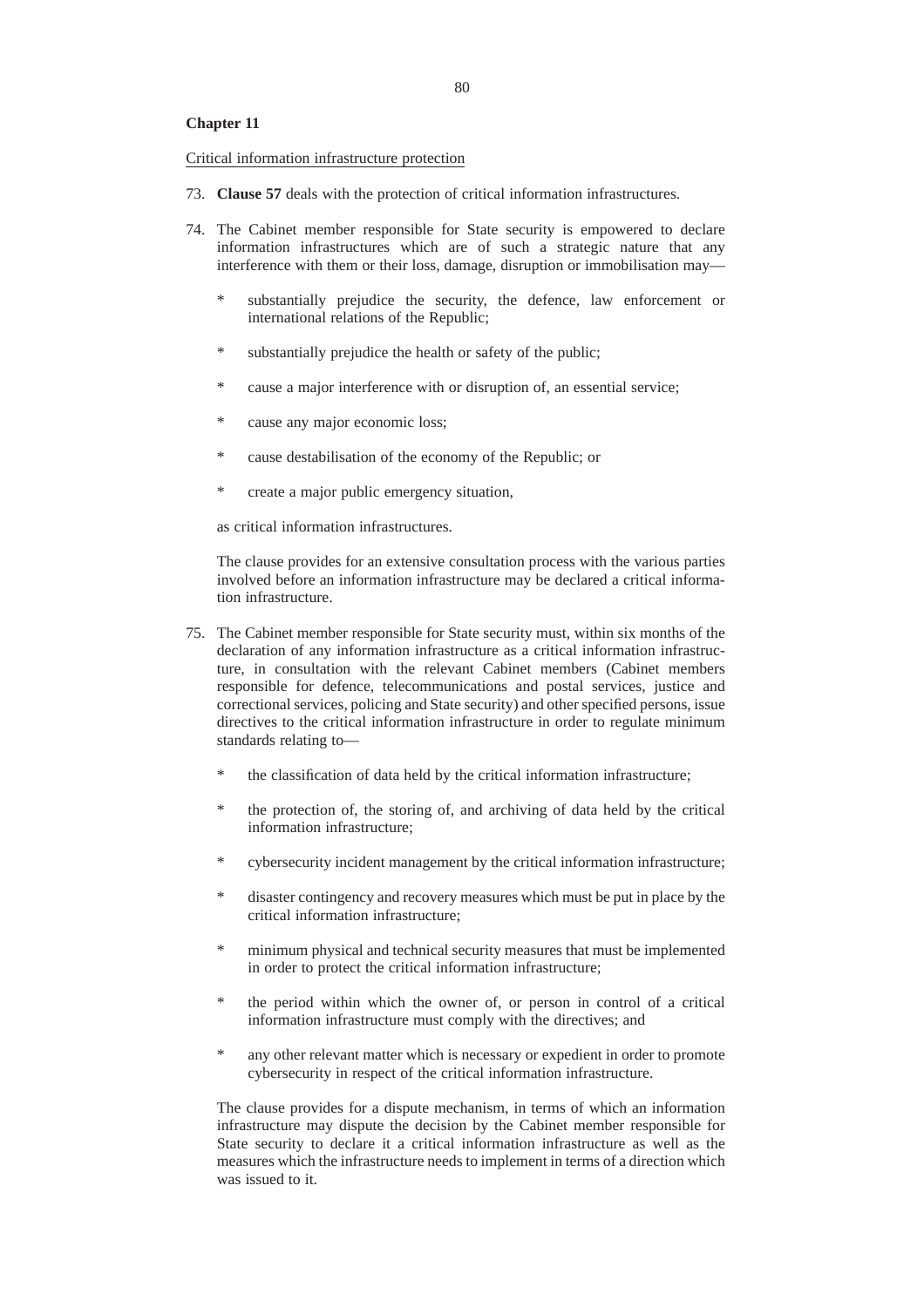**Chapter 11**

Critical information infrastructure protection

73. **Clause 57** deals with the protection of critical information infrastructures.

74. The Cabinet member responsible for State security is empowered to declare information infrastructures which are of such a strategic nature that any interference with them or their loss, damage, disruption or immobilisation may—

    * substantially prejudice the security, the defence, law enforcement or international relations of the Republic;
    * substantially prejudice the health or safety of the public;
    * cause a major interference with or disruption of, an essential service;
    * cause any major economic loss;
    * cause destabilisation of the economy of the Republic; or
    * create a major public emergency situation,

    as critical information infrastructures.

    The clause provides for an extensive consultation process with the various parties involved before an information infrastructure may be declared a critical information infrastructure.

75. The Cabinet member responsible for State security must, within six months of the declaration of any information infrastructure as a critical information infrastructure, in consultation with the relevant Cabinet members (Cabinet members responsible for defence, telecommunications and postal services, justice and correctional services, policing and State security) and other specified persons, issue directives to the critical information infrastructure in order to regulate minimum standards relating to—

    * the classification of data held by the critical information infrastructure;
    * the protection of, the storing of, and archiving of data held by the critical information infrastructure;
    * cybersecurity incident management by the critical information infrastructure;
    * disaster contingency and recovery measures which must be put in place by the critical information infrastructure;
    * minimum physical and technical security measures that must be implemented in order to protect the critical information infrastructure;
    * the period within which the owner of, or person in control of a critical information infrastructure must comply with the directives; and
    * any other relevant matter which is necessary or expedient in order to promote cybersecurity in respect of the critical information infrastructure.

    The clause provides for a dispute mechanism, in terms of which an information infrastructure may dispute the decision by the Cabinet member responsible for State security to declare it a critical information infrastructure as well as the measures which the infrastructure needs to implement in terms of a direction which was issued to it.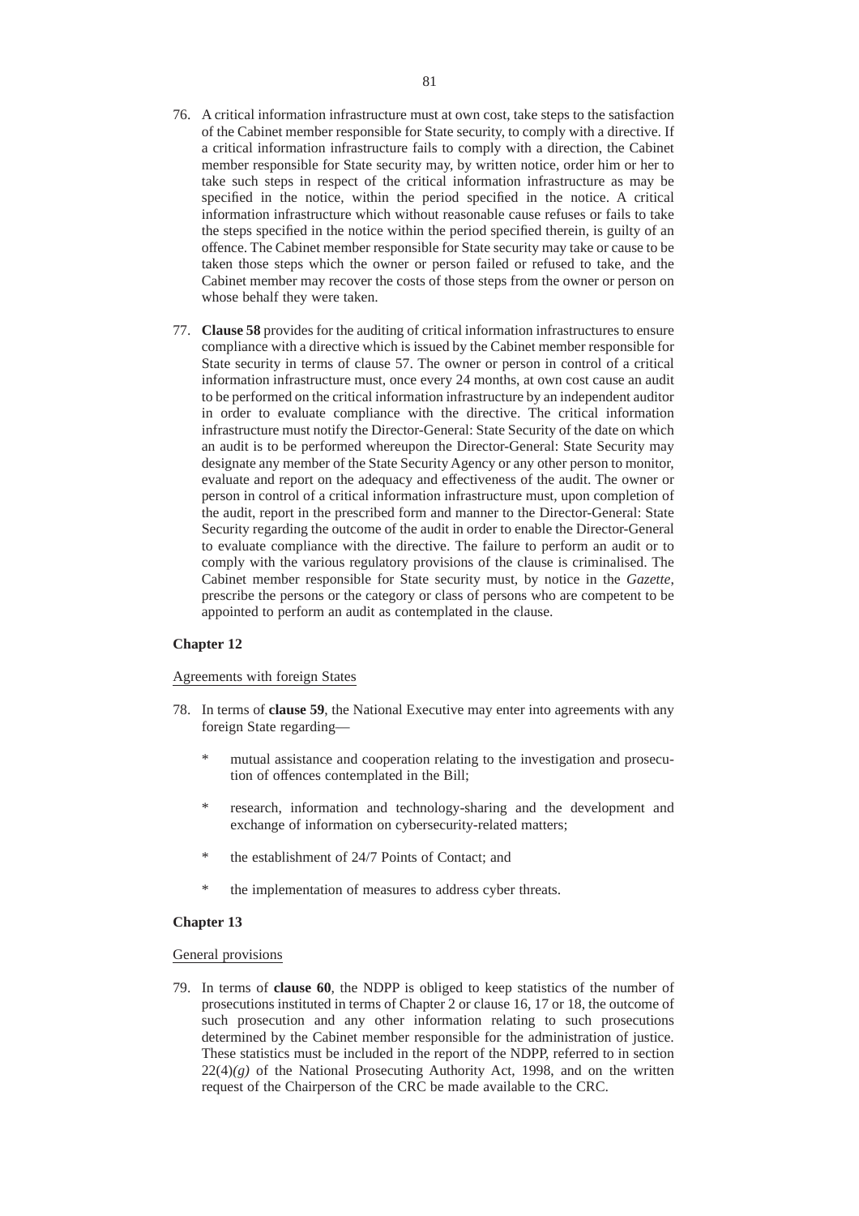76. A critical information infrastructure must at own cost, take steps to the satisfaction of the Cabinet member responsible for State security, to comply with a directive. If a critical information infrastructure fails to comply with a direction, the Cabinet member responsible for State security may, by written notice, order him or her to take such steps in respect of the critical information infrastructure as may be specified in the notice, within the period specified in the notice. A critical information infrastructure which without reasonable cause refuses or fails to take the steps specified in the notice within the period specified therein, is guilty of an offence. The Cabinet member responsible for State security may take or cause to be taken those steps which the owner or person failed or refused to take, and the Cabinet member may recover the costs of those steps from the owner or person on whose behalf they were taken.

77. **Clause 58** provides for the auditing of critical information infrastructures to ensure compliance with a directive which is issued by the Cabinet member responsible for State security in terms of clause 57. The owner or person in control of a critical information infrastructure must, once every 24 months, at own cost cause an audit to be performed on the critical information infrastructure by an independent auditor in order to evaluate compliance with the directive. The critical information infrastructure must notify the Director-General: State Security of the date on which an audit is to be performed whereupon the Director-General: State Security may designate any member of the State Security Agency or any other person to monitor, evaluate and report on the adequacy and effectiveness of the audit. The owner or person in control of a critical information infrastructure must, upon completion of the audit, report in the prescribed form and manner to the Director-General: State Security regarding the outcome of the audit in order to enable the Director-General to evaluate compliance with the directive. The failure to perform an audit or to comply with the various regulatory provisions of the clause is criminalised. The Cabinet member responsible for State security must, by notice in the *Gazette*, prescribe the persons or the category or class of persons who are competent to be appointed to perform an audit as contemplated in the clause.

**Chapter 12**

Agreements with foreign States

78. In terms of **clause 59**, the National Executive may enter into agreements with any foreign State regarding—

   * mutual assistance and cooperation relating to the investigation and prosecution of offences contemplated in the Bill;

   * research, information and technology-sharing and the development and exchange of information on cybersecurity-related matters;

   * the establishment of 24/7 Points of Contact; and

   * the implementation of measures to address cyber threats.

**Chapter 13**

General provisions

79. In terms of **clause 60**, the NDPP is obliged to keep statistics of the number of prosecutions instituted in terms of Chapter 2 or clause 16, 17 or 18, the outcome of such prosecution and any other information relating to such prosecutions determined by the Cabinet member responsible for the administration of justice. These statistics must be included in the report of the NDPP, referred to in section 22(4)*(g)* of the National Prosecuting Authority Act, 1998, and on the written request of the Chairperson of the CRC be made available to the CRC.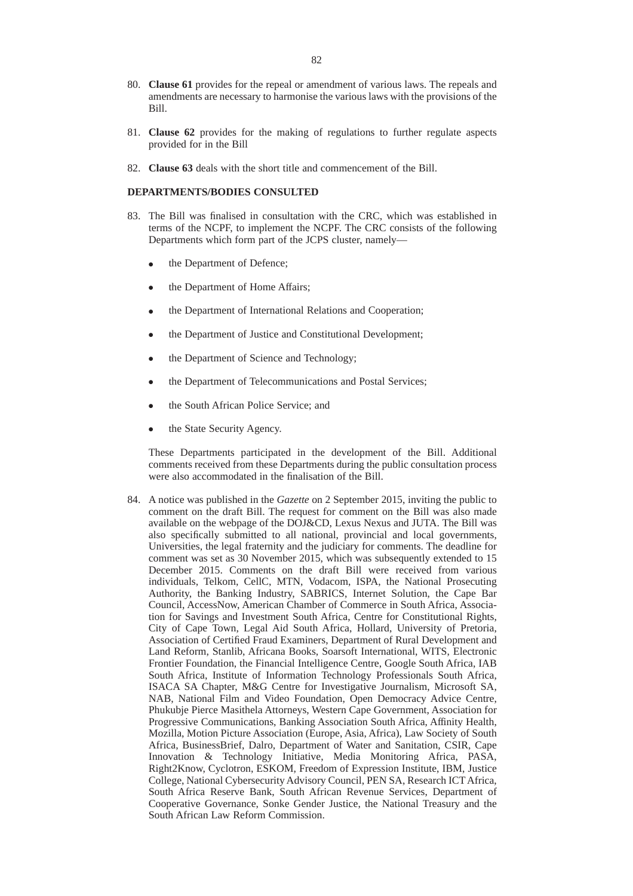80. **Clause 61** provides for the repeal or amendment of various laws. The repeals and amendments are necessary to harmonise the various laws with the provisions of the Bill.

81. **Clause 62** provides for the making of regulations to further regulate aspects provided for in the Bill

82. **Clause 63** deals with the short title and commencement of the Bill.

**DEPARTMENTS/BODIES CONSULTED**

83. The Bill was finalised in consultation with the CRC, which was established in terms of the NCPF, to implement the NCPF. The CRC consists of the following Departments which form part of the JCPS cluster, namely—

    - the Department of Defence;
    - the Department of Home Affairs;
    - the Department of International Relations and Cooperation;
    - the Department of Justice and Constitutional Development;
    - the Department of Science and Technology;
    - the Department of Telecommunications and Postal Services;
    - the South African Police Service; and
    - the State Security Agency.

    These Departments participated in the development of the Bill. Additional comments received from these Departments during the public consultation process were also accommodated in the finalisation of the Bill.

84. A notice was published in the *Gazette* on 2 September 2015, inviting the public to comment on the draft Bill. The request for comment on the Bill was also made available on the webpage of the DOJ&CD, Lexus Nexus and JUTA. The Bill was also specifically submitted to all national, provincial and local governments, Universities, the legal fraternity and the judiciary for comments. The deadline for comment was set as 30 November 2015, which was subsequently extended to 15 December 2015. Comments on the draft Bill were received from various individuals, Telkom, CellC, MTN, Vodacom, ISPA, the National Prosecuting Authority, the Banking Industry, SABRICS, Internet Solution, the Cape Bar Council, AccessNow, American Chamber of Commerce in South Africa, Association for Savings and Investment South Africa, Centre for Constitutional Rights, City of Cape Town, Legal Aid South Africa, Hollard, University of Pretoria, Association of Certified Fraud Examiners, Department of Rural Development and Land Reform, Stanlib, Africana Books, Soarsoft International, WITS, Electronic Frontier Foundation, the Financial Intelligence Centre, Google South Africa, IAB South Africa, Institute of Information Technology Professionals South Africa, ISACA SA Chapter, M&G Centre for Investigative Journalism, Microsoft SA, NAB, National Film and Video Foundation, Open Democracy Advice Centre, Phukubje Pierce Masithela Attorneys, Western Cape Government, Association for Progressive Communications, Banking Association South Africa, Affinity Health, Mozilla, Motion Picture Association (Europe, Asia, Africa), Law Society of South Africa, BusinessBrief, Dalro, Department of Water and Sanitation, CSIR, Cape Innovation & Technology Initiative, Media Monitoring Africa, PASA, Right2Know, Cyclotron, ESKOM, Freedom of Expression Institute, IBM, Justice College, National Cybersecurity Advisory Council, PEN SA, Research ICT Africa, South Africa Reserve Bank, South African Revenue Services, Department of Cooperative Governance, Sonke Gender Justice, the National Treasury and the South African Law Reform Commission.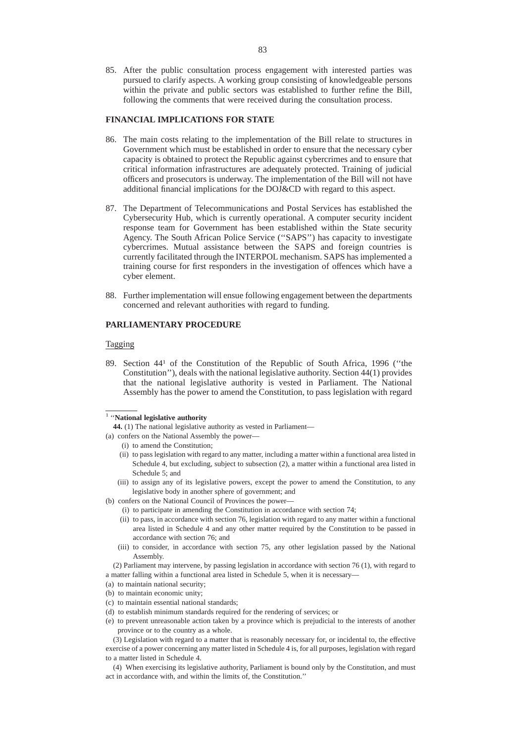85. After the public consultation process engagement with interested parties was pursued to clarify aspects. A working group consisting of knowledgeable persons within the private and public sectors was established to further refine the Bill, following the comments that were received during the consultation process.

**FINANCIAL IMPLICATIONS FOR STATE**

86. The main costs relating to the implementation of the Bill relate to structures in Government which must be established in order to ensure that the necessary cyber capacity is obtained to protect the Republic against cybercrimes and to ensure that critical information infrastructures are adequately protected. Training of judicial officers and prosecutors is underway. The implementation of the Bill will not have additional financial implications for the DOJ&CD with regard to this aspect.

87. The Department of Telecommunications and Postal Services has established the Cybersecurity Hub, which is currently operational. A computer security incident response team for Government has been established within the State security Agency. The South African Police Service (''SAPS'') has capacity to investigate cybercrimes. Mutual assistance between the SAPS and foreign countries is currently facilitated through the INTERPOL mechanism. SAPS has implemented a training course for first responders in the investigation of offences which have a cyber element.

88. Further implementation will ensue following engagement between the departments concerned and relevant authorities with regard to funding.

**PARLIAMENTARY PROCEDURE**

Tagging

89. Section 44[1] of the Constitution of the Republic of South Africa, 1996 (''the Constitution''), deals with the national legislative authority. Section 44(1) provides that the national legislative authority is vested in Parliament. The National Assembly has the power to amend the Constitution, to pass legislation with regard

---

[1] ''**National legislative authority**

**44.** (1) The national legislative authority as vested in Parliament—

(a) confers on the National Assembly the power—

(i) to amend the Constitution;

(ii) to pass legislation with regard to any matter, including a matter within a functional area listed in Schedule 4, but excluding, subject to subsection (2), a matter within a functional area listed in Schedule 5; and

(iii) to assign any of its legislative powers, except the power to amend the Constitution, to any legislative body in another sphere of government; and

(b) confers on the National Council of Provinces the power—

(i) to participate in amending the Constitution in accordance with section 74;

(ii) to pass, in accordance with section 76, legislation with regard to any matter within a functional area listed in Schedule 4 and any other matter required by the Constitution to be passed in accordance with section 76; and

(iii) to consider, in accordance with section 75, any other legislation passed by the National Assembly.

(2) Parliament may intervene, by passing legislation in accordance with section 76 (1), with regard to a matter falling within a functional area listed in Schedule 5, when it is necessary—

(a) to maintain national security;

(b) to maintain economic unity;

(c) to maintain essential national standards;

(d) to establish minimum standards required for the rendering of services; or

(e) to prevent unreasonable action taken by a province which is prejudicial to the interests of another province or to the country as a whole.

(3) Legislation with regard to a matter that is reasonably necessary for, or incidental to, the effective exercise of a power concerning any matter listed in Schedule 4 is, for all purposes, legislation with regard to a matter listed in Schedule 4.

(4) When exercising its legislative authority, Parliament is bound only by the Constitution, and must act in accordance with, and within the limits of, the Constitution.''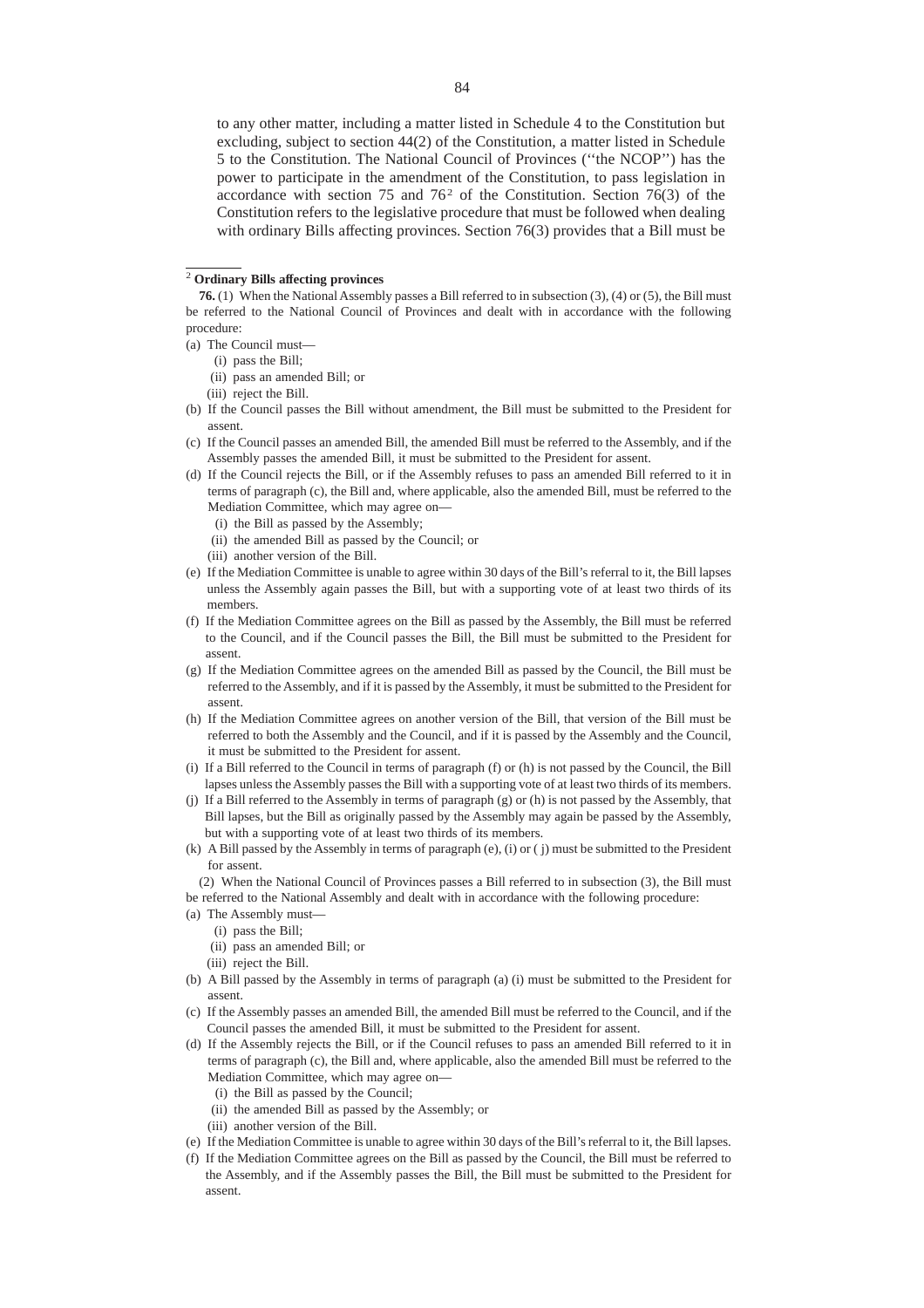to any other matter, including a matter listed in Schedule 4 to the Constitution but excluding, subject to section 44(2) of the Constitution, a matter listed in Schedule 5 to the Constitution. The National Council of Provinces (''the NCOP'') has the power to participate in the amendment of the Constitution, to pass legislation in accordance with section 75 and 76[2] of the Constitution. Section 76(3) of the Constitution refers to the legislative procedure that must be followed when dealing with ordinary Bills affecting provinces. Section 76(3) provides that a Bill must be

---

[2] **Ordinary Bills affecting provinces**

**76.** (1) When the National Assembly passes a Bill referred to in subsection (3), (4) or (5), the Bill must be referred to the National Council of Provinces and dealt with in accordance with the following procedure:

(a) The Council must—
  (i) pass the Bill;
  (ii) pass an amended Bill; or
  (iii) reject the Bill.
(b) If the Council passes the Bill without amendment, the Bill must be submitted to the President for assent.
(c) If the Council passes an amended Bill, the amended Bill must be referred to the Assembly, and if the Assembly passes the amended Bill, it must be submitted to the President for assent.
(d) If the Council rejects the Bill, or if the Assembly refuses to pass an amended Bill referred to it in terms of paragraph (c), the Bill and, where applicable, also the amended Bill, must be referred to the Mediation Committee, which may agree on—
  (i) the Bill as passed by the Assembly;
  (ii) the amended Bill as passed by the Council; or
  (iii) another version of the Bill.
(e) If the Mediation Committee is unable to agree within 30 days of the Bill's referral to it, the Bill lapses unless the Assembly again passes the Bill, but with a supporting vote of at least two thirds of its members.
(f) If the Mediation Committee agrees on the Bill as passed by the Assembly, the Bill must be referred to the Council, and if the Council passes the Bill, the Bill must be submitted to the President for assent.
(g) If the Mediation Committee agrees on the amended Bill as passed by the Council, the Bill must be referred to the Assembly, and if it is passed by the Assembly, it must be submitted to the President for assent.
(h) If the Mediation Committee agrees on another version of the Bill, that version of the Bill must be referred to both the Assembly and the Council, and if it is passed by the Assembly and the Council, it must be submitted to the President for assent.
(i) If a Bill referred to the Council in terms of paragraph (f) or (h) is not passed by the Council, the Bill lapses unless the Assembly passes the Bill with a supporting vote of at least two thirds of its members.
(j) If a Bill referred to the Assembly in terms of paragraph (g) or (h) is not passed by the Assembly, that Bill lapses, but the Bill as originally passed by the Assembly may again be passed by the Assembly, but with a supporting vote of at least two thirds of its members.
(k) A Bill passed by the Assembly in terms of paragraph (e), (i) or ( j) must be submitted to the President for assent.

(2) When the National Council of Provinces passes a Bill referred to in subsection (3), the Bill must be referred to the National Assembly and dealt with in accordance with the following procedure:

(a) The Assembly must—
  (i) pass the Bill;
  (ii) pass an amended Bill; or
  (iii) reject the Bill.
(b) A Bill passed by the Assembly in terms of paragraph (a) (i) must be submitted to the President for assent.
(c) If the Assembly passes an amended Bill, the amended Bill must be referred to the Council, and if the Council passes the amended Bill, it must be submitted to the President for assent.
(d) If the Assembly rejects the Bill, or if the Council refuses to pass an amended Bill referred to it in terms of paragraph (c), the Bill and, where applicable, also the amended Bill must be referred to the Mediation Committee, which may agree on—
  (i) the Bill as passed by the Council;
  (ii) the amended Bill as passed by the Assembly; or
  (iii) another version of the Bill.
(e) If the Mediation Committee is unable to agree within 30 days of the Bill's referral to it, the Bill lapses.
(f) If the Mediation Committee agrees on the Bill as passed by the Council, the Bill must be referred to the Assembly, and if the Assembly passes the Bill, the Bill must be submitted to the President for assent.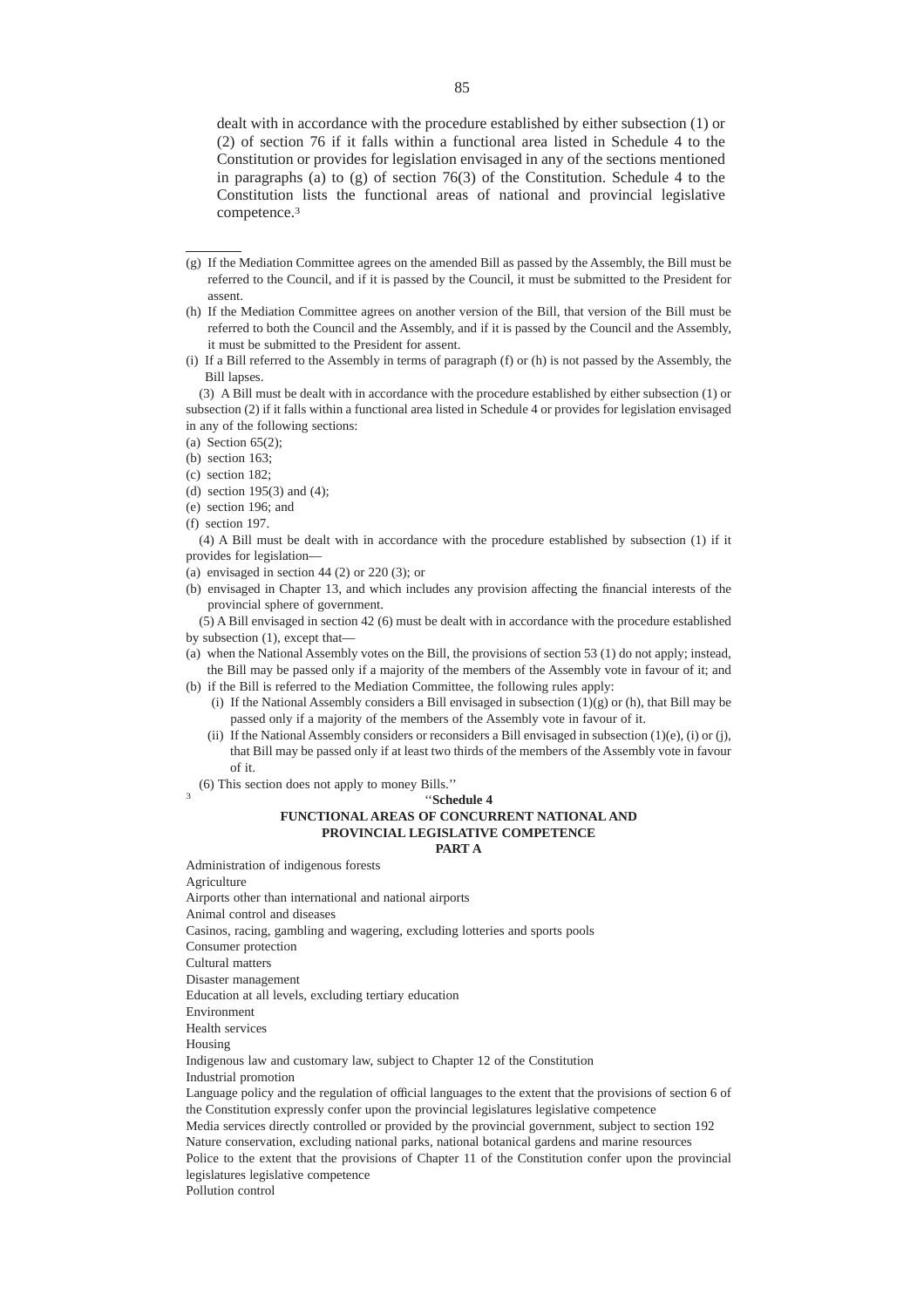dealt with in accordance with the procedure established by either subsection (1) or (2) of section 76 if it falls within a functional area listed in Schedule 4 to the Constitution or provides for legislation envisaged in any of the sections mentioned in paragraphs (a) to (g) of section 76(3) of the Constitution. Schedule 4 to the Constitution lists the functional areas of national and provincial legislative competence.[3]

---

(g) If the Mediation Committee agrees on the amended Bill as passed by the Assembly, the Bill must be referred to the Council, and if it is passed by the Council, it must be submitted to the President for assent.

(h) If the Mediation Committee agrees on another version of the Bill, that version of the Bill must be referred to both the Council and the Assembly, and if it is passed by the Council and the Assembly, it must be submitted to the President for assent.

(i) If a Bill referred to the Assembly in terms of paragraph (f) or (h) is not passed by the Assembly, the Bill lapses.

(3) A Bill must be dealt with in accordance with the procedure established by either subsection (1) or subsection (2) if it falls within a functional area listed in Schedule 4 or provides for legislation envisaged in any of the following sections:

(a) Section 65(2);
(b) section 163;
(c) section 182;
(d) section 195(3) and (4);
(e) section 196; and
(f) section 197.

(4) A Bill must be dealt with in accordance with the procedure established by subsection (1) if it provides for legislation—

(a) envisaged in section 44 (2) or 220 (3); or
(b) envisaged in Chapter 13, and which includes any provision affecting the financial interests of the provincial sphere of government.

(5) A Bill envisaged in section 42 (6) must be dealt with in accordance with the procedure established by subsection (1), except that—

(a) when the National Assembly votes on the Bill, the provisions of section 53 (1) do not apply; instead, the Bill may be passed only if a majority of the members of the Assembly vote in favour of it; and
(b) if the Bill is referred to the Mediation Committee, the following rules apply:
  (i) If the National Assembly considers a Bill envisaged in subsection (1)(g) or (h), that Bill may be passed only if a majority of the members of the Assembly vote in favour of it.
  (ii) If the National Assembly considers or reconsiders a Bill envisaged in subsection (1)(e), (i) or (j), that Bill may be passed only if at least two thirds of the members of the Assembly vote in favour of it.

(6) This section does not apply to money Bills.''

[3] ''**Schedule 4**

**FUNCTIONAL AREAS OF CONCURRENT NATIONAL AND PROVINCIAL LEGISLATIVE COMPETENCE**

**PART A**

Administration of indigenous forests
Agriculture
Airports other than international and national airports
Animal control and diseases
Casinos, racing, gambling and wagering, excluding lotteries and sports pools
Consumer protection
Cultural matters
Disaster management
Education at all levels, excluding tertiary education
Environment
Health services
Housing
Indigenous law and customary law, subject to Chapter 12 of the Constitution
Industrial promotion
Language policy and the regulation of official languages to the extent that the provisions of section 6 of the Constitution expressly confer upon the provincial legislatures legislative competence
Media services directly controlled or provided by the provincial government, subject to section 192
Nature conservation, excluding national parks, national botanical gardens and marine resources
Police to the extent that the provisions of Chapter 11 of the Constitution confer upon the provincial legislatures legislative competence
Pollution control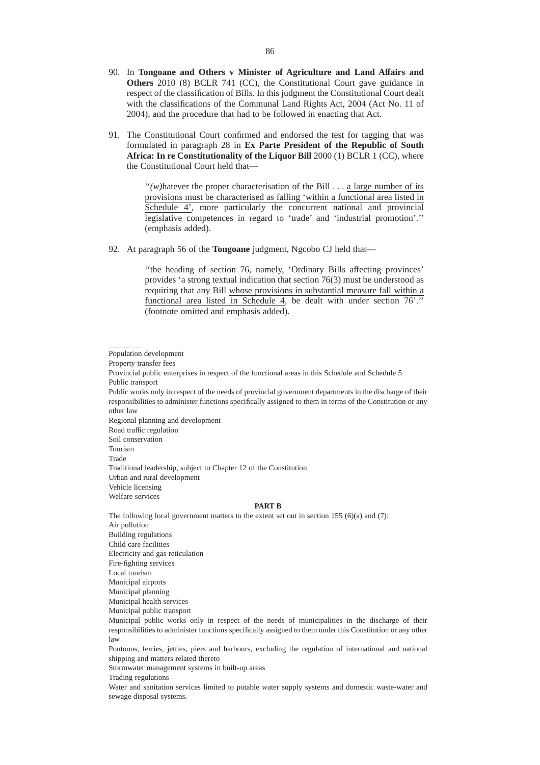90. In **Tongoane and Others v Minister of Agriculture and Land Affairs and Others** 2010 (8) BCLR 741 (CC), the Constitutional Court gave guidance in respect of the classification of Bills. In this judgment the Constitutional Court dealt with the classifications of the Communal Land Rights Act, 2004 (Act No. 11 of 2004), and the procedure that had to be followed in enacting that Act.

91. The Constitutional Court confirmed and endorsed the test for tagging that was formulated in paragraph 28 in **Ex Parte President of the Republic of South Africa: In re Constitutionality of the Liquor Bill** 2000 (1) BCLR 1 (CC), where the Constitutional Court held that—

> ''*(w)*hatever the proper characterisation of the Bill . . . a large number of its provisions must be characterised as falling 'within a functional area listed in Schedule 4', more particularly the concurrent national and provincial legislative competences in regard to 'trade' and 'industrial promotion'.'' (emphasis added).

92. At paragraph 56 of the **Tongoane** judgment, Ngcobo CJ held that—

> ''the heading of section 76, namely, 'Ordinary Bills affecting provinces' provides 'a strong textual indication that section 76(3) must be understood as requiring that any Bill whose provisions in substantial measure fall within a functional area listed in Schedule 4, be dealt with under section 76'.'' (footnote omitted and emphasis added).

---

Population development
Property transfer fees
Provincial public enterprises in respect of the functional areas in this Schedule and Schedule 5
Public transport
Public works only in respect of the needs of provincial government departments in the discharge of their responsibilities to administer functions specifically assigned to them in terms of the Constitution or any other law
Regional planning and development
Road traffic regulation
Soil conservation
Tourism
Trade
Traditional leadership, subject to Chapter 12 of the Constitution
Urban and rural development
Vehicle licensing
Welfare services

**PART B**

The following local government matters to the extent set out in section 155 (6)(a) and (7):
Air pollution
Building regulations
Child care facilities
Electricity and gas reticulation
Fire-fighting services
Local tourism
Municipal airports
Municipal planning
Municipal health services
Municipal public transport
Municipal public works only in respect of the needs of municipalities in the discharge of their responsibilities to administer functions specifically assigned to them under this Constitution or any other law
Pontoons, ferries, jetties, piers and harbours, excluding the regulation of international and national shipping and matters related thereto
Stormwater management systems in built-up areas
Trading regulations
Water and sanitation services limited to potable water supply systems and domestic waste-water and sewage disposal systems.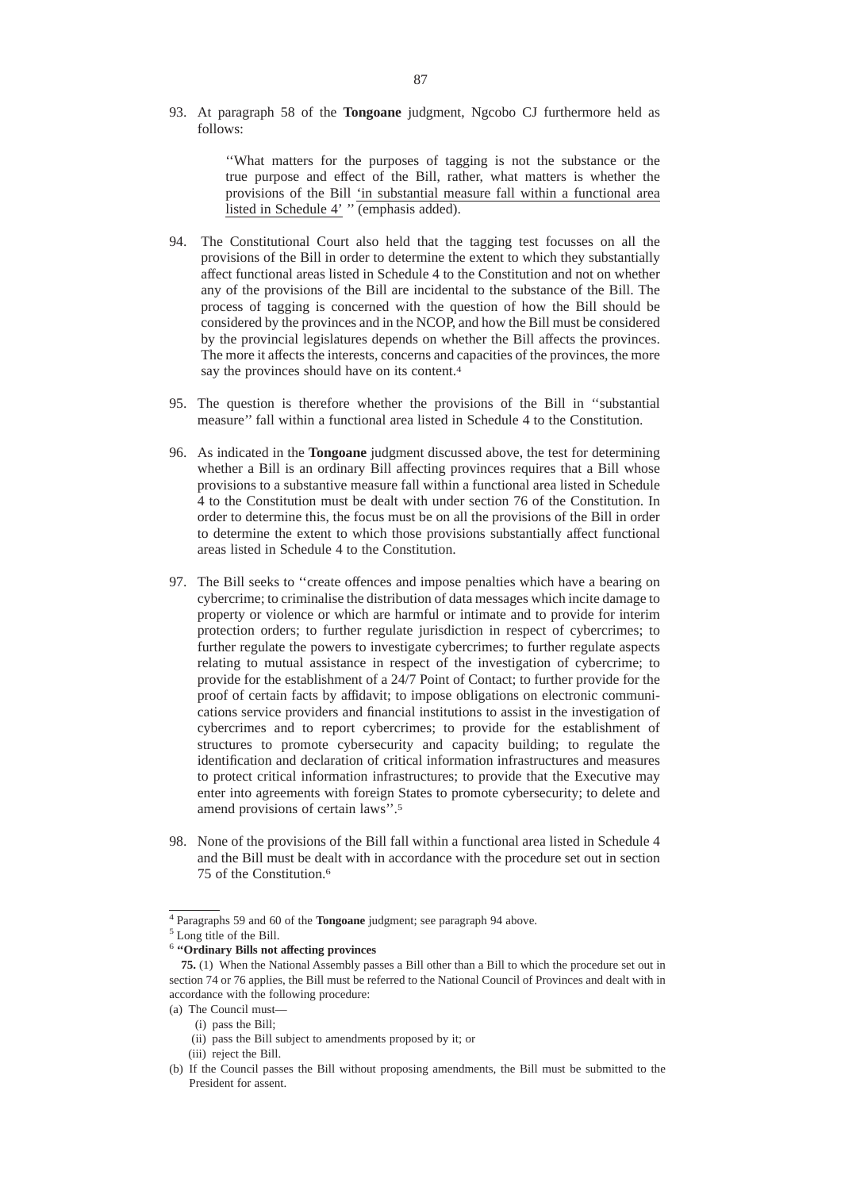93. At paragraph 58 of the **Tongoane** judgment, Ngcobo CJ furthermore held as follows:

> ''What matters for the purposes of tagging is not the substance or the true purpose and effect of the Bill, rather, what matters is whether the provisions of the Bill <u>'in substantial measure fall within a functional area listed in Schedule 4'</u> '' (emphasis added).

94. The Constitutional Court also held that the tagging test focusses on all the provisions of the Bill in order to determine the extent to which they substantially affect functional areas listed in Schedule 4 to the Constitution and not on whether any of the provisions of the Bill are incidental to the substance of the Bill. The process of tagging is concerned with the question of how the Bill should be considered by the provinces and in the NCOP, and how the Bill must be considered by the provincial legislatures depends on whether the Bill affects the provinces. The more it affects the interests, concerns and capacities of the provinces, the more say the provinces should have on its content.[4]

95. The question is therefore whether the provisions of the Bill in ''substantial measure'' fall within a functional area listed in Schedule 4 to the Constitution.

96. As indicated in the **Tongoane** judgment discussed above, the test for determining whether a Bill is an ordinary Bill affecting provinces requires that a Bill whose provisions to a substantive measure fall within a functional area listed in Schedule 4 to the Constitution must be dealt with under section 76 of the Constitution. In order to determine this, the focus must be on all the provisions of the Bill in order to determine the extent to which those provisions substantially affect functional areas listed in Schedule 4 to the Constitution.

97. The Bill seeks to ''create offences and impose penalties which have a bearing on cybercrime; to criminalise the distribution of data messages which incite damage to property or violence or which are harmful or intimate and to provide for interim protection orders; to further regulate jurisdiction in respect of cybercrimes; to further regulate the powers to investigate cybercrimes; to further regulate aspects relating to mutual assistance in respect of the investigation of cybercrime; to provide for the establishment of a 24/7 Point of Contact; to further provide for the proof of certain facts by affidavit; to impose obligations on electronic communications service providers and financial institutions to assist in the investigation of cybercrimes and to report cybercrimes; to provide for the establishment of structures to promote cybersecurity and capacity building; to regulate the identification and declaration of critical information infrastructures and measures to protect critical information infrastructures; to provide that the Executive may enter into agreements with foreign States to promote cybersecurity; to delete and amend provisions of certain laws''.[5]

98. None of the provisions of the Bill fall within a functional area listed in Schedule 4 and the Bill must be dealt with in accordance with the procedure set out in section 75 of the Constitution.[6]

---

[4] Paragraphs 59 and 60 of the **Tongoane** judgment; see paragraph 94 above.

[5] Long title of the Bill.

[6] **''Ordinary Bills not affecting provinces**

**75.** (1) When the National Assembly passes a Bill other than a Bill to which the procedure set out in section 74 or 76 applies, the Bill must be referred to the National Council of Provinces and dealt with in accordance with the following procedure:

(a) The Council must—
 (i) pass the Bill;
 (ii) pass the Bill subject to amendments proposed by it; or
 (iii) reject the Bill.

(b) If the Council passes the Bill without proposing amendments, the Bill must be submitted to the President for assent.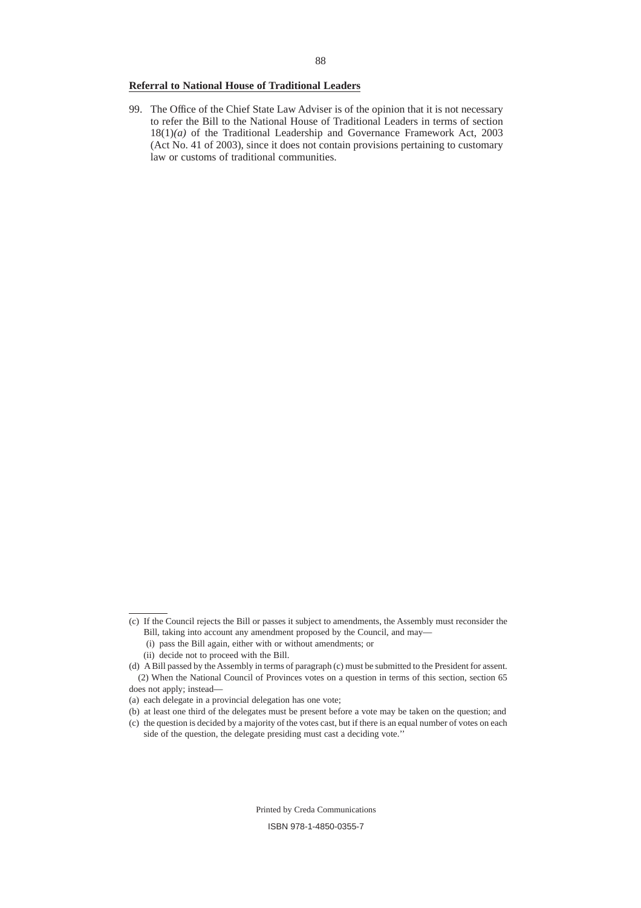**Referral to National House of Traditional Leaders**

99. The Office of the Chief State Law Adviser is of the opinion that it is not necessary to refer the Bill to the National House of Traditional Leaders in terms of section 18(1)*(a)* of the Traditional Leadership and Governance Framework Act, 2003 (Act No. 41 of 2003), since it does not contain provisions pertaining to customary law or customs of traditional communities.

---

(c) If the Council rejects the Bill or passes it subject to amendments, the Assembly must reconsider the Bill, taking into account any amendment proposed by the Council, and may—

 (i) pass the Bill again, either with or without amendments; or

 (ii) decide not to proceed with the Bill.

(d) A Bill passed by the Assembly in terms of paragraph (c) must be submitted to the President for assent.

 (2) When the National Council of Provinces votes on a question in terms of this section, section 65 does not apply; instead—

(a) each delegate in a provincial delegation has one vote;

(b) at least one third of the delegates must be present before a vote may be taken on the question; and

(c) the question is decided by a majority of the votes cast, but if there is an equal number of votes on each side of the question, the delegate presiding must cast a deciding vote.''

Printed by Creda Communications

ISBN 978-1-4850-0355-7